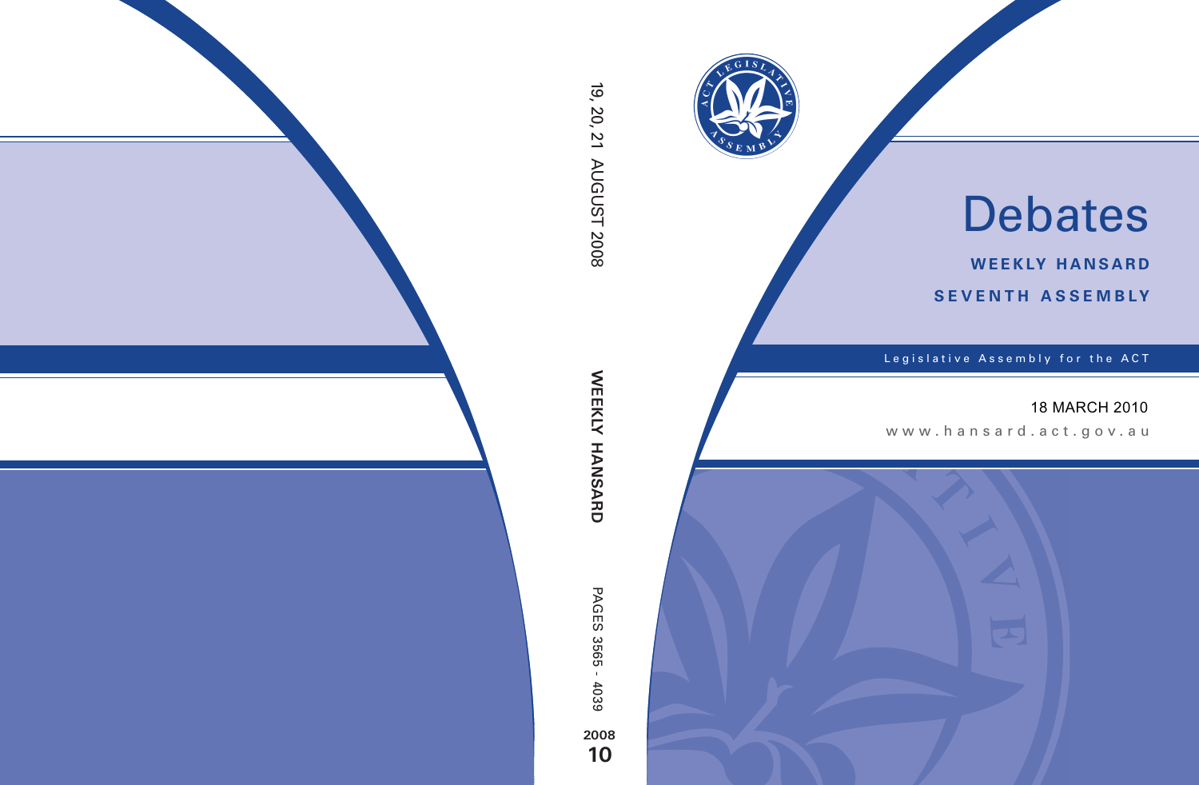# Debates

**WEEKLY HANSARD**

**SEVENTH ASSEMBLY**

Legislative Assembly for the ACT

18 MARCH 2010

www.hansard.act.gov.au

19, 20, 21 AUGUST 2008

**WEEKLY HANSARD**

PAGES 3565 - 4039

**2008**

**10**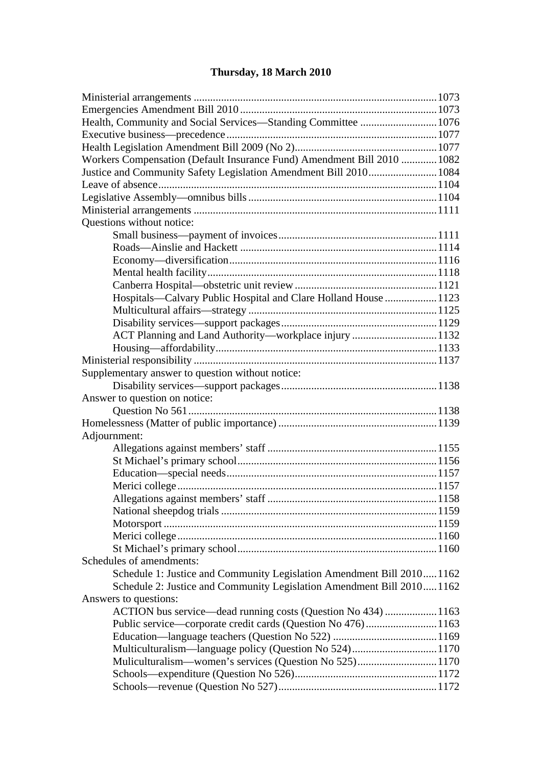# Thursday, 18 March 2010

Ministerial arrangements ........................................................................................1073
Emergencies Amendment Bill 2010.......................................................................1073
Health, Community and Social Services—Standing Committee ............................1076
Executive business—precedence............................................................................1077
Health Legislation Amendment Bill 2009 (No 2)...................................................1077
Workers Compensation (Default Insurance Fund) Amendment Bill 2010 .............1082
Justice and Community Safety Legislation Amendment Bill 2010.........................1084
Leave of absence.....................................................................................................1104
Legislative Assembly—omnibus bills....................................................................1104
Ministerial arrangements ........................................................................................1111
Questions without notice:
- Small business—payment of invoices.........................................................1111
- Roads—Ainslie and Hackett .......................................................................1114
- Economy—diversification...........................................................................1116
- Mental health facility...................................................................................1118
- Canberra Hospital—obstetric unit review ...................................................1121
- Hospitals—Calvary Public Hospital and Clare Holland House ...................1123
- Multicultural affairs—strategy ....................................................................1125
- Disability services—support packages........................................................1129
- ACT Planning and Land Authority—workplace injury ...............................1132
- Housing—affordability................................................................................1133

Ministerial responsibility ........................................................................................1137
Supplementary answer to question without notice:
- Disability services—support packages........................................................1138

Answer to question on notice:
- Question No 561..........................................................................................1138

Homelessness (Matter of public importance) .........................................................1139
Adjournment:
- Allegations against members' staff .............................................................1155
- St Michael's primary school........................................................................1156
- Education—special needs............................................................................1157
- Merici college..............................................................................................1157
- Allegations against members' staff .............................................................1158
- National sheepdog trials ..............................................................................1159
- Motorsport...................................................................................................1159
- Merici college..............................................................................................1160
- St Michael's primary school........................................................................1160

Schedules of amendments:
- Schedule 1: Justice and Community Legislation Amendment Bill 2010.....1162
- Schedule 2: Justice and Community Legislation Amendment Bill 2010.....1162

Answers to questions:
- ACTION bus service—dead running costs (Question No 434) ...................1163
- Public service—corporate credit cards (Question No 476)..........................1163
- Education—language teachers (Question No 522) ......................................1169
- Multiculturalism—language policy (Question No 524)...............................1170
- Muliculturalism—women's services (Question No 525).............................1170
- Schools—expenditure (Question No 526)...................................................1172
- Schools—revenue (Question No 527)..........................................................1172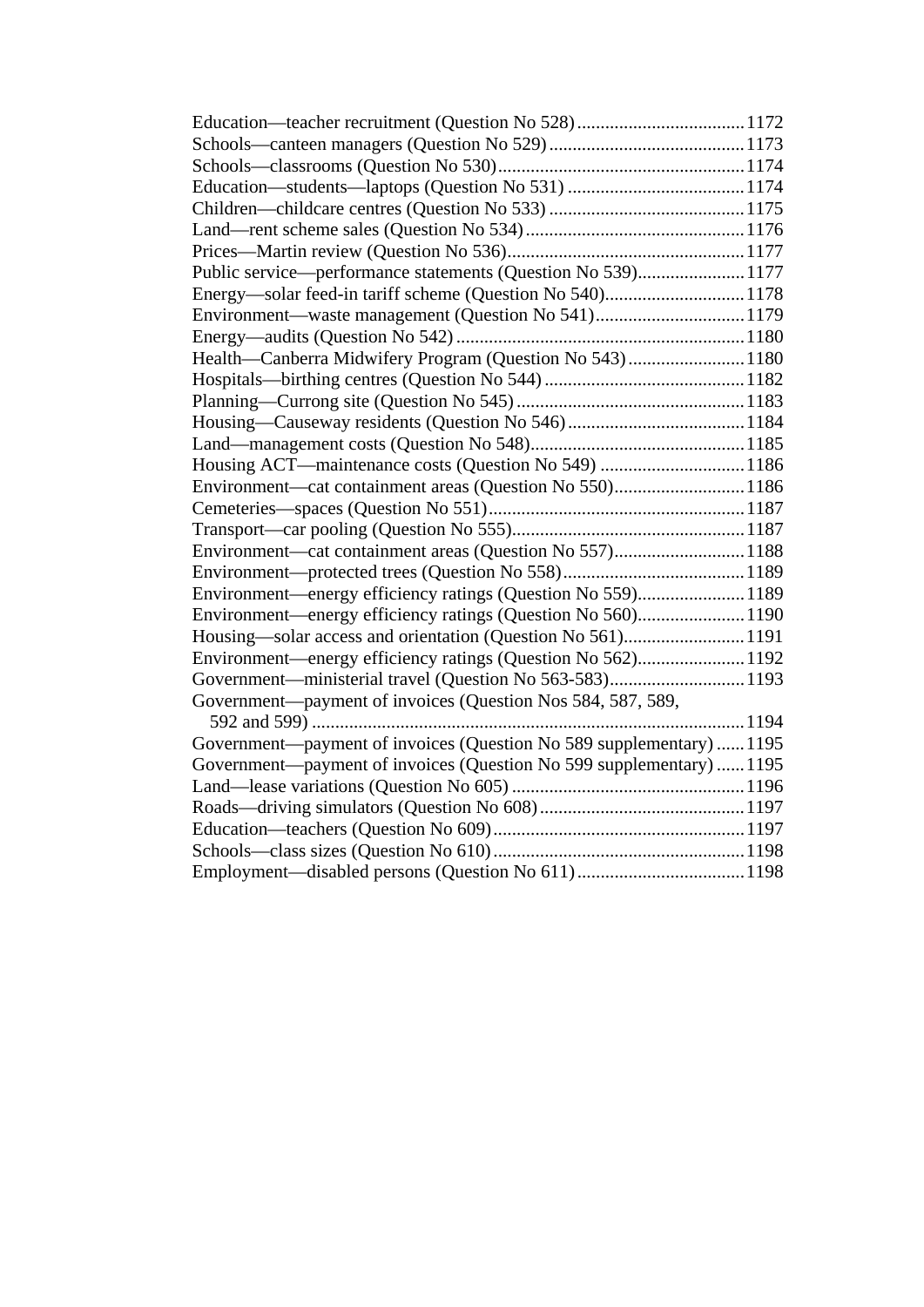Education—teacher recruitment (Question No 528) ....................................1172
Schools—canteen managers (Question No 529) ..........................................1173
Schools—classrooms (Question No 530).....................................................1174
Education—students—laptops (Question No 531) ......................................1174
Children—childcare centres (Question No 533) ..........................................1175
Land—rent scheme sales (Question No 534) ...............................................1176
Prices—Martin review (Question No 536)...................................................1177
Public service—performance statements (Question No 539).......................1177
Energy—solar feed-in tariff scheme (Question No 540)..............................1178
Environment—waste management (Question No 541)................................1179
Energy—audits (Question No 542) .............................................................1180
Health—Canberra Midwifery Program (Question No 543) .........................1180
Hospitals—birthing centres (Question No 544) ...........................................1182
Planning—Currong site (Question No 545) .................................................1183
Housing—Causeway residents (Question No 546) ......................................1184
Land—management costs (Question No 548)..............................................1185
Housing ACT—maintenance costs (Question No 549) ...............................1186
Environment—cat containment areas (Question No 550)............................1186
Cemeteries—spaces (Question No 551).......................................................1187
Transport—car pooling (Question No 555)..................................................1187
Environment—cat containment areas (Question No 557)............................1188
Environment—protected trees (Question No 558).......................................1189
Environment—energy efficiency ratings (Question No 559).......................1189
Environment—energy efficiency ratings (Question No 560).......................1190
Housing—solar access and orientation (Question No 561)..........................1191
Environment—energy efficiency ratings (Question No 562).......................1192
Government—ministerial travel (Question No 563-583).............................1193
Government—payment of invoices (Question Nos 584, 587, 589, 592 and 599) ............................................................................................1194
Government—payment of invoices (Question No 589 supplementary) ......1195
Government—payment of invoices (Question No 599 supplementary) ......1195
Land—lease variations (Question No 605) ..................................................1196
Roads—driving simulators (Question No 608)............................................1197
Education—teachers (Question No 609)......................................................1197
Schools—class sizes (Question No 610)......................................................1198
Employment—disabled persons (Question No 611)....................................1198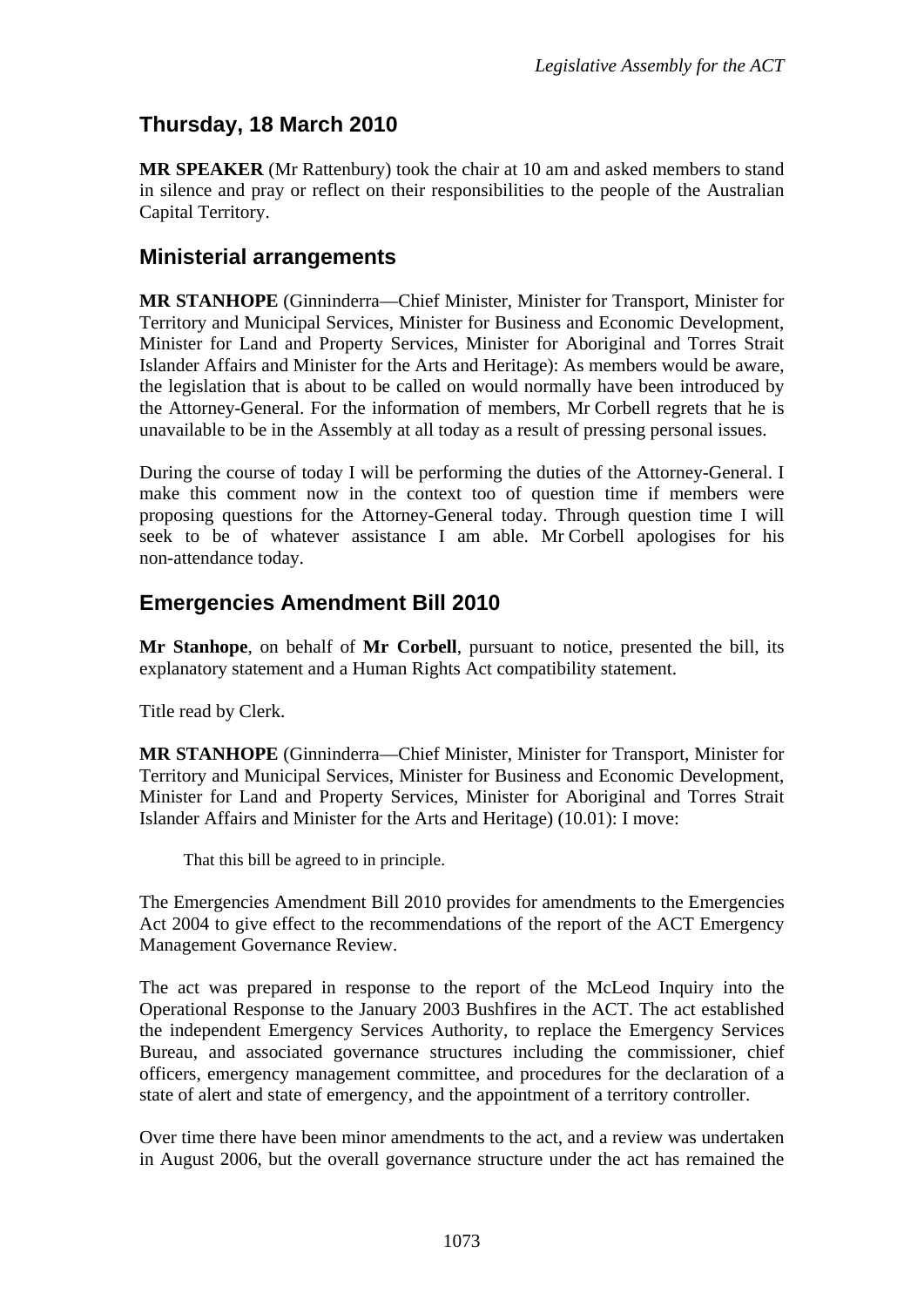## Thursday, 18 March 2010

**MR SPEAKER** (Mr Rattenbury) took the chair at 10 am and asked members to stand in silence and pray or reflect on their responsibilities to the people of the Australian Capital Territory.

## Ministerial arrangements

**MR STANHOPE** (Ginninderra—Chief Minister, Minister for Transport, Minister for Territory and Municipal Services, Minister for Business and Economic Development, Minister for Land and Property Services, Minister for Aboriginal and Torres Strait Islander Affairs and Minister for the Arts and Heritage): As members would be aware, the legislation that is about to be called on would normally have been introduced by the Attorney-General. For the information of members, Mr Corbell regrets that he is unavailable to be in the Assembly at all today as a result of pressing personal issues.

During the course of today I will be performing the duties of the Attorney-General. I make this comment now in the context too of question time if members were proposing questions for the Attorney-General today. Through question time I will seek to be of whatever assistance I am able. Mr Corbell apologises for his non-attendance today.

## Emergencies Amendment Bill 2010

**Mr Stanhope**, on behalf of **Mr Corbell**, pursuant to notice, presented the bill, its explanatory statement and a Human Rights Act compatibility statement.

Title read by Clerk.

**MR STANHOPE** (Ginninderra—Chief Minister, Minister for Transport, Minister for Territory and Municipal Services, Minister for Business and Economic Development, Minister for Land and Property Services, Minister for Aboriginal and Torres Strait Islander Affairs and Minister for the Arts and Heritage) (10.01): I move:

> That this bill be agreed to in principle.

The Emergencies Amendment Bill 2010 provides for amendments to the Emergencies Act 2004 to give effect to the recommendations of the report of the ACT Emergency Management Governance Review.

The act was prepared in response to the report of the McLeod Inquiry into the Operational Response to the January 2003 Bushfires in the ACT. The act established the independent Emergency Services Authority, to replace the Emergency Services Bureau, and associated governance structures including the commissioner, chief officers, emergency management committee, and procedures for the declaration of a state of alert and state of emergency, and the appointment of a territory controller.

Over time there have been minor amendments to the act, and a review was undertaken in August 2006, but the overall governance structure under the act has remained the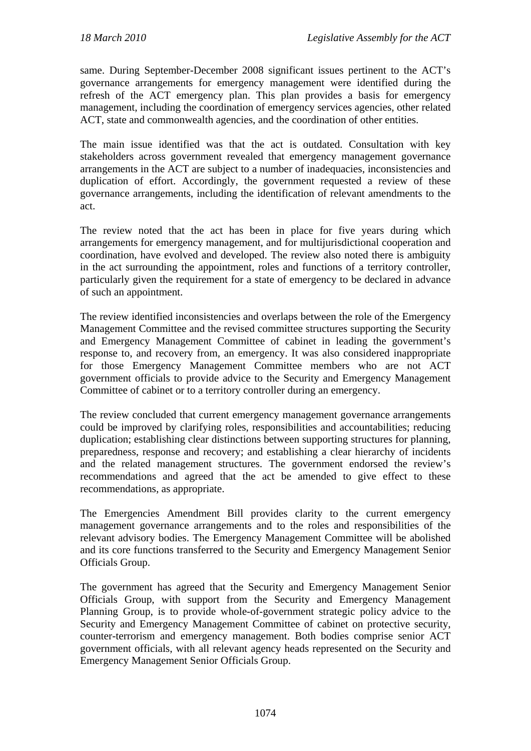same. During September-December 2008 significant issues pertinent to the ACT's governance arrangements for emergency management were identified during the refresh of the ACT emergency plan. This plan provides a basis for emergency management, including the coordination of emergency services agencies, other related ACT, state and commonwealth agencies, and the coordination of other entities.

The main issue identified was that the act is outdated. Consultation with key stakeholders across government revealed that emergency management governance arrangements in the ACT are subject to a number of inadequacies, inconsistencies and duplication of effort. Accordingly, the government requested a review of these governance arrangements, including the identification of relevant amendments to the act.

The review noted that the act has been in place for five years during which arrangements for emergency management, and for multijurisdictional cooperation and coordination, have evolved and developed. The review also noted there is ambiguity in the act surrounding the appointment, roles and functions of a territory controller, particularly given the requirement for a state of emergency to be declared in advance of such an appointment.

The review identified inconsistencies and overlaps between the role of the Emergency Management Committee and the revised committee structures supporting the Security and Emergency Management Committee of cabinet in leading the government's response to, and recovery from, an emergency. It was also considered inappropriate for those Emergency Management Committee members who are not ACT government officials to provide advice to the Security and Emergency Management Committee of cabinet or to a territory controller during an emergency.

The review concluded that current emergency management governance arrangements could be improved by clarifying roles, responsibilities and accountabilities; reducing duplication; establishing clear distinctions between supporting structures for planning, preparedness, response and recovery; and establishing a clear hierarchy of incidents and the related management structures. The government endorsed the review's recommendations and agreed that the act be amended to give effect to these recommendations, as appropriate.

The Emergencies Amendment Bill provides clarity to the current emergency management governance arrangements and to the roles and responsibilities of the relevant advisory bodies. The Emergency Management Committee will be abolished and its core functions transferred to the Security and Emergency Management Senior Officials Group.

The government has agreed that the Security and Emergency Management Senior Officials Group, with support from the Security and Emergency Management Planning Group, is to provide whole-of-government strategic policy advice to the Security and Emergency Management Committee of cabinet on protective security, counter-terrorism and emergency management. Both bodies comprise senior ACT government officials, with all relevant agency heads represented on the Security and Emergency Management Senior Officials Group.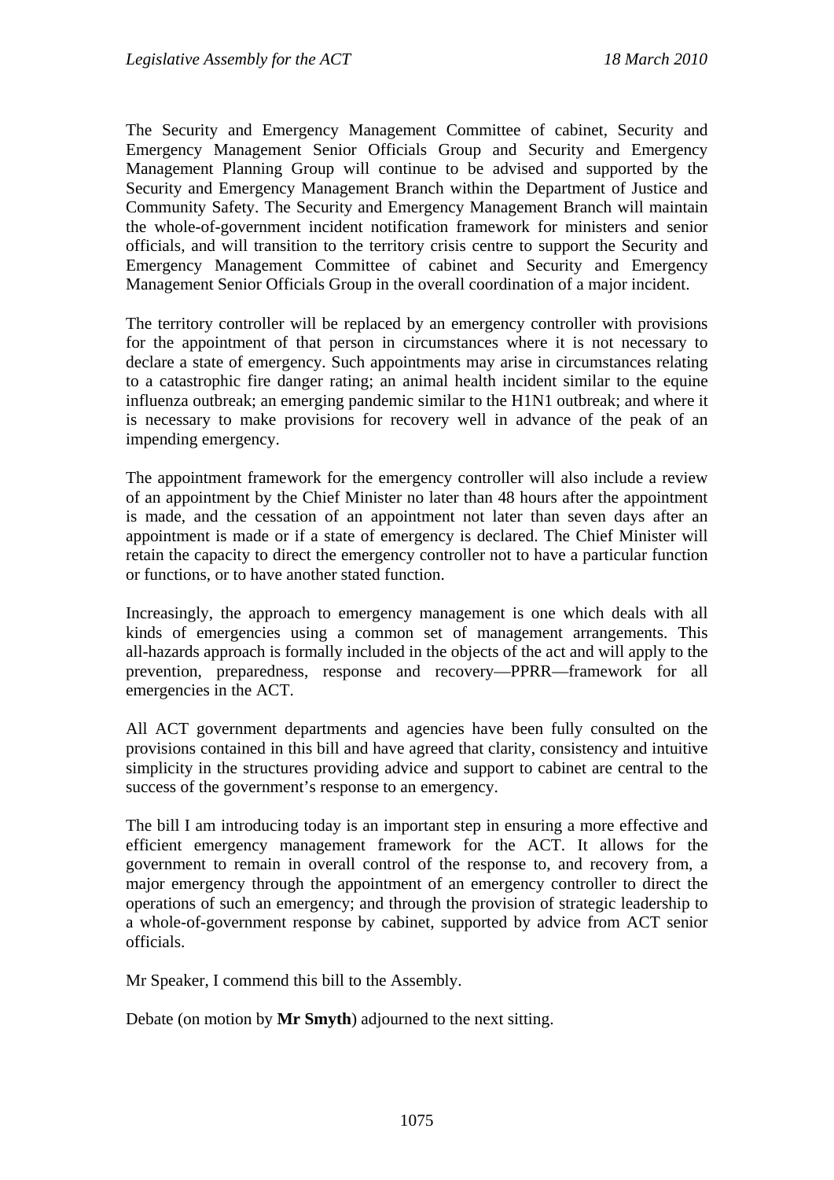The Security and Emergency Management Committee of cabinet, Security and Emergency Management Senior Officials Group and Security and Emergency Management Planning Group will continue to be advised and supported by the Security and Emergency Management Branch within the Department of Justice and Community Safety. The Security and Emergency Management Branch will maintain the whole-of-government incident notification framework for ministers and senior officials, and will transition to the territory crisis centre to support the Security and Emergency Management Committee of cabinet and Security and Emergency Management Senior Officials Group in the overall coordination of a major incident.

The territory controller will be replaced by an emergency controller with provisions for the appointment of that person in circumstances where it is not necessary to declare a state of emergency. Such appointments may arise in circumstances relating to a catastrophic fire danger rating; an animal health incident similar to the equine influenza outbreak; an emerging pandemic similar to the H1N1 outbreak; and where it is necessary to make provisions for recovery well in advance of the peak of an impending emergency.

The appointment framework for the emergency controller will also include a review of an appointment by the Chief Minister no later than 48 hours after the appointment is made, and the cessation of an appointment not later than seven days after an appointment is made or if a state of emergency is declared. The Chief Minister will retain the capacity to direct the emergency controller not to have a particular function or functions, or to have another stated function.

Increasingly, the approach to emergency management is one which deals with all kinds of emergencies using a common set of management arrangements. This all-hazards approach is formally included in the objects of the act and will apply to the prevention, preparedness, response and recovery—PPRR—framework for all emergencies in the ACT.

All ACT government departments and agencies have been fully consulted on the provisions contained in this bill and have agreed that clarity, consistency and intuitive simplicity in the structures providing advice and support to cabinet are central to the success of the government's response to an emergency.

The bill I am introducing today is an important step in ensuring a more effective and efficient emergency management framework for the ACT. It allows for the government to remain in overall control of the response to, and recovery from, a major emergency through the appointment of an emergency controller to direct the operations of such an emergency; and through the provision of strategic leadership to a whole-of-government response by cabinet, supported by advice from ACT senior officials.

Mr Speaker, I commend this bill to the Assembly.

Debate (on motion by **Mr Smyth**) adjourned to the next sitting.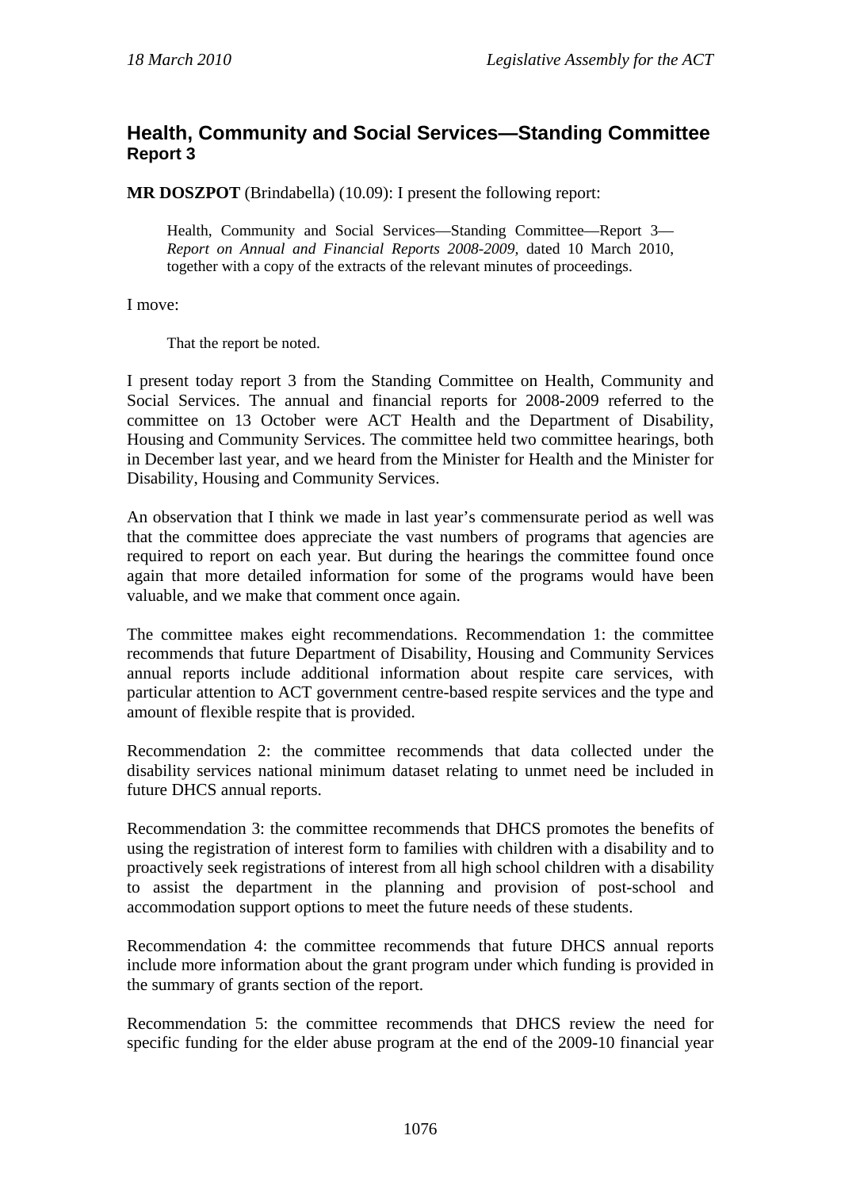## Health, Community and Social Services—Standing Committee
### Report 3

**MR DOSZPOT** (Brindabella) (10.09): I present the following report:

> Health, Community and Social Services—Standing Committee—Report 3—*Report on Annual and Financial Reports 2008-2009*, dated 10 March 2010, together with a copy of the extracts of the relevant minutes of proceedings.

I move:

> That the report be noted.

I present today report 3 from the Standing Committee on Health, Community and Social Services. The annual and financial reports for 2008-2009 referred to the committee on 13 October were ACT Health and the Department of Disability, Housing and Community Services. The committee held two committee hearings, both in December last year, and we heard from the Minister for Health and the Minister for Disability, Housing and Community Services.

An observation that I think we made in last year's commensurate period as well was that the committee does appreciate the vast numbers of programs that agencies are required to report on each year. But during the hearings the committee found once again that more detailed information for some of the programs would have been valuable, and we make that comment once again.

The committee makes eight recommendations. Recommendation 1: the committee recommends that future Department of Disability, Housing and Community Services annual reports include additional information about respite care services, with particular attention to ACT government centre-based respite services and the type and amount of flexible respite that is provided.

Recommendation 2: the committee recommends that data collected under the disability services national minimum dataset relating to unmet need be included in future DHCS annual reports.

Recommendation 3: the committee recommends that DHCS promotes the benefits of using the registration of interest form to families with children with a disability and to proactively seek registrations of interest from all high school children with a disability to assist the department in the planning and provision of post-school and accommodation support options to meet the future needs of these students.

Recommendation 4: the committee recommends that future DHCS annual reports include more information about the grant program under which funding is provided in the summary of grants section of the report.

Recommendation 5: the committee recommends that DHCS review the need for specific funding for the elder abuse program at the end of the 2009-10 financial year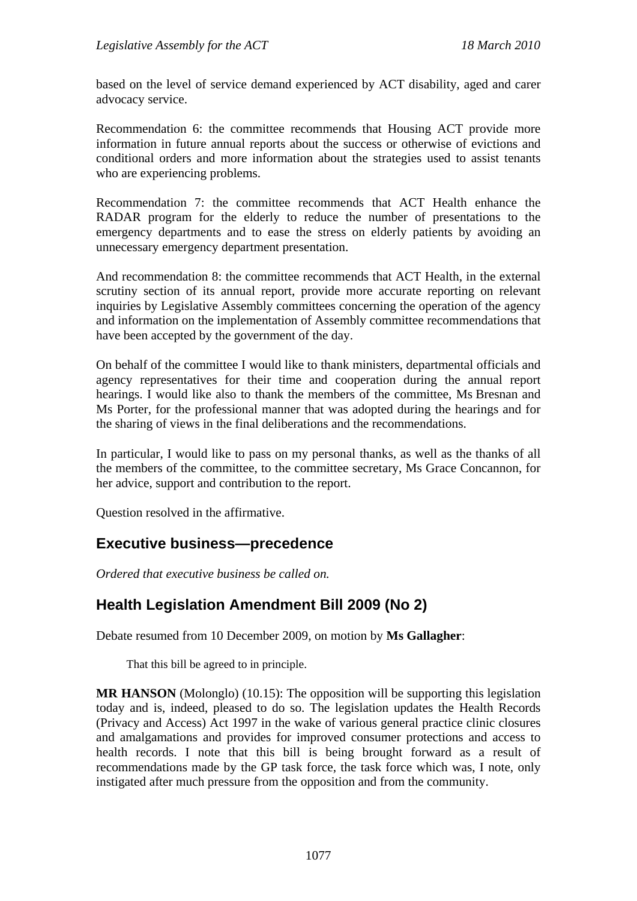based on the level of service demand experienced by ACT disability, aged and carer advocacy service.

Recommendation 6: the committee recommends that Housing ACT provide more information in future annual reports about the success or otherwise of evictions and conditional orders and more information about the strategies used to assist tenants who are experiencing problems.

Recommendation 7: the committee recommends that ACT Health enhance the RADAR program for the elderly to reduce the number of presentations to the emergency departments and to ease the stress on elderly patients by avoiding an unnecessary emergency department presentation.

And recommendation 8: the committee recommends that ACT Health, in the external scrutiny section of its annual report, provide more accurate reporting on relevant inquiries by Legislative Assembly committees concerning the operation of the agency and information on the implementation of Assembly committee recommendations that have been accepted by the government of the day.

On behalf of the committee I would like to thank ministers, departmental officials and agency representatives for their time and cooperation during the annual report hearings. I would like also to thank the members of the committee, Ms Bresnan and Ms Porter, for the professional manner that was adopted during the hearings and for the sharing of views in the final deliberations and the recommendations.

In particular, I would like to pass on my personal thanks, as well as the thanks of all the members of the committee, to the committee secretary, Ms Grace Concannon, for her advice, support and contribution to the report.

Question resolved in the affirmative.

## Executive business—precedence

*Ordered that executive business be called on.*

## Health Legislation Amendment Bill 2009 (No 2)

Debate resumed from 10 December 2009, on motion by **Ms Gallagher**:

> That this bill be agreed to in principle.

**MR HANSON** (Molonglo) (10.15): The opposition will be supporting this legislation today and is, indeed, pleased to do so. The legislation updates the Health Records (Privacy and Access) Act 1997 in the wake of various general practice clinic closures and amalgamations and provides for improved consumer protections and access to health records. I note that this bill is being brought forward as a result of recommendations made by the GP task force, the task force which was, I note, only instigated after much pressure from the opposition and from the community.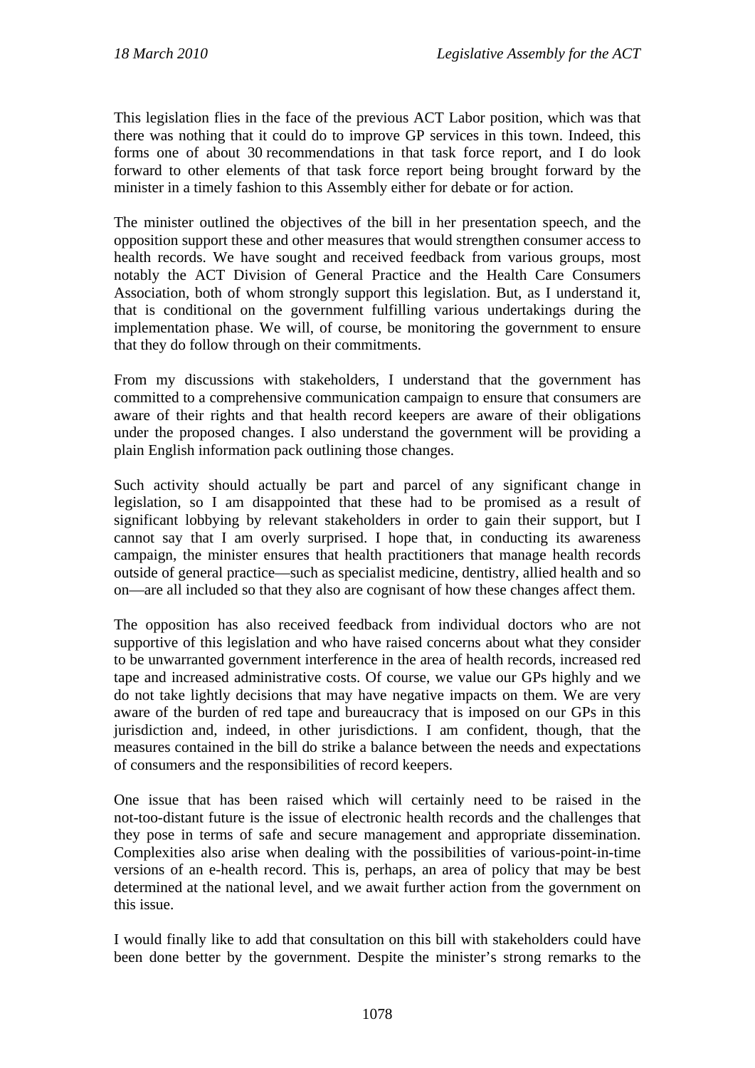This legislation flies in the face of the previous ACT Labor position, which was that there was nothing that it could do to improve GP services in this town. Indeed, this forms one of about 30 recommendations in that task force report, and I do look forward to other elements of that task force report being brought forward by the minister in a timely fashion to this Assembly either for debate or for action.

The minister outlined the objectives of the bill in her presentation speech, and the opposition support these and other measures that would strengthen consumer access to health records. We have sought and received feedback from various groups, most notably the ACT Division of General Practice and the Health Care Consumers Association, both of whom strongly support this legislation. But, as I understand it, that is conditional on the government fulfilling various undertakings during the implementation phase. We will, of course, be monitoring the government to ensure that they do follow through on their commitments.

From my discussions with stakeholders, I understand that the government has committed to a comprehensive communication campaign to ensure that consumers are aware of their rights and that health record keepers are aware of their obligations under the proposed changes. I also understand the government will be providing a plain English information pack outlining those changes.

Such activity should actually be part and parcel of any significant change in legislation, so I am disappointed that these had to be promised as a result of significant lobbying by relevant stakeholders in order to gain their support, but I cannot say that I am overly surprised. I hope that, in conducting its awareness campaign, the minister ensures that health practitioners that manage health records outside of general practice—such as specialist medicine, dentistry, allied health and so on—are all included so that they also are cognisant of how these changes affect them.

The opposition has also received feedback from individual doctors who are not supportive of this legislation and who have raised concerns about what they consider to be unwarranted government interference in the area of health records, increased red tape and increased administrative costs. Of course, we value our GPs highly and we do not take lightly decisions that may have negative impacts on them. We are very aware of the burden of red tape and bureaucracy that is imposed on our GPs in this jurisdiction and, indeed, in other jurisdictions. I am confident, though, that the measures contained in the bill do strike a balance between the needs and expectations of consumers and the responsibilities of record keepers.

One issue that has been raised which will certainly need to be raised in the not-too-distant future is the issue of electronic health records and the challenges that they pose in terms of safe and secure management and appropriate dissemination. Complexities also arise when dealing with the possibilities of various-point-in-time versions of an e-health record. This is, perhaps, an area of policy that may be best determined at the national level, and we await further action from the government on this issue.

I would finally like to add that consultation on this bill with stakeholders could have been done better by the government. Despite the minister's strong remarks to the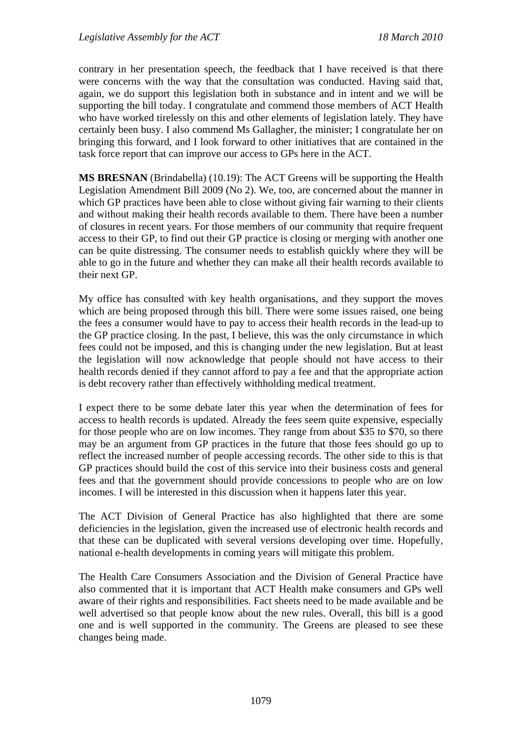contrary in her presentation speech, the feedback that I have received is that there were concerns with the way that the consultation was conducted. Having said that, again, we do support this legislation both in substance and in intent and we will be supporting the bill today. I congratulate and commend those members of ACT Health who have worked tirelessly on this and other elements of legislation lately. They have certainly been busy. I also commend Ms Gallagher, the minister; I congratulate her on bringing this forward, and I look forward to other initiatives that are contained in the task force report that can improve our access to GPs here in the ACT.

**MS BRESNAN** (Brindabella) (10.19): The ACT Greens will be supporting the Health Legislation Amendment Bill 2009 (No 2). We, too, are concerned about the manner in which GP practices have been able to close without giving fair warning to their clients and without making their health records available to them. There have been a number of closures in recent years. For those members of our community that require frequent access to their GP, to find out their GP practice is closing or merging with another one can be quite distressing. The consumer needs to establish quickly where they will be able to go in the future and whether they can make all their health records available to their next GP.

My office has consulted with key health organisations, and they support the moves which are being proposed through this bill. There were some issues raised, one being the fees a consumer would have to pay to access their health records in the lead-up to the GP practice closing. In the past, I believe, this was the only circumstance in which fees could not be imposed, and this is changing under the new legislation. But at least the legislation will now acknowledge that people should not have access to their health records denied if they cannot afford to pay a fee and that the appropriate action is debt recovery rather than effectively withholding medical treatment.

I expect there to be some debate later this year when the determination of fees for access to health records is updated. Already the fees seem quite expensive, especially for those people who are on low incomes. They range from about $35 to $70, so there may be an argument from GP practices in the future that those fees should go up to reflect the increased number of people accessing records. The other side to this is that GP practices should build the cost of this service into their business costs and general fees and that the government should provide concessions to people who are on low incomes. I will be interested in this discussion when it happens later this year.

The ACT Division of General Practice has also highlighted that there are some deficiencies in the legislation, given the increased use of electronic health records and that these can be duplicated with several versions developing over time. Hopefully, national e-health developments in coming years will mitigate this problem.

The Health Care Consumers Association and the Division of General Practice have also commented that it is important that ACT Health make consumers and GPs well aware of their rights and responsibilities. Fact sheets need to be made available and be well advertised so that people know about the new rules. Overall, this bill is a good one and is well supported in the community. The Greens are pleased to see these changes being made.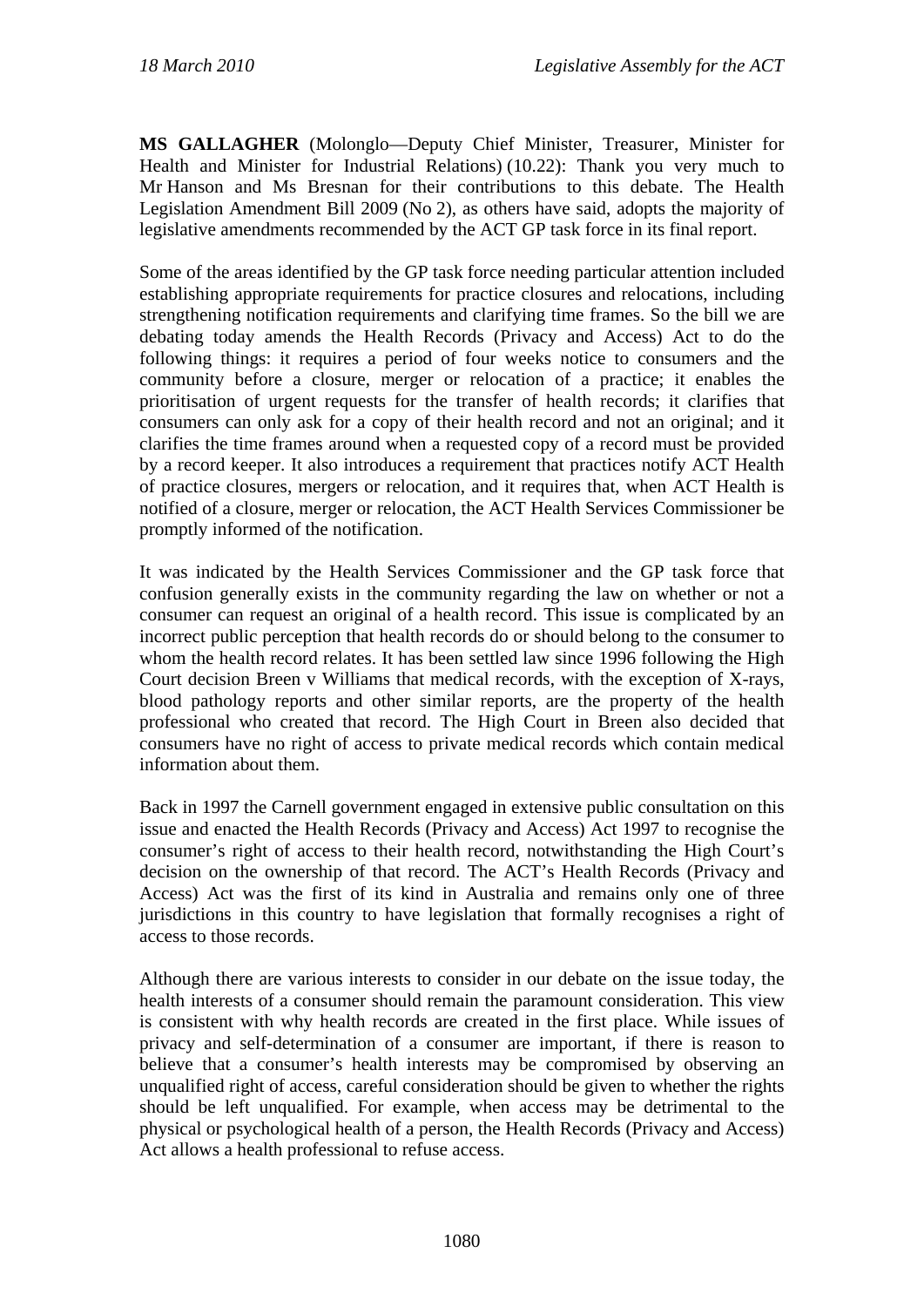**MS GALLAGHER** (Molonglo—Deputy Chief Minister, Treasurer, Minister for Health and Minister for Industrial Relations) (10.22): Thank you very much to Mr Hanson and Ms Bresnan for their contributions to this debate. The Health Legislation Amendment Bill 2009 (No 2), as others have said, adopts the majority of legislative amendments recommended by the ACT GP task force in its final report.

Some of the areas identified by the GP task force needing particular attention included establishing appropriate requirements for practice closures and relocations, including strengthening notification requirements and clarifying time frames. So the bill we are debating today amends the Health Records (Privacy and Access) Act to do the following things: it requires a period of four weeks notice to consumers and the community before a closure, merger or relocation of a practice; it enables the prioritisation of urgent requests for the transfer of health records; it clarifies that consumers can only ask for a copy of their health record and not an original; and it clarifies the time frames around when a requested copy of a record must be provided by a record keeper. It also introduces a requirement that practices notify ACT Health of practice closures, mergers or relocation, and it requires that, when ACT Health is notified of a closure, merger or relocation, the ACT Health Services Commissioner be promptly informed of the notification.

It was indicated by the Health Services Commissioner and the GP task force that confusion generally exists in the community regarding the law on whether or not a consumer can request an original of a health record. This issue is complicated by an incorrect public perception that health records do or should belong to the consumer to whom the health record relates. It has been settled law since 1996 following the High Court decision Breen v Williams that medical records, with the exception of X-rays, blood pathology reports and other similar reports, are the property of the health professional who created that record. The High Court in Breen also decided that consumers have no right of access to private medical records which contain medical information about them.

Back in 1997 the Carnell government engaged in extensive public consultation on this issue and enacted the Health Records (Privacy and Access) Act 1997 to recognise the consumer's right of access to their health record, notwithstanding the High Court's decision on the ownership of that record. The ACT's Health Records (Privacy and Access) Act was the first of its kind in Australia and remains only one of three jurisdictions in this country to have legislation that formally recognises a right of access to those records.

Although there are various interests to consider in our debate on the issue today, the health interests of a consumer should remain the paramount consideration. This view is consistent with why health records are created in the first place. While issues of privacy and self-determination of a consumer are important, if there is reason to believe that a consumer's health interests may be compromised by observing an unqualified right of access, careful consideration should be given to whether the rights should be left unqualified. For example, when access may be detrimental to the physical or psychological health of a person, the Health Records (Privacy and Access) Act allows a health professional to refuse access.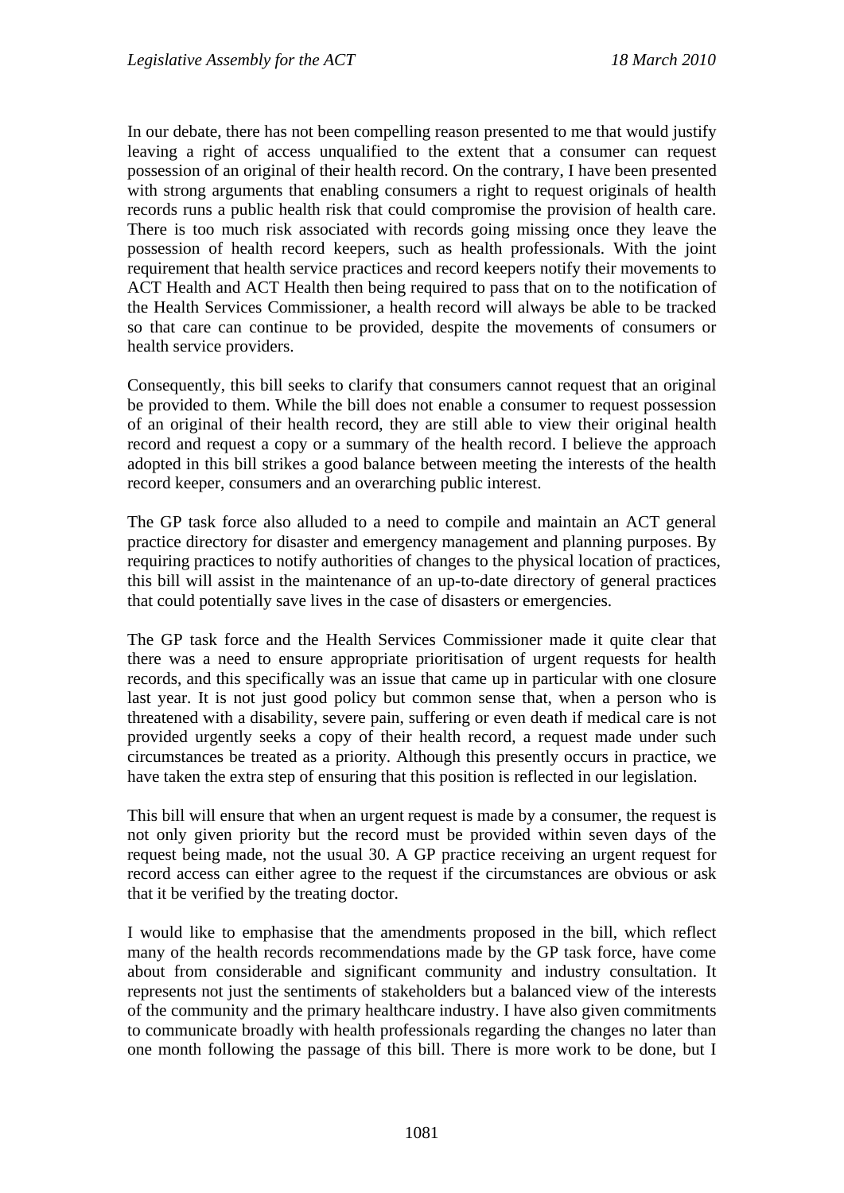In our debate, there has not been compelling reason presented to me that would justify leaving a right of access unqualified to the extent that a consumer can request possession of an original of their health record. On the contrary, I have been presented with strong arguments that enabling consumers a right to request originals of health records runs a public health risk that could compromise the provision of health care. There is too much risk associated with records going missing once they leave the possession of health record keepers, such as health professionals. With the joint requirement that health service practices and record keepers notify their movements to ACT Health and ACT Health then being required to pass that on to the notification of the Health Services Commissioner, a health record will always be able to be tracked so that care can continue to be provided, despite the movements of consumers or health service providers.

Consequently, this bill seeks to clarify that consumers cannot request that an original be provided to them. While the bill does not enable a consumer to request possession of an original of their health record, they are still able to view their original health record and request a copy or a summary of the health record. I believe the approach adopted in this bill strikes a good balance between meeting the interests of the health record keeper, consumers and an overarching public interest.

The GP task force also alluded to a need to compile and maintain an ACT general practice directory for disaster and emergency management and planning purposes. By requiring practices to notify authorities of changes to the physical location of practices, this bill will assist in the maintenance of an up-to-date directory of general practices that could potentially save lives in the case of disasters or emergencies.

The GP task force and the Health Services Commissioner made it quite clear that there was a need to ensure appropriate prioritisation of urgent requests for health records, and this specifically was an issue that came up in particular with one closure last year. It is not just good policy but common sense that, when a person who is threatened with a disability, severe pain, suffering or even death if medical care is not provided urgently seeks a copy of their health record, a request made under such circumstances be treated as a priority. Although this presently occurs in practice, we have taken the extra step of ensuring that this position is reflected in our legislation.

This bill will ensure that when an urgent request is made by a consumer, the request is not only given priority but the record must be provided within seven days of the request being made, not the usual 30. A GP practice receiving an urgent request for record access can either agree to the request if the circumstances are obvious or ask that it be verified by the treating doctor.

I would like to emphasise that the amendments proposed in the bill, which reflect many of the health records recommendations made by the GP task force, have come about from considerable and significant community and industry consultation. It represents not just the sentiments of stakeholders but a balanced view of the interests of the community and the primary healthcare industry. I have also given commitments to communicate broadly with health professionals regarding the changes no later than one month following the passage of this bill. There is more work to be done, but I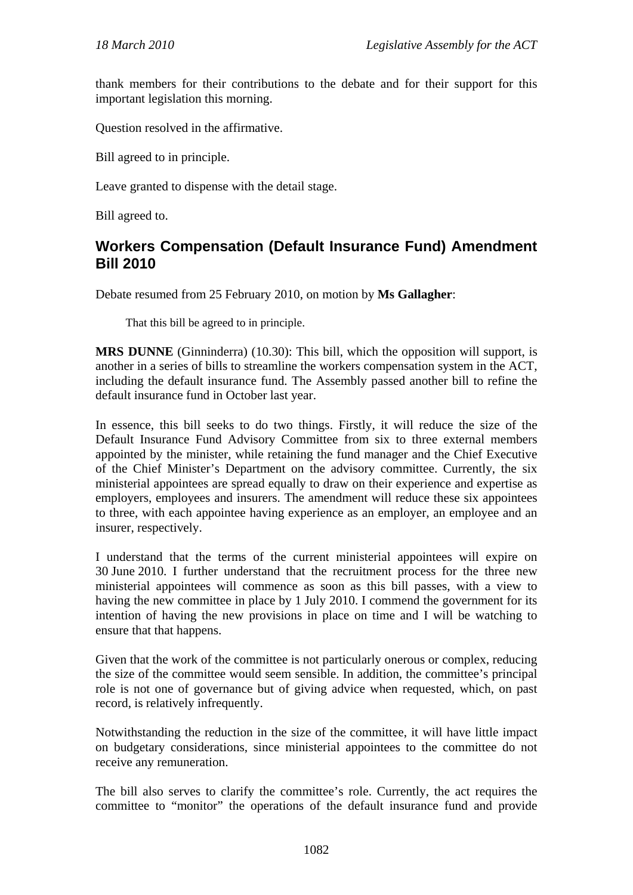thank members for their contributions to the debate and for their support for this important legislation this morning.

Question resolved in the affirmative.

Bill agreed to in principle.

Leave granted to dispense with the detail stage.

Bill agreed to.

## Workers Compensation (Default Insurance Fund) Amendment Bill 2010

Debate resumed from 25 February 2010, on motion by **Ms Gallagher**:

> That this bill be agreed to in principle.

**MRS DUNNE** (Ginninderra) (10.30): This bill, which the opposition will support, is another in a series of bills to streamline the workers compensation system in the ACT, including the default insurance fund. The Assembly passed another bill to refine the default insurance fund in October last year.

In essence, this bill seeks to do two things. Firstly, it will reduce the size of the Default Insurance Fund Advisory Committee from six to three external members appointed by the minister, while retaining the fund manager and the Chief Executive of the Chief Minister's Department on the advisory committee. Currently, the six ministerial appointees are spread equally to draw on their experience and expertise as employers, employees and insurers. The amendment will reduce these six appointees to three, with each appointee having experience as an employer, an employee and an insurer, respectively.

I understand that the terms of the current ministerial appointees will expire on 30 June 2010. I further understand that the recruitment process for the three new ministerial appointees will commence as soon as this bill passes, with a view to having the new committee in place by 1 July 2010. I commend the government for its intention of having the new provisions in place on time and I will be watching to ensure that that happens.

Given that the work of the committee is not particularly onerous or complex, reducing the size of the committee would seem sensible. In addition, the committee's principal role is not one of governance but of giving advice when requested, which, on past record, is relatively infrequently.

Notwithstanding the reduction in the size of the committee, it will have little impact on budgetary considerations, since ministerial appointees to the committee do not receive any remuneration.

The bill also serves to clarify the committee's role. Currently, the act requires the committee to "monitor" the operations of the default insurance fund and provide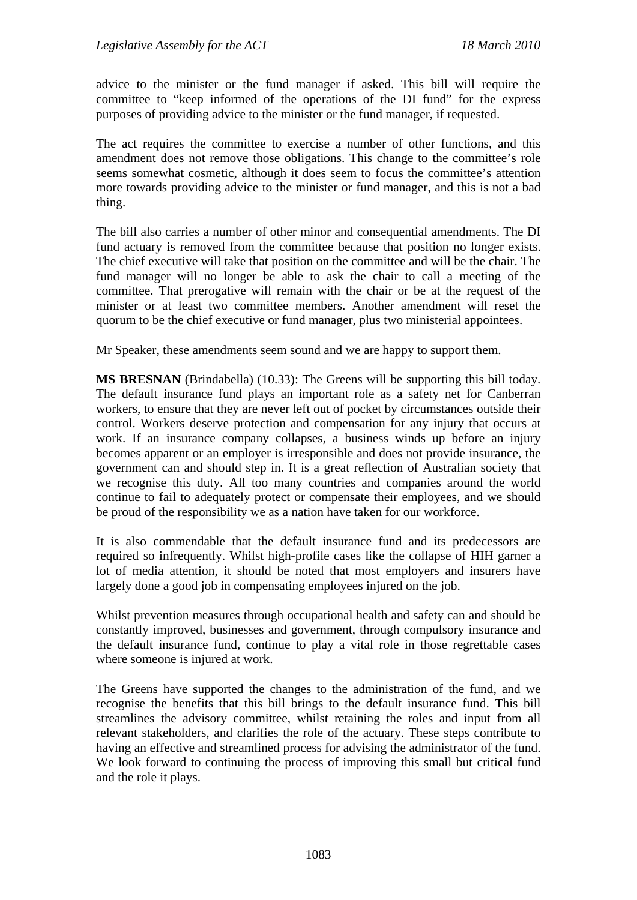advice to the minister or the fund manager if asked. This bill will require the committee to "keep informed of the operations of the DI fund" for the express purposes of providing advice to the minister or the fund manager, if requested.

The act requires the committee to exercise a number of other functions, and this amendment does not remove those obligations. This change to the committee's role seems somewhat cosmetic, although it does seem to focus the committee's attention more towards providing advice to the minister or fund manager, and this is not a bad thing.

The bill also carries a number of other minor and consequential amendments. The DI fund actuary is removed from the committee because that position no longer exists. The chief executive will take that position on the committee and will be the chair. The fund manager will no longer be able to ask the chair to call a meeting of the committee. That prerogative will remain with the chair or be at the request of the minister or at least two committee members. Another amendment will reset the quorum to be the chief executive or fund manager, plus two ministerial appointees.

Mr Speaker, these amendments seem sound and we are happy to support them.

**MS BRESNAN** (Brindabella) (10.33): The Greens will be supporting this bill today. The default insurance fund plays an important role as a safety net for Canberran workers, to ensure that they are never left out of pocket by circumstances outside their control. Workers deserve protection and compensation for any injury that occurs at work. If an insurance company collapses, a business winds up before an injury becomes apparent or an employer is irresponsible and does not provide insurance, the government can and should step in. It is a great reflection of Australian society that we recognise this duty. All too many countries and companies around the world continue to fail to adequately protect or compensate their employees, and we should be proud of the responsibility we as a nation have taken for our workforce.

It is also commendable that the default insurance fund and its predecessors are required so infrequently. Whilst high-profile cases like the collapse of HIH garner a lot of media attention, it should be noted that most employers and insurers have largely done a good job in compensating employees injured on the job.

Whilst prevention measures through occupational health and safety can and should be constantly improved, businesses and government, through compulsory insurance and the default insurance fund, continue to play a vital role in those regrettable cases where someone is injured at work.

The Greens have supported the changes to the administration of the fund, and we recognise the benefits that this bill brings to the default insurance fund. This bill streamlines the advisory committee, whilst retaining the roles and input from all relevant stakeholders, and clarifies the role of the actuary. These steps contribute to having an effective and streamlined process for advising the administrator of the fund. We look forward to continuing the process of improving this small but critical fund and the role it plays.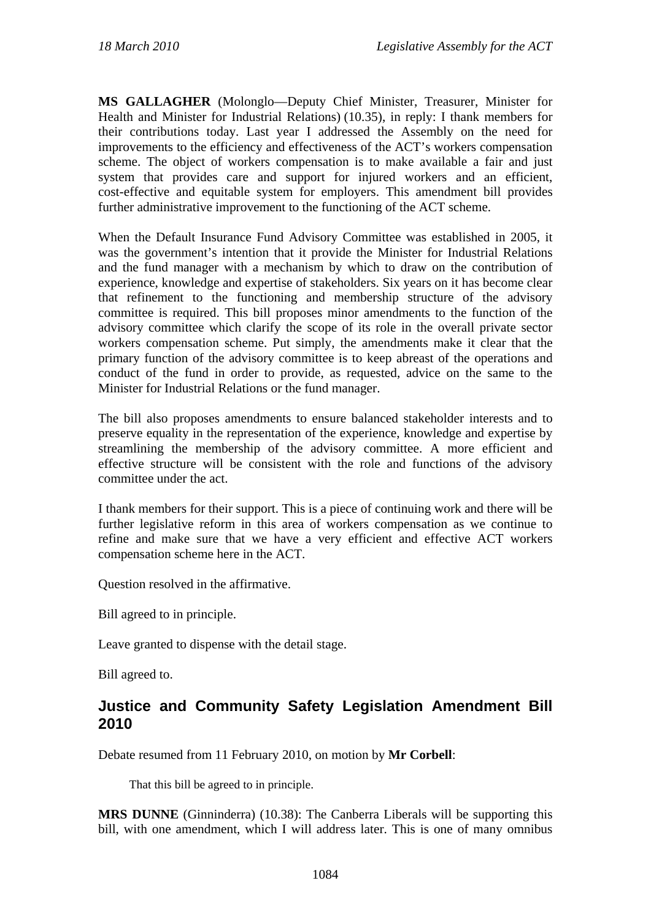**MS GALLAGHER** (Molonglo—Deputy Chief Minister, Treasurer, Minister for Health and Minister for Industrial Relations) (10.35), in reply: I thank members for their contributions today. Last year I addressed the Assembly on the need for improvements to the efficiency and effectiveness of the ACT's workers compensation scheme. The object of workers compensation is to make available a fair and just system that provides care and support for injured workers and an efficient, cost-effective and equitable system for employers. This amendment bill provides further administrative improvement to the functioning of the ACT scheme.

When the Default Insurance Fund Advisory Committee was established in 2005, it was the government's intention that it provide the Minister for Industrial Relations and the fund manager with a mechanism by which to draw on the contribution of experience, knowledge and expertise of stakeholders. Six years on it has become clear that refinement to the functioning and membership structure of the advisory committee is required. This bill proposes minor amendments to the function of the advisory committee which clarify the scope of its role in the overall private sector workers compensation scheme. Put simply, the amendments make it clear that the primary function of the advisory committee is to keep abreast of the operations and conduct of the fund in order to provide, as requested, advice on the same to the Minister for Industrial Relations or the fund manager.

The bill also proposes amendments to ensure balanced stakeholder interests and to preserve equality in the representation of the experience, knowledge and expertise by streamlining the membership of the advisory committee. A more efficient and effective structure will be consistent with the role and functions of the advisory committee under the act.

I thank members for their support. This is a piece of continuing work and there will be further legislative reform in this area of workers compensation as we continue to refine and make sure that we have a very efficient and effective ACT workers compensation scheme here in the ACT.

Question resolved in the affirmative.

Bill agreed to in principle.

Leave granted to dispense with the detail stage.

Bill agreed to.

## Justice and Community Safety Legislation Amendment Bill 2010

Debate resumed from 11 February 2010, on motion by **Mr Corbell**:

> That this bill be agreed to in principle.

**MRS DUNNE** (Ginninderra) (10.38): The Canberra Liberals will be supporting this bill, with one amendment, which I will address later. This is one of many omnibus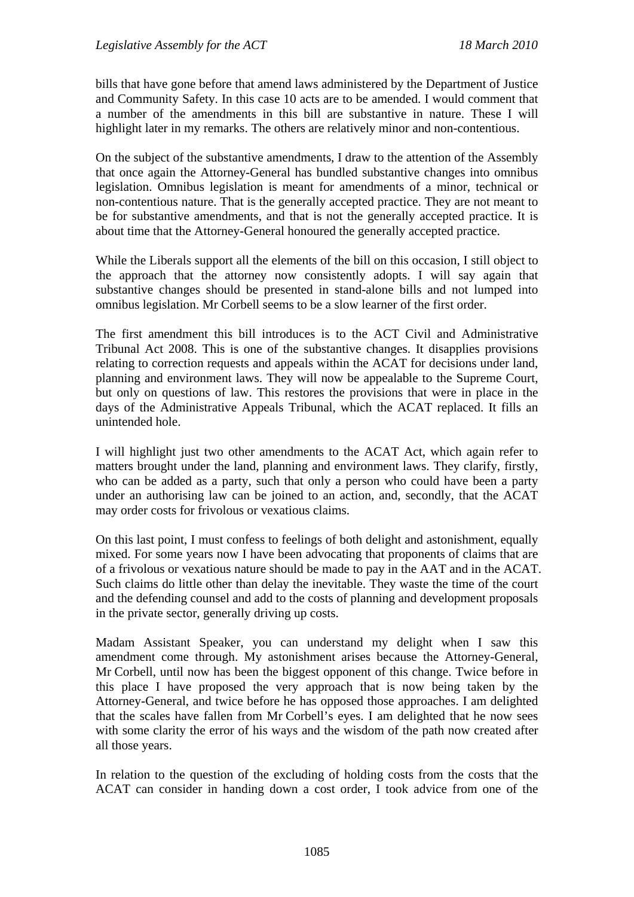bills that have gone before that amend laws administered by the Department of Justice and Community Safety. In this case 10 acts are to be amended. I would comment that a number of the amendments in this bill are substantive in nature. These I will highlight later in my remarks. The others are relatively minor and non-contentious.

On the subject of the substantive amendments, I draw to the attention of the Assembly that once again the Attorney-General has bundled substantive changes into omnibus legislation. Omnibus legislation is meant for amendments of a minor, technical or non-contentious nature. That is the generally accepted practice. They are not meant to be for substantive amendments, and that is not the generally accepted practice. It is about time that the Attorney-General honoured the generally accepted practice.

While the Liberals support all the elements of the bill on this occasion, I still object to the approach that the attorney now consistently adopts. I will say again that substantive changes should be presented in stand-alone bills and not lumped into omnibus legislation. Mr Corbell seems to be a slow learner of the first order.

The first amendment this bill introduces is to the ACT Civil and Administrative Tribunal Act 2008. This is one of the substantive changes. It disapplies provisions relating to correction requests and appeals within the ACAT for decisions under land, planning and environment laws. They will now be appealable to the Supreme Court, but only on questions of law. This restores the provisions that were in place in the days of the Administrative Appeals Tribunal, which the ACAT replaced. It fills an unintended hole.

I will highlight just two other amendments to the ACAT Act, which again refer to matters brought under the land, planning and environment laws. They clarify, firstly, who can be added as a party, such that only a person who could have been a party under an authorising law can be joined to an action, and, secondly, that the ACAT may order costs for frivolous or vexatious claims.

On this last point, I must confess to feelings of both delight and astonishment, equally mixed. For some years now I have been advocating that proponents of claims that are of a frivolous or vexatious nature should be made to pay in the AAT and in the ACAT. Such claims do little other than delay the inevitable. They waste the time of the court and the defending counsel and add to the costs of planning and development proposals in the private sector, generally driving up costs.

Madam Assistant Speaker, you can understand my delight when I saw this amendment come through. My astonishment arises because the Attorney-General, Mr Corbell, until now has been the biggest opponent of this change. Twice before in this place I have proposed the very approach that is now being taken by the Attorney-General, and twice before he has opposed those approaches. I am delighted that the scales have fallen from Mr Corbell's eyes. I am delighted that he now sees with some clarity the error of his ways and the wisdom of the path now created after all those years.

In relation to the question of the excluding of holding costs from the costs that the ACAT can consider in handing down a cost order, I took advice from one of the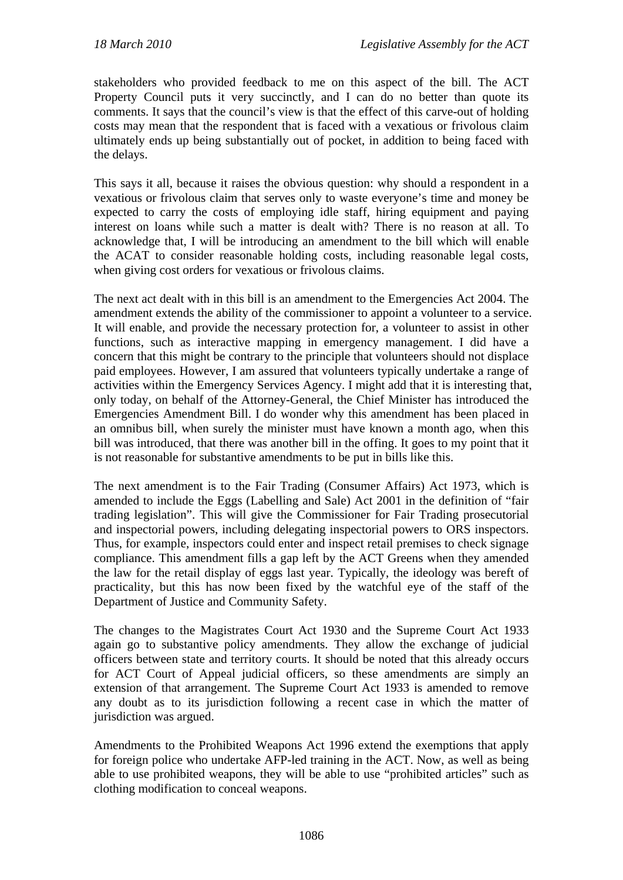stakeholders who provided feedback to me on this aspect of the bill. The ACT Property Council puts it very succinctly, and I can do no better than quote its comments. It says that the council's view is that the effect of this carve-out of holding costs may mean that the respondent that is faced with a vexatious or frivolous claim ultimately ends up being substantially out of pocket, in addition to being faced with the delays.

This says it all, because it raises the obvious question: why should a respondent in a vexatious or frivolous claim that serves only to waste everyone's time and money be expected to carry the costs of employing idle staff, hiring equipment and paying interest on loans while such a matter is dealt with? There is no reason at all. To acknowledge that, I will be introducing an amendment to the bill which will enable the ACAT to consider reasonable holding costs, including reasonable legal costs, when giving cost orders for vexatious or frivolous claims.

The next act dealt with in this bill is an amendment to the Emergencies Act 2004. The amendment extends the ability of the commissioner to appoint a volunteer to a service. It will enable, and provide the necessary protection for, a volunteer to assist in other functions, such as interactive mapping in emergency management. I did have a concern that this might be contrary to the principle that volunteers should not displace paid employees. However, I am assured that volunteers typically undertake a range of activities within the Emergency Services Agency. I might add that it is interesting that, only today, on behalf of the Attorney-General, the Chief Minister has introduced the Emergencies Amendment Bill. I do wonder why this amendment has been placed in an omnibus bill, when surely the minister must have known a month ago, when this bill was introduced, that there was another bill in the offing. It goes to my point that it is not reasonable for substantive amendments to be put in bills like this.

The next amendment is to the Fair Trading (Consumer Affairs) Act 1973, which is amended to include the Eggs (Labelling and Sale) Act 2001 in the definition of "fair trading legislation". This will give the Commissioner for Fair Trading prosecutorial and inspectorial powers, including delegating inspectorial powers to ORS inspectors. Thus, for example, inspectors could enter and inspect retail premises to check signage compliance. This amendment fills a gap left by the ACT Greens when they amended the law for the retail display of eggs last year. Typically, the ideology was bereft of practicality, but this has now been fixed by the watchful eye of the staff of the Department of Justice and Community Safety.

The changes to the Magistrates Court Act 1930 and the Supreme Court Act 1933 again go to substantive policy amendments. They allow the exchange of judicial officers between state and territory courts. It should be noted that this already occurs for ACT Court of Appeal judicial officers, so these amendments are simply an extension of that arrangement. The Supreme Court Act 1933 is amended to remove any doubt as to its jurisdiction following a recent case in which the matter of jurisdiction was argued.

Amendments to the Prohibited Weapons Act 1996 extend the exemptions that apply for foreign police who undertake AFP-led training in the ACT. Now, as well as being able to use prohibited weapons, they will be able to use "prohibited articles" such as clothing modification to conceal weapons.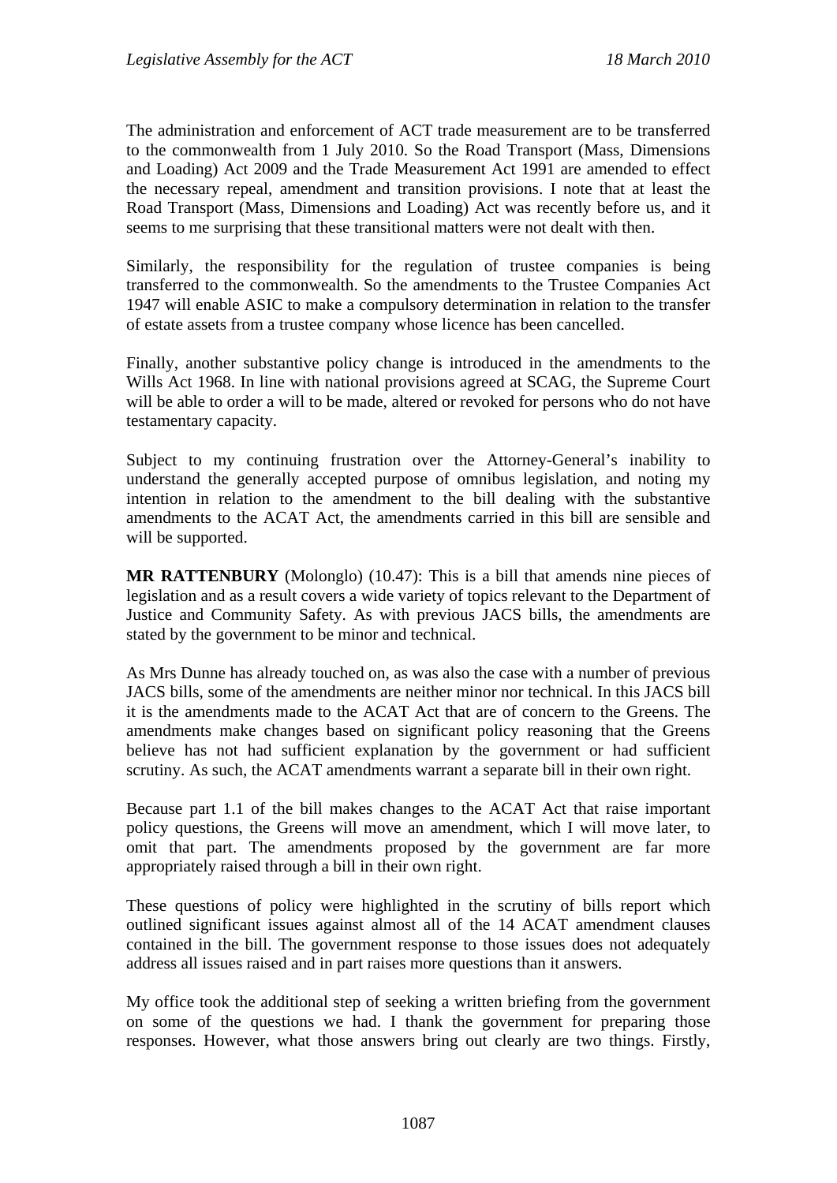The administration and enforcement of ACT trade measurement are to be transferred to the commonwealth from 1 July 2010. So the Road Transport (Mass, Dimensions and Loading) Act 2009 and the Trade Measurement Act 1991 are amended to effect the necessary repeal, amendment and transition provisions. I note that at least the Road Transport (Mass, Dimensions and Loading) Act was recently before us, and it seems to me surprising that these transitional matters were not dealt with then.

Similarly, the responsibility for the regulation of trustee companies is being transferred to the commonwealth. So the amendments to the Trustee Companies Act 1947 will enable ASIC to make a compulsory determination in relation to the transfer of estate assets from a trustee company whose licence has been cancelled.

Finally, another substantive policy change is introduced in the amendments to the Wills Act 1968. In line with national provisions agreed at SCAG, the Supreme Court will be able to order a will to be made, altered or revoked for persons who do not have testamentary capacity.

Subject to my continuing frustration over the Attorney-General's inability to understand the generally accepted purpose of omnibus legislation, and noting my intention in relation to the amendment to the bill dealing with the substantive amendments to the ACAT Act, the amendments carried in this bill are sensible and will be supported.

**MR RATTENBURY** (Molonglo) (10.47): This is a bill that amends nine pieces of legislation and as a result covers a wide variety of topics relevant to the Department of Justice and Community Safety. As with previous JACS bills, the amendments are stated by the government to be minor and technical.

As Mrs Dunne has already touched on, as was also the case with a number of previous JACS bills, some of the amendments are neither minor nor technical. In this JACS bill it is the amendments made to the ACAT Act that are of concern to the Greens. The amendments make changes based on significant policy reasoning that the Greens believe has not had sufficient explanation by the government or had sufficient scrutiny. As such, the ACAT amendments warrant a separate bill in their own right.

Because part 1.1 of the bill makes changes to the ACAT Act that raise important policy questions, the Greens will move an amendment, which I will move later, to omit that part. The amendments proposed by the government are far more appropriately raised through a bill in their own right.

These questions of policy were highlighted in the scrutiny of bills report which outlined significant issues against almost all of the 14 ACAT amendment clauses contained in the bill. The government response to those issues does not adequately address all issues raised and in part raises more questions than it answers.

My office took the additional step of seeking a written briefing from the government on some of the questions we had. I thank the government for preparing those responses. However, what those answers bring out clearly are two things. Firstly,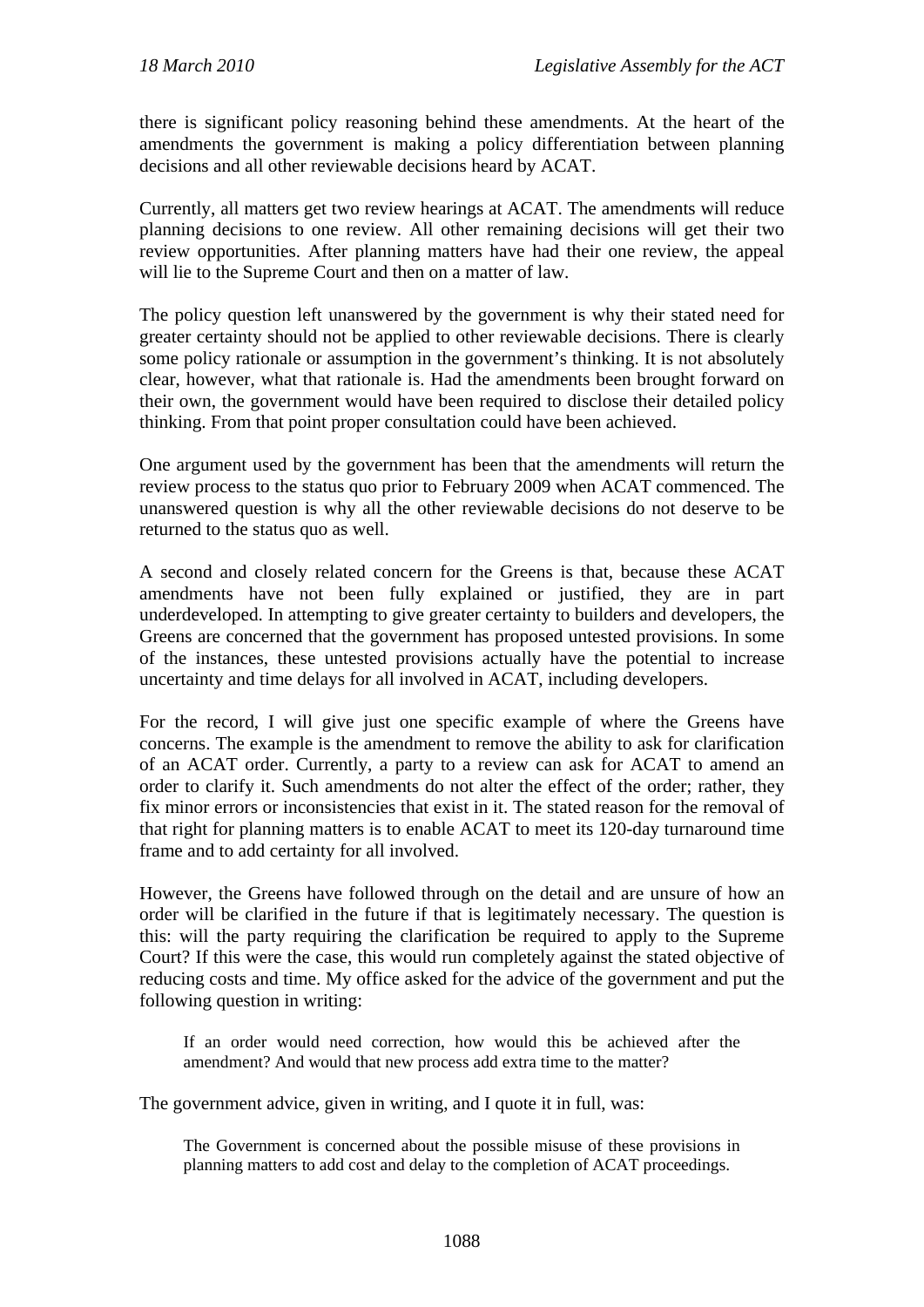there is significant policy reasoning behind these amendments. At the heart of the amendments the government is making a policy differentiation between planning decisions and all other reviewable decisions heard by ACAT.

Currently, all matters get two review hearings at ACAT. The amendments will reduce planning decisions to one review. All other remaining decisions will get their two review opportunities. After planning matters have had their one review, the appeal will lie to the Supreme Court and then on a matter of law.

The policy question left unanswered by the government is why their stated need for greater certainty should not be applied to other reviewable decisions. There is clearly some policy rationale or assumption in the government's thinking. It is not absolutely clear, however, what that rationale is. Had the amendments been brought forward on their own, the government would have been required to disclose their detailed policy thinking. From that point proper consultation could have been achieved.

One argument used by the government has been that the amendments will return the review process to the status quo prior to February 2009 when ACAT commenced. The unanswered question is why all the other reviewable decisions do not deserve to be returned to the status quo as well.

A second and closely related concern for the Greens is that, because these ACAT amendments have not been fully explained or justified, they are in part underdeveloped. In attempting to give greater certainty to builders and developers, the Greens are concerned that the government has proposed untested provisions. In some of the instances, these untested provisions actually have the potential to increase uncertainty and time delays for all involved in ACAT, including developers.

For the record, I will give just one specific example of where the Greens have concerns. The example is the amendment to remove the ability to ask for clarification of an ACAT order. Currently, a party to a review can ask for ACAT to amend an order to clarify it. Such amendments do not alter the effect of the order; rather, they fix minor errors or inconsistencies that exist in it. The stated reason for the removal of that right for planning matters is to enable ACAT to meet its 120-day turnaround time frame and to add certainty for all involved.

However, the Greens have followed through on the detail and are unsure of how an order will be clarified in the future if that is legitimately necessary. The question is this: will the party requiring the clarification be required to apply to the Supreme Court? If this were the case, this would run completely against the stated objective of reducing costs and time. My office asked for the advice of the government and put the following question in writing:

> If an order would need correction, how would this be achieved after the amendment? And would that new process add extra time to the matter?

The government advice, given in writing, and I quote it in full, was:

> The Government is concerned about the possible misuse of these provisions in planning matters to add cost and delay to the completion of ACAT proceedings.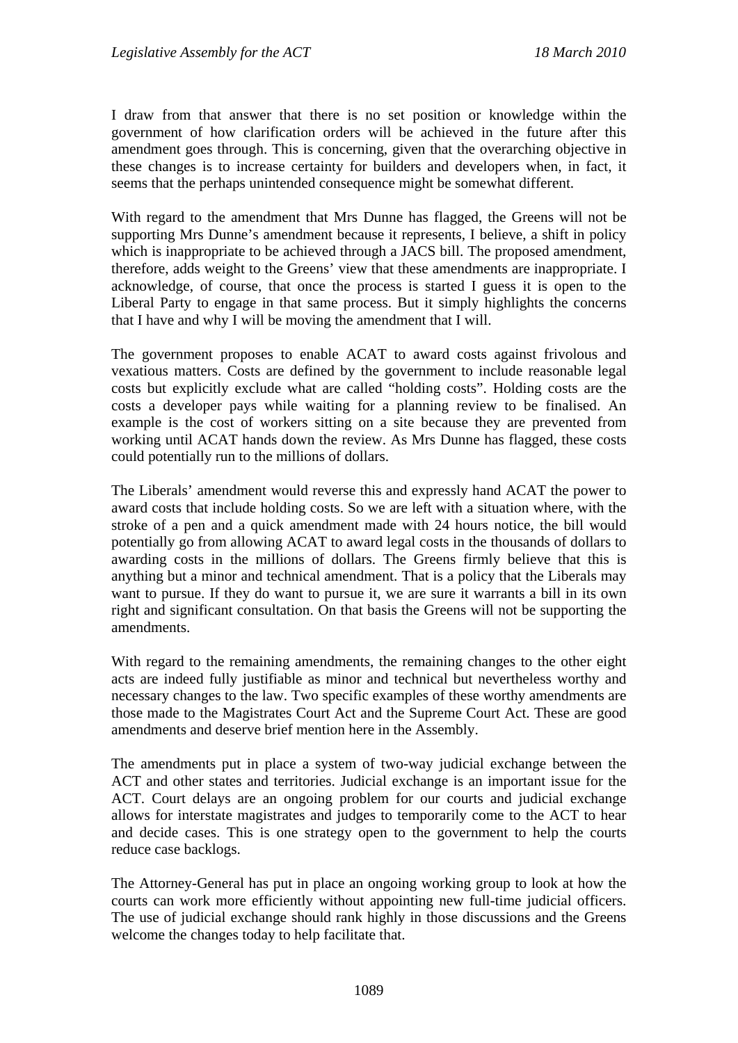I draw from that answer that there is no set position or knowledge within the government of how clarification orders will be achieved in the future after this amendment goes through. This is concerning, given that the overarching objective in these changes is to increase certainty for builders and developers when, in fact, it seems that the perhaps unintended consequence might be somewhat different.

With regard to the amendment that Mrs Dunne has flagged, the Greens will not be supporting Mrs Dunne's amendment because it represents, I believe, a shift in policy which is inappropriate to be achieved through a JACS bill. The proposed amendment, therefore, adds weight to the Greens' view that these amendments are inappropriate. I acknowledge, of course, that once the process is started I guess it is open to the Liberal Party to engage in that same process. But it simply highlights the concerns that I have and why I will be moving the amendment that I will.

The government proposes to enable ACAT to award costs against frivolous and vexatious matters. Costs are defined by the government to include reasonable legal costs but explicitly exclude what are called "holding costs". Holding costs are the costs a developer pays while waiting for a planning review to be finalised. An example is the cost of workers sitting on a site because they are prevented from working until ACAT hands down the review. As Mrs Dunne has flagged, these costs could potentially run to the millions of dollars.

The Liberals' amendment would reverse this and expressly hand ACAT the power to award costs that include holding costs. So we are left with a situation where, with the stroke of a pen and a quick amendment made with 24 hours notice, the bill would potentially go from allowing ACAT to award legal costs in the thousands of dollars to awarding costs in the millions of dollars. The Greens firmly believe that this is anything but a minor and technical amendment. That is a policy that the Liberals may want to pursue. If they do want to pursue it, we are sure it warrants a bill in its own right and significant consultation. On that basis the Greens will not be supporting the amendments.

With regard to the remaining amendments, the remaining changes to the other eight acts are indeed fully justifiable as minor and technical but nevertheless worthy and necessary changes to the law. Two specific examples of these worthy amendments are those made to the Magistrates Court Act and the Supreme Court Act. These are good amendments and deserve brief mention here in the Assembly.

The amendments put in place a system of two-way judicial exchange between the ACT and other states and territories. Judicial exchange is an important issue for the ACT. Court delays are an ongoing problem for our courts and judicial exchange allows for interstate magistrates and judges to temporarily come to the ACT to hear and decide cases. This is one strategy open to the government to help the courts reduce case backlogs.

The Attorney-General has put in place an ongoing working group to look at how the courts can work more efficiently without appointing new full-time judicial officers. The use of judicial exchange should rank highly in those discussions and the Greens welcome the changes today to help facilitate that.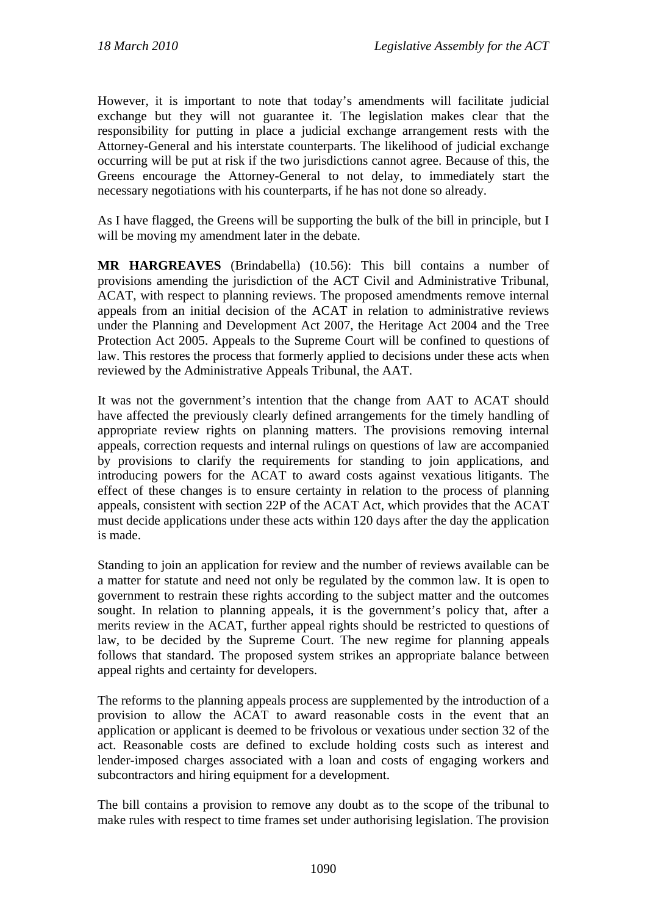However, it is important to note that today's amendments will facilitate judicial exchange but they will not guarantee it. The legislation makes clear that the responsibility for putting in place a judicial exchange arrangement rests with the Attorney-General and his interstate counterparts. The likelihood of judicial exchange occurring will be put at risk if the two jurisdictions cannot agree. Because of this, the Greens encourage the Attorney-General to not delay, to immediately start the necessary negotiations with his counterparts, if he has not done so already.

As I have flagged, the Greens will be supporting the bulk of the bill in principle, but I will be moving my amendment later in the debate.

**MR HARGREAVES** (Brindabella) (10.56): This bill contains a number of provisions amending the jurisdiction of the ACT Civil and Administrative Tribunal, ACAT, with respect to planning reviews. The proposed amendments remove internal appeals from an initial decision of the ACAT in relation to administrative reviews under the Planning and Development Act 2007, the Heritage Act 2004 and the Tree Protection Act 2005. Appeals to the Supreme Court will be confined to questions of law. This restores the process that formerly applied to decisions under these acts when reviewed by the Administrative Appeals Tribunal, the AAT.

It was not the government's intention that the change from AAT to ACAT should have affected the previously clearly defined arrangements for the timely handling of appropriate review rights on planning matters. The provisions removing internal appeals, correction requests and internal rulings on questions of law are accompanied by provisions to clarify the requirements for standing to join applications, and introducing powers for the ACAT to award costs against vexatious litigants. The effect of these changes is to ensure certainty in relation to the process of planning appeals, consistent with section 22P of the ACAT Act, which provides that the ACAT must decide applications under these acts within 120 days after the day the application is made.

Standing to join an application for review and the number of reviews available can be a matter for statute and need not only be regulated by the common law. It is open to government to restrain these rights according to the subject matter and the outcomes sought. In relation to planning appeals, it is the government's policy that, after a merits review in the ACAT, further appeal rights should be restricted to questions of law, to be decided by the Supreme Court. The new regime for planning appeals follows that standard. The proposed system strikes an appropriate balance between appeal rights and certainty for developers.

The reforms to the planning appeals process are supplemented by the introduction of a provision to allow the ACAT to award reasonable costs in the event that an application or applicant is deemed to be frivolous or vexatious under section 32 of the act. Reasonable costs are defined to exclude holding costs such as interest and lender-imposed charges associated with a loan and costs of engaging workers and subcontractors and hiring equipment for a development.

The bill contains a provision to remove any doubt as to the scope of the tribunal to make rules with respect to time frames set under authorising legislation. The provision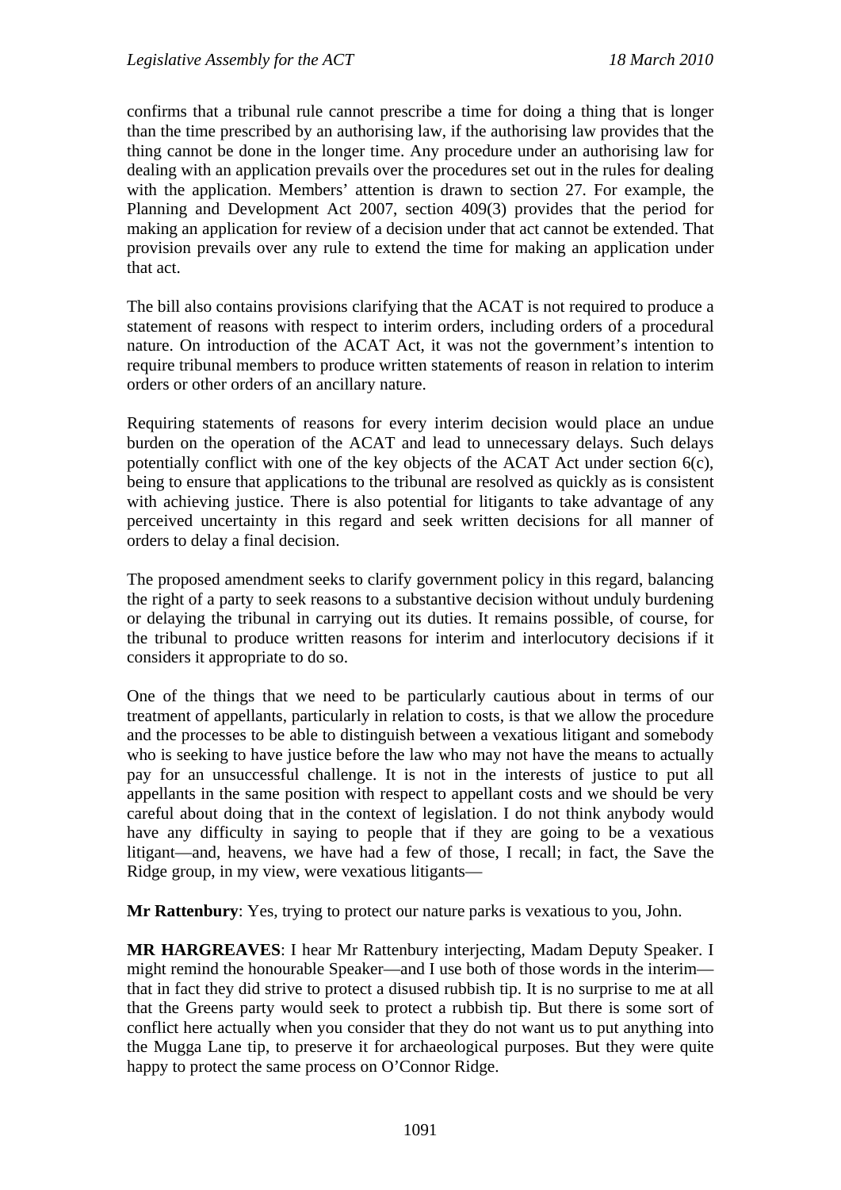confirms that a tribunal rule cannot prescribe a time for doing a thing that is longer than the time prescribed by an authorising law, if the authorising law provides that the thing cannot be done in the longer time. Any procedure under an authorising law for dealing with an application prevails over the procedures set out in the rules for dealing with the application. Members' attention is drawn to section 27. For example, the Planning and Development Act 2007, section 409(3) provides that the period for making an application for review of a decision under that act cannot be extended. That provision prevails over any rule to extend the time for making an application under that act.

The bill also contains provisions clarifying that the ACAT is not required to produce a statement of reasons with respect to interim orders, including orders of a procedural nature. On introduction of the ACAT Act, it was not the government's intention to require tribunal members to produce written statements of reason in relation to interim orders or other orders of an ancillary nature.

Requiring statements of reasons for every interim decision would place an undue burden on the operation of the ACAT and lead to unnecessary delays. Such delays potentially conflict with one of the key objects of the ACAT Act under section 6(c), being to ensure that applications to the tribunal are resolved as quickly as is consistent with achieving justice. There is also potential for litigants to take advantage of any perceived uncertainty in this regard and seek written decisions for all manner of orders to delay a final decision.

The proposed amendment seeks to clarify government policy in this regard, balancing the right of a party to seek reasons to a substantive decision without unduly burdening or delaying the tribunal in carrying out its duties. It remains possible, of course, for the tribunal to produce written reasons for interim and interlocutory decisions if it considers it appropriate to do so.

One of the things that we need to be particularly cautious about in terms of our treatment of appellants, particularly in relation to costs, is that we allow the procedure and the processes to be able to distinguish between a vexatious litigant and somebody who is seeking to have justice before the law who may not have the means to actually pay for an unsuccessful challenge. It is not in the interests of justice to put all appellants in the same position with respect to appellant costs and we should be very careful about doing that in the context of legislation. I do not think anybody would have any difficulty in saying to people that if they are going to be a vexatious litigant—and, heavens, we have had a few of those, I recall; in fact, the Save the Ridge group, in my view, were vexatious litigants—

**Mr Rattenbury**: Yes, trying to protect our nature parks is vexatious to you, John.

**MR HARGREAVES**: I hear Mr Rattenbury interjecting, Madam Deputy Speaker. I might remind the honourable Speaker—and I use both of those words in the interim—that in fact they did strive to protect a disused rubbish tip. It is no surprise to me at all that the Greens party would seek to protect a rubbish tip. But there is some sort of conflict here actually when you consider that they do not want us to put anything into the Mugga Lane tip, to preserve it for archaeological purposes. But they were quite happy to protect the same process on O'Connor Ridge.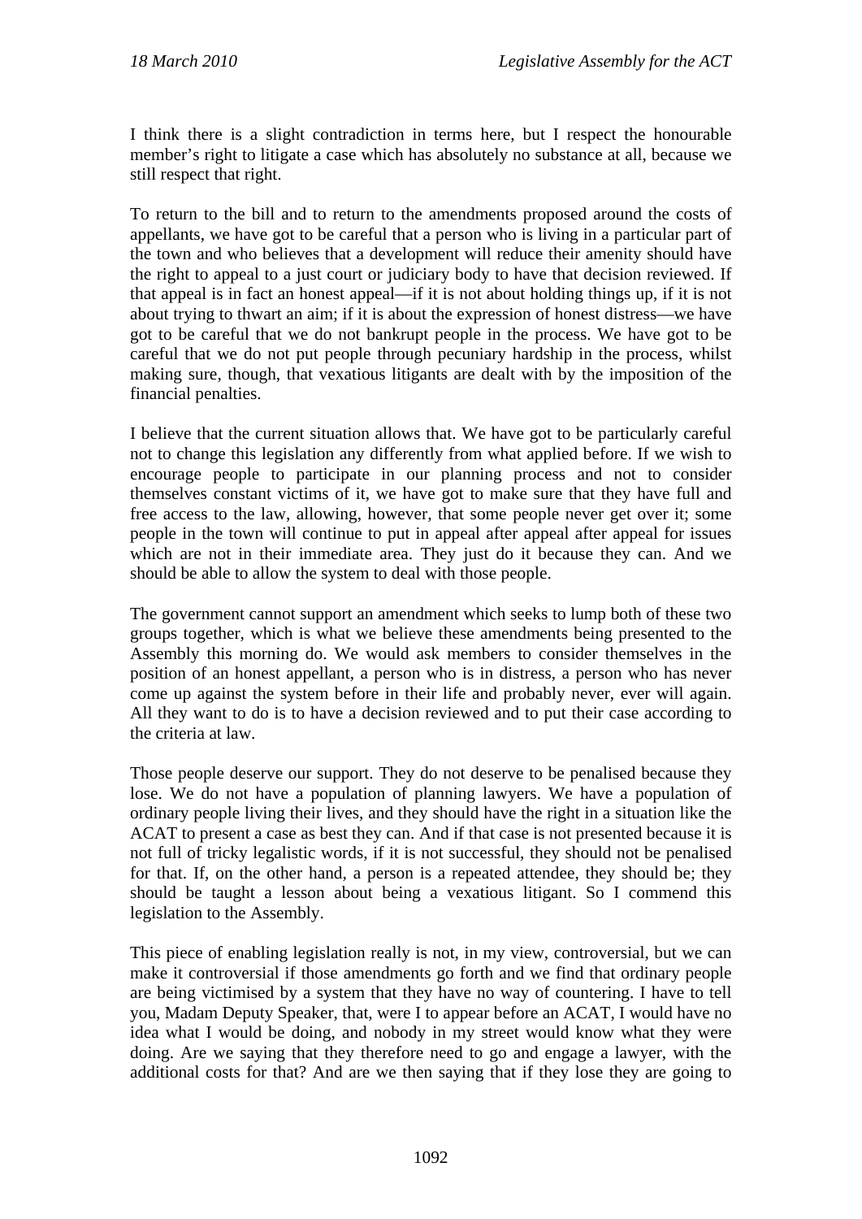I think there is a slight contradiction in terms here, but I respect the honourable member's right to litigate a case which has absolutely no substance at all, because we still respect that right.

To return to the bill and to return to the amendments proposed around the costs of appellants, we have got to be careful that a person who is living in a particular part of the town and who believes that a development will reduce their amenity should have the right to appeal to a just court or judiciary body to have that decision reviewed. If that appeal is in fact an honest appeal—if it is not about holding things up, if it is not about trying to thwart an aim; if it is about the expression of honest distress—we have got to be careful that we do not bankrupt people in the process. We have got to be careful that we do not put people through pecuniary hardship in the process, whilst making sure, though, that vexatious litigants are dealt with by the imposition of the financial penalties.

I believe that the current situation allows that. We have got to be particularly careful not to change this legislation any differently from what applied before. If we wish to encourage people to participate in our planning process and not to consider themselves constant victims of it, we have got to make sure that they have full and free access to the law, allowing, however, that some people never get over it; some people in the town will continue to put in appeal after appeal after appeal for issues which are not in their immediate area. They just do it because they can. And we should be able to allow the system to deal with those people.

The government cannot support an amendment which seeks to lump both of these two groups together, which is what we believe these amendments being presented to the Assembly this morning do. We would ask members to consider themselves in the position of an honest appellant, a person who is in distress, a person who has never come up against the system before in their life and probably never, ever will again. All they want to do is to have a decision reviewed and to put their case according to the criteria at law.

Those people deserve our support. They do not deserve to be penalised because they lose. We do not have a population of planning lawyers. We have a population of ordinary people living their lives, and they should have the right in a situation like the ACAT to present a case as best they can. And if that case is not presented because it is not full of tricky legalistic words, if it is not successful, they should not be penalised for that. If, on the other hand, a person is a repeated attendee, they should be; they should be taught a lesson about being a vexatious litigant. So I commend this legislation to the Assembly.

This piece of enabling legislation really is not, in my view, controversial, but we can make it controversial if those amendments go forth and we find that ordinary people are being victimised by a system that they have no way of countering. I have to tell you, Madam Deputy Speaker, that, were I to appear before an ACAT, I would have no idea what I would be doing, and nobody in my street would know what they were doing. Are we saying that they therefore need to go and engage a lawyer, with the additional costs for that? And are we then saying that if they lose they are going to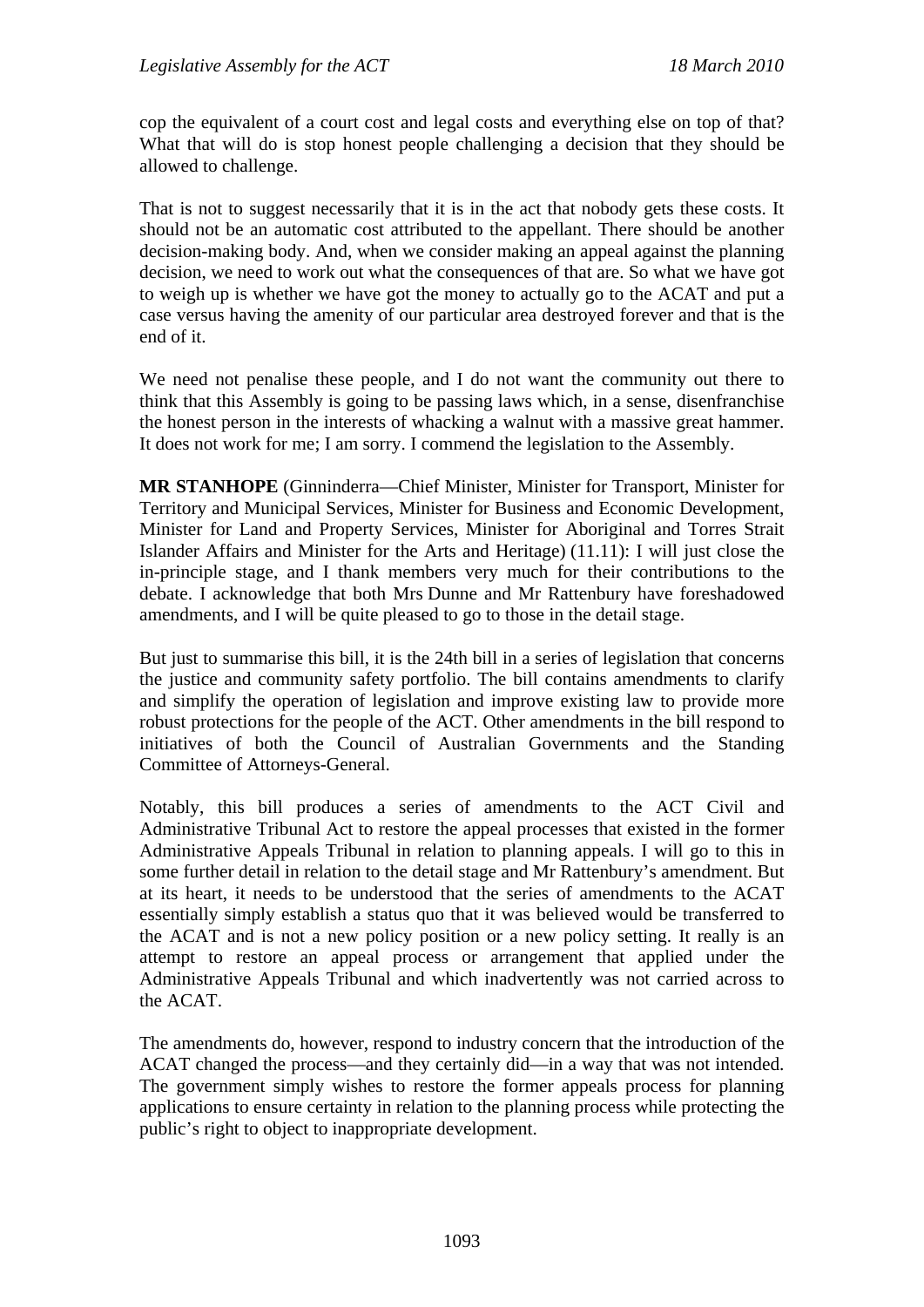cop the equivalent of a court cost and legal costs and everything else on top of that? What that will do is stop honest people challenging a decision that they should be allowed to challenge.

That is not to suggest necessarily that it is in the act that nobody gets these costs. It should not be an automatic cost attributed to the appellant. There should be another decision-making body. And, when we consider making an appeal against the planning decision, we need to work out what the consequences of that are. So what we have got to weigh up is whether we have got the money to actually go to the ACAT and put a case versus having the amenity of our particular area destroyed forever and that is the end of it.

We need not penalise these people, and I do not want the community out there to think that this Assembly is going to be passing laws which, in a sense, disenfranchise the honest person in the interests of whacking a walnut with a massive great hammer. It does not work for me; I am sorry. I commend the legislation to the Assembly.

**MR STANHOPE** (Ginninderra—Chief Minister, Minister for Transport, Minister for Territory and Municipal Services, Minister for Business and Economic Development, Minister for Land and Property Services, Minister for Aboriginal and Torres Strait Islander Affairs and Minister for the Arts and Heritage) (11.11): I will just close the in-principle stage, and I thank members very much for their contributions to the debate. I acknowledge that both Mrs Dunne and Mr Rattenbury have foreshadowed amendments, and I will be quite pleased to go to those in the detail stage.

But just to summarise this bill, it is the 24th bill in a series of legislation that concerns the justice and community safety portfolio. The bill contains amendments to clarify and simplify the operation of legislation and improve existing law to provide more robust protections for the people of the ACT. Other amendments in the bill respond to initiatives of both the Council of Australian Governments and the Standing Committee of Attorneys-General.

Notably, this bill produces a series of amendments to the ACT Civil and Administrative Tribunal Act to restore the appeal processes that existed in the former Administrative Appeals Tribunal in relation to planning appeals. I will go to this in some further detail in relation to the detail stage and Mr Rattenbury's amendment. But at its heart, it needs to be understood that the series of amendments to the ACAT essentially simply establish a status quo that it was believed would be transferred to the ACAT and is not a new policy position or a new policy setting. It really is an attempt to restore an appeal process or arrangement that applied under the Administrative Appeals Tribunal and which inadvertently was not carried across to the ACAT.

The amendments do, however, respond to industry concern that the introduction of the ACAT changed the process—and they certainly did—in a way that was not intended. The government simply wishes to restore the former appeals process for planning applications to ensure certainty in relation to the planning process while protecting the public's right to object to inappropriate development.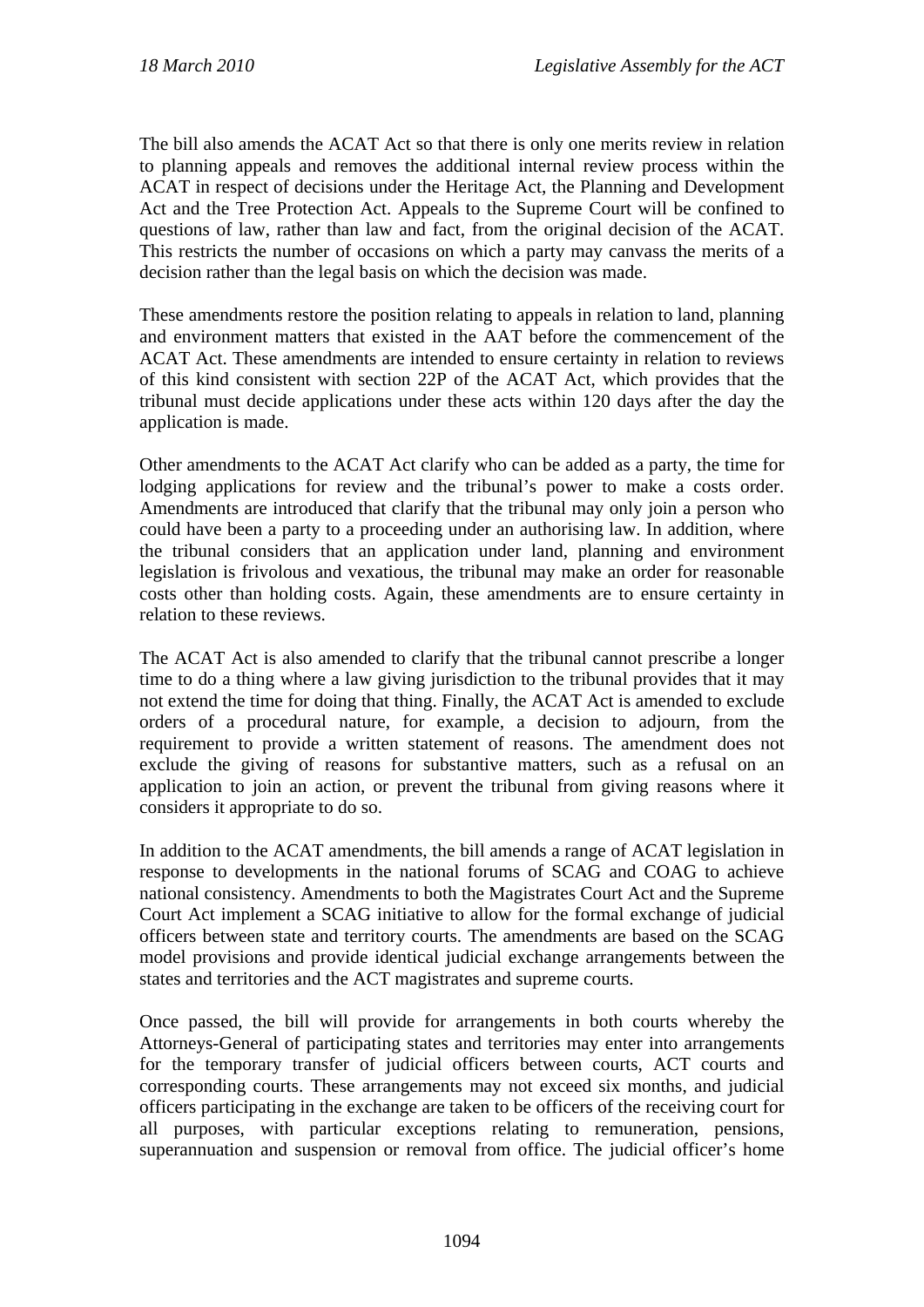The bill also amends the ACAT Act so that there is only one merits review in relation to planning appeals and removes the additional internal review process within the ACAT in respect of decisions under the Heritage Act, the Planning and Development Act and the Tree Protection Act. Appeals to the Supreme Court will be confined to questions of law, rather than law and fact, from the original decision of the ACAT. This restricts the number of occasions on which a party may canvass the merits of a decision rather than the legal basis on which the decision was made.

These amendments restore the position relating to appeals in relation to land, planning and environment matters that existed in the AAT before the commencement of the ACAT Act. These amendments are intended to ensure certainty in relation to reviews of this kind consistent with section 22P of the ACAT Act, which provides that the tribunal must decide applications under these acts within 120 days after the day the application is made.

Other amendments to the ACAT Act clarify who can be added as a party, the time for lodging applications for review and the tribunal's power to make a costs order. Amendments are introduced that clarify that the tribunal may only join a person who could have been a party to a proceeding under an authorising law. In addition, where the tribunal considers that an application under land, planning and environment legislation is frivolous and vexatious, the tribunal may make an order for reasonable costs other than holding costs. Again, these amendments are to ensure certainty in relation to these reviews.

The ACAT Act is also amended to clarify that the tribunal cannot prescribe a longer time to do a thing where a law giving jurisdiction to the tribunal provides that it may not extend the time for doing that thing. Finally, the ACAT Act is amended to exclude orders of a procedural nature, for example, a decision to adjourn, from the requirement to provide a written statement of reasons. The amendment does not exclude the giving of reasons for substantive matters, such as a refusal on an application to join an action, or prevent the tribunal from giving reasons where it considers it appropriate to do so.

In addition to the ACAT amendments, the bill amends a range of ACAT legislation in response to developments in the national forums of SCAG and COAG to achieve national consistency. Amendments to both the Magistrates Court Act and the Supreme Court Act implement a SCAG initiative to allow for the formal exchange of judicial officers between state and territory courts. The amendments are based on the SCAG model provisions and provide identical judicial exchange arrangements between the states and territories and the ACT magistrates and supreme courts.

Once passed, the bill will provide for arrangements in both courts whereby the Attorneys-General of participating states and territories may enter into arrangements for the temporary transfer of judicial officers between courts, ACT courts and corresponding courts. These arrangements may not exceed six months, and judicial officers participating in the exchange are taken to be officers of the receiving court for all purposes, with particular exceptions relating to remuneration, pensions, superannuation and suspension or removal from office. The judicial officer's home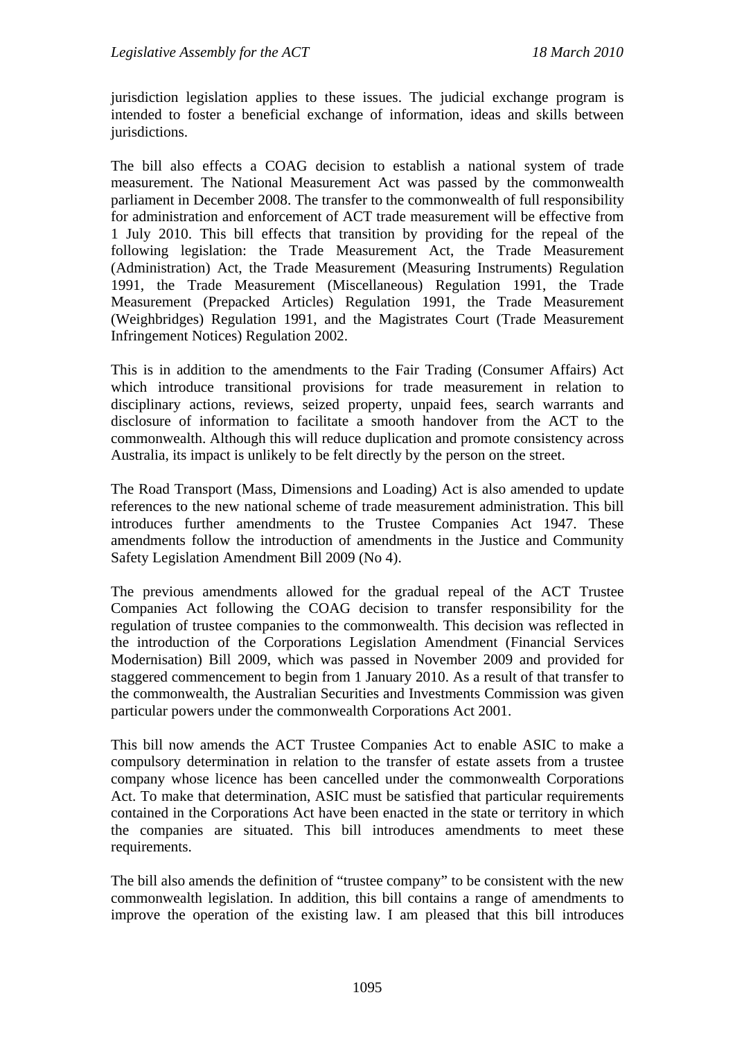jurisdiction legislation applies to these issues. The judicial exchange program is intended to foster a beneficial exchange of information, ideas and skills between jurisdictions.

The bill also effects a COAG decision to establish a national system of trade measurement. The National Measurement Act was passed by the commonwealth parliament in December 2008. The transfer to the commonwealth of full responsibility for administration and enforcement of ACT trade measurement will be effective from 1 July 2010. This bill effects that transition by providing for the repeal of the following legislation: the Trade Measurement Act, the Trade Measurement (Administration) Act, the Trade Measurement (Measuring Instruments) Regulation 1991, the Trade Measurement (Miscellaneous) Regulation 1991, the Trade Measurement (Prepacked Articles) Regulation 1991, the Trade Measurement (Weighbridges) Regulation 1991, and the Magistrates Court (Trade Measurement Infringement Notices) Regulation 2002.

This is in addition to the amendments to the Fair Trading (Consumer Affairs) Act which introduce transitional provisions for trade measurement in relation to disciplinary actions, reviews, seized property, unpaid fees, search warrants and disclosure of information to facilitate a smooth handover from the ACT to the commonwealth. Although this will reduce duplication and promote consistency across Australia, its impact is unlikely to be felt directly by the person on the street.

The Road Transport (Mass, Dimensions and Loading) Act is also amended to update references to the new national scheme of trade measurement administration. This bill introduces further amendments to the Trustee Companies Act 1947. These amendments follow the introduction of amendments in the Justice and Community Safety Legislation Amendment Bill 2009 (No 4).

The previous amendments allowed for the gradual repeal of the ACT Trustee Companies Act following the COAG decision to transfer responsibility for the regulation of trustee companies to the commonwealth. This decision was reflected in the introduction of the Corporations Legislation Amendment (Financial Services Modernisation) Bill 2009, which was passed in November 2009 and provided for staggered commencement to begin from 1 January 2010. As a result of that transfer to the commonwealth, the Australian Securities and Investments Commission was given particular powers under the commonwealth Corporations Act 2001.

This bill now amends the ACT Trustee Companies Act to enable ASIC to make a compulsory determination in relation to the transfer of estate assets from a trustee company whose licence has been cancelled under the commonwealth Corporations Act. To make that determination, ASIC must be satisfied that particular requirements contained in the Corporations Act have been enacted in the state or territory in which the companies are situated. This bill introduces amendments to meet these requirements.

The bill also amends the definition of "trustee company" to be consistent with the new commonwealth legislation. In addition, this bill contains a range of amendments to improve the operation of the existing law. I am pleased that this bill introduces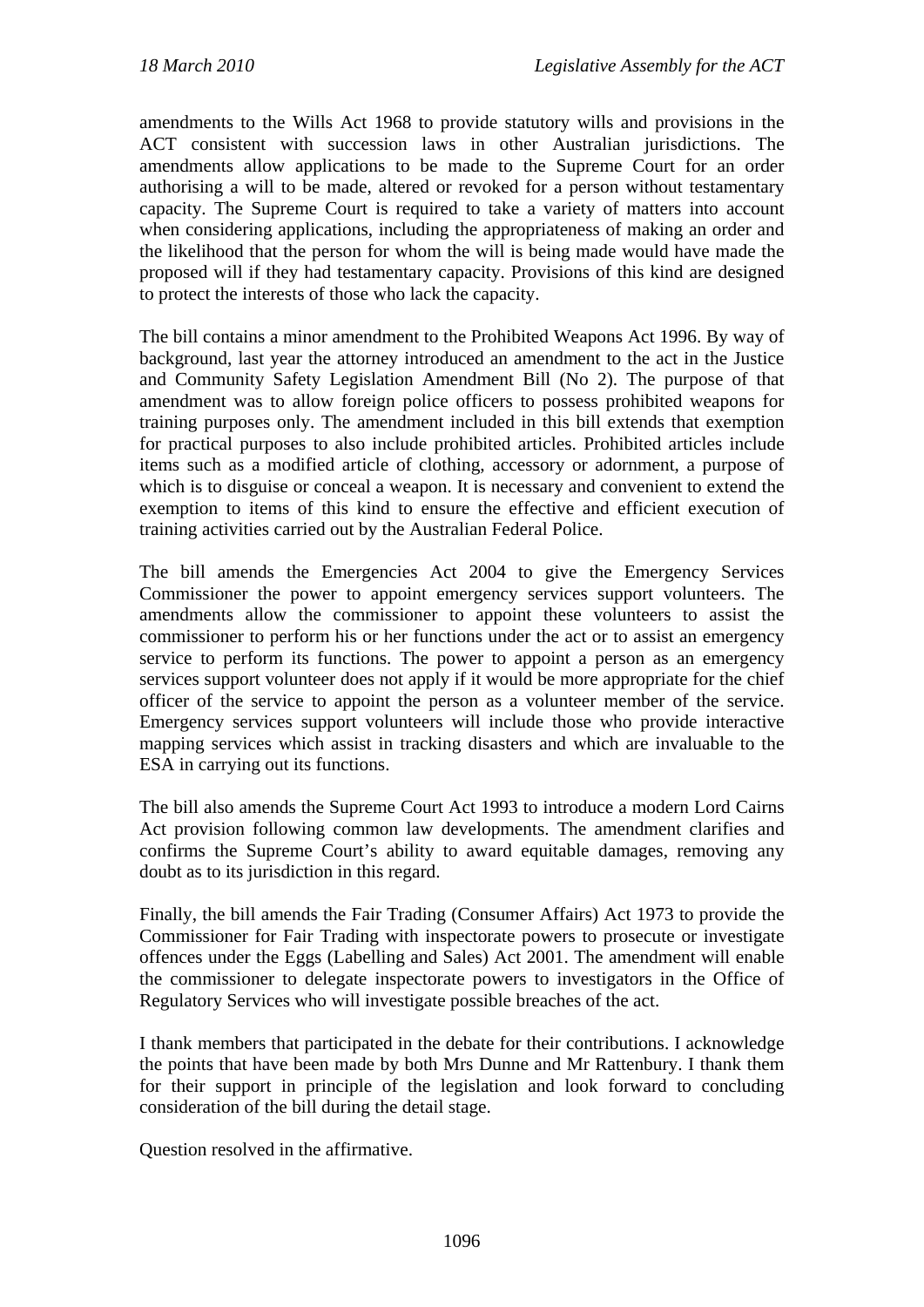amendments to the Wills Act 1968 to provide statutory wills and provisions in the ACT consistent with succession laws in other Australian jurisdictions. The amendments allow applications to be made to the Supreme Court for an order authorising a will to be made, altered or revoked for a person without testamentary capacity. The Supreme Court is required to take a variety of matters into account when considering applications, including the appropriateness of making an order and the likelihood that the person for whom the will is being made would have made the proposed will if they had testamentary capacity. Provisions of this kind are designed to protect the interests of those who lack the capacity.

The bill contains a minor amendment to the Prohibited Weapons Act 1996. By way of background, last year the attorney introduced an amendment to the act in the Justice and Community Safety Legislation Amendment Bill (No 2). The purpose of that amendment was to allow foreign police officers to possess prohibited weapons for training purposes only. The amendment included in this bill extends that exemption for practical purposes to also include prohibited articles. Prohibited articles include items such as a modified article of clothing, accessory or adornment, a purpose of which is to disguise or conceal a weapon. It is necessary and convenient to extend the exemption to items of this kind to ensure the effective and efficient execution of training activities carried out by the Australian Federal Police.

The bill amends the Emergencies Act 2004 to give the Emergency Services Commissioner the power to appoint emergency services support volunteers. The amendments allow the commissioner to appoint these volunteers to assist the commissioner to perform his or her functions under the act or to assist an emergency service to perform its functions. The power to appoint a person as an emergency services support volunteer does not apply if it would be more appropriate for the chief officer of the service to appoint the person as a volunteer member of the service. Emergency services support volunteers will include those who provide interactive mapping services which assist in tracking disasters and which are invaluable to the ESA in carrying out its functions.

The bill also amends the Supreme Court Act 1993 to introduce a modern Lord Cairns Act provision following common law developments. The amendment clarifies and confirms the Supreme Court's ability to award equitable damages, removing any doubt as to its jurisdiction in this regard.

Finally, the bill amends the Fair Trading (Consumer Affairs) Act 1973 to provide the Commissioner for Fair Trading with inspectorate powers to prosecute or investigate offences under the Eggs (Labelling and Sales) Act 2001. The amendment will enable the commissioner to delegate inspectorate powers to investigators in the Office of Regulatory Services who will investigate possible breaches of the act.

I thank members that participated in the debate for their contributions. I acknowledge the points that have been made by both Mrs Dunne and Mr Rattenbury. I thank them for their support in principle of the legislation and look forward to concluding consideration of the bill during the detail stage.

Question resolved in the affirmative.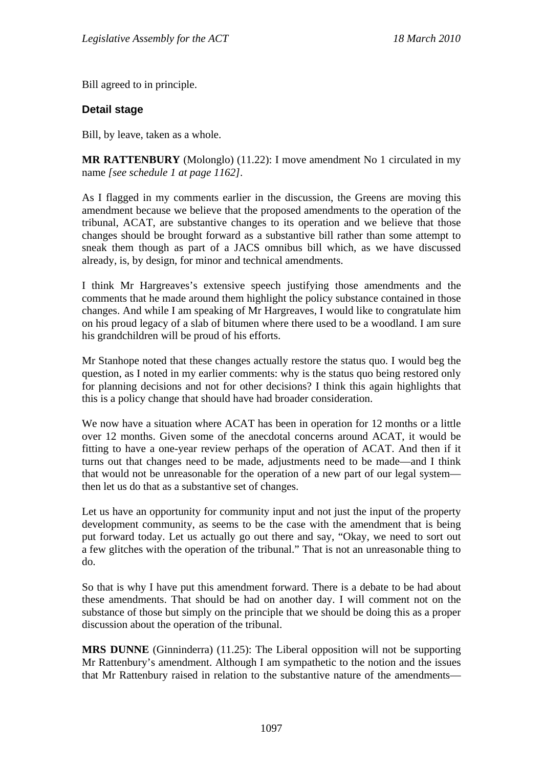Bill agreed to in principle.

### Detail stage

Bill, by leave, taken as a whole.

**MR RATTENBURY** (Molonglo) (11.22): I move amendment No 1 circulated in my name *[see schedule 1 at page 1162]*.

As I flagged in my comments earlier in the discussion, the Greens are moving this amendment because we believe that the proposed amendments to the operation of the tribunal, ACAT, are substantive changes to its operation and we believe that those changes should be brought forward as a substantive bill rather than some attempt to sneak them though as part of a JACS omnibus bill which, as we have discussed already, is, by design, for minor and technical amendments.

I think Mr Hargreaves's extensive speech justifying those amendments and the comments that he made around them highlight the policy substance contained in those changes. And while I am speaking of Mr Hargreaves, I would like to congratulate him on his proud legacy of a slab of bitumen where there used to be a woodland. I am sure his grandchildren will be proud of his efforts.

Mr Stanhope noted that these changes actually restore the status quo. I would beg the question, as I noted in my earlier comments: why is the status quo being restored only for planning decisions and not for other decisions? I think this again highlights that this is a policy change that should have had broader consideration.

We now have a situation where ACAT has been in operation for 12 months or a little over 12 months. Given some of the anecdotal concerns around ACAT, it would be fitting to have a one-year review perhaps of the operation of ACAT. And then if it turns out that changes need to be made, adjustments need to be made—and I think that would not be unreasonable for the operation of a new part of our legal system—then let us do that as a substantive set of changes.

Let us have an opportunity for community input and not just the input of the property development community, as seems to be the case with the amendment that is being put forward today. Let us actually go out there and say, "Okay, we need to sort out a few glitches with the operation of the tribunal." That is not an unreasonable thing to do.

So that is why I have put this amendment forward. There is a debate to be had about these amendments. That should be had on another day. I will comment not on the substance of those but simply on the principle that we should be doing this as a proper discussion about the operation of the tribunal.

**MRS DUNNE** (Ginninderra) (11.25): The Liberal opposition will not be supporting Mr Rattenbury's amendment. Although I am sympathetic to the notion and the issues that Mr Rattenbury raised in relation to the substantive nature of the amendments—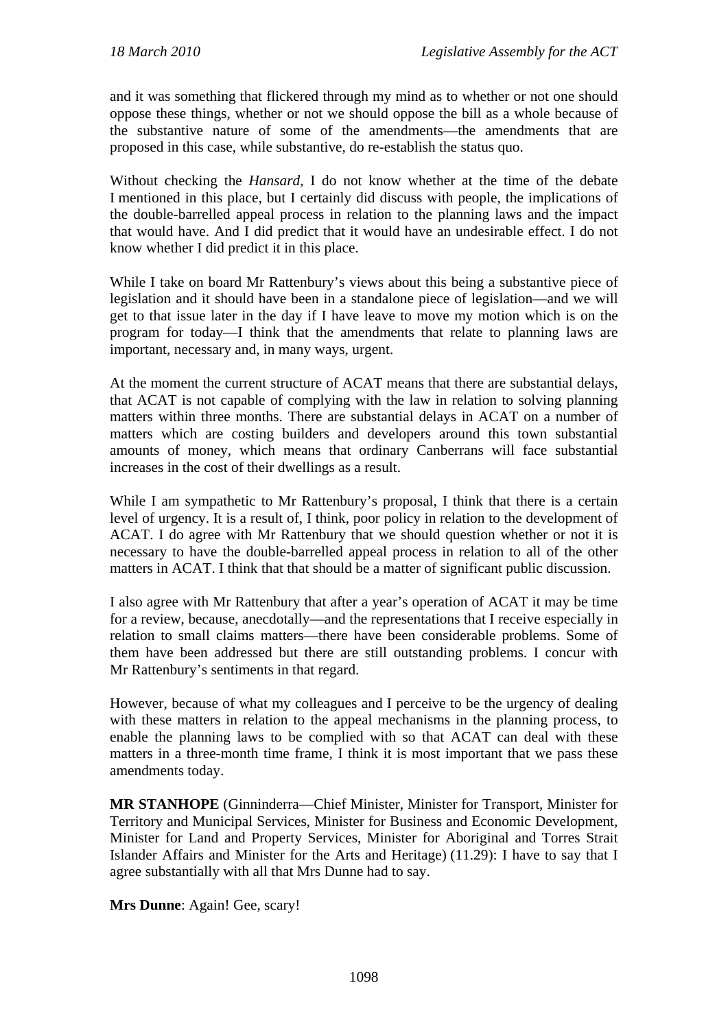and it was something that flickered through my mind as to whether or not one should oppose these things, whether or not we should oppose the bill as a whole because of the substantive nature of some of the amendments—the amendments that are proposed in this case, while substantive, do re-establish the status quo.

Without checking the *Hansard*, I do not know whether at the time of the debate I mentioned in this place, but I certainly did discuss with people, the implications of the double-barrelled appeal process in relation to the planning laws and the impact that would have. And I did predict that it would have an undesirable effect. I do not know whether I did predict it in this place.

While I take on board Mr Rattenbury's views about this being a substantive piece of legislation and it should have been in a standalone piece of legislation—and we will get to that issue later in the day if I have leave to move my motion which is on the program for today—I think that the amendments that relate to planning laws are important, necessary and, in many ways, urgent.

At the moment the current structure of ACAT means that there are substantial delays, that ACAT is not capable of complying with the law in relation to solving planning matters within three months. There are substantial delays in ACAT on a number of matters which are costing builders and developers around this town substantial amounts of money, which means that ordinary Canberrans will face substantial increases in the cost of their dwellings as a result.

While I am sympathetic to Mr Rattenbury's proposal, I think that there is a certain level of urgency. It is a result of, I think, poor policy in relation to the development of ACAT. I do agree with Mr Rattenbury that we should question whether or not it is necessary to have the double-barrelled appeal process in relation to all of the other matters in ACAT. I think that that should be a matter of significant public discussion.

I also agree with Mr Rattenbury that after a year's operation of ACAT it may be time for a review, because, anecdotally—and the representations that I receive especially in relation to small claims matters—there have been considerable problems. Some of them have been addressed but there are still outstanding problems. I concur with Mr Rattenbury's sentiments in that regard.

However, because of what my colleagues and I perceive to be the urgency of dealing with these matters in relation to the appeal mechanisms in the planning process, to enable the planning laws to be complied with so that ACAT can deal with these matters in a three-month time frame, I think it is most important that we pass these amendments today.

**MR STANHOPE** (Ginninderra—Chief Minister, Minister for Transport, Minister for Territory and Municipal Services, Minister for Business and Economic Development, Minister for Land and Property Services, Minister for Aboriginal and Torres Strait Islander Affairs and Minister for the Arts and Heritage) (11.29): I have to say that I agree substantially with all that Mrs Dunne had to say.

**Mrs Dunne**: Again! Gee, scary!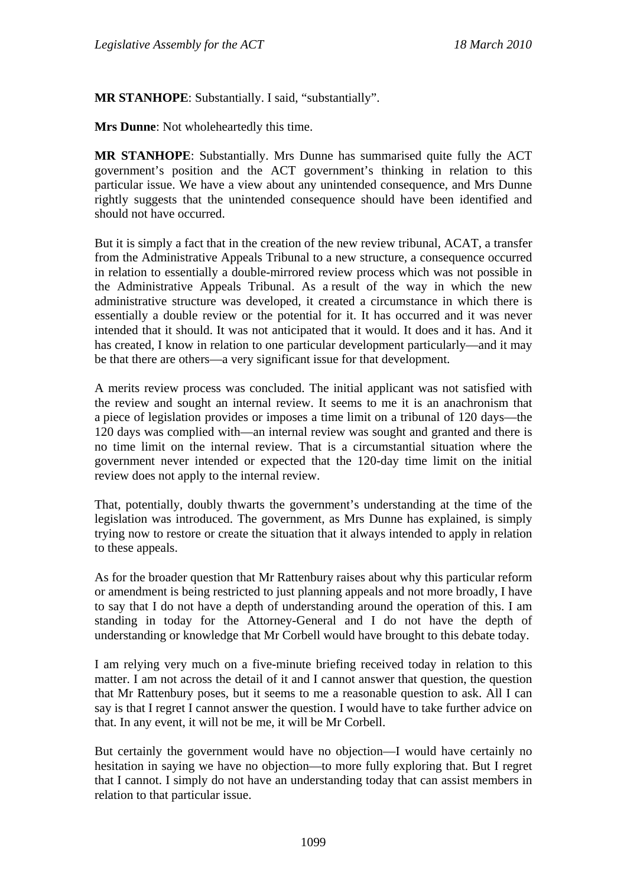**MR STANHOPE**: Substantially. I said, "substantially".

**Mrs Dunne**: Not wholeheartedly this time.

**MR STANHOPE**: Substantially. Mrs Dunne has summarised quite fully the ACT government's position and the ACT government's thinking in relation to this particular issue. We have a view about any unintended consequence, and Mrs Dunne rightly suggests that the unintended consequence should have been identified and should not have occurred.

But it is simply a fact that in the creation of the new review tribunal, ACAT, a transfer from the Administrative Appeals Tribunal to a new structure, a consequence occurred in relation to essentially a double-mirrored review process which was not possible in the Administrative Appeals Tribunal. As a result of the way in which the new administrative structure was developed, it created a circumstance in which there is essentially a double review or the potential for it. It has occurred and it was never intended that it should. It was not anticipated that it would. It does and it has. And it has created, I know in relation to one particular development particularly—and it may be that there are others—a very significant issue for that development.

A merits review process was concluded. The initial applicant was not satisfied with the review and sought an internal review. It seems to me it is an anachronism that a piece of legislation provides or imposes a time limit on a tribunal of 120 days—the 120 days was complied with—an internal review was sought and granted and there is no time limit on the internal review. That is a circumstantial situation where the government never intended or expected that the 120-day time limit on the initial review does not apply to the internal review.

That, potentially, doubly thwarts the government's understanding at the time of the legislation was introduced. The government, as Mrs Dunne has explained, is simply trying now to restore or create the situation that it always intended to apply in relation to these appeals.

As for the broader question that Mr Rattenbury raises about why this particular reform or amendment is being restricted to just planning appeals and not more broadly, I have to say that I do not have a depth of understanding around the operation of this. I am standing in today for the Attorney-General and I do not have the depth of understanding or knowledge that Mr Corbell would have brought to this debate today.

I am relying very much on a five-minute briefing received today in relation to this matter. I am not across the detail of it and I cannot answer that question, the question that Mr Rattenbury poses, but it seems to me a reasonable question to ask. All I can say is that I regret I cannot answer the question. I would have to take further advice on that. In any event, it will not be me, it will be Mr Corbell.

But certainly the government would have no objection—I would have certainly no hesitation in saying we have no objection—to more fully exploring that. But I regret that I cannot. I simply do not have an understanding today that can assist members in relation to that particular issue.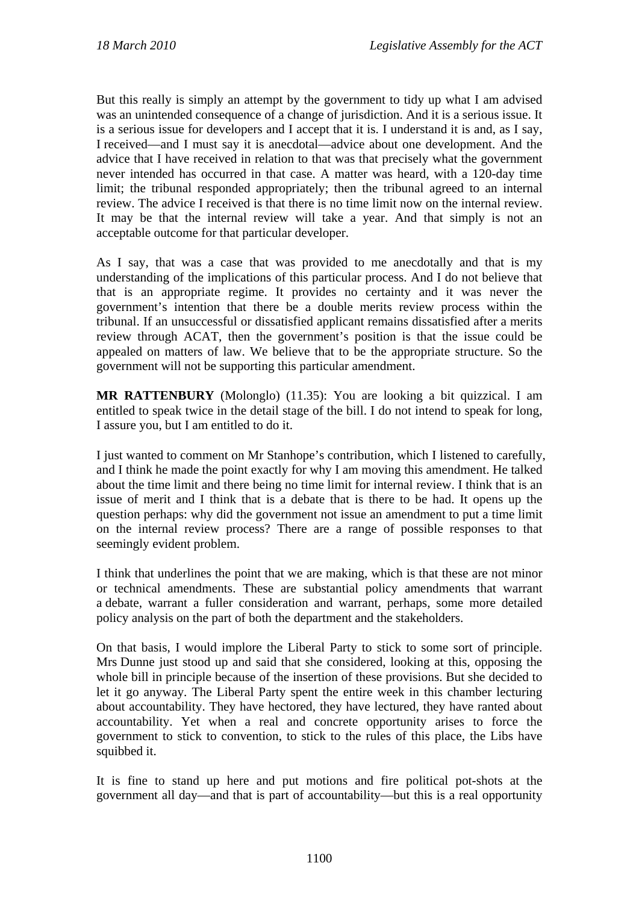But this really is simply an attempt by the government to tidy up what I am advised was an unintended consequence of a change of jurisdiction. And it is a serious issue. It is a serious issue for developers and I accept that it is. I understand it is and, as I say, I received—and I must say it is anecdotal—advice about one development. And the advice that I have received in relation to that was that precisely what the government never intended has occurred in that case. A matter was heard, with a 120-day time limit; the tribunal responded appropriately; then the tribunal agreed to an internal review. The advice I received is that there is no time limit now on the internal review. It may be that the internal review will take a year. And that simply is not an acceptable outcome for that particular developer.

As I say, that was a case that was provided to me anecdotally and that is my understanding of the implications of this particular process. And I do not believe that that is an appropriate regime. It provides no certainty and it was never the government's intention that there be a double merits review process within the tribunal. If an unsuccessful or dissatisfied applicant remains dissatisfied after a merits review through ACAT, then the government's position is that the issue could be appealed on matters of law. We believe that to be the appropriate structure. So the government will not be supporting this particular amendment.

**MR RATTENBURY** (Molonglo) (11.35): You are looking a bit quizzical. I am entitled to speak twice in the detail stage of the bill. I do not intend to speak for long, I assure you, but I am entitled to do it.

I just wanted to comment on Mr Stanhope's contribution, which I listened to carefully, and I think he made the point exactly for why I am moving this amendment. He talked about the time limit and there being no time limit for internal review. I think that is an issue of merit and I think that is a debate that is there to be had. It opens up the question perhaps: why did the government not issue an amendment to put a time limit on the internal review process? There are a range of possible responses to that seemingly evident problem.

I think that underlines the point that we are making, which is that these are not minor or technical amendments. These are substantial policy amendments that warrant a debate, warrant a fuller consideration and warrant, perhaps, some more detailed policy analysis on the part of both the department and the stakeholders.

On that basis, I would implore the Liberal Party to stick to some sort of principle. Mrs Dunne just stood up and said that she considered, looking at this, opposing the whole bill in principle because of the insertion of these provisions. But she decided to let it go anyway. The Liberal Party spent the entire week in this chamber lecturing about accountability. They have hectored, they have lectured, they have ranted about accountability. Yet when a real and concrete opportunity arises to force the government to stick to convention, to stick to the rules of this place, the Libs have squibbed it.

It is fine to stand up here and put motions and fire political pot-shots at the government all day—and that is part of accountability—but this is a real opportunity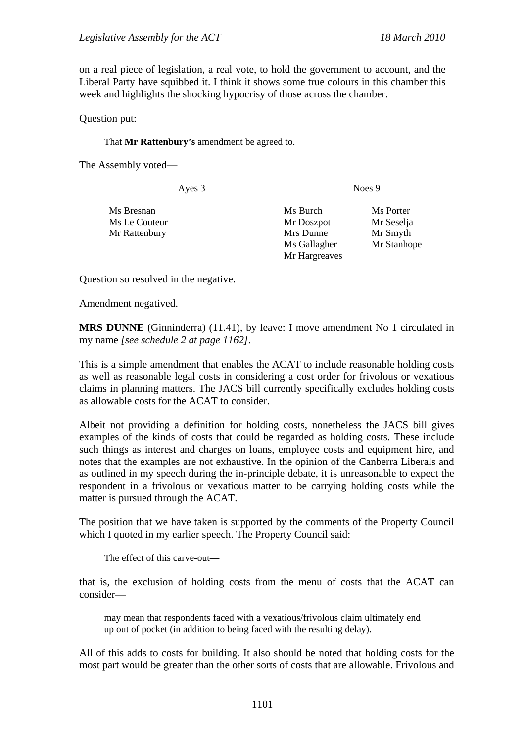on a real piece of legislation, a real vote, to hold the government to account, and the Liberal Party have squibbed it. I think it shows some true colours in this chamber this week and highlights the shocking hypocrisy of those across the chamber.

Question put:

> That **Mr Rattenbury's** amendment be agreed to.

The Assembly voted—

| Ayes 3 | Noes 9 | |
|---|---|---|
| Ms Bresnan | Ms Burch | Ms Porter |
| Ms Le Couteur | Mr Doszpot | Mr Seselja |
| Mr Rattenbury | Mrs Dunne | Mr Smyth |
| | Ms Gallagher | Mr Stanhope |
| | Mr Hargreaves | |

Question so resolved in the negative.

Amendment negatived.

**MRS DUNNE** (Ginninderra) (11.41), by leave: I move amendment No 1 circulated in my name *[see schedule 2 at page 1162]*.

This is a simple amendment that enables the ACAT to include reasonable holding costs as well as reasonable legal costs in considering a cost order for frivolous or vexatious claims in planning matters. The JACS bill currently specifically excludes holding costs as allowable costs for the ACAT to consider.

Albeit not providing a definition for holding costs, nonetheless the JACS bill gives examples of the kinds of costs that could be regarded as holding costs. These include such things as interest and charges on loans, employee costs and equipment hire, and notes that the examples are not exhaustive. In the opinion of the Canberra Liberals and as outlined in my speech during the in-principle debate, it is unreasonable to expect the respondent in a frivolous or vexatious matter to be carrying holding costs while the matter is pursued through the ACAT.

The position that we have taken is supported by the comments of the Property Council which I quoted in my earlier speech. The Property Council said:

> The effect of this carve-out—

that is, the exclusion of holding costs from the menu of costs that the ACAT can consider—

> may mean that respondents faced with a vexatious/frivolous claim ultimately end up out of pocket (in addition to being faced with the resulting delay).

All of this adds to costs for building. It also should be noted that holding costs for the most part would be greater than the other sorts of costs that are allowable. Frivolous and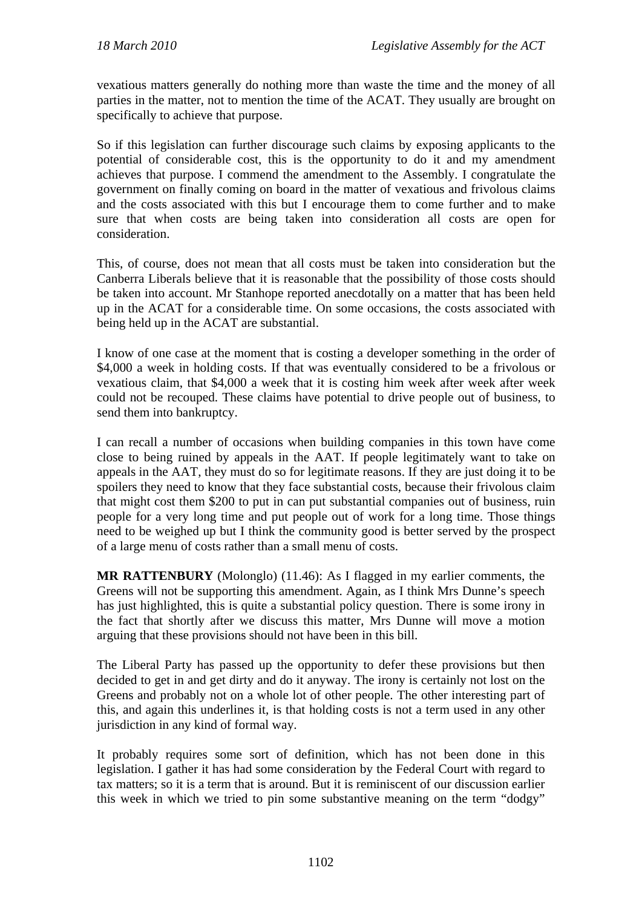vexatious matters generally do nothing more than waste the time and the money of all parties in the matter, not to mention the time of the ACAT. They usually are brought on specifically to achieve that purpose.

So if this legislation can further discourage such claims by exposing applicants to the potential of considerable cost, this is the opportunity to do it and my amendment achieves that purpose. I commend the amendment to the Assembly. I congratulate the government on finally coming on board in the matter of vexatious and frivolous claims and the costs associated with this but I encourage them to come further and to make sure that when costs are being taken into consideration all costs are open for consideration.

This, of course, does not mean that all costs must be taken into consideration but the Canberra Liberals believe that it is reasonable that the possibility of those costs should be taken into account. Mr Stanhope reported anecdotally on a matter that has been held up in the ACAT for a considerable time. On some occasions, the costs associated with being held up in the ACAT are substantial.

I know of one case at the moment that is costing a developer something in the order of $4,000 a week in holding costs. If that was eventually considered to be a frivolous or vexatious claim, that $4,000 a week that it is costing him week after week after week could not be recouped. These claims have potential to drive people out of business, to send them into bankruptcy.

I can recall a number of occasions when building companies in this town have come close to being ruined by appeals in the AAT. If people legitimately want to take on appeals in the AAT, they must do so for legitimate reasons. If they are just doing it to be spoilers they need to know that they face substantial costs, because their frivolous claim that might cost them $200 to put in can put substantial companies out of business, ruin people for a very long time and put people out of work for a long time. Those things need to be weighed up but I think the community good is better served by the prospect of a large menu of costs rather than a small menu of costs.

**MR RATTENBURY** (Molonglo) (11.46): As I flagged in my earlier comments, the Greens will not be supporting this amendment. Again, as I think Mrs Dunne's speech has just highlighted, this is quite a substantial policy question. There is some irony in the fact that shortly after we discuss this matter, Mrs Dunne will move a motion arguing that these provisions should not have been in this bill.

The Liberal Party has passed up the opportunity to defer these provisions but then decided to get in and get dirty and do it anyway. The irony is certainly not lost on the Greens and probably not on a whole lot of other people. The other interesting part of this, and again this underlines it, is that holding costs is not a term used in any other jurisdiction in any kind of formal way.

It probably requires some sort of definition, which has not been done in this legislation. I gather it has had some consideration by the Federal Court with regard to tax matters; so it is a term that is around. But it is reminiscent of our discussion earlier this week in which we tried to pin some substantive meaning on the term "dodgy"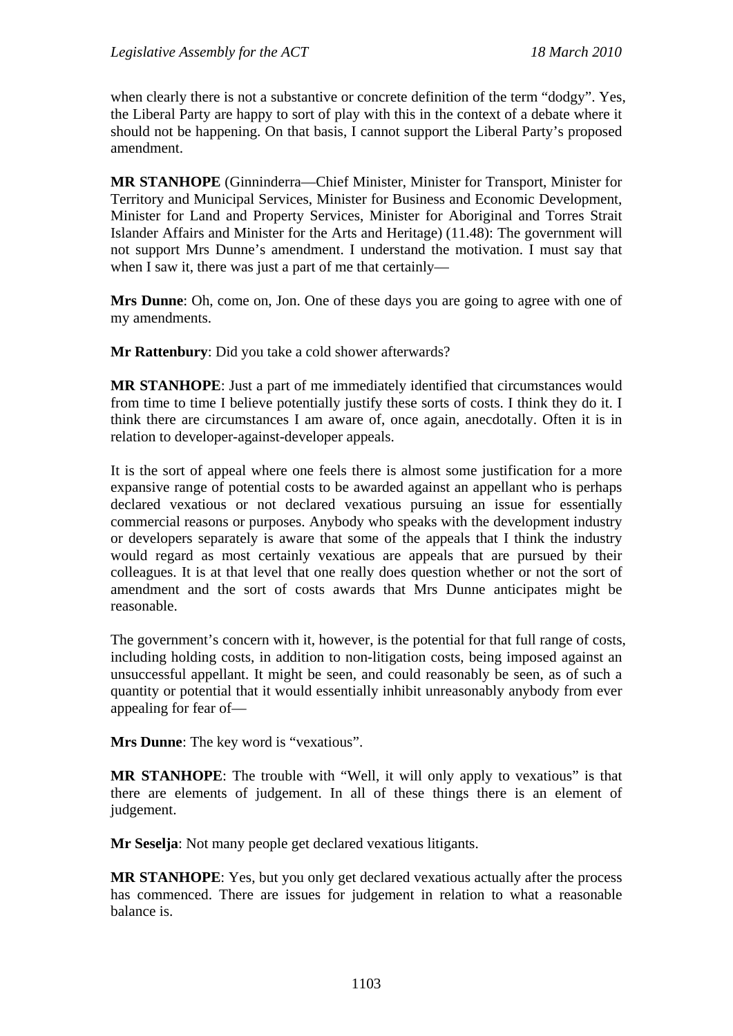when clearly there is not a substantive or concrete definition of the term "dodgy". Yes, the Liberal Party are happy to sort of play with this in the context of a debate where it should not be happening. On that basis, I cannot support the Liberal Party's proposed amendment.

**MR STANHOPE** (Ginninderra—Chief Minister, Minister for Transport, Minister for Territory and Municipal Services, Minister for Business and Economic Development, Minister for Land and Property Services, Minister for Aboriginal and Torres Strait Islander Affairs and Minister for the Arts and Heritage) (11.48): The government will not support Mrs Dunne's amendment. I understand the motivation. I must say that when I saw it, there was just a part of me that certainly—

**Mrs Dunne**: Oh, come on, Jon. One of these days you are going to agree with one of my amendments.

**Mr Rattenbury**: Did you take a cold shower afterwards?

**MR STANHOPE**: Just a part of me immediately identified that circumstances would from time to time I believe potentially justify these sorts of costs. I think they do it. I think there are circumstances I am aware of, once again, anecdotally. Often it is in relation to developer-against-developer appeals.

It is the sort of appeal where one feels there is almost some justification for a more expansive range of potential costs to be awarded against an appellant who is perhaps declared vexatious or not declared vexatious pursuing an issue for essentially commercial reasons or purposes. Anybody who speaks with the development industry or developers separately is aware that some of the appeals that I think the industry would regard as most certainly vexatious are appeals that are pursued by their colleagues. It is at that level that one really does question whether or not the sort of amendment and the sort of costs awards that Mrs Dunne anticipates might be reasonable.

The government's concern with it, however, is the potential for that full range of costs, including holding costs, in addition to non-litigation costs, being imposed against an unsuccessful appellant. It might be seen, and could reasonably be seen, as of such a quantity or potential that it would essentially inhibit unreasonably anybody from ever appealing for fear of—

**Mrs Dunne**: The key word is "vexatious".

**MR STANHOPE**: The trouble with "Well, it will only apply to vexatious" is that there are elements of judgement. In all of these things there is an element of judgement.

**Mr Seselja**: Not many people get declared vexatious litigants.

**MR STANHOPE**: Yes, but you only get declared vexatious actually after the process has commenced. There are issues for judgement in relation to what a reasonable balance is.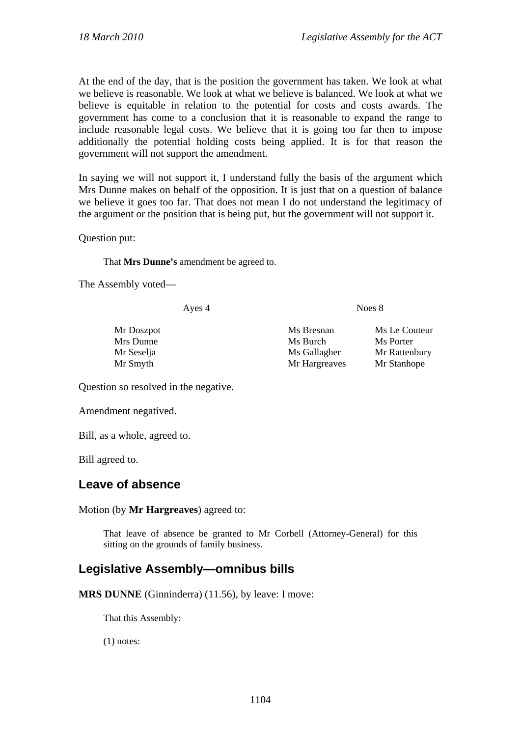At the end of the day, that is the position the government has taken. We look at what we believe is reasonable. We look at what we believe is balanced. We look at what we believe is equitable in relation to the potential for costs and costs awards. The government has come to a conclusion that it is reasonable to expand the range to include reasonable legal costs. We believe that it is going too far then to impose additionally the potential holding costs being applied. It is for that reason the government will not support the amendment.

In saying we will not support it, I understand fully the basis of the argument which Mrs Dunne makes on behalf of the opposition. It is just that on a question of balance we believe it goes too far. That does not mean I do not understand the legitimacy of the argument or the position that is being put, but the government will not support it.

Question put:

> That **Mrs Dunne's** amendment be agreed to.

The Assembly voted—

| Ayes 4 | Noes 8 | |
|---|---|---|
| Mr Doszpot | Ms Bresnan | Ms Le Couteur |
| Mrs Dunne | Ms Burch | Ms Porter |
| Mr Seselja | Ms Gallagher | Mr Rattenbury |
| Mr Smyth | Mr Hargreaves | Mr Stanhope |

Question so resolved in the negative.

Amendment negatived.

Bill, as a whole, agreed to.

Bill agreed to.

## Leave of absence

Motion (by **Mr Hargreaves**) agreed to:

> That leave of absence be granted to Mr Corbell (Attorney-General) for this sitting on the grounds of family business.

## Legislative Assembly—omnibus bills

**MRS DUNNE** (Ginninderra) (11.56), by leave: I move:

> That this Assembly:
>
> (1) notes: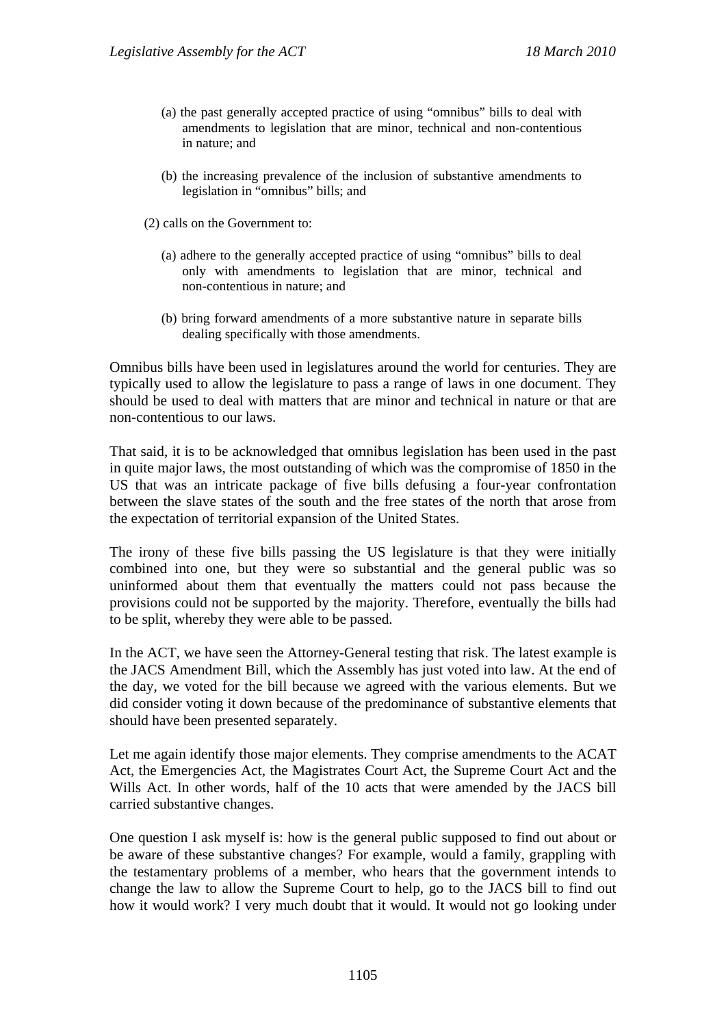(a) the past generally accepted practice of using "omnibus" bills to deal with amendments to legislation that are minor, technical and non-contentious in nature; and

(b) the increasing prevalence of the inclusion of substantive amendments to legislation in "omnibus" bills; and

(2) calls on the Government to:

(a) adhere to the generally accepted practice of using "omnibus" bills to deal only with amendments to legislation that are minor, technical and non-contentious in nature; and

(b) bring forward amendments of a more substantive nature in separate bills dealing specifically with those amendments.

Omnibus bills have been used in legislatures around the world for centuries. They are typically used to allow the legislature to pass a range of laws in one document. They should be used to deal with matters that are minor and technical in nature or that are non-contentious to our laws.

That said, it is to be acknowledged that omnibus legislation has been used in the past in quite major laws, the most outstanding of which was the compromise of 1850 in the US that was an intricate package of five bills defusing a four-year confrontation between the slave states of the south and the free states of the north that arose from the expectation of territorial expansion of the United States.

The irony of these five bills passing the US legislature is that they were initially combined into one, but they were so substantial and the general public was so uninformed about them that eventually the matters could not pass because the provisions could not be supported by the majority. Therefore, eventually the bills had to be split, whereby they were able to be passed.

In the ACT, we have seen the Attorney-General testing that risk. The latest example is the JACS Amendment Bill, which the Assembly has just voted into law. At the end of the day, we voted for the bill because we agreed with the various elements. But we did consider voting it down because of the predominance of substantive elements that should have been presented separately.

Let me again identify those major elements. They comprise amendments to the ACAT Act, the Emergencies Act, the Magistrates Court Act, the Supreme Court Act and the Wills Act. In other words, half of the 10 acts that were amended by the JACS bill carried substantive changes.

One question I ask myself is: how is the general public supposed to find out about or be aware of these substantive changes? For example, would a family, grappling with the testamentary problems of a member, who hears that the government intends to change the law to allow the Supreme Court to help, go to the JACS bill to find out how it would work? I very much doubt that it would. It would not go looking under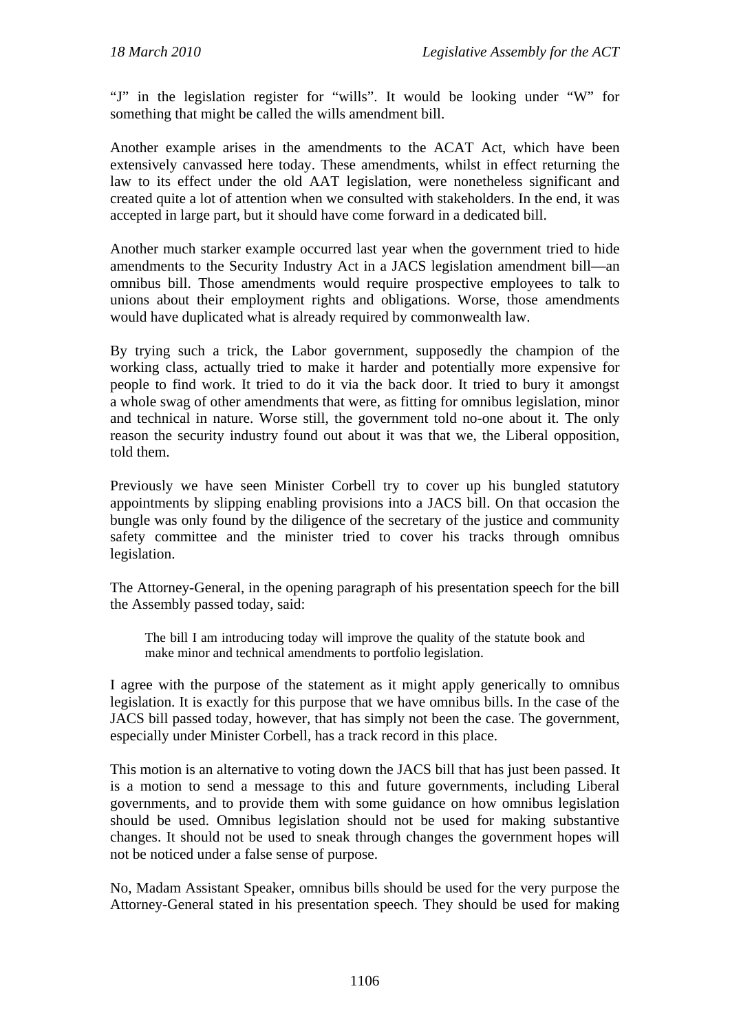"J" in the legislation register for "wills". It would be looking under "W" for something that might be called the wills amendment bill.

Another example arises in the amendments to the ACAT Act, which have been extensively canvassed here today. These amendments, whilst in effect returning the law to its effect under the old AAT legislation, were nonetheless significant and created quite a lot of attention when we consulted with stakeholders. In the end, it was accepted in large part, but it should have come forward in a dedicated bill.

Another much starker example occurred last year when the government tried to hide amendments to the Security Industry Act in a JACS legislation amendment bill—an omnibus bill. Those amendments would require prospective employees to talk to unions about their employment rights and obligations. Worse, those amendments would have duplicated what is already required by commonwealth law.

By trying such a trick, the Labor government, supposedly the champion of the working class, actually tried to make it harder and potentially more expensive for people to find work. It tried to do it via the back door. It tried to bury it amongst a whole swag of other amendments that were, as fitting for omnibus legislation, minor and technical in nature. Worse still, the government told no-one about it. The only reason the security industry found out about it was that we, the Liberal opposition, told them.

Previously we have seen Minister Corbell try to cover up his bungled statutory appointments by slipping enabling provisions into a JACS bill. On that occasion the bungle was only found by the diligence of the secretary of the justice and community safety committee and the minister tried to cover his tracks through omnibus legislation.

The Attorney-General, in the opening paragraph of his presentation speech for the bill the Assembly passed today, said:

> The bill I am introducing today will improve the quality of the statute book and make minor and technical amendments to portfolio legislation.

I agree with the purpose of the statement as it might apply generically to omnibus legislation. It is exactly for this purpose that we have omnibus bills. In the case of the JACS bill passed today, however, that has simply not been the case. The government, especially under Minister Corbell, has a track record in this place.

This motion is an alternative to voting down the JACS bill that has just been passed. It is a motion to send a message to this and future governments, including Liberal governments, and to provide them with some guidance on how omnibus legislation should be used. Omnibus legislation should not be used for making substantive changes. It should not be used to sneak through changes the government hopes will not be noticed under a false sense of purpose.

No, Madam Assistant Speaker, omnibus bills should be used for the very purpose the Attorney-General stated in his presentation speech. They should be used for making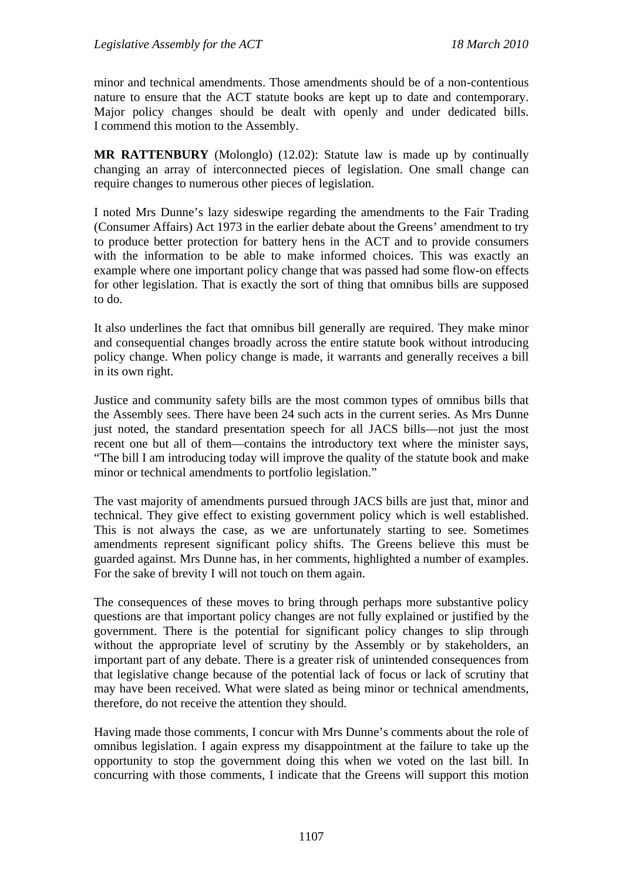minor and technical amendments. Those amendments should be of a non-contentious nature to ensure that the ACT statute books are kept up to date and contemporary. Major policy changes should be dealt with openly and under dedicated bills. I commend this motion to the Assembly.

**MR RATTENBURY** (Molonglo) (12.02): Statute law is made up by continually changing an array of interconnected pieces of legislation. One small change can require changes to numerous other pieces of legislation.

I noted Mrs Dunne's lazy sideswipe regarding the amendments to the Fair Trading (Consumer Affairs) Act 1973 in the earlier debate about the Greens' amendment to try to produce better protection for battery hens in the ACT and to provide consumers with the information to be able to make informed choices. This was exactly an example where one important policy change that was passed had some flow-on effects for other legislation. That is exactly the sort of thing that omnibus bills are supposed to do.

It also underlines the fact that omnibus bill generally are required. They make minor and consequential changes broadly across the entire statute book without introducing policy change. When policy change is made, it warrants and generally receives a bill in its own right.

Justice and community safety bills are the most common types of omnibus bills that the Assembly sees. There have been 24 such acts in the current series. As Mrs Dunne just noted, the standard presentation speech for all JACS bills—not just the most recent one but all of them—contains the introductory text where the minister says, "The bill I am introducing today will improve the quality of the statute book and make minor or technical amendments to portfolio legislation."

The vast majority of amendments pursued through JACS bills are just that, minor and technical. They give effect to existing government policy which is well established. This is not always the case, as we are unfortunately starting to see. Sometimes amendments represent significant policy shifts. The Greens believe this must be guarded against. Mrs Dunne has, in her comments, highlighted a number of examples. For the sake of brevity I will not touch on them again.

The consequences of these moves to bring through perhaps more substantive policy questions are that important policy changes are not fully explained or justified by the government. There is the potential for significant policy changes to slip through without the appropriate level of scrutiny by the Assembly or by stakeholders, an important part of any debate. There is a greater risk of unintended consequences from that legislative change because of the potential lack of focus or lack of scrutiny that may have been received. What were slated as being minor or technical amendments, therefore, do not receive the attention they should.

Having made those comments, I concur with Mrs Dunne's comments about the role of omnibus legislation. I again express my disappointment at the failure to take up the opportunity to stop the government doing this when we voted on the last bill. In concurring with those comments, I indicate that the Greens will support this motion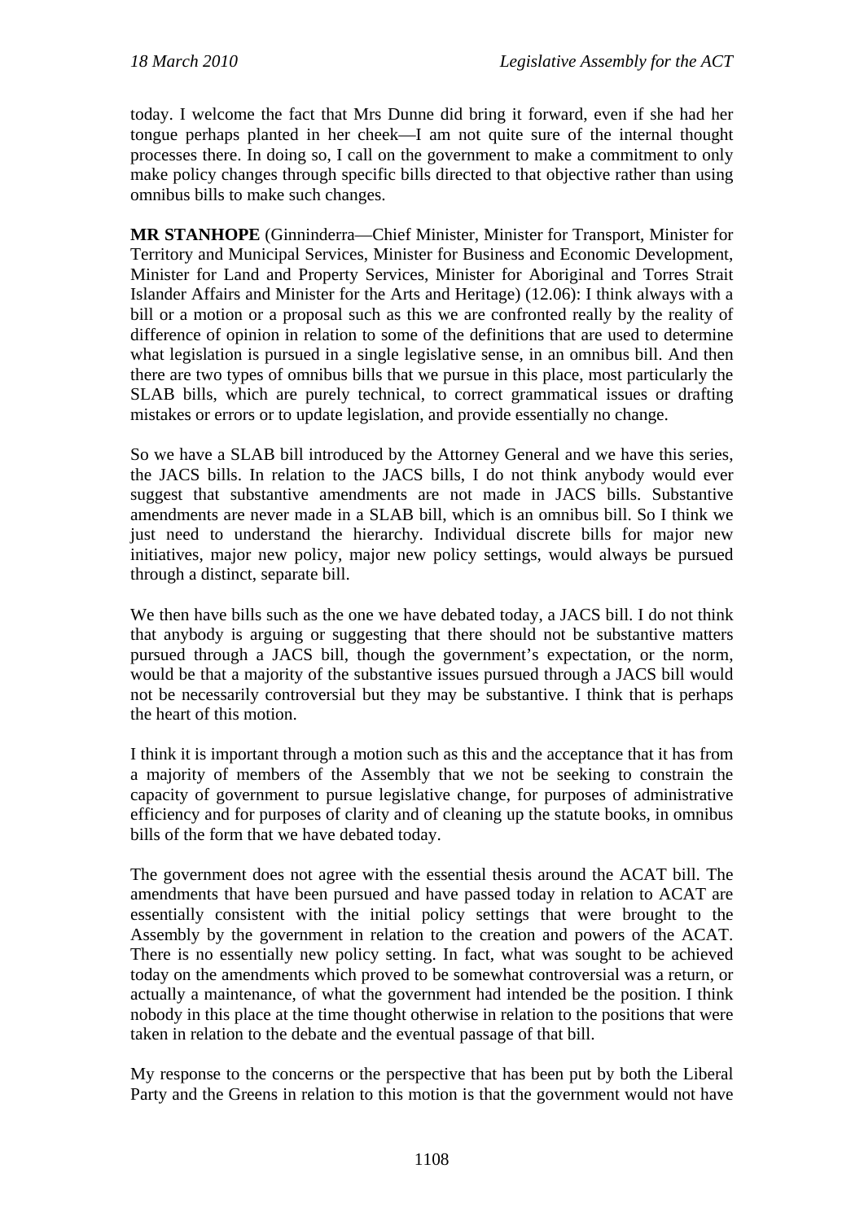today. I welcome the fact that Mrs Dunne did bring it forward, even if she had her tongue perhaps planted in her cheek—I am not quite sure of the internal thought processes there. In doing so, I call on the government to make a commitment to only make policy changes through specific bills directed to that objective rather than using omnibus bills to make such changes.

**MR STANHOPE** (Ginninderra—Chief Minister, Minister for Transport, Minister for Territory and Municipal Services, Minister for Business and Economic Development, Minister for Land and Property Services, Minister for Aboriginal and Torres Strait Islander Affairs and Minister for the Arts and Heritage) (12.06): I think always with a bill or a motion or a proposal such as this we are confronted really by the reality of difference of opinion in relation to some of the definitions that are used to determine what legislation is pursued in a single legislative sense, in an omnibus bill. And then there are two types of omnibus bills that we pursue in this place, most particularly the SLAB bills, which are purely technical, to correct grammatical issues or drafting mistakes or errors or to update legislation, and provide essentially no change.

So we have a SLAB bill introduced by the Attorney General and we have this series, the JACS bills. In relation to the JACS bills, I do not think anybody would ever suggest that substantive amendments are not made in JACS bills. Substantive amendments are never made in a SLAB bill, which is an omnibus bill. So I think we just need to understand the hierarchy. Individual discrete bills for major new initiatives, major new policy, major new policy settings, would always be pursued through a distinct, separate bill.

We then have bills such as the one we have debated today, a JACS bill. I do not think that anybody is arguing or suggesting that there should not be substantive matters pursued through a JACS bill, though the government's expectation, or the norm, would be that a majority of the substantive issues pursued through a JACS bill would not be necessarily controversial but they may be substantive. I think that is perhaps the heart of this motion.

I think it is important through a motion such as this and the acceptance that it has from a majority of members of the Assembly that we not be seeking to constrain the capacity of government to pursue legislative change, for purposes of administrative efficiency and for purposes of clarity and of cleaning up the statute books, in omnibus bills of the form that we have debated today.

The government does not agree with the essential thesis around the ACAT bill. The amendments that have been pursued and have passed today in relation to ACAT are essentially consistent with the initial policy settings that were brought to the Assembly by the government in relation to the creation and powers of the ACAT. There is no essentially new policy setting. In fact, what was sought to be achieved today on the amendments which proved to be somewhat controversial was a return, or actually a maintenance, of what the government had intended be the position. I think nobody in this place at the time thought otherwise in relation to the positions that were taken in relation to the debate and the eventual passage of that bill.

My response to the concerns or the perspective that has been put by both the Liberal Party and the Greens in relation to this motion is that the government would not have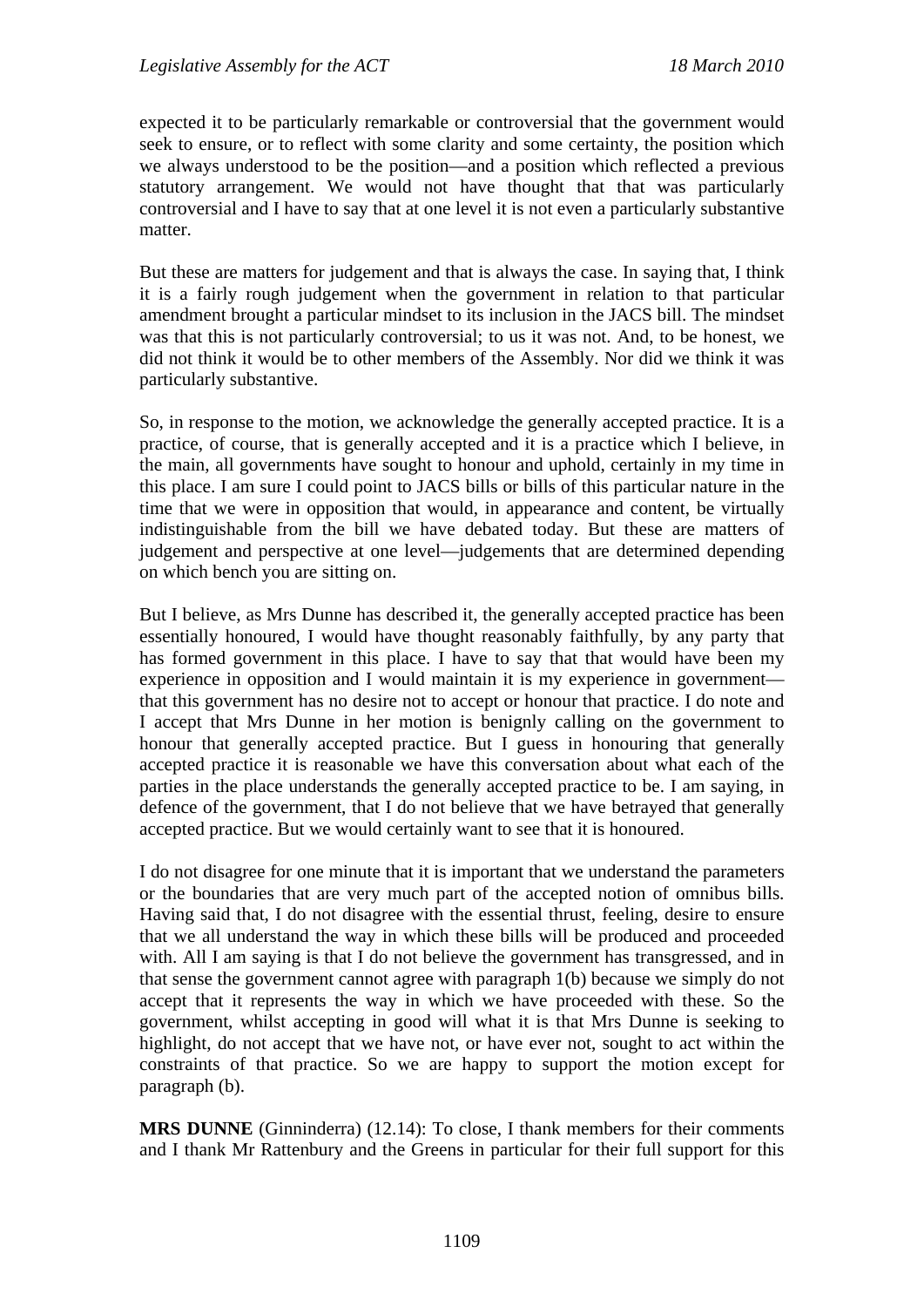expected it to be particularly remarkable or controversial that the government would seek to ensure, or to reflect with some clarity and some certainty, the position which we always understood to be the position—and a position which reflected a previous statutory arrangement. We would not have thought that that was particularly controversial and I have to say that at one level it is not even a particularly substantive matter.

But these are matters for judgement and that is always the case. In saying that, I think it is a fairly rough judgement when the government in relation to that particular amendment brought a particular mindset to its inclusion in the JACS bill. The mindset was that this is not particularly controversial; to us it was not. And, to be honest, we did not think it would be to other members of the Assembly. Nor did we think it was particularly substantive.

So, in response to the motion, we acknowledge the generally accepted practice. It is a practice, of course, that is generally accepted and it is a practice which I believe, in the main, all governments have sought to honour and uphold, certainly in my time in this place. I am sure I could point to JACS bills or bills of this particular nature in the time that we were in opposition that would, in appearance and content, be virtually indistinguishable from the bill we have debated today. But these are matters of judgement and perspective at one level—judgements that are determined depending on which bench you are sitting on.

But I believe, as Mrs Dunne has described it, the generally accepted practice has been essentially honoured, I would have thought reasonably faithfully, by any party that has formed government in this place. I have to say that that would have been my experience in opposition and I would maintain it is my experience in government—that this government has no desire not to accept or honour that practice. I do note and I accept that Mrs Dunne in her motion is benignly calling on the government to honour that generally accepted practice. But I guess in honouring that generally accepted practice it is reasonable we have this conversation about what each of the parties in the place understands the generally accepted practice to be. I am saying, in defence of the government, that I do not believe that we have betrayed that generally accepted practice. But we would certainly want to see that it is honoured.

I do not disagree for one minute that it is important that we understand the parameters or the boundaries that are very much part of the accepted notion of omnibus bills. Having said that, I do not disagree with the essential thrust, feeling, desire to ensure that we all understand the way in which these bills will be produced and proceeded with. All I am saying is that I do not believe the government has transgressed, and in that sense the government cannot agree with paragraph 1(b) because we simply do not accept that it represents the way in which we have proceeded with these. So the government, whilst accepting in good will what it is that Mrs Dunne is seeking to highlight, do not accept that we have not, or have ever not, sought to act within the constraints of that practice. So we are happy to support the motion except for paragraph (b).

**MRS DUNNE** (Ginninderra) (12.14): To close, I thank members for their comments and I thank Mr Rattenbury and the Greens in particular for their full support for this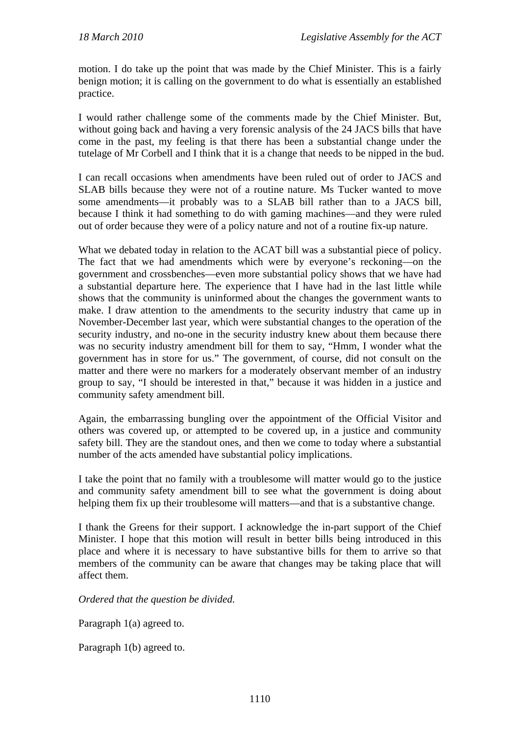motion. I do take up the point that was made by the Chief Minister. This is a fairly benign motion; it is calling on the government to do what is essentially an established practice.

I would rather challenge some of the comments made by the Chief Minister. But, without going back and having a very forensic analysis of the 24 JACS bills that have come in the past, my feeling is that there has been a substantial change under the tutelage of Mr Corbell and I think that it is a change that needs to be nipped in the bud.

I can recall occasions when amendments have been ruled out of order to JACS and SLAB bills because they were not of a routine nature. Ms Tucker wanted to move some amendments—it probably was to a SLAB bill rather than to a JACS bill, because I think it had something to do with gaming machines—and they were ruled out of order because they were of a policy nature and not of a routine fix-up nature.

What we debated today in relation to the ACAT bill was a substantial piece of policy. The fact that we had amendments which were by everyone's reckoning—on the government and crossbenches—even more substantial policy shows that we have had a substantial departure here. The experience that I have had in the last little while shows that the community is uninformed about the changes the government wants to make. I draw attention to the amendments to the security industry that came up in November-December last year, which were substantial changes to the operation of the security industry, and no-one in the security industry knew about them because there was no security industry amendment bill for them to say, "Hmm, I wonder what the government has in store for us." The government, of course, did not consult on the matter and there were no markers for a moderately observant member of an industry group to say, "I should be interested in that," because it was hidden in a justice and community safety amendment bill.

Again, the embarrassing bungling over the appointment of the Official Visitor and others was covered up, or attempted to be covered up, in a justice and community safety bill. They are the standout ones, and then we come to today where a substantial number of the acts amended have substantial policy implications.

I take the point that no family with a troublesome will matter would go to the justice and community safety amendment bill to see what the government is doing about helping them fix up their troublesome will matters—and that is a substantive change.

I thank the Greens for their support. I acknowledge the in-part support of the Chief Minister. I hope that this motion will result in better bills being introduced in this place and where it is necessary to have substantive bills for them to arrive so that members of the community can be aware that changes may be taking place that will affect them.

*Ordered that the question be divided.*

Paragraph 1(a) agreed to.

Paragraph 1(b) agreed to.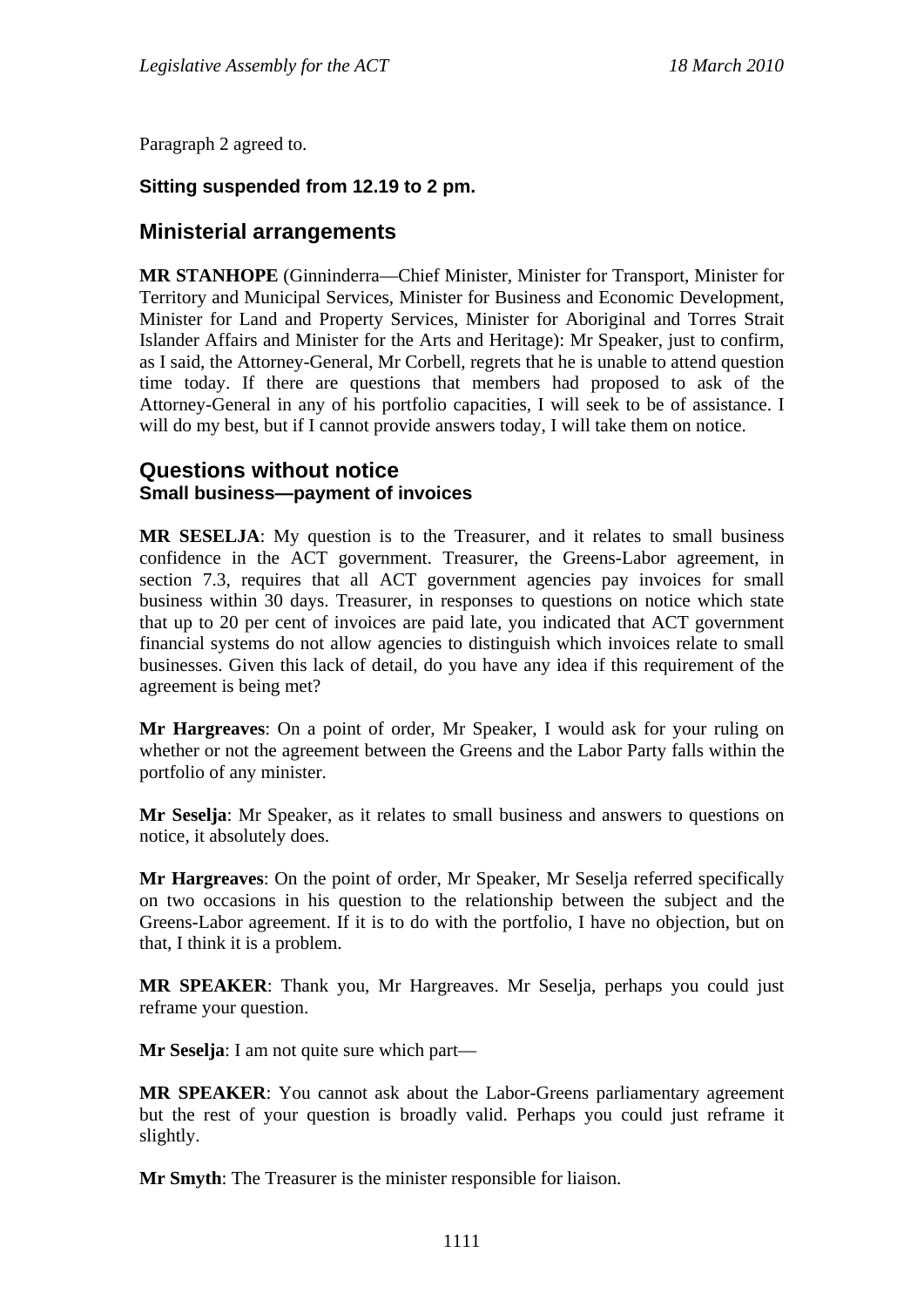Paragraph 2 agreed to.

**Sitting suspended from 12.19 to 2 pm.**

## Ministerial arrangements

**MR STANHOPE** (Ginninderra—Chief Minister, Minister for Transport, Minister for Territory and Municipal Services, Minister for Business and Economic Development, Minister for Land and Property Services, Minister for Aboriginal and Torres Strait Islander Affairs and Minister for the Arts and Heritage): Mr Speaker, just to confirm, as I said, the Attorney-General, Mr Corbell, regrets that he is unable to attend question time today. If there are questions that members had proposed to ask of the Attorney-General in any of his portfolio capacities, I will seek to be of assistance. I will do my best, but if I cannot provide answers today, I will take them on notice.

## Questions without notice

### Small business—payment of invoices

**MR SESELJA**: My question is to the Treasurer, and it relates to small business confidence in the ACT government. Treasurer, the Greens-Labor agreement, in section 7.3, requires that all ACT government agencies pay invoices for small business within 30 days. Treasurer, in responses to questions on notice which state that up to 20 per cent of invoices are paid late, you indicated that ACT government financial systems do not allow agencies to distinguish which invoices relate to small businesses. Given this lack of detail, do you have any idea if this requirement of the agreement is being met?

**Mr Hargreaves**: On a point of order, Mr Speaker, I would ask for your ruling on whether or not the agreement between the Greens and the Labor Party falls within the portfolio of any minister.

**Mr Seselja**: Mr Speaker, as it relates to small business and answers to questions on notice, it absolutely does.

**Mr Hargreaves**: On the point of order, Mr Speaker, Mr Seselja referred specifically on two occasions in his question to the relationship between the subject and the Greens-Labor agreement. If it is to do with the portfolio, I have no objection, but on that, I think it is a problem.

**MR SPEAKER**: Thank you, Mr Hargreaves. Mr Seselja, perhaps you could just reframe your question.

**Mr Seselja**: I am not quite sure which part—

**MR SPEAKER**: You cannot ask about the Labor-Greens parliamentary agreement but the rest of your question is broadly valid. Perhaps you could just reframe it slightly.

**Mr Smyth**: The Treasurer is the minister responsible for liaison.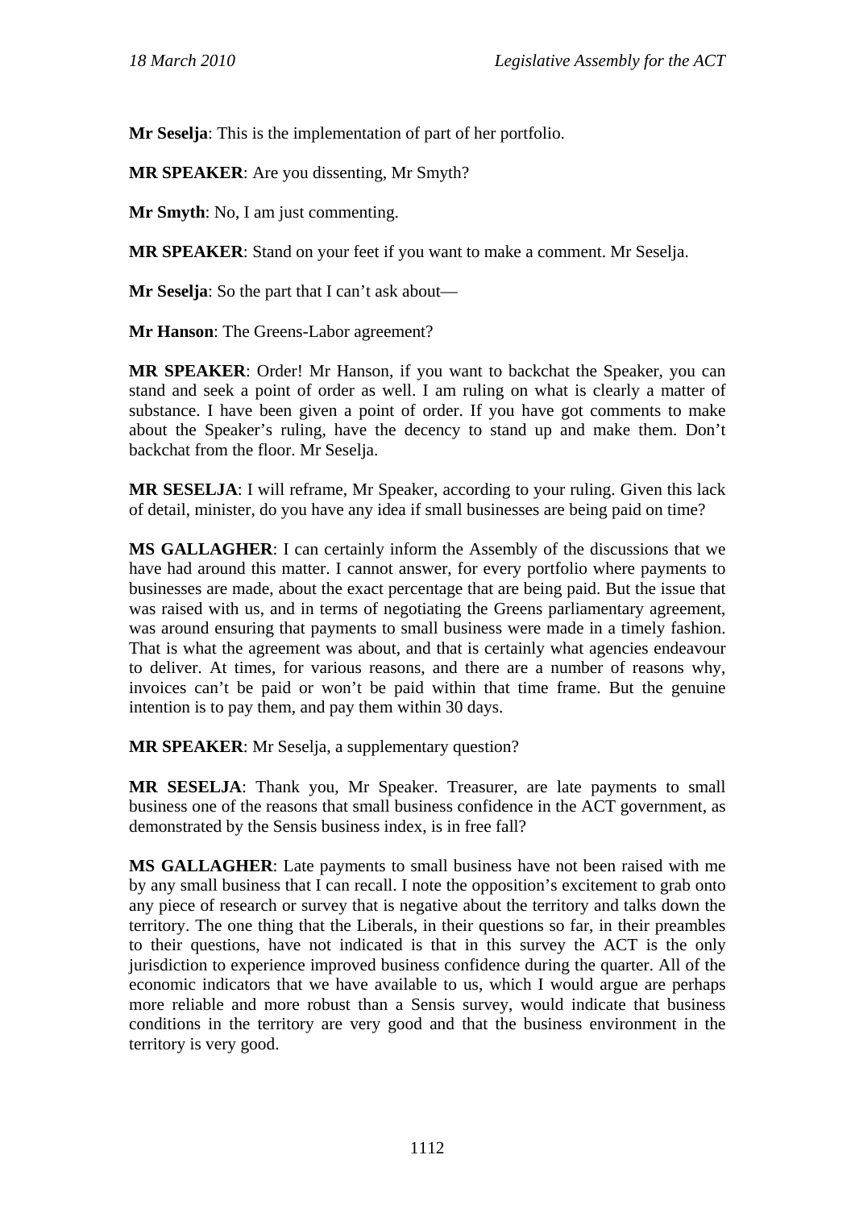**Mr Seselja**: This is the implementation of part of her portfolio.

**MR SPEAKER**: Are you dissenting, Mr Smyth?

**Mr Smyth**: No, I am just commenting.

**MR SPEAKER**: Stand on your feet if you want to make a comment. Mr Seselja.

**Mr Seselja**: So the part that I can't ask about—

**Mr Hanson**: The Greens-Labor agreement?

**MR SPEAKER**: Order! Mr Hanson, if you want to backchat the Speaker, you can stand and seek a point of order as well. I am ruling on what is clearly a matter of substance. I have been given a point of order. If you have got comments to make about the Speaker's ruling, have the decency to stand up and make them. Don't backchat from the floor. Mr Seselja.

**MR SESELJA**: I will reframe, Mr Speaker, according to your ruling. Given this lack of detail, minister, do you have any idea if small businesses are being paid on time?

**MS GALLAGHER**: I can certainly inform the Assembly of the discussions that we have had around this matter. I cannot answer, for every portfolio where payments to businesses are made, about the exact percentage that are being paid. But the issue that was raised with us, and in terms of negotiating the Greens parliamentary agreement, was around ensuring that payments to small business were made in a timely fashion. That is what the agreement was about, and that is certainly what agencies endeavour to deliver. At times, for various reasons, and there are a number of reasons why, invoices can't be paid or won't be paid within that time frame. But the genuine intention is to pay them, and pay them within 30 days.

**MR SPEAKER**: Mr Seselja, a supplementary question?

**MR SESELJA**: Thank you, Mr Speaker. Treasurer, are late payments to small business one of the reasons that small business confidence in the ACT government, as demonstrated by the Sensis business index, is in free fall?

**MS GALLAGHER**: Late payments to small business have not been raised with me by any small business that I can recall. I note the opposition's excitement to grab onto any piece of research or survey that is negative about the territory and talks down the territory. The one thing that the Liberals, in their questions so far, in their preambles to their questions, have not indicated is that in this survey the ACT is the only jurisdiction to experience improved business confidence during the quarter. All of the economic indicators that we have available to us, which I would argue are perhaps more reliable and more robust than a Sensis survey, would indicate that business conditions in the territory are very good and that the business environment in the territory is very good.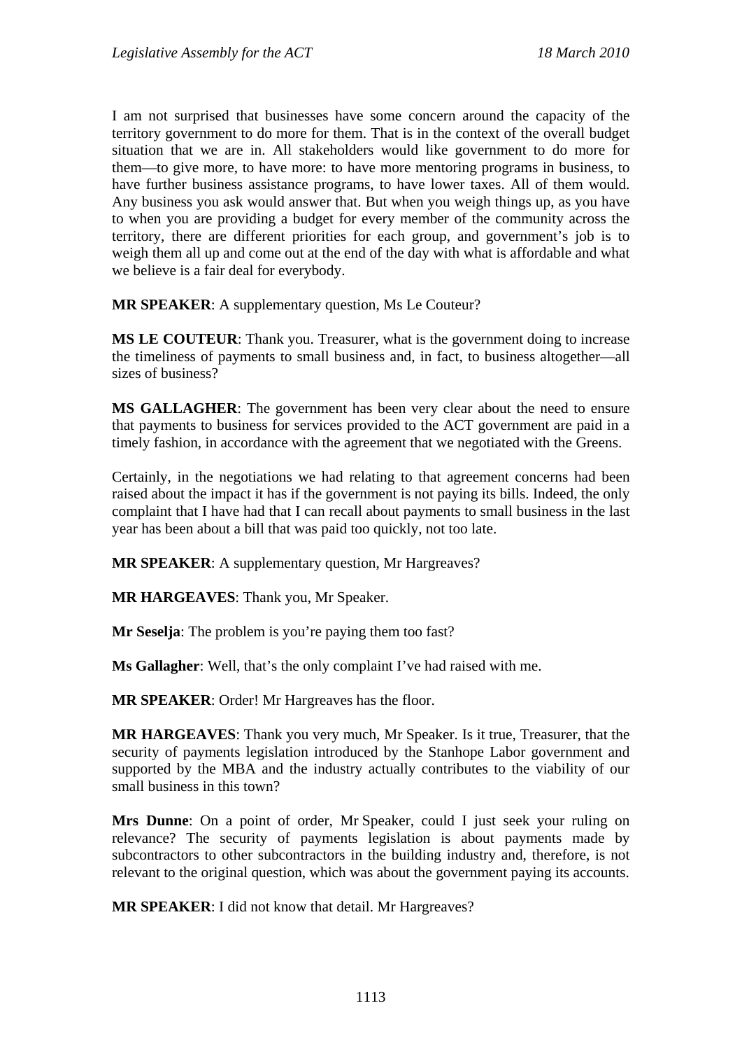I am not surprised that businesses have some concern around the capacity of the territory government to do more for them. That is in the context of the overall budget situation that we are in. All stakeholders would like government to do more for them—to give more, to have more: to have more mentoring programs in business, to have further business assistance programs, to have lower taxes. All of them would. Any business you ask would answer that. But when you weigh things up, as you have to when you are providing a budget for every member of the community across the territory, there are different priorities for each group, and government's job is to weigh them all up and come out at the end of the day with what is affordable and what we believe is a fair deal for everybody.

**MR SPEAKER**: A supplementary question, Ms Le Couteur?

**MS LE COUTEUR**: Thank you. Treasurer, what is the government doing to increase the timeliness of payments to small business and, in fact, to business altogether—all sizes of business?

**MS GALLAGHER**: The government has been very clear about the need to ensure that payments to business for services provided to the ACT government are paid in a timely fashion, in accordance with the agreement that we negotiated with the Greens.

Certainly, in the negotiations we had relating to that agreement concerns had been raised about the impact it has if the government is not paying its bills. Indeed, the only complaint that I have had that I can recall about payments to small business in the last year has been about a bill that was paid too quickly, not too late.

**MR SPEAKER**: A supplementary question, Mr Hargreaves?

**MR HARGEAVES**: Thank you, Mr Speaker.

**Mr Seselja**: The problem is you're paying them too fast?

**Ms Gallagher**: Well, that's the only complaint I've had raised with me.

**MR SPEAKER**: Order! Mr Hargreaves has the floor.

**MR HARGEAVES**: Thank you very much, Mr Speaker. Is it true, Treasurer, that the security of payments legislation introduced by the Stanhope Labor government and supported by the MBA and the industry actually contributes to the viability of our small business in this town?

**Mrs Dunne**: On a point of order, Mr Speaker, could I just seek your ruling on relevance? The security of payments legislation is about payments made by subcontractors to other subcontractors in the building industry and, therefore, is not relevant to the original question, which was about the government paying its accounts.

**MR SPEAKER**: I did not know that detail. Mr Hargreaves?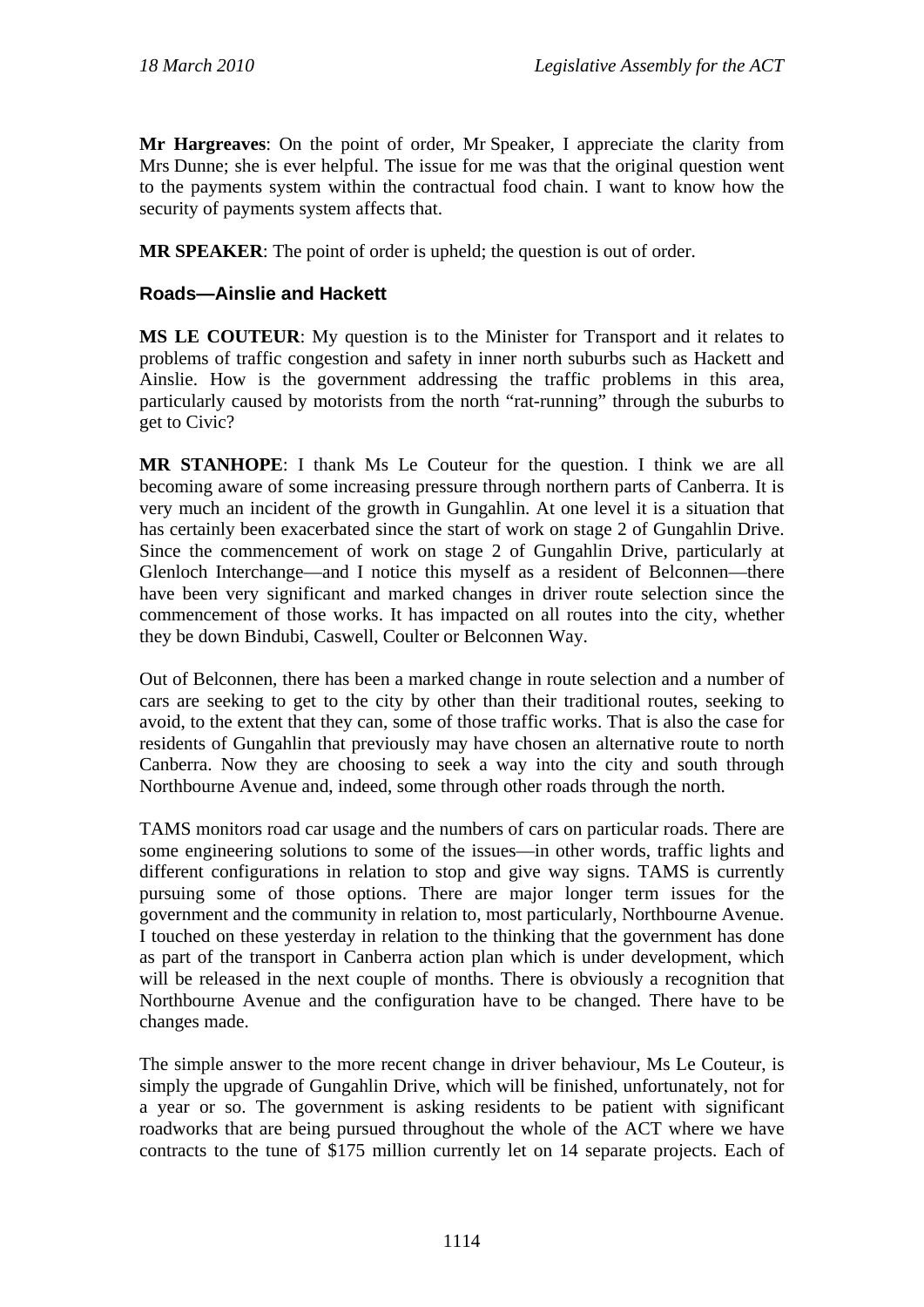**Mr Hargreaves**: On the point of order, Mr Speaker, I appreciate the clarity from Mrs Dunne; she is ever helpful. The issue for me was that the original question went to the payments system within the contractual food chain. I want to know how the security of payments system affects that.

**MR SPEAKER**: The point of order is upheld; the question is out of order.

### Roads—Ainslie and Hackett

**MS LE COUTEUR**: My question is to the Minister for Transport and it relates to problems of traffic congestion and safety in inner north suburbs such as Hackett and Ainslie. How is the government addressing the traffic problems in this area, particularly caused by motorists from the north "rat-running" through the suburbs to get to Civic?

**MR STANHOPE**: I thank Ms Le Couteur for the question. I think we are all becoming aware of some increasing pressure through northern parts of Canberra. It is very much an incident of the growth in Gungahlin. At one level it is a situation that has certainly been exacerbated since the start of work on stage 2 of Gungahlin Drive. Since the commencement of work on stage 2 of Gungahlin Drive, particularly at Glenloch Interchange—and I notice this myself as a resident of Belconnen—there have been very significant and marked changes in driver route selection since the commencement of those works. It has impacted on all routes into the city, whether they be down Bindubi, Caswell, Coulter or Belconnen Way.

Out of Belconnen, there has been a marked change in route selection and a number of cars are seeking to get to the city by other than their traditional routes, seeking to avoid, to the extent that they can, some of those traffic works. That is also the case for residents of Gungahlin that previously may have chosen an alternative route to north Canberra. Now they are choosing to seek a way into the city and south through Northbourne Avenue and, indeed, some through other roads through the north.

TAMS monitors road car usage and the numbers of cars on particular roads. There are some engineering solutions to some of the issues—in other words, traffic lights and different configurations in relation to stop and give way signs. TAMS is currently pursuing some of those options. There are major longer term issues for the government and the community in relation to, most particularly, Northbourne Avenue. I touched on these yesterday in relation to the thinking that the government has done as part of the transport in Canberra action plan which is under development, which will be released in the next couple of months. There is obviously a recognition that Northbourne Avenue and the configuration have to be changed. There have to be changes made.

The simple answer to the more recent change in driver behaviour, Ms Le Couteur, is simply the upgrade of Gungahlin Drive, which will be finished, unfortunately, not for a year or so. The government is asking residents to be patient with significant roadworks that are being pursued throughout the whole of the ACT where we have contracts to the tune of $175 million currently let on 14 separate projects. Each of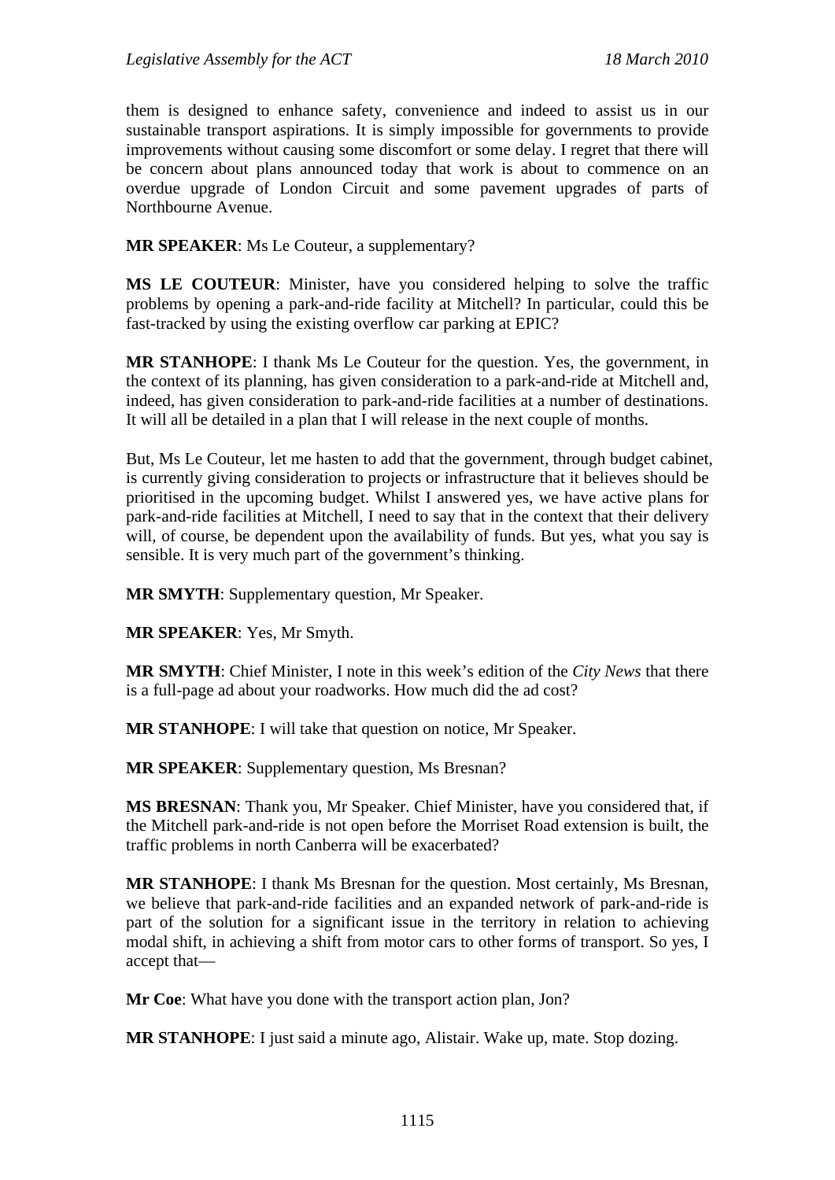them is designed to enhance safety, convenience and indeed to assist us in our sustainable transport aspirations. It is simply impossible for governments to provide improvements without causing some discomfort or some delay. I regret that there will be concern about plans announced today that work is about to commence on an overdue upgrade of London Circuit and some pavement upgrades of parts of Northbourne Avenue.

**MR SPEAKER**: Ms Le Couteur, a supplementary?

**MS LE COUTEUR**: Minister, have you considered helping to solve the traffic problems by opening a park-and-ride facility at Mitchell? In particular, could this be fast-tracked by using the existing overflow car parking at EPIC?

**MR STANHOPE**: I thank Ms Le Couteur for the question. Yes, the government, in the context of its planning, has given consideration to a park-and-ride at Mitchell and, indeed, has given consideration to park-and-ride facilities at a number of destinations. It will all be detailed in a plan that I will release in the next couple of months.

But, Ms Le Couteur, let me hasten to add that the government, through budget cabinet, is currently giving consideration to projects or infrastructure that it believes should be prioritised in the upcoming budget. Whilst I answered yes, we have active plans for park-and-ride facilities at Mitchell, I need to say that in the context that their delivery will, of course, be dependent upon the availability of funds. But yes, what you say is sensible. It is very much part of the government's thinking.

**MR SMYTH**: Supplementary question, Mr Speaker.

**MR SPEAKER**: Yes, Mr Smyth.

**MR SMYTH**: Chief Minister, I note in this week's edition of the *City News* that there is a full-page ad about your roadworks. How much did the ad cost?

**MR STANHOPE**: I will take that question on notice, Mr Speaker.

**MR SPEAKER**: Supplementary question, Ms Bresnan?

**MS BRESNAN**: Thank you, Mr Speaker. Chief Minister, have you considered that, if the Mitchell park-and-ride is not open before the Morriset Road extension is built, the traffic problems in north Canberra will be exacerbated?

**MR STANHOPE**: I thank Ms Bresnan for the question. Most certainly, Ms Bresnan, we believe that park-and-ride facilities and an expanded network of park-and-ride is part of the solution for a significant issue in the territory in relation to achieving modal shift, in achieving a shift from motor cars to other forms of transport. So yes, I accept that—

**Mr Coe**: What have you done with the transport action plan, Jon?

**MR STANHOPE**: I just said a minute ago, Alistair. Wake up, mate. Stop dozing.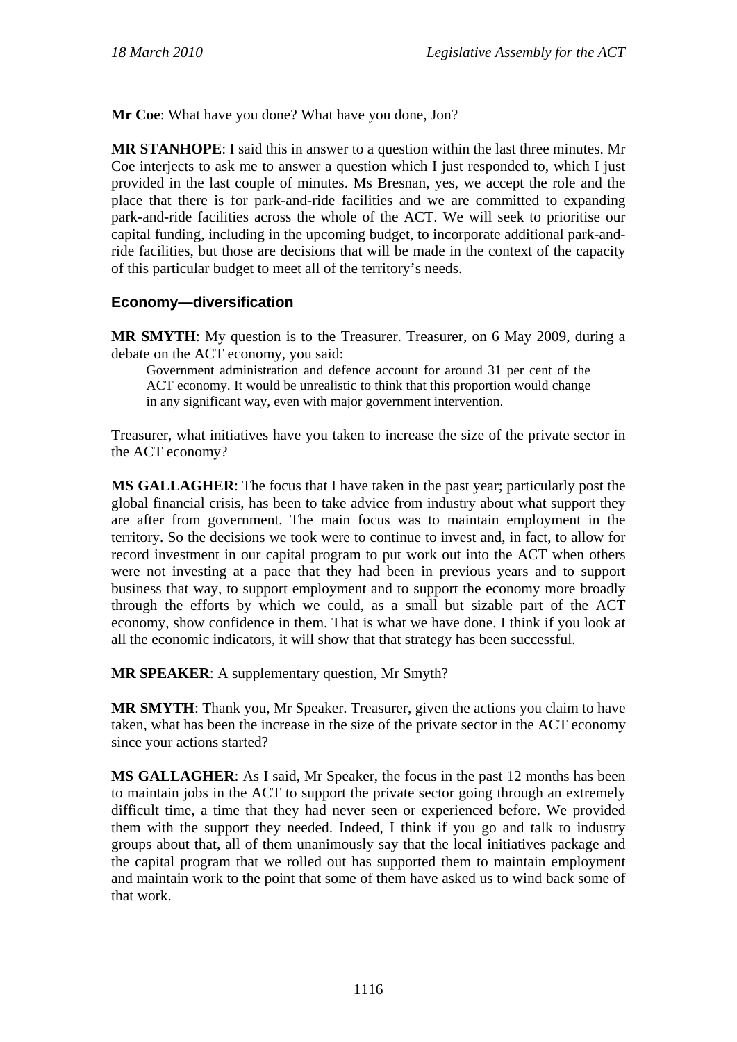**Mr Coe**: What have you done? What have you done, Jon?

**MR STANHOPE**: I said this in answer to a question within the last three minutes. Mr Coe interjects to ask me to answer a question which I just responded to, which I just provided in the last couple of minutes. Ms Bresnan, yes, we accept the role and the place that there is for park-and-ride facilities and we are committed to expanding park-and-ride facilities across the whole of the ACT. We will seek to prioritise our capital funding, including in the upcoming budget, to incorporate additional park-and-ride facilities, but those are decisions that will be made in the context of the capacity of this particular budget to meet all of the territory's needs.

### Economy—diversification

**MR SMYTH**: My question is to the Treasurer. Treasurer, on 6 May 2009, during a debate on the ACT economy, you said:

> Government administration and defence account for around 31 per cent of the ACT economy. It would be unrealistic to think that this proportion would change in any significant way, even with major government intervention.

Treasurer, what initiatives have you taken to increase the size of the private sector in the ACT economy?

**MS GALLAGHER**: The focus that I have taken in the past year; particularly post the global financial crisis, has been to take advice from industry about what support they are after from government. The main focus was to maintain employment in the territory. So the decisions we took were to continue to invest and, in fact, to allow for record investment in our capital program to put work out into the ACT when others were not investing at a pace that they had been in previous years and to support business that way, to support employment and to support the economy more broadly through the efforts by which we could, as a small but sizable part of the ACT economy, show confidence in them. That is what we have done. I think if you look at all the economic indicators, it will show that that strategy has been successful.

**MR SPEAKER**: A supplementary question, Mr Smyth?

**MR SMYTH**: Thank you, Mr Speaker. Treasurer, given the actions you claim to have taken, what has been the increase in the size of the private sector in the ACT economy since your actions started?

**MS GALLAGHER**: As I said, Mr Speaker, the focus in the past 12 months has been to maintain jobs in the ACT to support the private sector going through an extremely difficult time, a time that they had never seen or experienced before. We provided them with the support they needed. Indeed, I think if you go and talk to industry groups about that, all of them unanimously say that the local initiatives package and the capital program that we rolled out has supported them to maintain employment and maintain work to the point that some of them have asked us to wind back some of that work.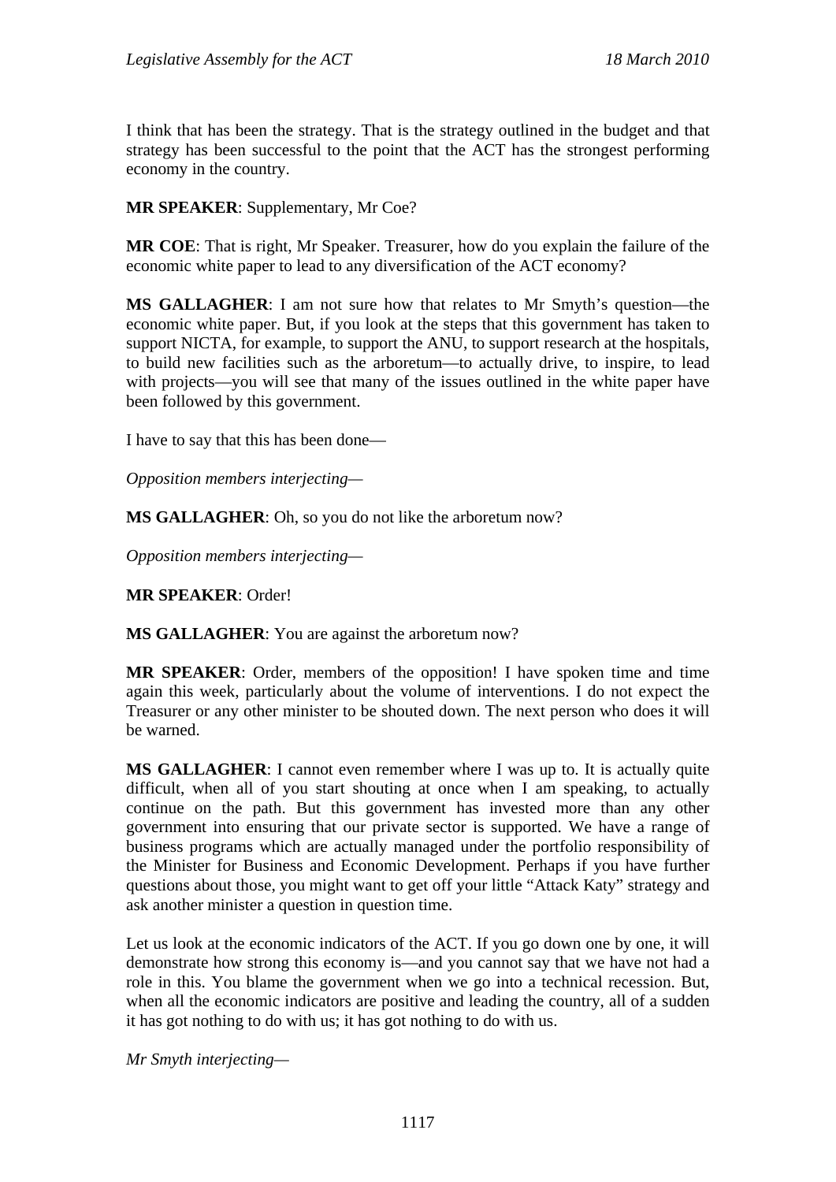I think that has been the strategy. That is the strategy outlined in the budget and that strategy has been successful to the point that the ACT has the strongest performing economy in the country.

**MR SPEAKER**: Supplementary, Mr Coe?

**MR COE**: That is right, Mr Speaker. Treasurer, how do you explain the failure of the economic white paper to lead to any diversification of the ACT economy?

**MS GALLAGHER**: I am not sure how that relates to Mr Smyth's question—the economic white paper. But, if you look at the steps that this government has taken to support NICTA, for example, to support the ANU, to support research at the hospitals, to build new facilities such as the arboretum—to actually drive, to inspire, to lead with projects—you will see that many of the issues outlined in the white paper have been followed by this government.

I have to say that this has been done—

*Opposition members interjecting—*

**MS GALLAGHER**: Oh, so you do not like the arboretum now?

*Opposition members interjecting—*

**MR SPEAKER**: Order!

**MS GALLAGHER**: You are against the arboretum now?

**MR SPEAKER**: Order, members of the opposition! I have spoken time and time again this week, particularly about the volume of interventions. I do not expect the Treasurer or any other minister to be shouted down. The next person who does it will be warned.

**MS GALLAGHER**: I cannot even remember where I was up to. It is actually quite difficult, when all of you start shouting at once when I am speaking, to actually continue on the path. But this government has invested more than any other government into ensuring that our private sector is supported. We have a range of business programs which are actually managed under the portfolio responsibility of the Minister for Business and Economic Development. Perhaps if you have further questions about those, you might want to get off your little "Attack Katy" strategy and ask another minister a question in question time.

Let us look at the economic indicators of the ACT. If you go down one by one, it will demonstrate how strong this economy is—and you cannot say that we have not had a role in this. You blame the government when we go into a technical recession. But, when all the economic indicators are positive and leading the country, all of a sudden it has got nothing to do with us; it has got nothing to do with us.

*Mr Smyth interjecting—*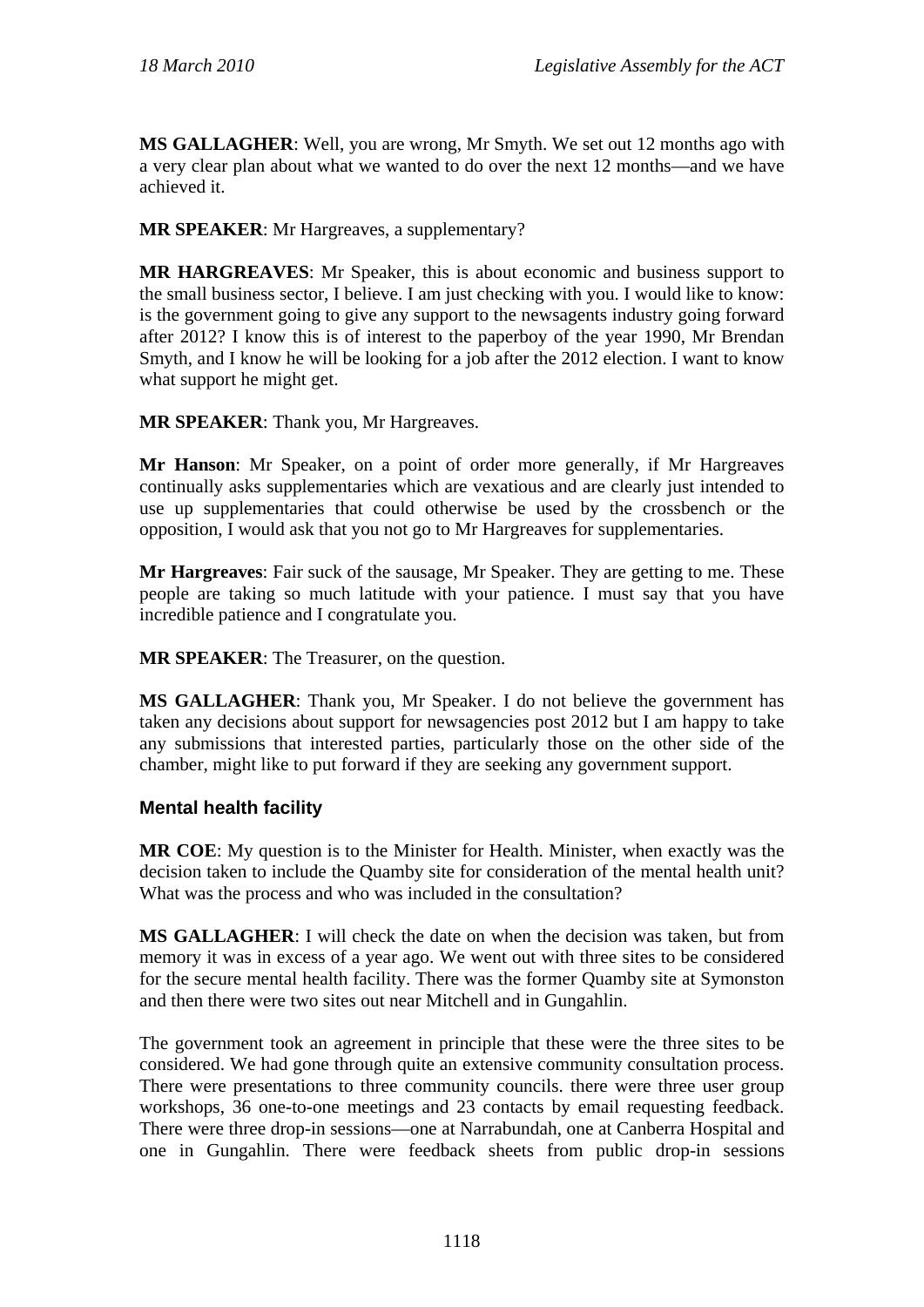**MS GALLAGHER**: Well, you are wrong, Mr Smyth. We set out 12 months ago with a very clear plan about what we wanted to do over the next 12 months—and we have achieved it.

**MR SPEAKER**: Mr Hargreaves, a supplementary?

**MR HARGREAVES**: Mr Speaker, this is about economic and business support to the small business sector, I believe. I am just checking with you. I would like to know: is the government going to give any support to the newsagents industry going forward after 2012? I know this is of interest to the paperboy of the year 1990, Mr Brendan Smyth, and I know he will be looking for a job after the 2012 election. I want to know what support he might get.

**MR SPEAKER**: Thank you, Mr Hargreaves.

**Mr Hanson**: Mr Speaker, on a point of order more generally, if Mr Hargreaves continually asks supplementaries which are vexatious and are clearly just intended to use up supplementaries that could otherwise be used by the crossbench or the opposition, I would ask that you not go to Mr Hargreaves for supplementaries.

**Mr Hargreaves**: Fair suck of the sausage, Mr Speaker. They are getting to me. These people are taking so much latitude with your patience. I must say that you have incredible patience and I congratulate you.

**MR SPEAKER**: The Treasurer, on the question.

**MS GALLAGHER**: Thank you, Mr Speaker. I do not believe the government has taken any decisions about support for newsagencies post 2012 but I am happy to take any submissions that interested parties, particularly those on the other side of the chamber, might like to put forward if they are seeking any government support.

### Mental health facility

**MR COE**: My question is to the Minister for Health. Minister, when exactly was the decision taken to include the Quamby site for consideration of the mental health unit? What was the process and who was included in the consultation?

**MS GALLAGHER**: I will check the date on when the decision was taken, but from memory it was in excess of a year ago. We went out with three sites to be considered for the secure mental health facility. There was the former Quamby site at Symonston and then there were two sites out near Mitchell and in Gungahlin.

The government took an agreement in principle that these were the three sites to be considered. We had gone through quite an extensive community consultation process. There were presentations to three community councils. there were three user group workshops, 36 one-to-one meetings and 23 contacts by email requesting feedback. There were three drop-in sessions—one at Narrabundah, one at Canberra Hospital and one in Gungahlin. There were feedback sheets from public drop-in sessions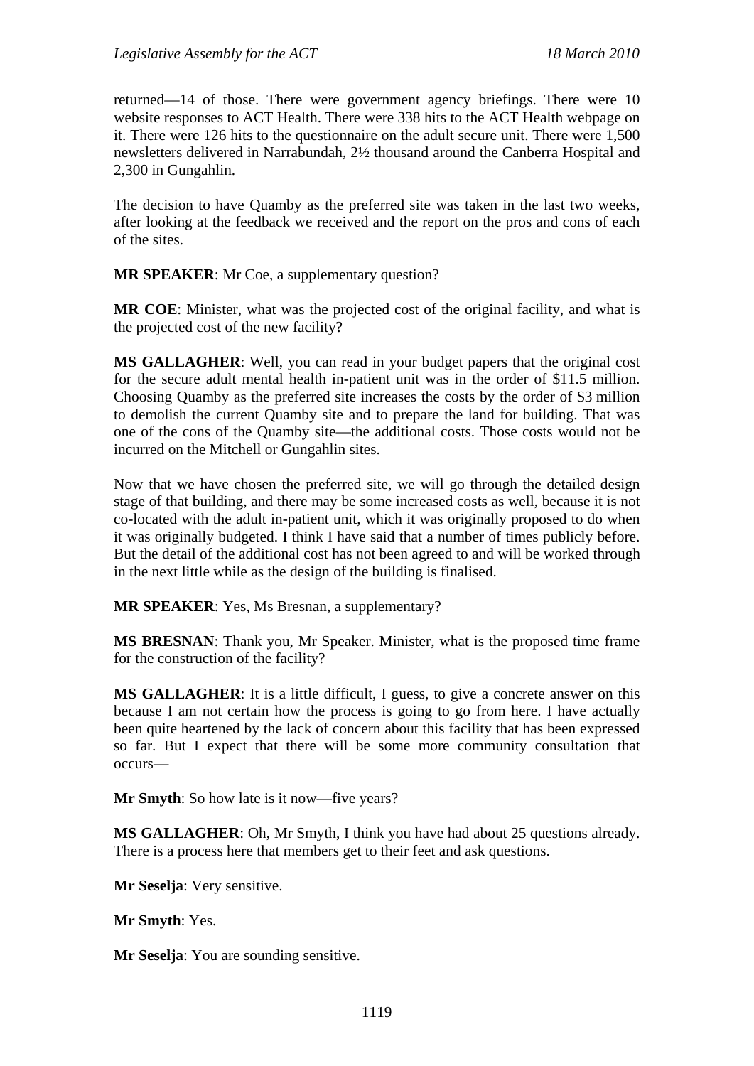returned—14 of those. There were government agency briefings. There were 10 website responses to ACT Health. There were 338 hits to the ACT Health webpage on it. There were 126 hits to the questionnaire on the adult secure unit. There were 1,500 newsletters delivered in Narrabundah, 2½ thousand around the Canberra Hospital and 2,300 in Gungahlin.

The decision to have Quamby as the preferred site was taken in the last two weeks, after looking at the feedback we received and the report on the pros and cons of each of the sites.

**MR SPEAKER**: Mr Coe, a supplementary question?

**MR COE**: Minister, what was the projected cost of the original facility, and what is the projected cost of the new facility?

**MS GALLAGHER**: Well, you can read in your budget papers that the original cost for the secure adult mental health in-patient unit was in the order of $11.5 million. Choosing Quamby as the preferred site increases the costs by the order of $3 million to demolish the current Quamby site and to prepare the land for building. That was one of the cons of the Quamby site—the additional costs. Those costs would not be incurred on the Mitchell or Gungahlin sites.

Now that we have chosen the preferred site, we will go through the detailed design stage of that building, and there may be some increased costs as well, because it is not co-located with the adult in-patient unit, which it was originally proposed to do when it was originally budgeted. I think I have said that a number of times publicly before. But the detail of the additional cost has not been agreed to and will be worked through in the next little while as the design of the building is finalised.

**MR SPEAKER**: Yes, Ms Bresnan, a supplementary?

**MS BRESNAN**: Thank you, Mr Speaker. Minister, what is the proposed time frame for the construction of the facility?

**MS GALLAGHER**: It is a little difficult, I guess, to give a concrete answer on this because I am not certain how the process is going to go from here. I have actually been quite heartened by the lack of concern about this facility that has been expressed so far. But I expect that there will be some more community consultation that occurs—

**Mr Smyth**: So how late is it now—five years?

**MS GALLAGHER**: Oh, Mr Smyth, I think you have had about 25 questions already. There is a process here that members get to their feet and ask questions.

**Mr Seselja**: Very sensitive.

**Mr Smyth**: Yes.

**Mr Seselja**: You are sounding sensitive.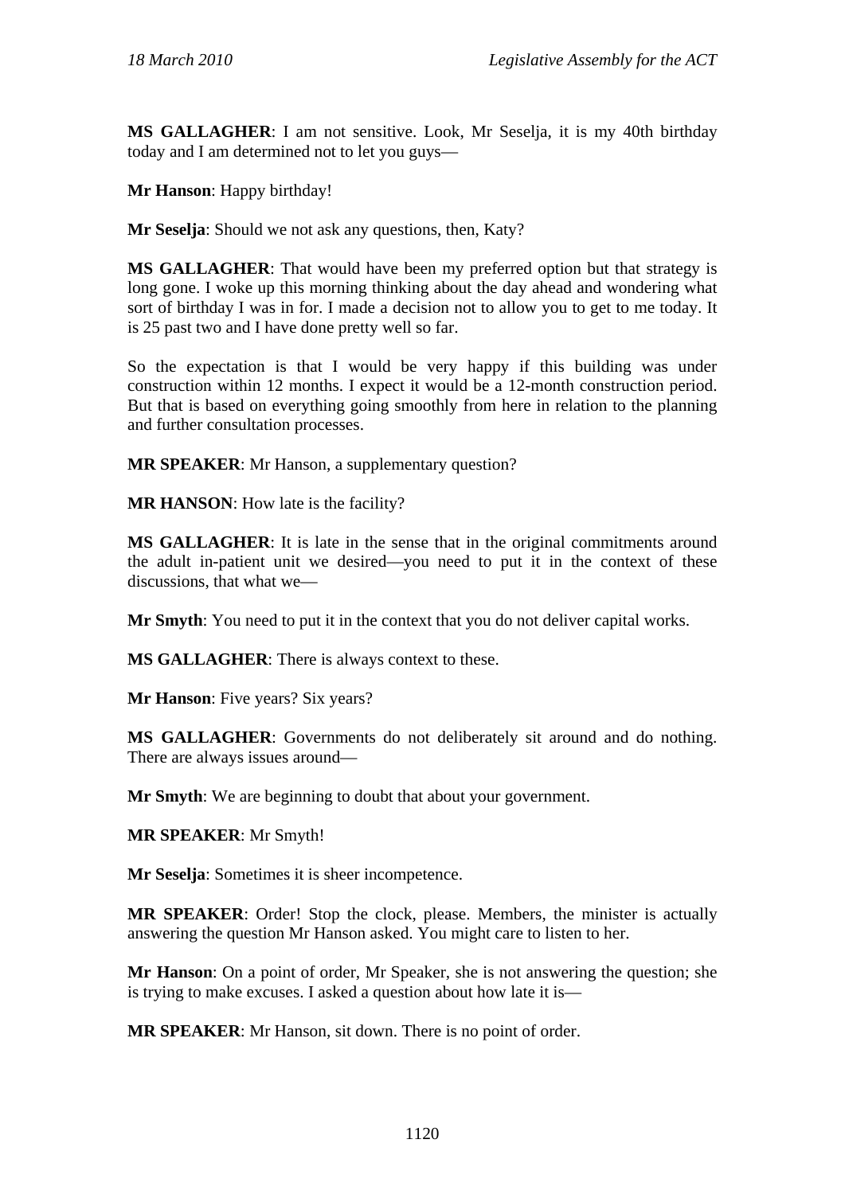**MS GALLAGHER**: I am not sensitive. Look, Mr Seselja, it is my 40th birthday today and I am determined not to let you guys—

**Mr Hanson**: Happy birthday!

**Mr Seselja**: Should we not ask any questions, then, Katy?

**MS GALLAGHER**: That would have been my preferred option but that strategy is long gone. I woke up this morning thinking about the day ahead and wondering what sort of birthday I was in for. I made a decision not to allow you to get to me today. It is 25 past two and I have done pretty well so far.

So the expectation is that I would be very happy if this building was under construction within 12 months. I expect it would be a 12-month construction period. But that is based on everything going smoothly from here in relation to the planning and further consultation processes.

**MR SPEAKER**: Mr Hanson, a supplementary question?

**MR HANSON**: How late is the facility?

**MS GALLAGHER**: It is late in the sense that in the original commitments around the adult in-patient unit we desired—you need to put it in the context of these discussions, that what we—

**Mr Smyth**: You need to put it in the context that you do not deliver capital works.

**MS GALLAGHER**: There is always context to these.

**Mr Hanson**: Five years? Six years?

**MS GALLAGHER**: Governments do not deliberately sit around and do nothing. There are always issues around—

**Mr Smyth**: We are beginning to doubt that about your government.

**MR SPEAKER**: Mr Smyth!

**Mr Seselja**: Sometimes it is sheer incompetence.

**MR SPEAKER**: Order! Stop the clock, please. Members, the minister is actually answering the question Mr Hanson asked. You might care to listen to her.

**Mr Hanson**: On a point of order, Mr Speaker, she is not answering the question; she is trying to make excuses. I asked a question about how late it is—

**MR SPEAKER**: Mr Hanson, sit down. There is no point of order.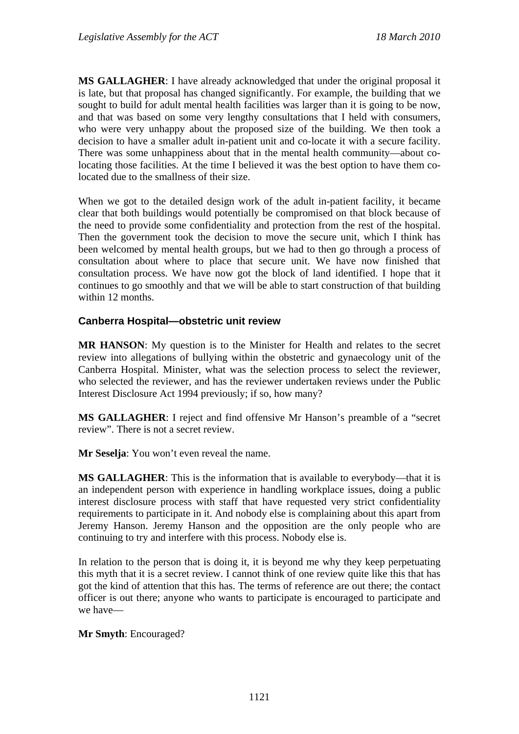**MS GALLAGHER**: I have already acknowledged that under the original proposal it is late, but that proposal has changed significantly. For example, the building that we sought to build for adult mental health facilities was larger than it is going to be now, and that was based on some very lengthy consultations that I held with consumers, who were very unhappy about the proposed size of the building. We then took a decision to have a smaller adult in-patient unit and co-locate it with a secure facility. There was some unhappiness about that in the mental health community—about co-locating those facilities. At the time I believed it was the best option to have them co-located due to the smallness of their size.

When we got to the detailed design work of the adult in-patient facility, it became clear that both buildings would potentially be compromised on that block because of the need to provide some confidentiality and protection from the rest of the hospital. Then the government took the decision to move the secure unit, which I think has been welcomed by mental health groups, but we had to then go through a process of consultation about where to place that secure unit. We have now finished that consultation process. We have now got the block of land identified. I hope that it continues to go smoothly and that we will be able to start construction of that building within 12 months.

### Canberra Hospital—obstetric unit review

**MR HANSON**: My question is to the Minister for Health and relates to the secret review into allegations of bullying within the obstetric and gynaecology unit of the Canberra Hospital. Minister, what was the selection process to select the reviewer, who selected the reviewer, and has the reviewer undertaken reviews under the Public Interest Disclosure Act 1994 previously; if so, how many?

**MS GALLAGHER**: I reject and find offensive Mr Hanson's preamble of a "secret review". There is not a secret review.

**Mr Seselja**: You won't even reveal the name.

**MS GALLAGHER**: This is the information that is available to everybody—that it is an independent person with experience in handling workplace issues, doing a public interest disclosure process with staff that have requested very strict confidentiality requirements to participate in it. And nobody else is complaining about this apart from Jeremy Hanson. Jeremy Hanson and the opposition are the only people who are continuing to try and interfere with this process. Nobody else is.

In relation to the person that is doing it, it is beyond me why they keep perpetuating this myth that it is a secret review. I cannot think of one review quite like this that has got the kind of attention that this has. The terms of reference are out there; the contact officer is out there; anyone who wants to participate is encouraged to participate and we have—

**Mr Smyth**: Encouraged?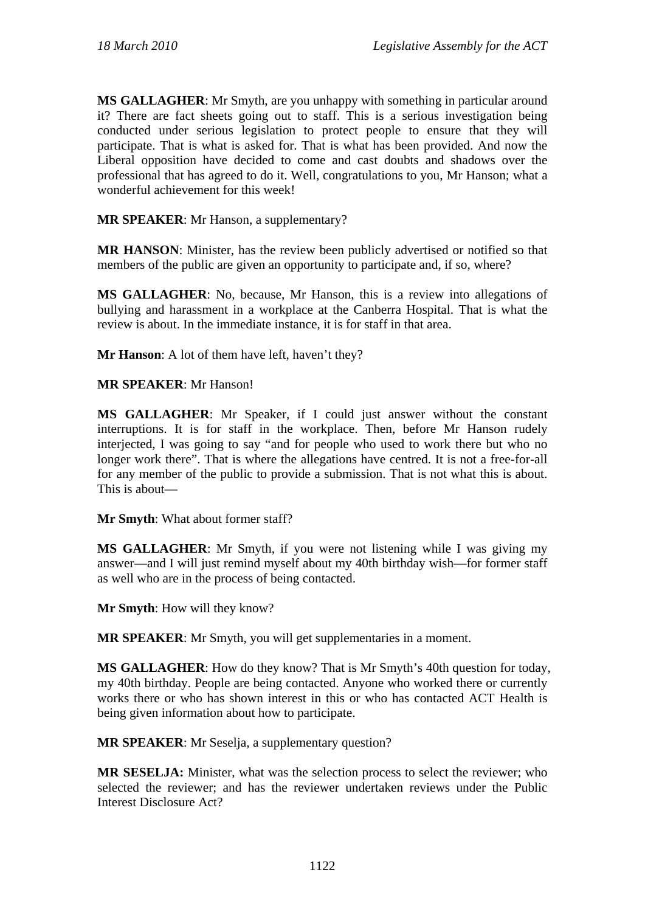**MS GALLAGHER**: Mr Smyth, are you unhappy with something in particular around it? There are fact sheets going out to staff. This is a serious investigation being conducted under serious legislation to protect people to ensure that they will participate. That is what is asked for. That is what has been provided. And now the Liberal opposition have decided to come and cast doubts and shadows over the professional that has agreed to do it. Well, congratulations to you, Mr Hanson; what a wonderful achievement for this week!

**MR SPEAKER**: Mr Hanson, a supplementary?

**MR HANSON**: Minister, has the review been publicly advertised or notified so that members of the public are given an opportunity to participate and, if so, where?

**MS GALLAGHER**: No, because, Mr Hanson, this is a review into allegations of bullying and harassment in a workplace at the Canberra Hospital. That is what the review is about. In the immediate instance, it is for staff in that area.

**Mr Hanson**: A lot of them have left, haven't they?

**MR SPEAKER**: Mr Hanson!

**MS GALLAGHER**: Mr Speaker, if I could just answer without the constant interruptions. It is for staff in the workplace. Then, before Mr Hanson rudely interjected, I was going to say "and for people who used to work there but who no longer work there". That is where the allegations have centred. It is not a free-for-all for any member of the public to provide a submission. That is not what this is about. This is about—

**Mr Smyth**: What about former staff?

**MS GALLAGHER**: Mr Smyth, if you were not listening while I was giving my answer—and I will just remind myself about my 40th birthday wish—for former staff as well who are in the process of being contacted.

**Mr Smyth**: How will they know?

**MR SPEAKER**: Mr Smyth, you will get supplementaries in a moment.

**MS GALLAGHER**: How do they know? That is Mr Smyth's 40th question for today, my 40th birthday. People are being contacted. Anyone who worked there or currently works there or who has shown interest in this or who has contacted ACT Health is being given information about how to participate.

**MR SPEAKER**: Mr Seselja, a supplementary question?

**MR SESELJA:** Minister, what was the selection process to select the reviewer; who selected the reviewer; and has the reviewer undertaken reviews under the Public Interest Disclosure Act?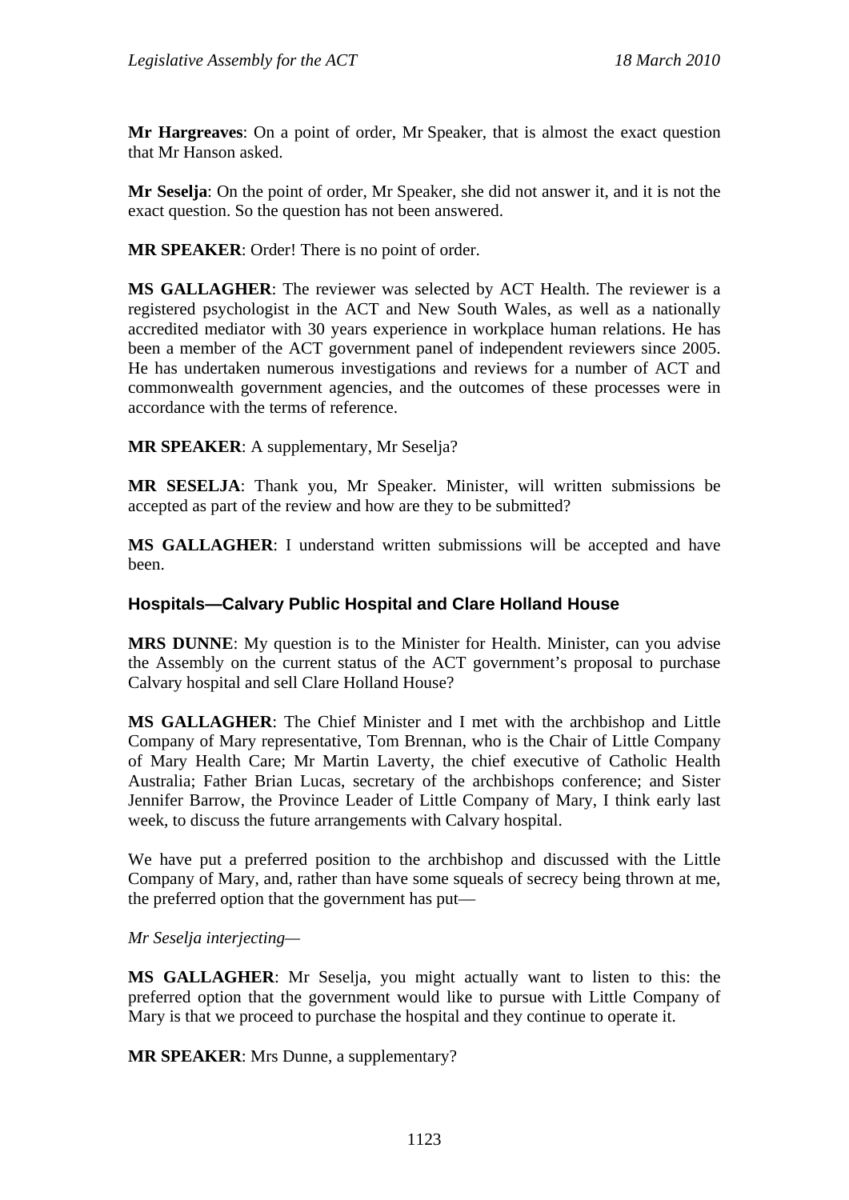**Mr Hargreaves**: On a point of order, Mr Speaker, that is almost the exact question that Mr Hanson asked.

**Mr Seselja**: On the point of order, Mr Speaker, she did not answer it, and it is not the exact question. So the question has not been answered.

**MR SPEAKER**: Order! There is no point of order.

**MS GALLAGHER**: The reviewer was selected by ACT Health. The reviewer is a registered psychologist in the ACT and New South Wales, as well as a nationally accredited mediator with 30 years experience in workplace human relations. He has been a member of the ACT government panel of independent reviewers since 2005. He has undertaken numerous investigations and reviews for a number of ACT and commonwealth government agencies, and the outcomes of these processes were in accordance with the terms of reference.

**MR SPEAKER**: A supplementary, Mr Seselja?

**MR SESELJA**: Thank you, Mr Speaker. Minister, will written submissions be accepted as part of the review and how are they to be submitted?

**MS GALLAGHER**: I understand written submissions will be accepted and have been.

### Hospitals—Calvary Public Hospital and Clare Holland House

**MRS DUNNE**: My question is to the Minister for Health. Minister, can you advise the Assembly on the current status of the ACT government's proposal to purchase Calvary hospital and sell Clare Holland House?

**MS GALLAGHER**: The Chief Minister and I met with the archbishop and Little Company of Mary representative, Tom Brennan, who is the Chair of Little Company of Mary Health Care; Mr Martin Laverty, the chief executive of Catholic Health Australia; Father Brian Lucas, secretary of the archbishops conference; and Sister Jennifer Barrow, the Province Leader of Little Company of Mary, I think early last week, to discuss the future arrangements with Calvary hospital.

We have put a preferred position to the archbishop and discussed with the Little Company of Mary, and, rather than have some squeals of secrecy being thrown at me, the preferred option that the government has put—

*Mr Seselja interjecting—*

**MS GALLAGHER**: Mr Seselja, you might actually want to listen to this: the preferred option that the government would like to pursue with Little Company of Mary is that we proceed to purchase the hospital and they continue to operate it.

**MR SPEAKER**: Mrs Dunne, a supplementary?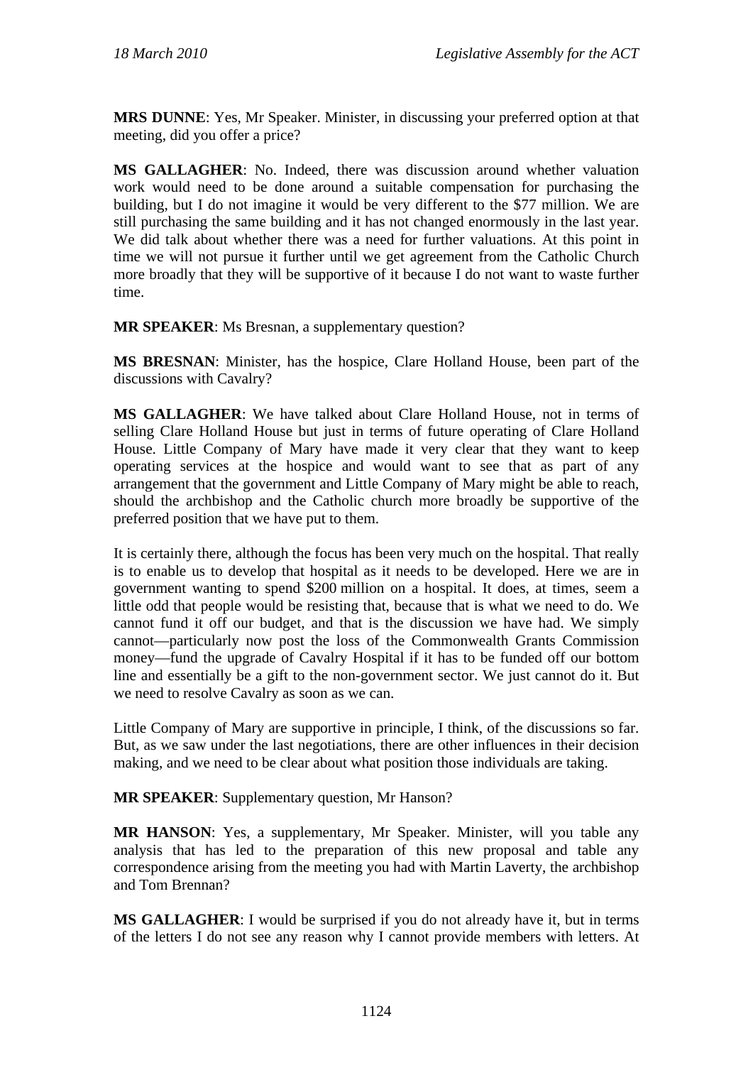**MRS DUNNE**: Yes, Mr Speaker. Minister, in discussing your preferred option at that meeting, did you offer a price?

**MS GALLAGHER**: No. Indeed, there was discussion around whether valuation work would need to be done around a suitable compensation for purchasing the building, but I do not imagine it would be very different to the $77 million. We are still purchasing the same building and it has not changed enormously in the last year. We did talk about whether there was a need for further valuations. At this point in time we will not pursue it further until we get agreement from the Catholic Church more broadly that they will be supportive of it because I do not want to waste further time.

**MR SPEAKER**: Ms Bresnan, a supplementary question?

**MS BRESNAN**: Minister, has the hospice, Clare Holland House, been part of the discussions with Cavalry?

**MS GALLAGHER**: We have talked about Clare Holland House, not in terms of selling Clare Holland House but just in terms of future operating of Clare Holland House. Little Company of Mary have made it very clear that they want to keep operating services at the hospice and would want to see that as part of any arrangement that the government and Little Company of Mary might be able to reach, should the archbishop and the Catholic church more broadly be supportive of the preferred position that we have put to them.

It is certainly there, although the focus has been very much on the hospital. That really is to enable us to develop that hospital as it needs to be developed. Here we are in government wanting to spend $200 million on a hospital. It does, at times, seem a little odd that people would be resisting that, because that is what we need to do. We cannot fund it off our budget, and that is the discussion we have had. We simply cannot—particularly now post the loss of the Commonwealth Grants Commission money—fund the upgrade of Cavalry Hospital if it has to be funded off our bottom line and essentially be a gift to the non-government sector. We just cannot do it. But we need to resolve Cavalry as soon as we can.

Little Company of Mary are supportive in principle, I think, of the discussions so far. But, as we saw under the last negotiations, there are other influences in their decision making, and we need to be clear about what position those individuals are taking.

**MR SPEAKER**: Supplementary question, Mr Hanson?

**MR HANSON**: Yes, a supplementary, Mr Speaker. Minister, will you table any analysis that has led to the preparation of this new proposal and table any correspondence arising from the meeting you had with Martin Laverty, the archbishop and Tom Brennan?

**MS GALLAGHER**: I would be surprised if you do not already have it, but in terms of the letters I do not see any reason why I cannot provide members with letters. At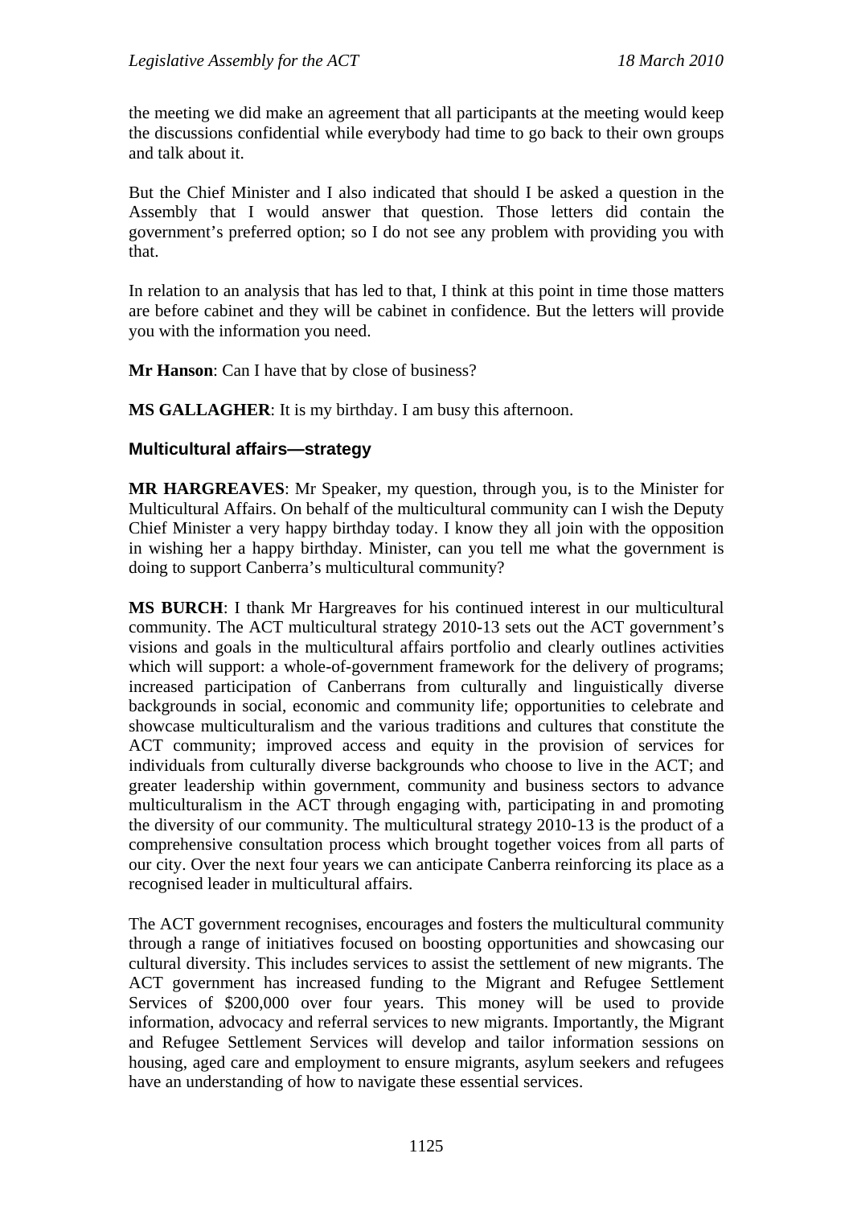the meeting we did make an agreement that all participants at the meeting would keep the discussions confidential while everybody had time to go back to their own groups and talk about it.

But the Chief Minister and I also indicated that should I be asked a question in the Assembly that I would answer that question. Those letters did contain the government's preferred option; so I do not see any problem with providing you with that.

In relation to an analysis that has led to that, I think at this point in time those matters are before cabinet and they will be cabinet in confidence. But the letters will provide you with the information you need.

**Mr Hanson**: Can I have that by close of business?

**MS GALLAGHER**: It is my birthday. I am busy this afternoon.

### Multicultural affairs—strategy

**MR HARGREAVES**: Mr Speaker, my question, through you, is to the Minister for Multicultural Affairs. On behalf of the multicultural community can I wish the Deputy Chief Minister a very happy birthday today. I know they all join with the opposition in wishing her a happy birthday. Minister, can you tell me what the government is doing to support Canberra's multicultural community?

**MS BURCH**: I thank Mr Hargreaves for his continued interest in our multicultural community. The ACT multicultural strategy 2010-13 sets out the ACT government's visions and goals in the multicultural affairs portfolio and clearly outlines activities which will support: a whole-of-government framework for the delivery of programs; increased participation of Canberrans from culturally and linguistically diverse backgrounds in social, economic and community life; opportunities to celebrate and showcase multiculturalism and the various traditions and cultures that constitute the ACT community; improved access and equity in the provision of services for individuals from culturally diverse backgrounds who choose to live in the ACT; and greater leadership within government, community and business sectors to advance multiculturalism in the ACT through engaging with, participating in and promoting the diversity of our community. The multicultural strategy 2010-13 is the product of a comprehensive consultation process which brought together voices from all parts of our city. Over the next four years we can anticipate Canberra reinforcing its place as a recognised leader in multicultural affairs.

The ACT government recognises, encourages and fosters the multicultural community through a range of initiatives focused on boosting opportunities and showcasing our cultural diversity. This includes services to assist the settlement of new migrants. The ACT government has increased funding to the Migrant and Refugee Settlement Services of $200,000 over four years. This money will be used to provide information, advocacy and referral services to new migrants. Importantly, the Migrant and Refugee Settlement Services will develop and tailor information sessions on housing, aged care and employment to ensure migrants, asylum seekers and refugees have an understanding of how to navigate these essential services.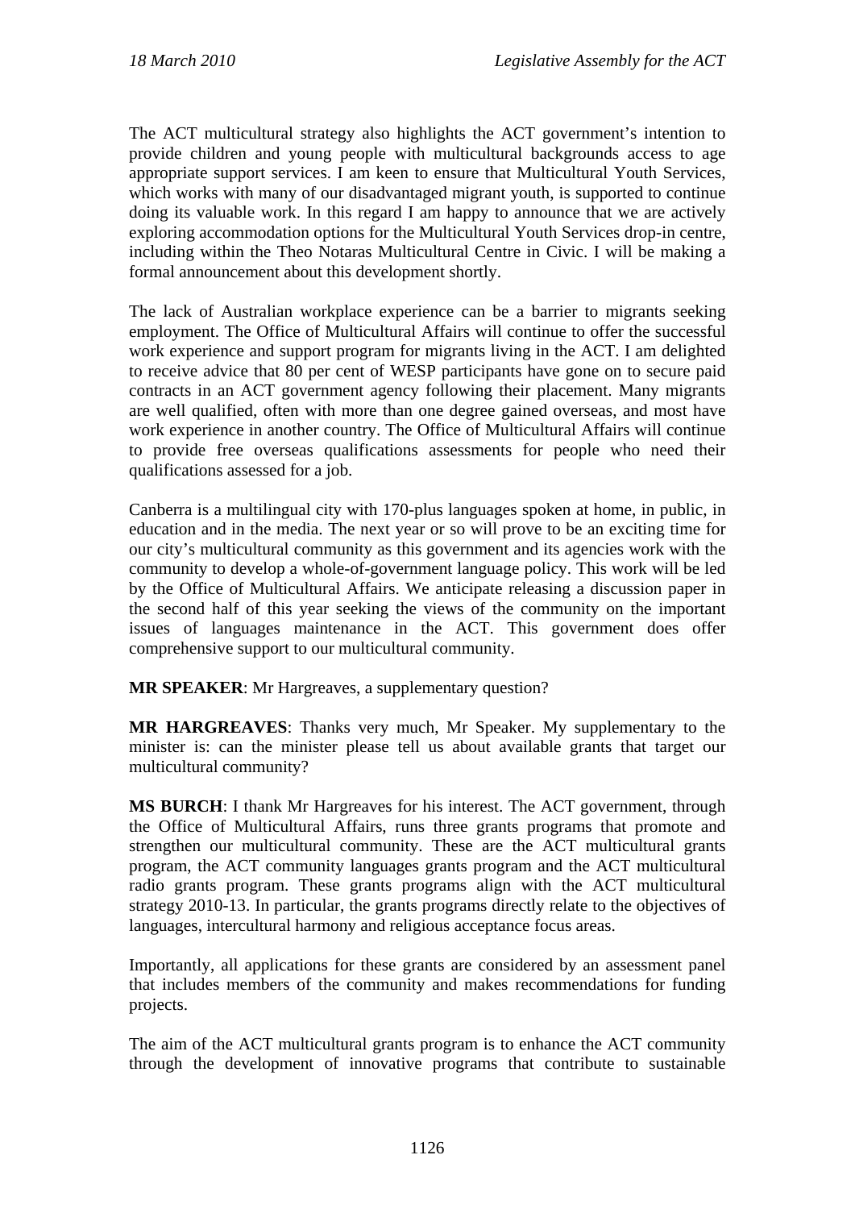The ACT multicultural strategy also highlights the ACT government's intention to provide children and young people with multicultural backgrounds access to age appropriate support services. I am keen to ensure that Multicultural Youth Services, which works with many of our disadvantaged migrant youth, is supported to continue doing its valuable work. In this regard I am happy to announce that we are actively exploring accommodation options for the Multicultural Youth Services drop-in centre, including within the Theo Notaras Multicultural Centre in Civic. I will be making a formal announcement about this development shortly.

The lack of Australian workplace experience can be a barrier to migrants seeking employment. The Office of Multicultural Affairs will continue to offer the successful work experience and support program for migrants living in the ACT. I am delighted to receive advice that 80 per cent of WESP participants have gone on to secure paid contracts in an ACT government agency following their placement. Many migrants are well qualified, often with more than one degree gained overseas, and most have work experience in another country. The Office of Multicultural Affairs will continue to provide free overseas qualifications assessments for people who need their qualifications assessed for a job.

Canberra is a multilingual city with 170-plus languages spoken at home, in public, in education and in the media. The next year or so will prove to be an exciting time for our city's multicultural community as this government and its agencies work with the community to develop a whole-of-government language policy. This work will be led by the Office of Multicultural Affairs. We anticipate releasing a discussion paper in the second half of this year seeking the views of the community on the important issues of languages maintenance in the ACT. This government does offer comprehensive support to our multicultural community.

**MR SPEAKER**: Mr Hargreaves, a supplementary question?

**MR HARGREAVES**: Thanks very much, Mr Speaker. My supplementary to the minister is: can the minister please tell us about available grants that target our multicultural community?

**MS BURCH**: I thank Mr Hargreaves for his interest. The ACT government, through the Office of Multicultural Affairs, runs three grants programs that promote and strengthen our multicultural community. These are the ACT multicultural grants program, the ACT community languages grants program and the ACT multicultural radio grants program. These grants programs align with the ACT multicultural strategy 2010-13. In particular, the grants programs directly relate to the objectives of languages, intercultural harmony and religious acceptance focus areas.

Importantly, all applications for these grants are considered by an assessment panel that includes members of the community and makes recommendations for funding projects.

The aim of the ACT multicultural grants program is to enhance the ACT community through the development of innovative programs that contribute to sustainable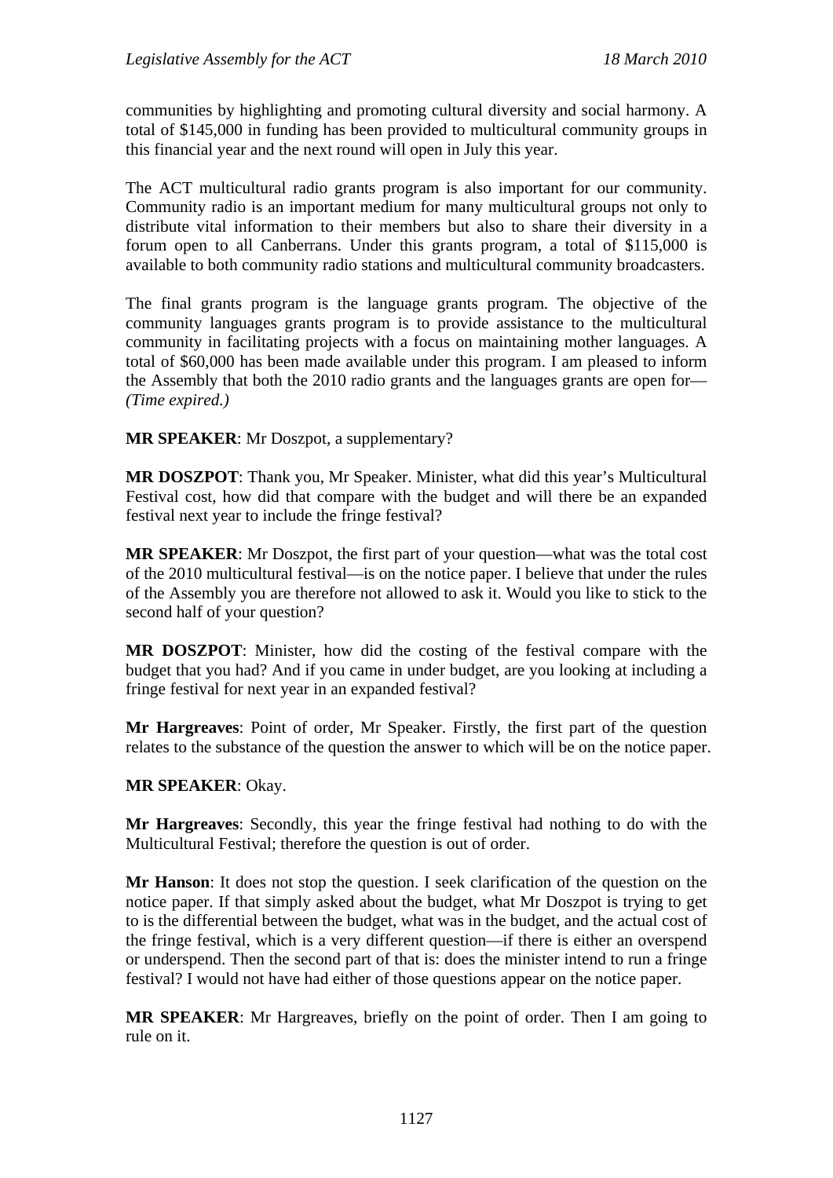communities by highlighting and promoting cultural diversity and social harmony. A total of $145,000 in funding has been provided to multicultural community groups in this financial year and the next round will open in July this year.

The ACT multicultural radio grants program is also important for our community. Community radio is an important medium for many multicultural groups not only to distribute vital information to their members but also to share their diversity in a forum open to all Canberrans. Under this grants program, a total of $115,000 is available to both community radio stations and multicultural community broadcasters.

The final grants program is the language grants program. The objective of the community languages grants program is to provide assistance to the multicultural community in facilitating projects with a focus on maintaining mother languages. A total of $60,000 has been made available under this program. I am pleased to inform the Assembly that both the 2010 radio grants and the languages grants are open for—*(Time expired.)*

**MR SPEAKER**: Mr Doszpot, a supplementary?

**MR DOSZPOT**: Thank you, Mr Speaker. Minister, what did this year's Multicultural Festival cost, how did that compare with the budget and will there be an expanded festival next year to include the fringe festival?

**MR SPEAKER**: Mr Doszpot, the first part of your question—what was the total cost of the 2010 multicultural festival—is on the notice paper. I believe that under the rules of the Assembly you are therefore not allowed to ask it. Would you like to stick to the second half of your question?

**MR DOSZPOT**: Minister, how did the costing of the festival compare with the budget that you had? And if you came in under budget, are you looking at including a fringe festival for next year in an expanded festival?

**Mr Hargreaves**: Point of order, Mr Speaker. Firstly, the first part of the question relates to the substance of the question the answer to which will be on the notice paper.

**MR SPEAKER**: Okay.

**Mr Hargreaves**: Secondly, this year the fringe festival had nothing to do with the Multicultural Festival; therefore the question is out of order.

**Mr Hanson**: It does not stop the question. I seek clarification of the question on the notice paper. If that simply asked about the budget, what Mr Doszpot is trying to get to is the differential between the budget, what was in the budget, and the actual cost of the fringe festival, which is a very different question—if there is either an overspend or underspend. Then the second part of that is: does the minister intend to run a fringe festival? I would not have had either of those questions appear on the notice paper.

**MR SPEAKER**: Mr Hargreaves, briefly on the point of order. Then I am going to rule on it.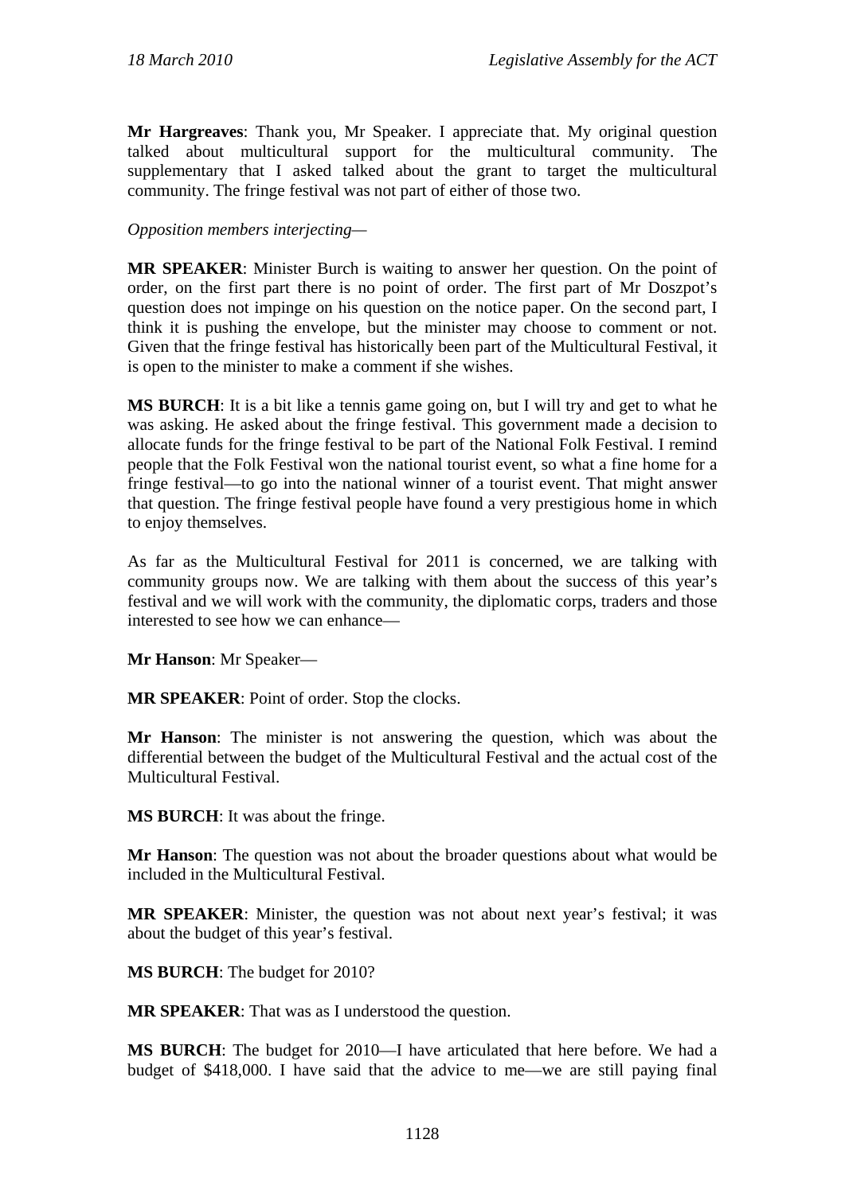**Mr Hargreaves**: Thank you, Mr Speaker. I appreciate that. My original question talked about multicultural support for the multicultural community. The supplementary that I asked talked about the grant to target the multicultural community. The fringe festival was not part of either of those two.

*Opposition members interjecting—*

**MR SPEAKER**: Minister Burch is waiting to answer her question. On the point of order, on the first part there is no point of order. The first part of Mr Doszpot's question does not impinge on his question on the notice paper. On the second part, I think it is pushing the envelope, but the minister may choose to comment or not. Given that the fringe festival has historically been part of the Multicultural Festival, it is open to the minister to make a comment if she wishes.

**MS BURCH**: It is a bit like a tennis game going on, but I will try and get to what he was asking. He asked about the fringe festival. This government made a decision to allocate funds for the fringe festival to be part of the National Folk Festival. I remind people that the Folk Festival won the national tourist event, so what a fine home for a fringe festival—to go into the national winner of a tourist event. That might answer that question. The fringe festival people have found a very prestigious home in which to enjoy themselves.

As far as the Multicultural Festival for 2011 is concerned, we are talking with community groups now. We are talking with them about the success of this year's festival and we will work with the community, the diplomatic corps, traders and those interested to see how we can enhance—

**Mr Hanson**: Mr Speaker—

**MR SPEAKER**: Point of order. Stop the clocks.

**Mr Hanson**: The minister is not answering the question, which was about the differential between the budget of the Multicultural Festival and the actual cost of the Multicultural Festival.

**MS BURCH**: It was about the fringe.

**Mr Hanson**: The question was not about the broader questions about what would be included in the Multicultural Festival.

**MR SPEAKER**: Minister, the question was not about next year's festival; it was about the budget of this year's festival.

**MS BURCH**: The budget for 2010?

**MR SPEAKER**: That was as I understood the question.

**MS BURCH**: The budget for 2010—I have articulated that here before. We had a budget of $418,000. I have said that the advice to me—we are still paying final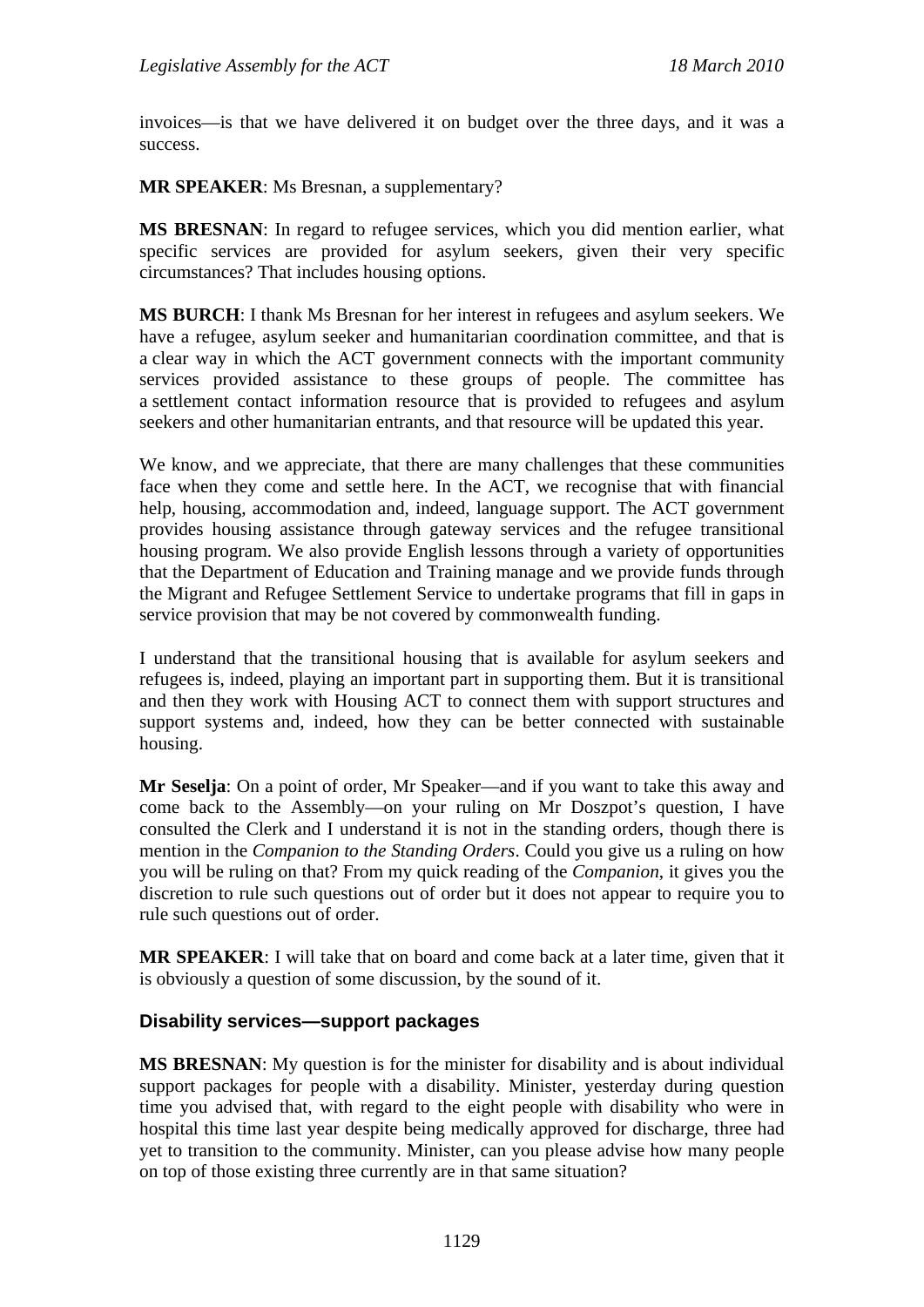invoices—is that we have delivered it on budget over the three days, and it was a success.

**MR SPEAKER**: Ms Bresnan, a supplementary?

**MS BRESNAN**: In regard to refugee services, which you did mention earlier, what specific services are provided for asylum seekers, given their very specific circumstances? That includes housing options.

**MS BURCH**: I thank Ms Bresnan for her interest in refugees and asylum seekers. We have a refugee, asylum seeker and humanitarian coordination committee, and that is a clear way in which the ACT government connects with the important community services provided assistance to these groups of people. The committee has a settlement contact information resource that is provided to refugees and asylum seekers and other humanitarian entrants, and that resource will be updated this year.

We know, and we appreciate, that there are many challenges that these communities face when they come and settle here. In the ACT, we recognise that with financial help, housing, accommodation and, indeed, language support. The ACT government provides housing assistance through gateway services and the refugee transitional housing program. We also provide English lessons through a variety of opportunities that the Department of Education and Training manage and we provide funds through the Migrant and Refugee Settlement Service to undertake programs that fill in gaps in service provision that may be not covered by commonwealth funding.

I understand that the transitional housing that is available for asylum seekers and refugees is, indeed, playing an important part in supporting them. But it is transitional and then they work with Housing ACT to connect them with support structures and support systems and, indeed, how they can be better connected with sustainable housing.

**Mr Seselja**: On a point of order, Mr Speaker—and if you want to take this away and come back to the Assembly—on your ruling on Mr Doszpot's question, I have consulted the Clerk and I understand it is not in the standing orders, though there is mention in the *Companion to the Standing Orders*. Could you give us a ruling on how you will be ruling on that? From my quick reading of the *Companion*, it gives you the discretion to rule such questions out of order but it does not appear to require you to rule such questions out of order.

**MR SPEAKER**: I will take that on board and come back at a later time, given that it is obviously a question of some discussion, by the sound of it.

### Disability services—support packages

**MS BRESNAN**: My question is for the minister for disability and is about individual support packages for people with a disability. Minister, yesterday during question time you advised that, with regard to the eight people with disability who were in hospital this time last year despite being medically approved for discharge, three had yet to transition to the community. Minister, can you please advise how many people on top of those existing three currently are in that same situation?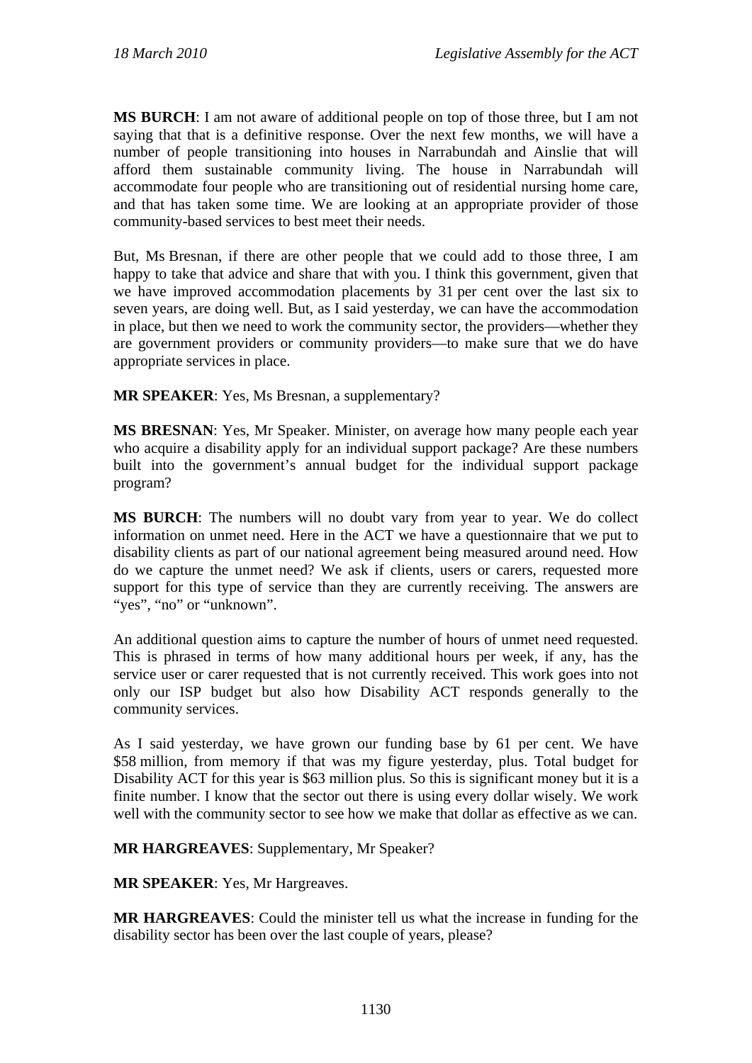**MS BURCH**: I am not aware of additional people on top of those three, but I am not saying that that is a definitive response. Over the next few months, we will have a number of people transitioning into houses in Narrabundah and Ainslie that will afford them sustainable community living. The house in Narrabundah will accommodate four people who are transitioning out of residential nursing home care, and that has taken some time. We are looking at an appropriate provider of those community-based services to best meet their needs.

But, Ms Bresnan, if there are other people that we could add to those three, I am happy to take that advice and share that with you. I think this government, given that we have improved accommodation placements by 31 per cent over the last six to seven years, are doing well. But, as I said yesterday, we can have the accommodation in place, but then we need to work the community sector, the providers—whether they are government providers or community providers—to make sure that we do have appropriate services in place.

**MR SPEAKER**: Yes, Ms Bresnan, a supplementary?

**MS BRESNAN**: Yes, Mr Speaker. Minister, on average how many people each year who acquire a disability apply for an individual support package? Are these numbers built into the government's annual budget for the individual support package program?

**MS BURCH**: The numbers will no doubt vary from year to year. We do collect information on unmet need. Here in the ACT we have a questionnaire that we put to disability clients as part of our national agreement being measured around need. How do we capture the unmet need? We ask if clients, users or carers, requested more support for this type of service than they are currently receiving. The answers are "yes", "no" or "unknown".

An additional question aims to capture the number of hours of unmet need requested. This is phrased in terms of how many additional hours per week, if any, has the service user or carer requested that is not currently received. This work goes into not only our ISP budget but also how Disability ACT responds generally to the community services.

As I said yesterday, we have grown our funding base by 61 per cent. We have \$58 million, from memory if that was my figure yesterday, plus. Total budget for Disability ACT for this year is \$63 million plus. So this is significant money but it is a finite number. I know that the sector out there is using every dollar wisely. We work well with the community sector to see how we make that dollar as effective as we can.

**MR HARGREAVES**: Supplementary, Mr Speaker?

**MR SPEAKER**: Yes, Mr Hargreaves.

**MR HARGREAVES**: Could the minister tell us what the increase in funding for the disability sector has been over the last couple of years, please?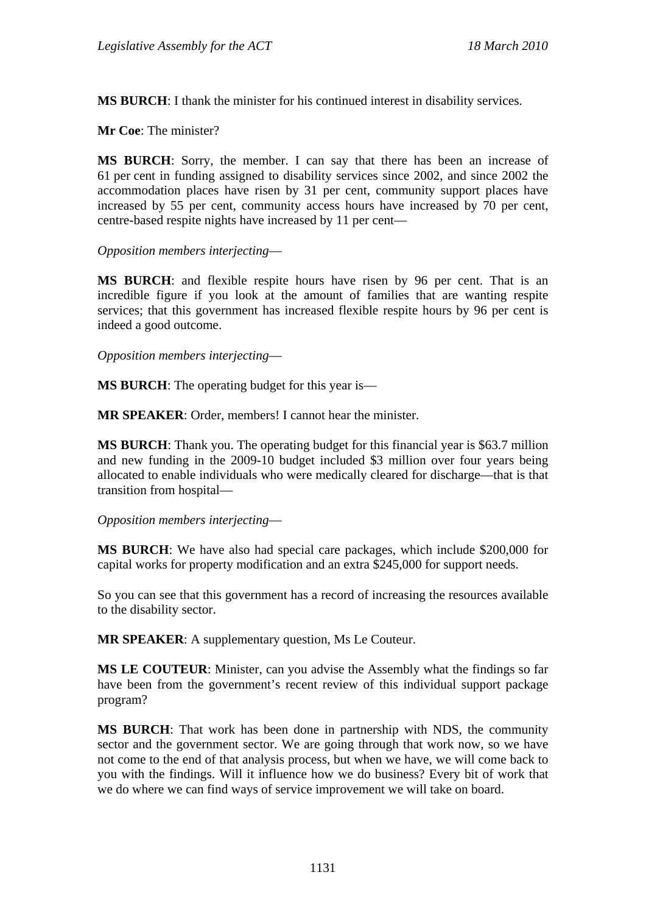**MS BURCH**: I thank the minister for his continued interest in disability services.

**Mr Coe**: The minister?

**MS BURCH**: Sorry, the member. I can say that there has been an increase of 61 per cent in funding assigned to disability services since 2002, and since 2002 the accommodation places have risen by 31 per cent, community support places have increased by 55 per cent, community access hours have increased by 70 per cent, centre-based respite nights have increased by 11 per cent—

*Opposition members interjecting*—

**MS BURCH**: and flexible respite hours have risen by 96 per cent. That is an incredible figure if you look at the amount of families that are wanting respite services; that this government has increased flexible respite hours by 96 per cent is indeed a good outcome.

*Opposition members interjecting*—

**MS BURCH**: The operating budget for this year is—

**MR SPEAKER**: Order, members! I cannot hear the minister.

**MS BURCH**: Thank you. The operating budget for this financial year is $63.7 million and new funding in the 2009-10 budget included $3 million over four years being allocated to enable individuals who were medically cleared for discharge—that is that transition from hospital—

*Opposition members interjecting*—

**MS BURCH**: We have also had special care packages, which include $200,000 for capital works for property modification and an extra $245,000 for support needs.

So you can see that this government has a record of increasing the resources available to the disability sector.

**MR SPEAKER**: A supplementary question, Ms Le Couteur.

**MS LE COUTEUR**: Minister, can you advise the Assembly what the findings so far have been from the government's recent review of this individual support package program?

**MS BURCH**: That work has been done in partnership with NDS, the community sector and the government sector. We are going through that work now, so we have not come to the end of that analysis process, but when we have, we will come back to you with the findings. Will it influence how we do business? Every bit of work that we do where we can find ways of service improvement we will take on board.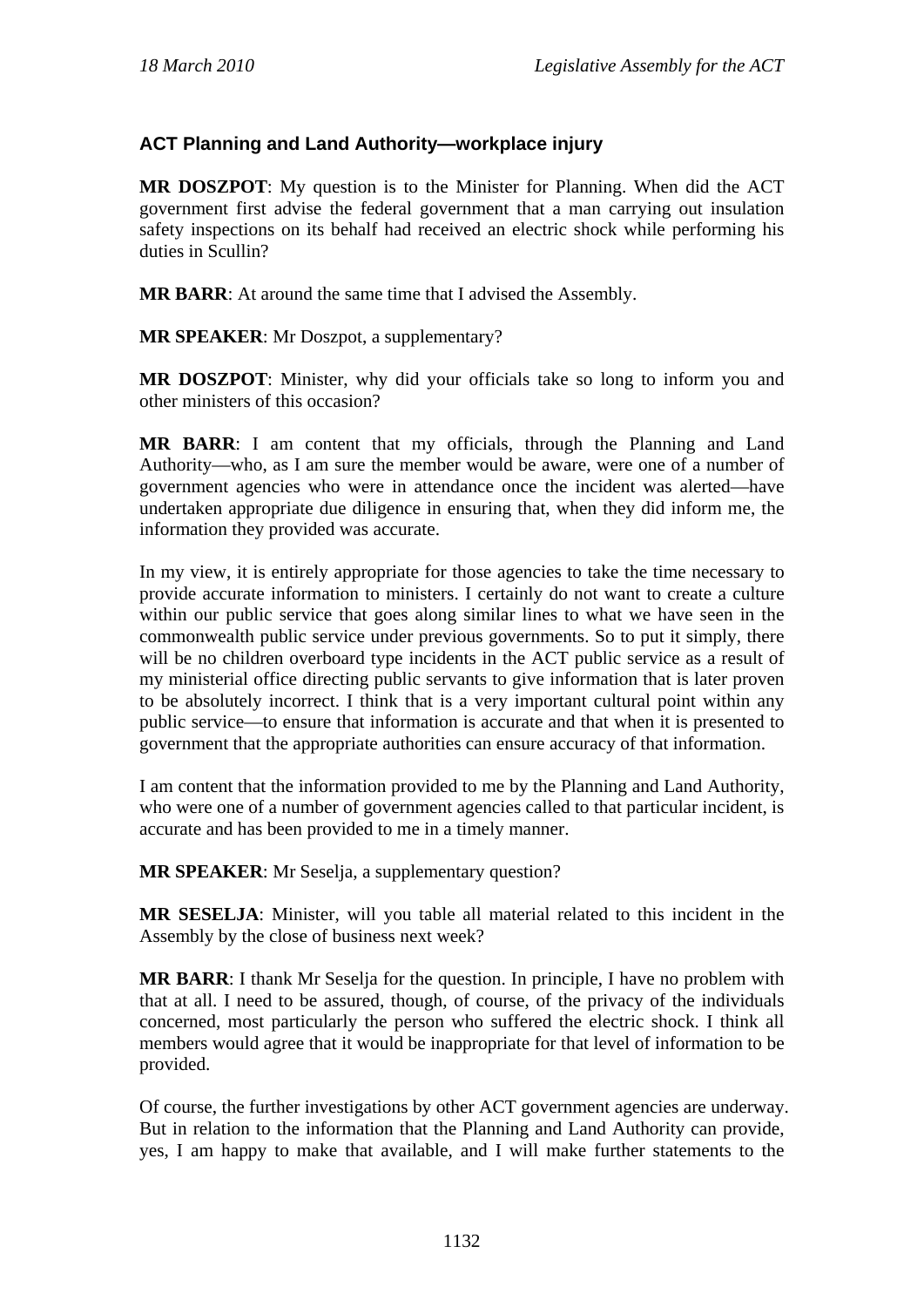### ACT Planning and Land Authority—workplace injury

**MR DOSZPOT**: My question is to the Minister for Planning. When did the ACT government first advise the federal government that a man carrying out insulation safety inspections on its behalf had received an electric shock while performing his duties in Scullin?

**MR BARR**: At around the same time that I advised the Assembly.

**MR SPEAKER**: Mr Doszpot, a supplementary?

**MR DOSZPOT**: Minister, why did your officials take so long to inform you and other ministers of this occasion?

**MR BARR**: I am content that my officials, through the Planning and Land Authority—who, as I am sure the member would be aware, were one of a number of government agencies who were in attendance once the incident was alerted—have undertaken appropriate due diligence in ensuring that, when they did inform me, the information they provided was accurate.

In my view, it is entirely appropriate for those agencies to take the time necessary to provide accurate information to ministers. I certainly do not want to create a culture within our public service that goes along similar lines to what we have seen in the commonwealth public service under previous governments. So to put it simply, there will be no children overboard type incidents in the ACT public service as a result of my ministerial office directing public servants to give information that is later proven to be absolutely incorrect. I think that is a very important cultural point within any public service—to ensure that information is accurate and that when it is presented to government that the appropriate authorities can ensure accuracy of that information.

I am content that the information provided to me by the Planning and Land Authority, who were one of a number of government agencies called to that particular incident, is accurate and has been provided to me in a timely manner.

**MR SPEAKER**: Mr Seselja, a supplementary question?

**MR SESELJA**: Minister, will you table all material related to this incident in the Assembly by the close of business next week?

**MR BARR**: I thank Mr Seselja for the question. In principle, I have no problem with that at all. I need to be assured, though, of course, of the privacy of the individuals concerned, most particularly the person who suffered the electric shock. I think all members would agree that it would be inappropriate for that level of information to be provided.

Of course, the further investigations by other ACT government agencies are underway. But in relation to the information that the Planning and Land Authority can provide, yes, I am happy to make that available, and I will make further statements to the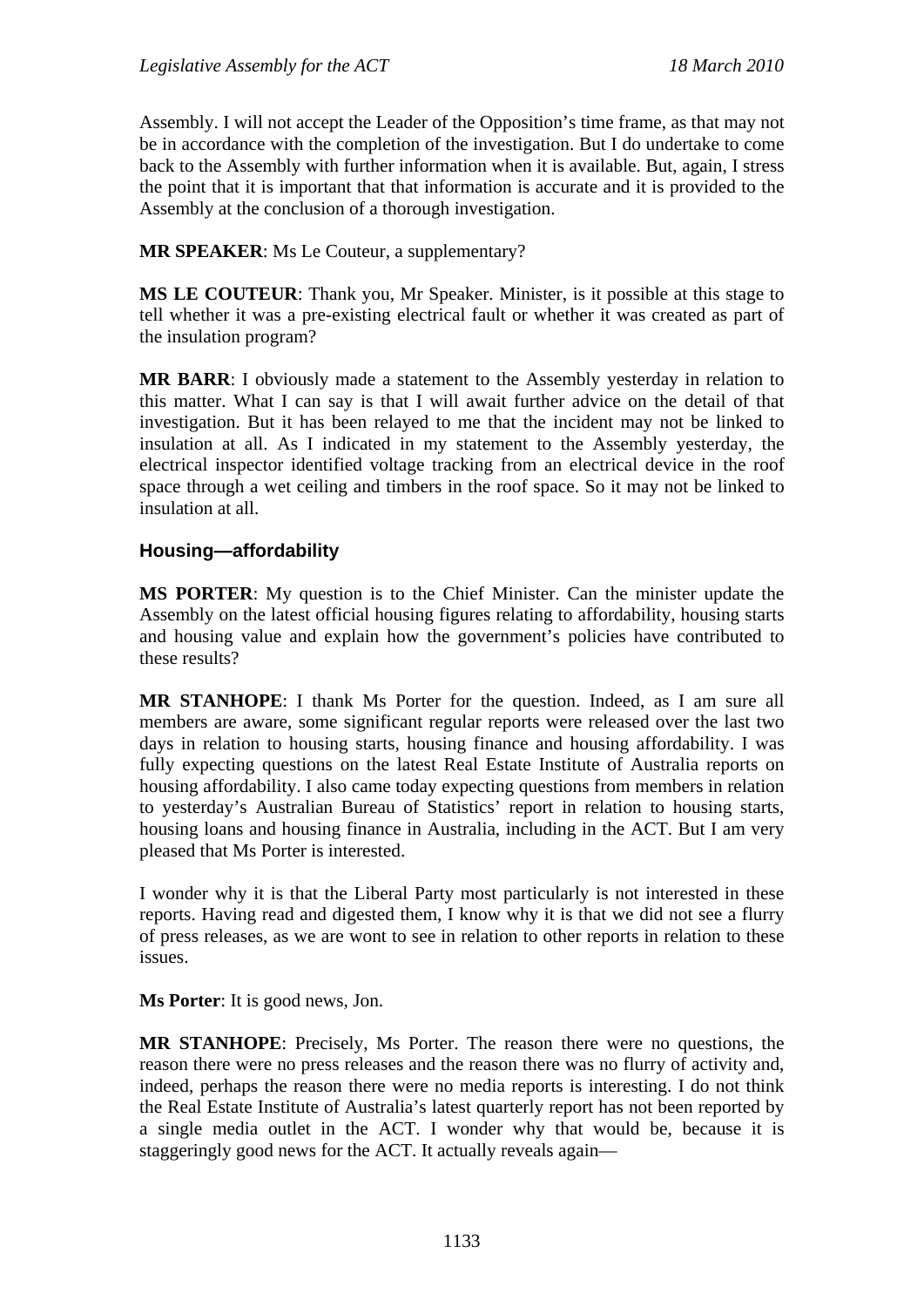Assembly. I will not accept the Leader of the Opposition's time frame, as that may not be in accordance with the completion of the investigation. But I do undertake to come back to the Assembly with further information when it is available. But, again, I stress the point that it is important that that information is accurate and it is provided to the Assembly at the conclusion of a thorough investigation.

**MR SPEAKER**: Ms Le Couteur, a supplementary?

**MS LE COUTEUR**: Thank you, Mr Speaker. Minister, is it possible at this stage to tell whether it was a pre-existing electrical fault or whether it was created as part of the insulation program?

**MR BARR**: I obviously made a statement to the Assembly yesterday in relation to this matter. What I can say is that I will await further advice on the detail of that investigation. But it has been relayed to me that the incident may not be linked to insulation at all. As I indicated in my statement to the Assembly yesterday, the electrical inspector identified voltage tracking from an electrical device in the roof space through a wet ceiling and timbers in the roof space. So it may not be linked to insulation at all.

### Housing—affordability

**MS PORTER**: My question is to the Chief Minister. Can the minister update the Assembly on the latest official housing figures relating to affordability, housing starts and housing value and explain how the government's policies have contributed to these results?

**MR STANHOPE**: I thank Ms Porter for the question. Indeed, as I am sure all members are aware, some significant regular reports were released over the last two days in relation to housing starts, housing finance and housing affordability. I was fully expecting questions on the latest Real Estate Institute of Australia reports on housing affordability. I also came today expecting questions from members in relation to yesterday's Australian Bureau of Statistics' report in relation to housing starts, housing loans and housing finance in Australia, including in the ACT. But I am very pleased that Ms Porter is interested.

I wonder why it is that the Liberal Party most particularly is not interested in these reports. Having read and digested them, I know why it is that we did not see a flurry of press releases, as we are wont to see in relation to other reports in relation to these issues.

**Ms Porter**: It is good news, Jon.

**MR STANHOPE**: Precisely, Ms Porter. The reason there were no questions, the reason there were no press releases and the reason there was no flurry of activity and, indeed, perhaps the reason there were no media reports is interesting. I do not think the Real Estate Institute of Australia's latest quarterly report has not been reported by a single media outlet in the ACT. I wonder why that would be, because it is staggeringly good news for the ACT. It actually reveals again—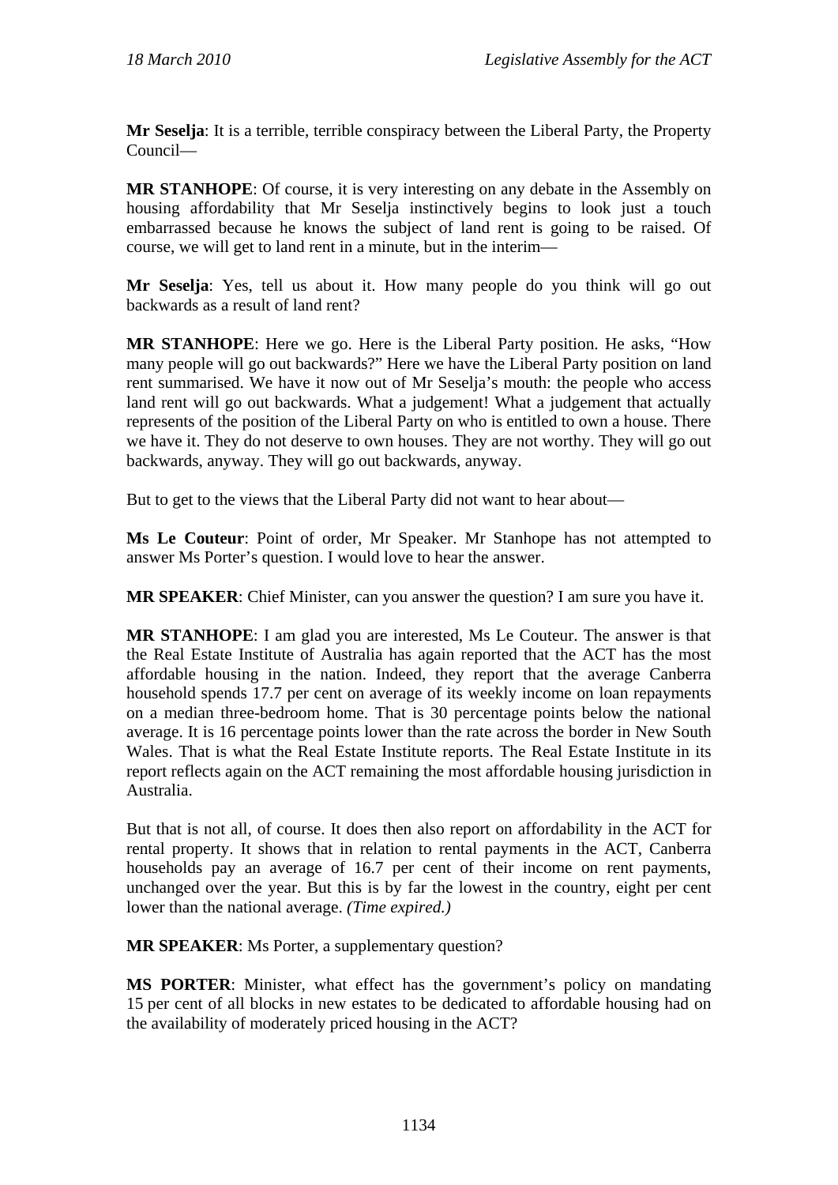**Mr Seselja**: It is a terrible, terrible conspiracy between the Liberal Party, the Property Council—

**MR STANHOPE**: Of course, it is very interesting on any debate in the Assembly on housing affordability that Mr Seselja instinctively begins to look just a touch embarrassed because he knows the subject of land rent is going to be raised. Of course, we will get to land rent in a minute, but in the interim—

**Mr Seselja**: Yes, tell us about it. How many people do you think will go out backwards as a result of land rent?

**MR STANHOPE**: Here we go. Here is the Liberal Party position. He asks, "How many people will go out backwards?" Here we have the Liberal Party position on land rent summarised. We have it now out of Mr Seselja's mouth: the people who access land rent will go out backwards. What a judgement! What a judgement that actually represents of the position of the Liberal Party on who is entitled to own a house. There we have it. They do not deserve to own houses. They are not worthy. They will go out backwards, anyway. They will go out backwards, anyway.

But to get to the views that the Liberal Party did not want to hear about—

**Ms Le Couteur**: Point of order, Mr Speaker. Mr Stanhope has not attempted to answer Ms Porter's question. I would love to hear the answer.

**MR SPEAKER**: Chief Minister, can you answer the question? I am sure you have it.

**MR STANHOPE**: I am glad you are interested, Ms Le Couteur. The answer is that the Real Estate Institute of Australia has again reported that the ACT has the most affordable housing in the nation. Indeed, they report that the average Canberra household spends 17.7 per cent on average of its weekly income on loan repayments on a median three-bedroom home. That is 30 percentage points below the national average. It is 16 percentage points lower than the rate across the border in New South Wales. That is what the Real Estate Institute reports. The Real Estate Institute in its report reflects again on the ACT remaining the most affordable housing jurisdiction in Australia.

But that is not all, of course. It does then also report on affordability in the ACT for rental property. It shows that in relation to rental payments in the ACT, Canberra households pay an average of 16.7 per cent of their income on rent payments, unchanged over the year. But this is by far the lowest in the country, eight per cent lower than the national average. *(Time expired.)*

**MR SPEAKER**: Ms Porter, a supplementary question?

**MS PORTER**: Minister, what effect has the government's policy on mandating 15 per cent of all blocks in new estates to be dedicated to affordable housing had on the availability of moderately priced housing in the ACT?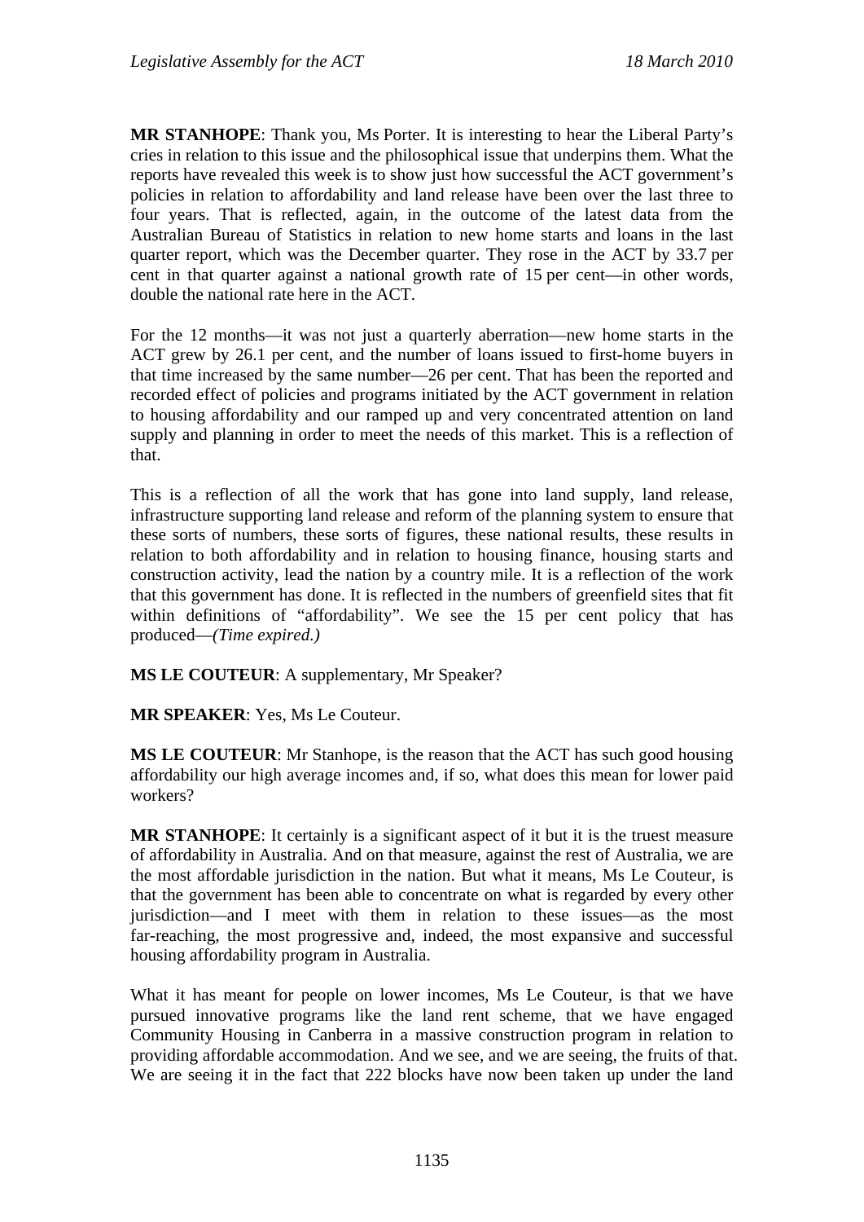**MR STANHOPE**: Thank you, Ms Porter. It is interesting to hear the Liberal Party's cries in relation to this issue and the philosophical issue that underpins them. What the reports have revealed this week is to show just how successful the ACT government's policies in relation to affordability and land release have been over the last three to four years. That is reflected, again, in the outcome of the latest data from the Australian Bureau of Statistics in relation to new home starts and loans in the last quarter report, which was the December quarter. They rose in the ACT by 33.7 per cent in that quarter against a national growth rate of 15 per cent—in other words, double the national rate here in the ACT.

For the 12 months—it was not just a quarterly aberration—new home starts in the ACT grew by 26.1 per cent, and the number of loans issued to first-home buyers in that time increased by the same number—26 per cent. That has been the reported and recorded effect of policies and programs initiated by the ACT government in relation to housing affordability and our ramped up and very concentrated attention on land supply and planning in order to meet the needs of this market. This is a reflection of that.

This is a reflection of all the work that has gone into land supply, land release, infrastructure supporting land release and reform of the planning system to ensure that these sorts of numbers, these sorts of figures, these national results, these results in relation to both affordability and in relation to housing finance, housing starts and construction activity, lead the nation by a country mile. It is a reflection of the work that this government has done. It is reflected in the numbers of greenfield sites that fit within definitions of "affordability". We see the 15 per cent policy that has produced—*(Time expired.)*

**MS LE COUTEUR**: A supplementary, Mr Speaker?

**MR SPEAKER**: Yes, Ms Le Couteur.

**MS LE COUTEUR**: Mr Stanhope, is the reason that the ACT has such good housing affordability our high average incomes and, if so, what does this mean for lower paid workers?

**MR STANHOPE**: It certainly is a significant aspect of it but it is the truest measure of affordability in Australia. And on that measure, against the rest of Australia, we are the most affordable jurisdiction in the nation. But what it means, Ms Le Couteur, is that the government has been able to concentrate on what is regarded by every other jurisdiction—and I meet with them in relation to these issues—as the most far-reaching, the most progressive and, indeed, the most expansive and successful housing affordability program in Australia.

What it has meant for people on lower incomes, Ms Le Couteur, is that we have pursued innovative programs like the land rent scheme, that we have engaged Community Housing in Canberra in a massive construction program in relation to providing affordable accommodation. And we see, and we are seeing, the fruits of that. We are seeing it in the fact that 222 blocks have now been taken up under the land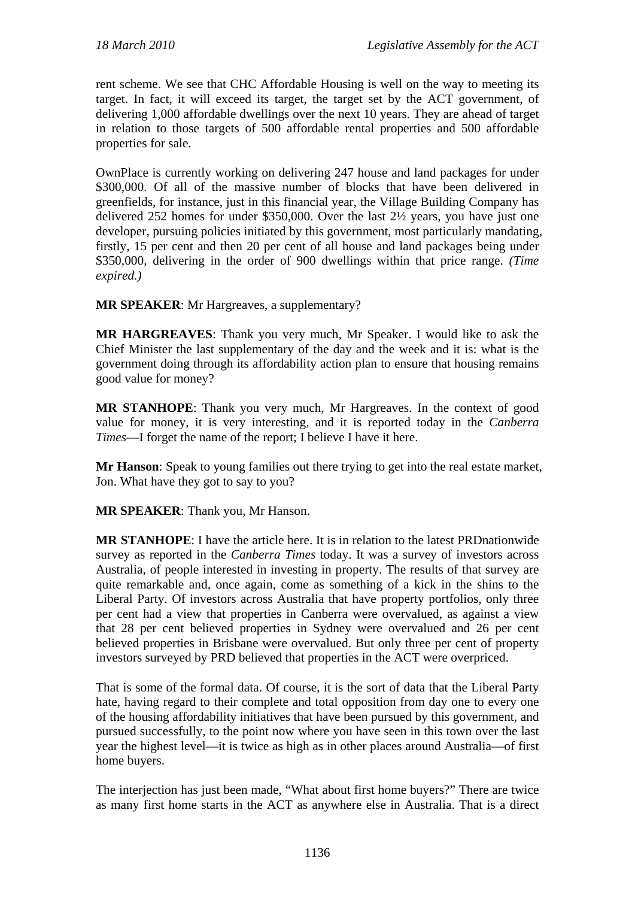rent scheme. We see that CHC Affordable Housing is well on the way to meeting its target. In fact, it will exceed its target, the target set by the ACT government, of delivering 1,000 affordable dwellings over the next 10 years. They are ahead of target in relation to those targets of 500 affordable rental properties and 500 affordable properties for sale.

OwnPlace is currently working on delivering 247 house and land packages for under $300,000. Of all of the massive number of blocks that have been delivered in greenfields, for instance, just in this financial year, the Village Building Company has delivered 252 homes for under $350,000. Over the last 2½ years, you have just one developer, pursuing policies initiated by this government, most particularly mandating, firstly, 15 per cent and then 20 per cent of all house and land packages being under $350,000, delivering in the order of 900 dwellings within that price range. *(Time expired.)*

**MR SPEAKER**: Mr Hargreaves, a supplementary?

**MR HARGREAVES**: Thank you very much, Mr Speaker. I would like to ask the Chief Minister the last supplementary of the day and the week and it is: what is the government doing through its affordability action plan to ensure that housing remains good value for money?

**MR STANHOPE**: Thank you very much, Mr Hargreaves. In the context of good value for money, it is very interesting, and it is reported today in the *Canberra Times*—I forget the name of the report; I believe I have it here.

**Mr Hanson**: Speak to young families out there trying to get into the real estate market, Jon. What have they got to say to you?

**MR SPEAKER**: Thank you, Mr Hanson.

**MR STANHOPE**: I have the article here. It is in relation to the latest PRDnationwide survey as reported in the *Canberra Times* today. It was a survey of investors across Australia, of people interested in investing in property. The results of that survey are quite remarkable and, once again, come as something of a kick in the shins to the Liberal Party. Of investors across Australia that have property portfolios, only three per cent had a view that properties in Canberra were overvalued, as against a view that 28 per cent believed properties in Sydney were overvalued and 26 per cent believed properties in Brisbane were overvalued. But only three per cent of property investors surveyed by PRD believed that properties in the ACT were overpriced.

That is some of the formal data. Of course, it is the sort of data that the Liberal Party hate, having regard to their complete and total opposition from day one to every one of the housing affordability initiatives that have been pursued by this government, and pursued successfully, to the point now where you have seen in this town over the last year the highest level—it is twice as high as in other places around Australia—of first home buyers.

The interjection has just been made, "What about first home buyers?" There are twice as many first home starts in the ACT as anywhere else in Australia. That is a direct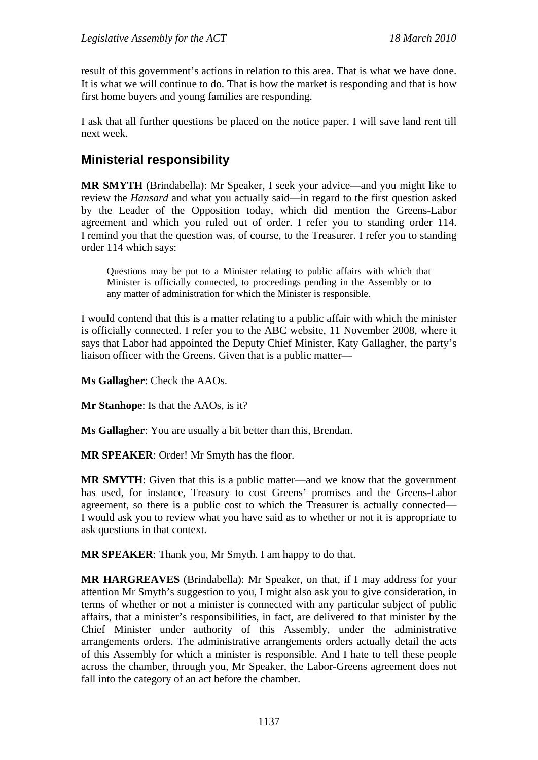result of this government's actions in relation to this area. That is what we have done. It is what we will continue to do. That is how the market is responding and that is how first home buyers and young families are responding.

I ask that all further questions be placed on the notice paper. I will save land rent till next week.

## Ministerial responsibility

**MR SMYTH** (Brindabella): Mr Speaker, I seek your advice—and you might like to review the *Hansard* and what you actually said—in regard to the first question asked by the Leader of the Opposition today, which did mention the Greens-Labor agreement and which you ruled out of order. I refer you to standing order 114. I remind you that the question was, of course, to the Treasurer. I refer you to standing order 114 which says:

> Questions may be put to a Minister relating to public affairs with which that Minister is officially connected, to proceedings pending in the Assembly or to any matter of administration for which the Minister is responsible.

I would contend that this is a matter relating to a public affair with which the minister is officially connected. I refer you to the ABC website, 11 November 2008, where it says that Labor had appointed the Deputy Chief Minister, Katy Gallagher, the party's liaison officer with the Greens. Given that is a public matter—

**Ms Gallagher**: Check the AAOs.

**Mr Stanhope**: Is that the AAOs, is it?

**Ms Gallagher**: You are usually a bit better than this, Brendan.

**MR SPEAKER**: Order! Mr Smyth has the floor.

**MR SMYTH**: Given that this is a public matter—and we know that the government has used, for instance, Treasury to cost Greens' promises and the Greens-Labor agreement, so there is a public cost to which the Treasurer is actually connected—I would ask you to review what you have said as to whether or not it is appropriate to ask questions in that context.

**MR SPEAKER**: Thank you, Mr Smyth. I am happy to do that.

**MR HARGREAVES** (Brindabella): Mr Speaker, on that, if I may address for your attention Mr Smyth's suggestion to you, I might also ask you to give consideration, in terms of whether or not a minister is connected with any particular subject of public affairs, that a minister's responsibilities, in fact, are delivered to that minister by the Chief Minister under authority of this Assembly, under the administrative arrangements orders. The administrative arrangements orders actually detail the acts of this Assembly for which a minister is responsible. And I hate to tell these people across the chamber, through you, Mr Speaker, the Labor-Greens agreement does not fall into the category of an act before the chamber.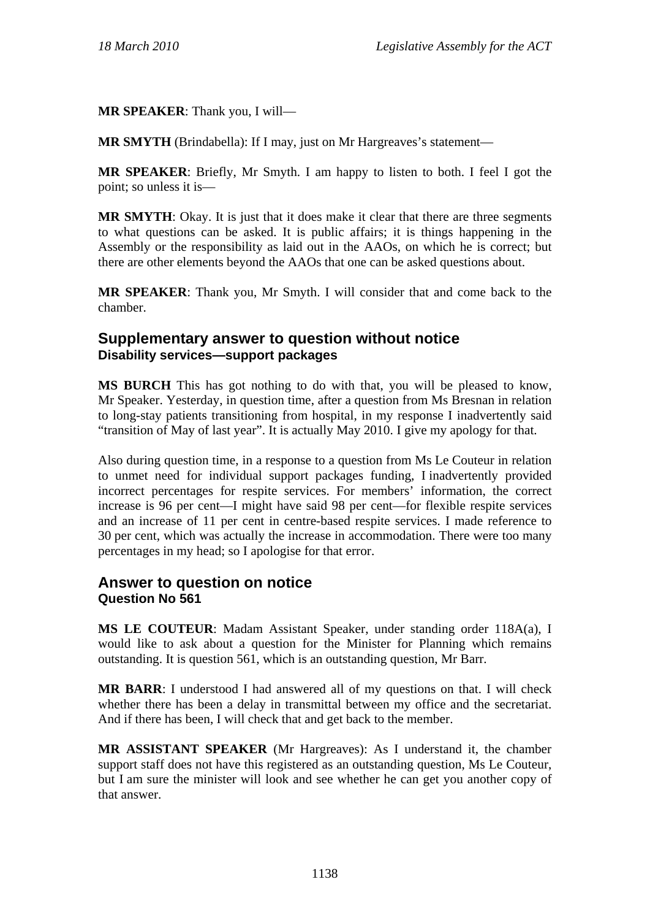**MR SPEAKER**: Thank you, I will—

**MR SMYTH** (Brindabella): If I may, just on Mr Hargreaves's statement—

**MR SPEAKER**: Briefly, Mr Smyth. I am happy to listen to both. I feel I got the point; so unless it is—

**MR SMYTH**: Okay. It is just that it does make it clear that there are three segments to what questions can be asked. It is public affairs; it is things happening in the Assembly or the responsibility as laid out in the AAOs, on which he is correct; but there are other elements beyond the AAOs that one can be asked questions about.

**MR SPEAKER**: Thank you, Mr Smyth. I will consider that and come back to the chamber.

## Supplementary answer to question without notice
### Disability services—support packages

**MS BURCH** This has got nothing to do with that, you will be pleased to know, Mr Speaker. Yesterday, in question time, after a question from Ms Bresnan in relation to long-stay patients transitioning from hospital, in my response I inadvertently said "transition of May of last year". It is actually May 2010. I give my apology for that.

Also during question time, in a response to a question from Ms Le Couteur in relation to unmet need for individual support packages funding, I inadvertently provided incorrect percentages for respite services. For members' information, the correct increase is 96 per cent—I might have said 98 per cent—for flexible respite services and an increase of 11 per cent in centre-based respite services. I made reference to 30 per cent, which was actually the increase in accommodation. There were too many percentages in my head; so I apologise for that error.

## Answer to question on notice
### Question No 561

**MS LE COUTEUR**: Madam Assistant Speaker, under standing order 118A(a), I would like to ask about a question for the Minister for Planning which remains outstanding. It is question 561, which is an outstanding question, Mr Barr.

**MR BARR**: I understood I had answered all of my questions on that. I will check whether there has been a delay in transmittal between my office and the secretariat. And if there has been, I will check that and get back to the member.

**MR ASSISTANT SPEAKER** (Mr Hargreaves): As I understand it, the chamber support staff does not have this registered as an outstanding question, Ms Le Couteur, but I am sure the minister will look and see whether he can get you another copy of that answer.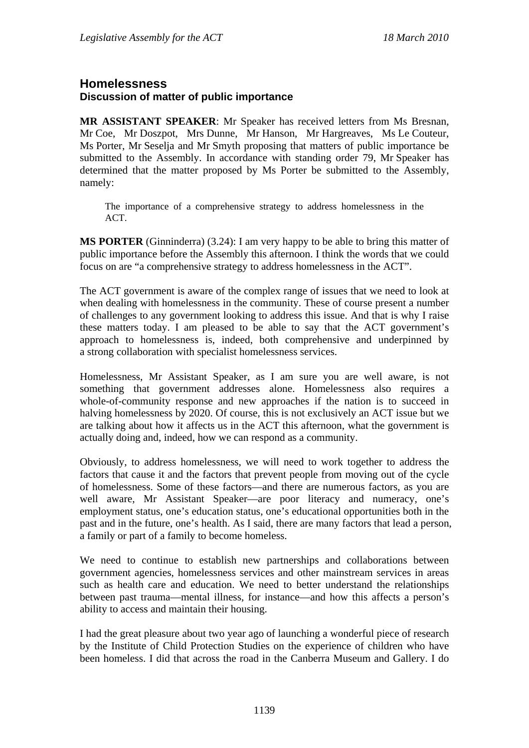## Homelessness

### Discussion of matter of public importance

**MR ASSISTANT SPEAKER**: Mr Speaker has received letters from Ms Bresnan, Mr Coe, Mr Doszpot, Mrs Dunne, Mr Hanson, Mr Hargreaves, Ms Le Couteur, Ms Porter, Mr Seselja and Mr Smyth proposing that matters of public importance be submitted to the Assembly. In accordance with standing order 79, Mr Speaker has determined that the matter proposed by Ms Porter be submitted to the Assembly, namely:

> The importance of a comprehensive strategy to address homelessness in the ACT.

**MS PORTER** (Ginninderra) (3.24): I am very happy to be able to bring this matter of public importance before the Assembly this afternoon. I think the words that we could focus on are "a comprehensive strategy to address homelessness in the ACT".

The ACT government is aware of the complex range of issues that we need to look at when dealing with homelessness in the community. These of course present a number of challenges to any government looking to address this issue. And that is why I raise these matters today. I am pleased to be able to say that the ACT government's approach to homelessness is, indeed, both comprehensive and underpinned by a strong collaboration with specialist homelessness services.

Homelessness, Mr Assistant Speaker, as I am sure you are well aware, is not something that government addresses alone. Homelessness also requires a whole-of-community response and new approaches if the nation is to succeed in halving homelessness by 2020. Of course, this is not exclusively an ACT issue but we are talking about how it affects us in the ACT this afternoon, what the government is actually doing and, indeed, how we can respond as a community.

Obviously, to address homelessness, we will need to work together to address the factors that cause it and the factors that prevent people from moving out of the cycle of homelessness. Some of these factors—and there are numerous factors, as you are well aware, Mr Assistant Speaker—are poor literacy and numeracy, one's employment status, one's education status, one's educational opportunities both in the past and in the future, one's health. As I said, there are many factors that lead a person, a family or part of a family to become homeless.

We need to continue to establish new partnerships and collaborations between government agencies, homelessness services and other mainstream services in areas such as health care and education. We need to better understand the relationships between past trauma—mental illness, for instance—and how this affects a person's ability to access and maintain their housing.

I had the great pleasure about two year ago of launching a wonderful piece of research by the Institute of Child Protection Studies on the experience of children who have been homeless. I did that across the road in the Canberra Museum and Gallery. I do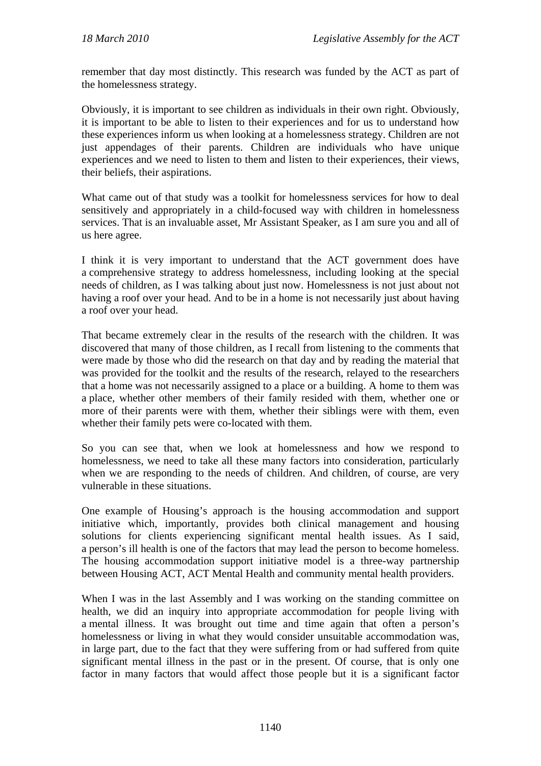remember that day most distinctly. This research was funded by the ACT as part of the homelessness strategy.

Obviously, it is important to see children as individuals in their own right. Obviously, it is important to be able to listen to their experiences and for us to understand how these experiences inform us when looking at a homelessness strategy. Children are not just appendages of their parents. Children are individuals who have unique experiences and we need to listen to them and listen to their experiences, their views, their beliefs, their aspirations.

What came out of that study was a toolkit for homelessness services for how to deal sensitively and appropriately in a child-focused way with children in homelessness services. That is an invaluable asset, Mr Assistant Speaker, as I am sure you and all of us here agree.

I think it is very important to understand that the ACT government does have a comprehensive strategy to address homelessness, including looking at the special needs of children, as I was talking about just now. Homelessness is not just about not having a roof over your head. And to be in a home is not necessarily just about having a roof over your head.

That became extremely clear in the results of the research with the children. It was discovered that many of those children, as I recall from listening to the comments that were made by those who did the research on that day and by reading the material that was provided for the toolkit and the results of the research, relayed to the researchers that a home was not necessarily assigned to a place or a building. A home to them was a place, whether other members of their family resided with them, whether one or more of their parents were with them, whether their siblings were with them, even whether their family pets were co-located with them.

So you can see that, when we look at homelessness and how we respond to homelessness, we need to take all these many factors into consideration, particularly when we are responding to the needs of children. And children, of course, are very vulnerable in these situations.

One example of Housing's approach is the housing accommodation and support initiative which, importantly, provides both clinical management and housing solutions for clients experiencing significant mental health issues. As I said, a person's ill health is one of the factors that may lead the person to become homeless. The housing accommodation support initiative model is a three-way partnership between Housing ACT, ACT Mental Health and community mental health providers.

When I was in the last Assembly and I was working on the standing committee on health, we did an inquiry into appropriate accommodation for people living with a mental illness. It was brought out time and time again that often a person's homelessness or living in what they would consider unsuitable accommodation was, in large part, due to the fact that they were suffering from or had suffered from quite significant mental illness in the past or in the present. Of course, that is only one factor in many factors that would affect those people but it is a significant factor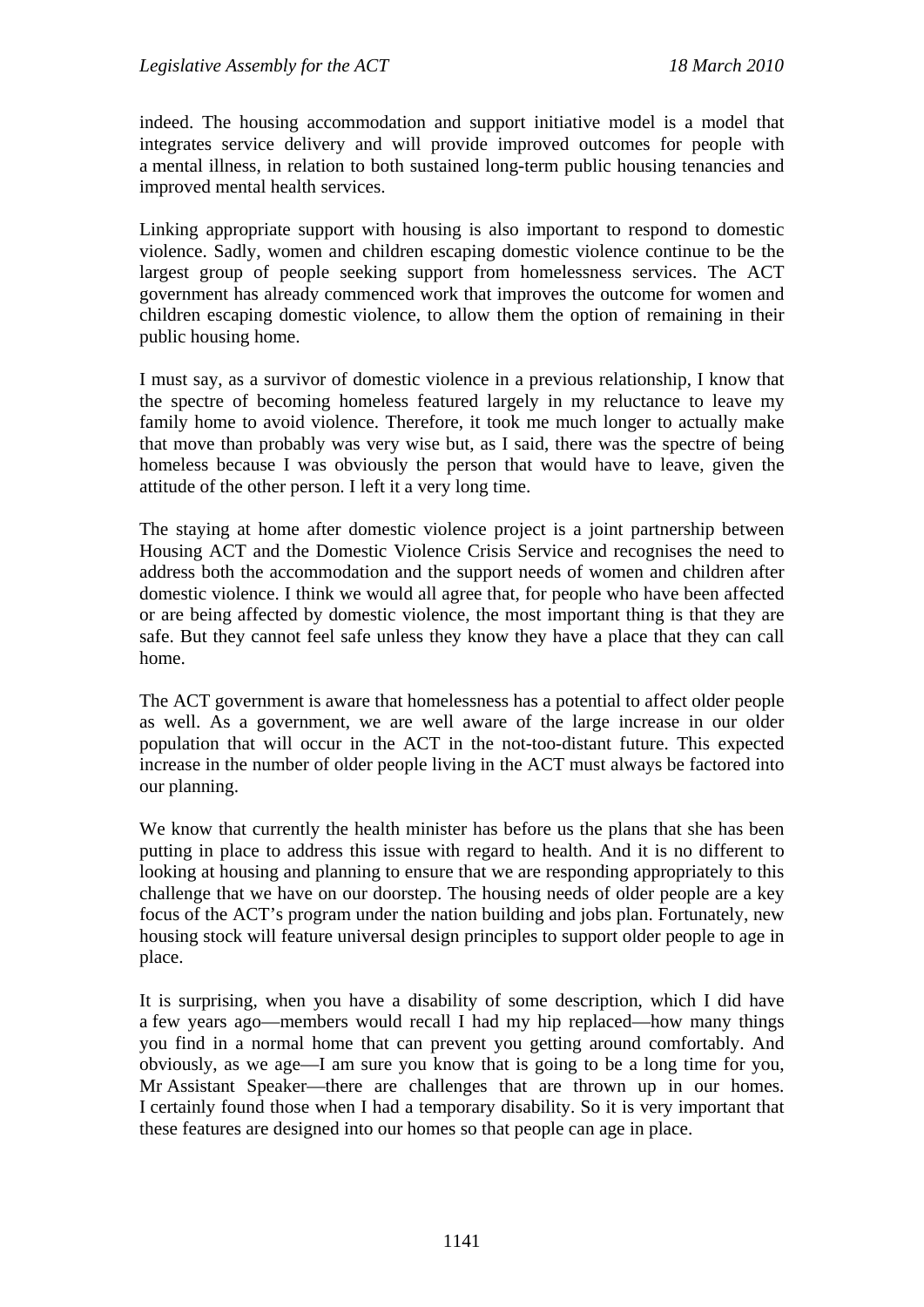indeed. The housing accommodation and support initiative model is a model that integrates service delivery and will provide improved outcomes for people with a mental illness, in relation to both sustained long-term public housing tenancies and improved mental health services.

Linking appropriate support with housing is also important to respond to domestic violence. Sadly, women and children escaping domestic violence continue to be the largest group of people seeking support from homelessness services. The ACT government has already commenced work that improves the outcome for women and children escaping domestic violence, to allow them the option of remaining in their public housing home.

I must say, as a survivor of domestic violence in a previous relationship, I know that the spectre of becoming homeless featured largely in my reluctance to leave my family home to avoid violence. Therefore, it took me much longer to actually make that move than probably was very wise but, as I said, there was the spectre of being homeless because I was obviously the person that would have to leave, given the attitude of the other person. I left it a very long time.

The staying at home after domestic violence project is a joint partnership between Housing ACT and the Domestic Violence Crisis Service and recognises the need to address both the accommodation and the support needs of women and children after domestic violence. I think we would all agree that, for people who have been affected or are being affected by domestic violence, the most important thing is that they are safe. But they cannot feel safe unless they know they have a place that they can call home.

The ACT government is aware that homelessness has a potential to affect older people as well. As a government, we are well aware of the large increase in our older population that will occur in the ACT in the not-too-distant future. This expected increase in the number of older people living in the ACT must always be factored into our planning.

We know that currently the health minister has before us the plans that she has been putting in place to address this issue with regard to health. And it is no different to looking at housing and planning to ensure that we are responding appropriately to this challenge that we have on our doorstep. The housing needs of older people are a key focus of the ACT's program under the nation building and jobs plan. Fortunately, new housing stock will feature universal design principles to support older people to age in place.

It is surprising, when you have a disability of some description, which I did have a few years ago—members would recall I had my hip replaced—how many things you find in a normal home that can prevent you getting around comfortably. And obviously, as we age—I am sure you know that is going to be a long time for you, Mr Assistant Speaker—there are challenges that are thrown up in our homes. I certainly found those when I had a temporary disability. So it is very important that these features are designed into our homes so that people can age in place.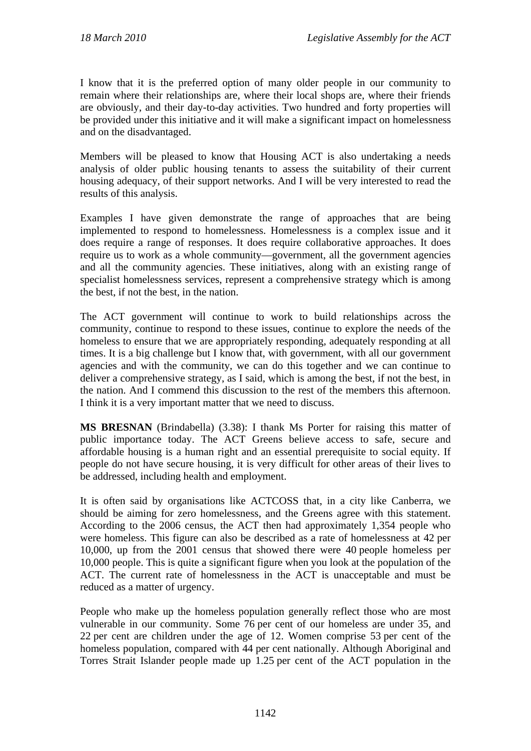I know that it is the preferred option of many older people in our community to remain where their relationships are, where their local shops are, where their friends are obviously, and their day-to-day activities. Two hundred and forty properties will be provided under this initiative and it will make a significant impact on homelessness and on the disadvantaged.

Members will be pleased to know that Housing ACT is also undertaking a needs analysis of older public housing tenants to assess the suitability of their current housing adequacy, of their support networks. And I will be very interested to read the results of this analysis.

Examples I have given demonstrate the range of approaches that are being implemented to respond to homelessness. Homelessness is a complex issue and it does require a range of responses. It does require collaborative approaches. It does require us to work as a whole community—government, all the government agencies and all the community agencies. These initiatives, along with an existing range of specialist homelessness services, represent a comprehensive strategy which is among the best, if not the best, in the nation.

The ACT government will continue to work to build relationships across the community, continue to respond to these issues, continue to explore the needs of the homeless to ensure that we are appropriately responding, adequately responding at all times. It is a big challenge but I know that, with government, with all our government agencies and with the community, we can do this together and we can continue to deliver a comprehensive strategy, as I said, which is among the best, if not the best, in the nation. And I commend this discussion to the rest of the members this afternoon. I think it is a very important matter that we need to discuss.

**MS BRESNAN** (Brindabella) (3.38): I thank Ms Porter for raising this matter of public importance today. The ACT Greens believe access to safe, secure and affordable housing is a human right and an essential prerequisite to social equity. If people do not have secure housing, it is very difficult for other areas of their lives to be addressed, including health and employment.

It is often said by organisations like ACTCOSS that, in a city like Canberra, we should be aiming for zero homelessness, and the Greens agree with this statement. According to the 2006 census, the ACT then had approximately 1,354 people who were homeless. This figure can also be described as a rate of homelessness at 42 per 10,000, up from the 2001 census that showed there were 40 people homeless per 10,000 people. This is quite a significant figure when you look at the population of the ACT. The current rate of homelessness in the ACT is unacceptable and must be reduced as a matter of urgency.

People who make up the homeless population generally reflect those who are most vulnerable in our community. Some 76 per cent of our homeless are under 35, and 22 per cent are children under the age of 12. Women comprise 53 per cent of the homeless population, compared with 44 per cent nationally. Although Aboriginal and Torres Strait Islander people made up 1.25 per cent of the ACT population in the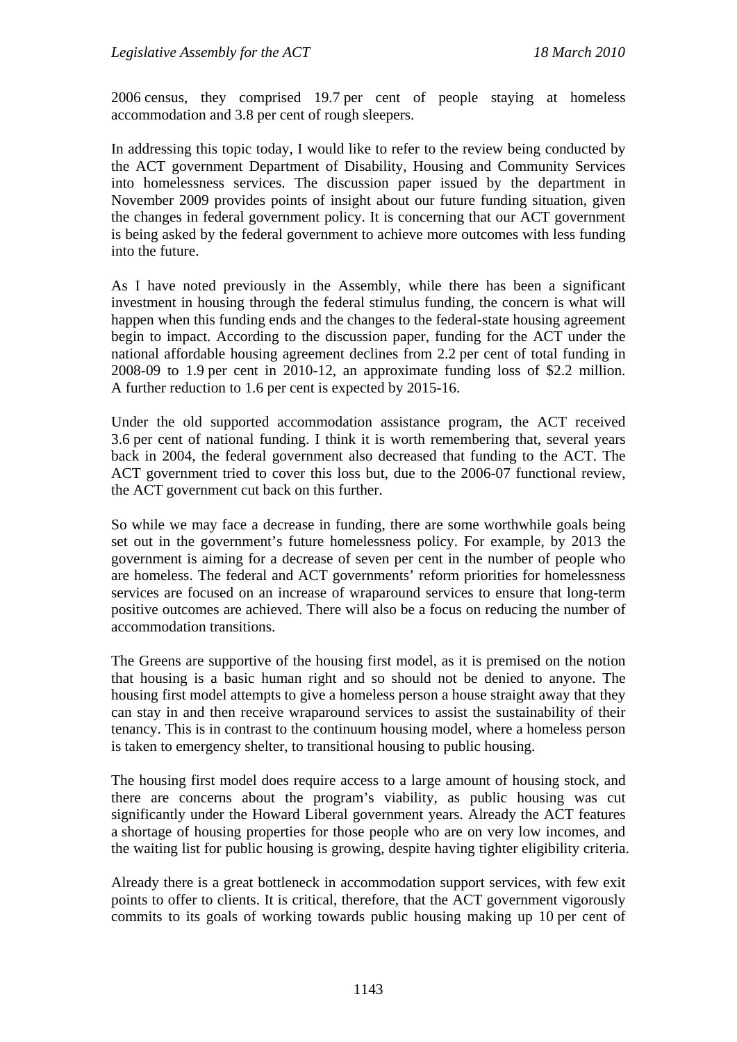2006 census, they comprised 19.7 per cent of people staying at homeless accommodation and 3.8 per cent of rough sleepers.

In addressing this topic today, I would like to refer to the review being conducted by the ACT government Department of Disability, Housing and Community Services into homelessness services. The discussion paper issued by the department in November 2009 provides points of insight about our future funding situation, given the changes in federal government policy. It is concerning that our ACT government is being asked by the federal government to achieve more outcomes with less funding into the future.

As I have noted previously in the Assembly, while there has been a significant investment in housing through the federal stimulus funding, the concern is what will happen when this funding ends and the changes to the federal-state housing agreement begin to impact. According to the discussion paper, funding for the ACT under the national affordable housing agreement declines from 2.2 per cent of total funding in 2008-09 to 1.9 per cent in 2010-12, an approximate funding loss of $2.2 million. A further reduction to 1.6 per cent is expected by 2015-16.

Under the old supported accommodation assistance program, the ACT received 3.6 per cent of national funding. I think it is worth remembering that, several years back in 2004, the federal government also decreased that funding to the ACT. The ACT government tried to cover this loss but, due to the 2006-07 functional review, the ACT government cut back on this further.

So while we may face a decrease in funding, there are some worthwhile goals being set out in the government's future homelessness policy. For example, by 2013 the government is aiming for a decrease of seven per cent in the number of people who are homeless. The federal and ACT governments' reform priorities for homelessness services are focused on an increase of wraparound services to ensure that long-term positive outcomes are achieved. There will also be a focus on reducing the number of accommodation transitions.

The Greens are supportive of the housing first model, as it is premised on the notion that housing is a basic human right and so should not be denied to anyone. The housing first model attempts to give a homeless person a house straight away that they can stay in and then receive wraparound services to assist the sustainability of their tenancy. This is in contrast to the continuum housing model, where a homeless person is taken to emergency shelter, to transitional housing to public housing.

The housing first model does require access to a large amount of housing stock, and there are concerns about the program's viability, as public housing was cut significantly under the Howard Liberal government years. Already the ACT features a shortage of housing properties for those people who are on very low incomes, and the waiting list for public housing is growing, despite having tighter eligibility criteria.

Already there is a great bottleneck in accommodation support services, with few exit points to offer to clients. It is critical, therefore, that the ACT government vigorously commits to its goals of working towards public housing making up 10 per cent of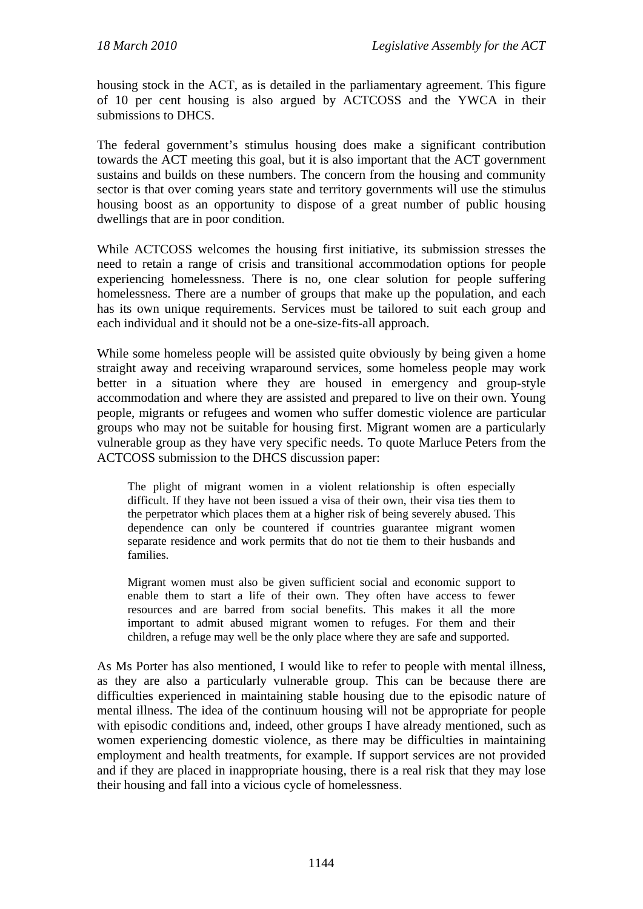housing stock in the ACT, as is detailed in the parliamentary agreement. This figure of 10 per cent housing is also argued by ACTCOSS and the YWCA in their submissions to DHCS.

The federal government's stimulus housing does make a significant contribution towards the ACT meeting this goal, but it is also important that the ACT government sustains and builds on these numbers. The concern from the housing and community sector is that over coming years state and territory governments will use the stimulus housing boost as an opportunity to dispose of a great number of public housing dwellings that are in poor condition.

While ACTCOSS welcomes the housing first initiative, its submission stresses the need to retain a range of crisis and transitional accommodation options for people experiencing homelessness. There is no, one clear solution for people suffering homelessness. There are a number of groups that make up the population, and each has its own unique requirements. Services must be tailored to suit each group and each individual and it should not be a one-size-fits-all approach.

While some homeless people will be assisted quite obviously by being given a home straight away and receiving wraparound services, some homeless people may work better in a situation where they are housed in emergency and group-style accommodation and where they are assisted and prepared to live on their own. Young people, migrants or refugees and women who suffer domestic violence are particular groups who may not be suitable for housing first. Migrant women are a particularly vulnerable group as they have very specific needs. To quote Marluce Peters from the ACTCOSS submission to the DHCS discussion paper:

> The plight of migrant women in a violent relationship is often especially difficult. If they have not been issued a visa of their own, their visa ties them to the perpetrator which places them at a higher risk of being severely abused. This dependence can only be countered if countries guarantee migrant women separate residence and work permits that do not tie them to their husbands and families.
>
> Migrant women must also be given sufficient social and economic support to enable them to start a life of their own. They often have access to fewer resources and are barred from social benefits. This makes it all the more important to admit abused migrant women to refuges. For them and their children, a refuge may well be the only place where they are safe and supported.

As Ms Porter has also mentioned, I would like to refer to people with mental illness, as they are also a particularly vulnerable group. This can be because there are difficulties experienced in maintaining stable housing due to the episodic nature of mental illness. The idea of the continuum housing will not be appropriate for people with episodic conditions and, indeed, other groups I have already mentioned, such as women experiencing domestic violence, as there may be difficulties in maintaining employment and health treatments, for example. If support services are not provided and if they are placed in inappropriate housing, there is a real risk that they may lose their housing and fall into a vicious cycle of homelessness.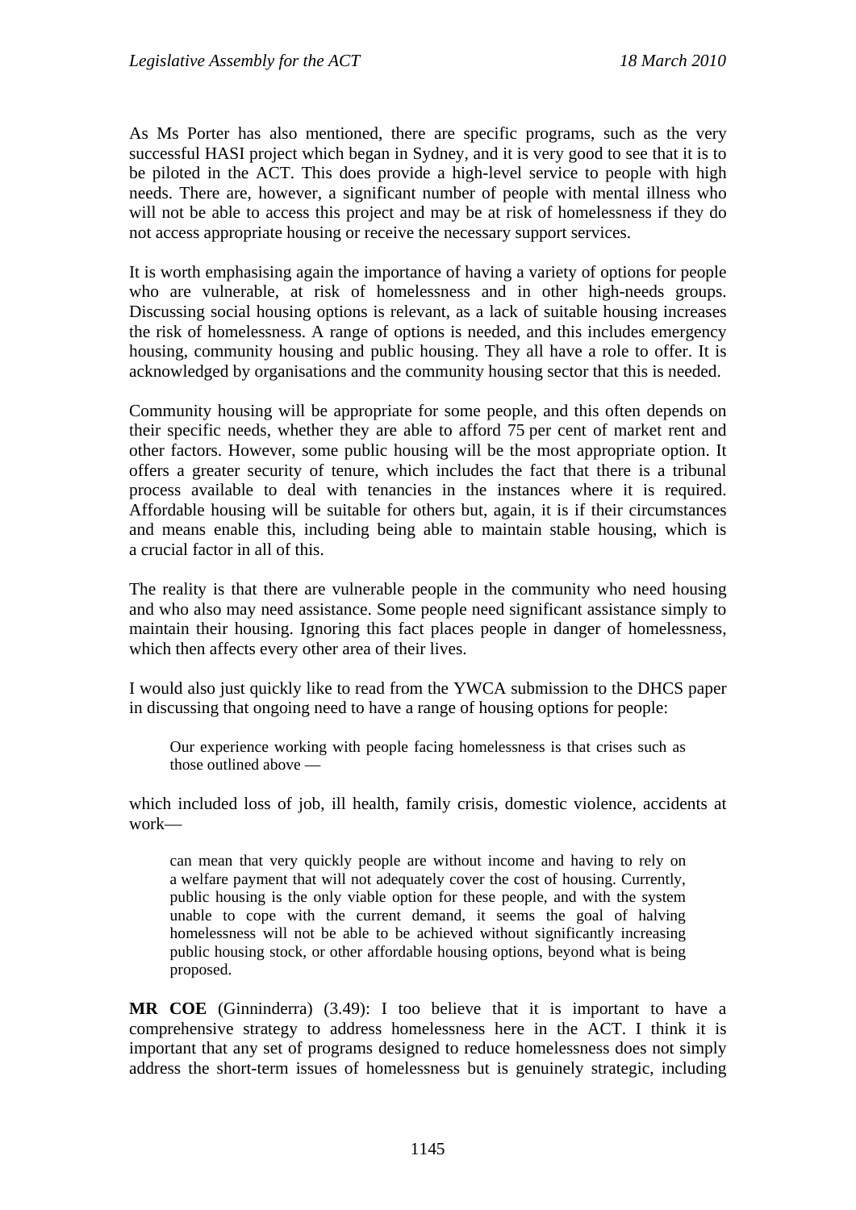As Ms Porter has also mentioned, there are specific programs, such as the very successful HASI project which began in Sydney, and it is very good to see that it is to be piloted in the ACT. This does provide a high-level service to people with high needs. There are, however, a significant number of people with mental illness who will not be able to access this project and may be at risk of homelessness if they do not access appropriate housing or receive the necessary support services.

It is worth emphasising again the importance of having a variety of options for people who are vulnerable, at risk of homelessness and in other high-needs groups. Discussing social housing options is relevant, as a lack of suitable housing increases the risk of homelessness. A range of options is needed, and this includes emergency housing, community housing and public housing. They all have a role to offer. It is acknowledged by organisations and the community housing sector that this is needed.

Community housing will be appropriate for some people, and this often depends on their specific needs, whether they are able to afford 75 per cent of market rent and other factors. However, some public housing will be the most appropriate option. It offers a greater security of tenure, which includes the fact that there is a tribunal process available to deal with tenancies in the instances where it is required. Affordable housing will be suitable for others but, again, it is if their circumstances and means enable this, including being able to maintain stable housing, which is a crucial factor in all of this.

The reality is that there are vulnerable people in the community who need housing and who also may need assistance. Some people need significant assistance simply to maintain their housing. Ignoring this fact places people in danger of homelessness, which then affects every other area of their lives.

I would also just quickly like to read from the YWCA submission to the DHCS paper in discussing that ongoing need to have a range of housing options for people:

> Our experience working with people facing homelessness is that crises such as those outlined above —

which included loss of job, ill health, family crisis, domestic violence, accidents at work—

> can mean that very quickly people are without income and having to rely on a welfare payment that will not adequately cover the cost of housing. Currently, public housing is the only viable option for these people, and with the system unable to cope with the current demand, it seems the goal of halving homelessness will not be able to be achieved without significantly increasing public housing stock, or other affordable housing options, beyond what is being proposed.

**MR COE** (Ginninderra) (3.49): I too believe that it is important to have a comprehensive strategy to address homelessness here in the ACT. I think it is important that any set of programs designed to reduce homelessness does not simply address the short-term issues of homelessness but is genuinely strategic, including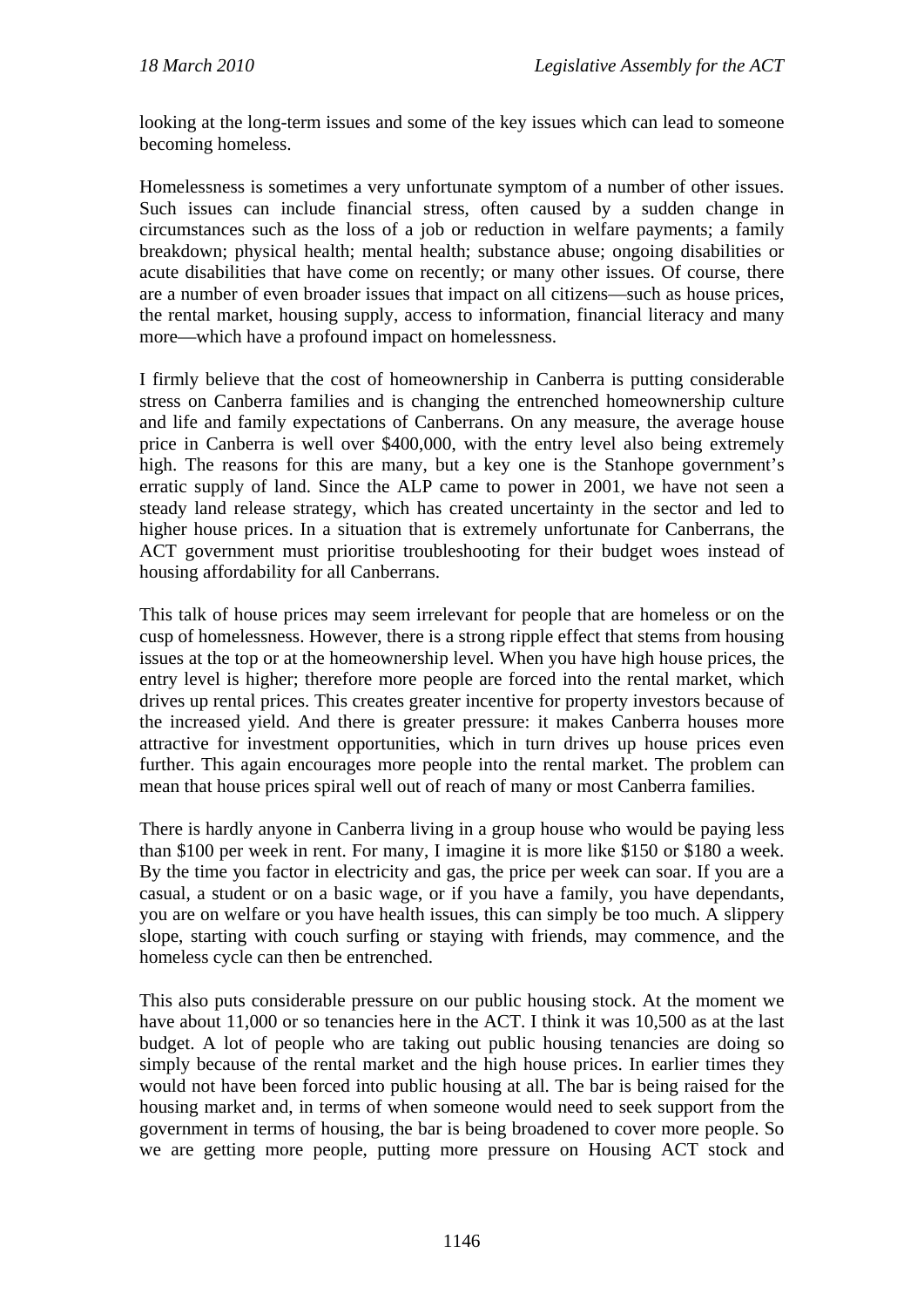looking at the long-term issues and some of the key issues which can lead to someone becoming homeless.

Homelessness is sometimes a very unfortunate symptom of a number of other issues. Such issues can include financial stress, often caused by a sudden change in circumstances such as the loss of a job or reduction in welfare payments; a family breakdown; physical health; mental health; substance abuse; ongoing disabilities or acute disabilities that have come on recently; or many other issues. Of course, there are a number of even broader issues that impact on all citizens—such as house prices, the rental market, housing supply, access to information, financial literacy and many more—which have a profound impact on homelessness.

I firmly believe that the cost of homeownership in Canberra is putting considerable stress on Canberra families and is changing the entrenched homeownership culture and life and family expectations of Canberrans. On any measure, the average house price in Canberra is well over $400,000, with the entry level also being extremely high. The reasons for this are many, but a key one is the Stanhope government's erratic supply of land. Since the ALP came to power in 2001, we have not seen a steady land release strategy, which has created uncertainty in the sector and led to higher house prices. In a situation that is extremely unfortunate for Canberrans, the ACT government must prioritise troubleshooting for their budget woes instead of housing affordability for all Canberrans.

This talk of house prices may seem irrelevant for people that are homeless or on the cusp of homelessness. However, there is a strong ripple effect that stems from housing issues at the top or at the homeownership level. When you have high house prices, the entry level is higher; therefore more people are forced into the rental market, which drives up rental prices. This creates greater incentive for property investors because of the increased yield. And there is greater pressure: it makes Canberra houses more attractive for investment opportunities, which in turn drives up house prices even further. This again encourages more people into the rental market. The problem can mean that house prices spiral well out of reach of many or most Canberra families.

There is hardly anyone in Canberra living in a group house who would be paying less than $100 per week in rent. For many, I imagine it is more like $150 or $180 a week. By the time you factor in electricity and gas, the price per week can soar. If you are a casual, a student or on a basic wage, or if you have a family, you have dependants, you are on welfare or you have health issues, this can simply be too much. A slippery slope, starting with couch surfing or staying with friends, may commence, and the homeless cycle can then be entrenched.

This also puts considerable pressure on our public housing stock. At the moment we have about 11,000 or so tenancies here in the ACT. I think it was 10,500 as at the last budget. A lot of people who are taking out public housing tenancies are doing so simply because of the rental market and the high house prices. In earlier times they would not have been forced into public housing at all. The bar is being raised for the housing market and, in terms of when someone would need to seek support from the government in terms of housing, the bar is being broadened to cover more people. So we are getting more people, putting more pressure on Housing ACT stock and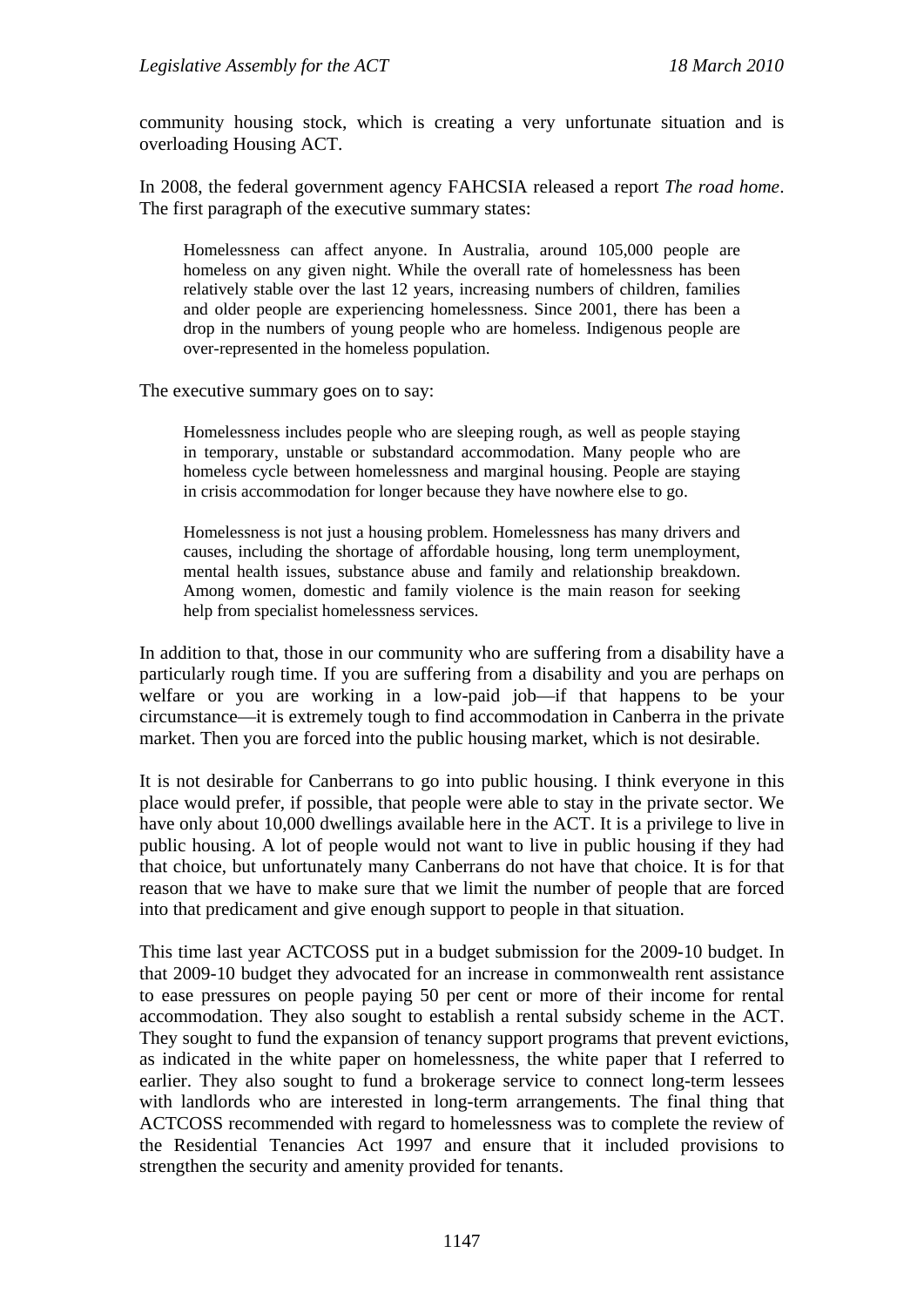community housing stock, which is creating a very unfortunate situation and is overloading Housing ACT.

In 2008, the federal government agency FAHCSIA released a report *The road home*. The first paragraph of the executive summary states:

> Homelessness can affect anyone. In Australia, around 105,000 people are homeless on any given night. While the overall rate of homelessness has been relatively stable over the last 12 years, increasing numbers of children, families and older people are experiencing homelessness. Since 2001, there has been a drop in the numbers of young people who are homeless. Indigenous people are over-represented in the homeless population.

The executive summary goes on to say:

> Homelessness includes people who are sleeping rough, as well as people staying in temporary, unstable or substandard accommodation. Many people who are homeless cycle between homelessness and marginal housing. People are staying in crisis accommodation for longer because they have nowhere else to go.
>
> Homelessness is not just a housing problem. Homelessness has many drivers and causes, including the shortage of affordable housing, long term unemployment, mental health issues, substance abuse and family and relationship breakdown. Among women, domestic and family violence is the main reason for seeking help from specialist homelessness services.

In addition to that, those in our community who are suffering from a disability have a particularly rough time. If you are suffering from a disability and you are perhaps on welfare or you are working in a low-paid job—if that happens to be your circumstance—it is extremely tough to find accommodation in Canberra in the private market. Then you are forced into the public housing market, which is not desirable.

It is not desirable for Canberrans to go into public housing. I think everyone in this place would prefer, if possible, that people were able to stay in the private sector. We have only about 10,000 dwellings available here in the ACT. It is a privilege to live in public housing. A lot of people would not want to live in public housing if they had that choice, but unfortunately many Canberrans do not have that choice. It is for that reason that we have to make sure that we limit the number of people that are forced into that predicament and give enough support to people in that situation.

This time last year ACTCOSS put in a budget submission for the 2009-10 budget. In that 2009-10 budget they advocated for an increase in commonwealth rent assistance to ease pressures on people paying 50 per cent or more of their income for rental accommodation. They also sought to establish a rental subsidy scheme in the ACT. They sought to fund the expansion of tenancy support programs that prevent evictions, as indicated in the white paper on homelessness, the white paper that I referred to earlier. They also sought to fund a brokerage service to connect long-term lessees with landlords who are interested in long-term arrangements. The final thing that ACTCOSS recommended with regard to homelessness was to complete the review of the Residential Tenancies Act 1997 and ensure that it included provisions to strengthen the security and amenity provided for tenants.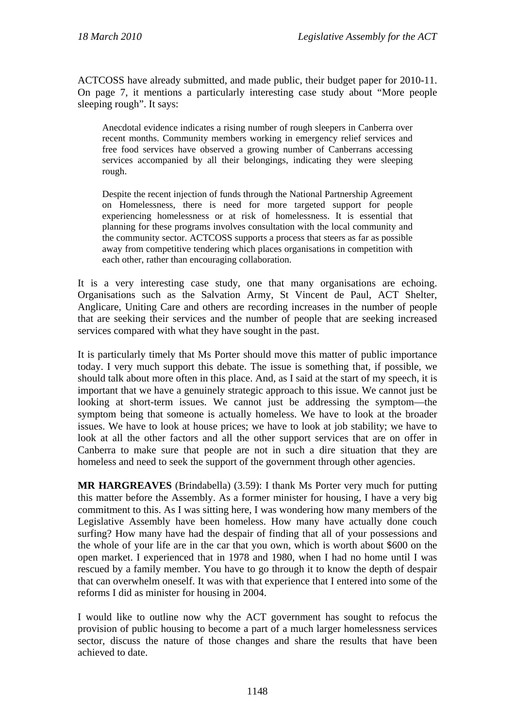ACTCOSS have already submitted, and made public, their budget paper for 2010-11. On page 7, it mentions a particularly interesting case study about "More people sleeping rough". It says:

> Anecdotal evidence indicates a rising number of rough sleepers in Canberra over recent months. Community members working in emergency relief services and free food services have observed a growing number of Canberrans accessing services accompanied by all their belongings, indicating they were sleeping rough.
>
> Despite the recent injection of funds through the National Partnership Agreement on Homelessness, there is need for more targeted support for people experiencing homelessness or at risk of homelessness. It is essential that planning for these programs involves consultation with the local community and the community sector. ACTCOSS supports a process that steers as far as possible away from competitive tendering which places organisations in competition with each other, rather than encouraging collaboration.

It is a very interesting case study, one that many organisations are echoing. Organisations such as the Salvation Army, St Vincent de Paul, ACT Shelter, Anglicare, Uniting Care and others are recording increases in the number of people that are seeking their services and the number of people that are seeking increased services compared with what they have sought in the past.

It is particularly timely that Ms Porter should move this matter of public importance today. I very much support this debate. The issue is something that, if possible, we should talk about more often in this place. And, as I said at the start of my speech, it is important that we have a genuinely strategic approach to this issue. We cannot just be looking at short-term issues. We cannot just be addressing the symptom—the symptom being that someone is actually homeless. We have to look at the broader issues. We have to look at house prices; we have to look at job stability; we have to look at all the other factors and all the other support services that are on offer in Canberra to make sure that people are not in such a dire situation that they are homeless and need to seek the support of the government through other agencies.

**MR HARGREAVES** (Brindabella) (3.59): I thank Ms Porter very much for putting this matter before the Assembly. As a former minister for housing, I have a very big commitment to this. As I was sitting here, I was wondering how many members of the Legislative Assembly have been homeless. How many have actually done couch surfing? How many have had the despair of finding that all of your possessions and the whole of your life are in the car that you own, which is worth about $600 on the open market. I experienced that in 1978 and 1980, when I had no home until I was rescued by a family member. You have to go through it to know the depth of despair that can overwhelm oneself. It was with that experience that I entered into some of the reforms I did as minister for housing in 2004.

I would like to outline now why the ACT government has sought to refocus the provision of public housing to become a part of a much larger homelessness services sector, discuss the nature of those changes and share the results that have been achieved to date.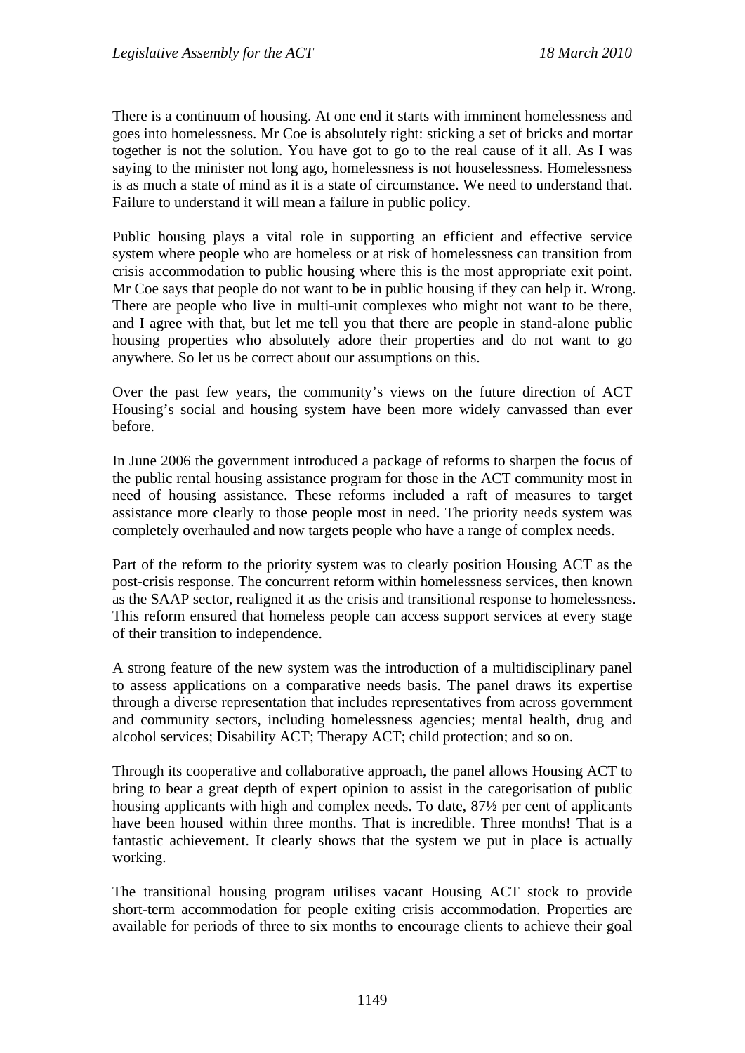There is a continuum of housing. At one end it starts with imminent homelessness and goes into homelessness. Mr Coe is absolutely right: sticking a set of bricks and mortar together is not the solution. You have got to go to the real cause of it all. As I was saying to the minister not long ago, homelessness is not houselessness. Homelessness is as much a state of mind as it is a state of circumstance. We need to understand that. Failure to understand it will mean a failure in public policy.

Public housing plays a vital role in supporting an efficient and effective service system where people who are homeless or at risk of homelessness can transition from crisis accommodation to public housing where this is the most appropriate exit point. Mr Coe says that people do not want to be in public housing if they can help it. Wrong. There are people who live in multi-unit complexes who might not want to be there, and I agree with that, but let me tell you that there are people in stand-alone public housing properties who absolutely adore their properties and do not want to go anywhere. So let us be correct about our assumptions on this.

Over the past few years, the community's views on the future direction of ACT Housing's social and housing system have been more widely canvassed than ever before.

In June 2006 the government introduced a package of reforms to sharpen the focus of the public rental housing assistance program for those in the ACT community most in need of housing assistance. These reforms included a raft of measures to target assistance more clearly to those people most in need. The priority needs system was completely overhauled and now targets people who have a range of complex needs.

Part of the reform to the priority system was to clearly position Housing ACT as the post-crisis response. The concurrent reform within homelessness services, then known as the SAAP sector, realigned it as the crisis and transitional response to homelessness. This reform ensured that homeless people can access support services at every stage of their transition to independence.

A strong feature of the new system was the introduction of a multidisciplinary panel to assess applications on a comparative needs basis. The panel draws its expertise through a diverse representation that includes representatives from across government and community sectors, including homelessness agencies; mental health, drug and alcohol services; Disability ACT; Therapy ACT; child protection; and so on.

Through its cooperative and collaborative approach, the panel allows Housing ACT to bring to bear a great depth of expert opinion to assist in the categorisation of public housing applicants with high and complex needs. To date, 87½ per cent of applicants have been housed within three months. That is incredible. Three months! That is a fantastic achievement. It clearly shows that the system we put in place is actually working.

The transitional housing program utilises vacant Housing ACT stock to provide short-term accommodation for people exiting crisis accommodation. Properties are available for periods of three to six months to encourage clients to achieve their goal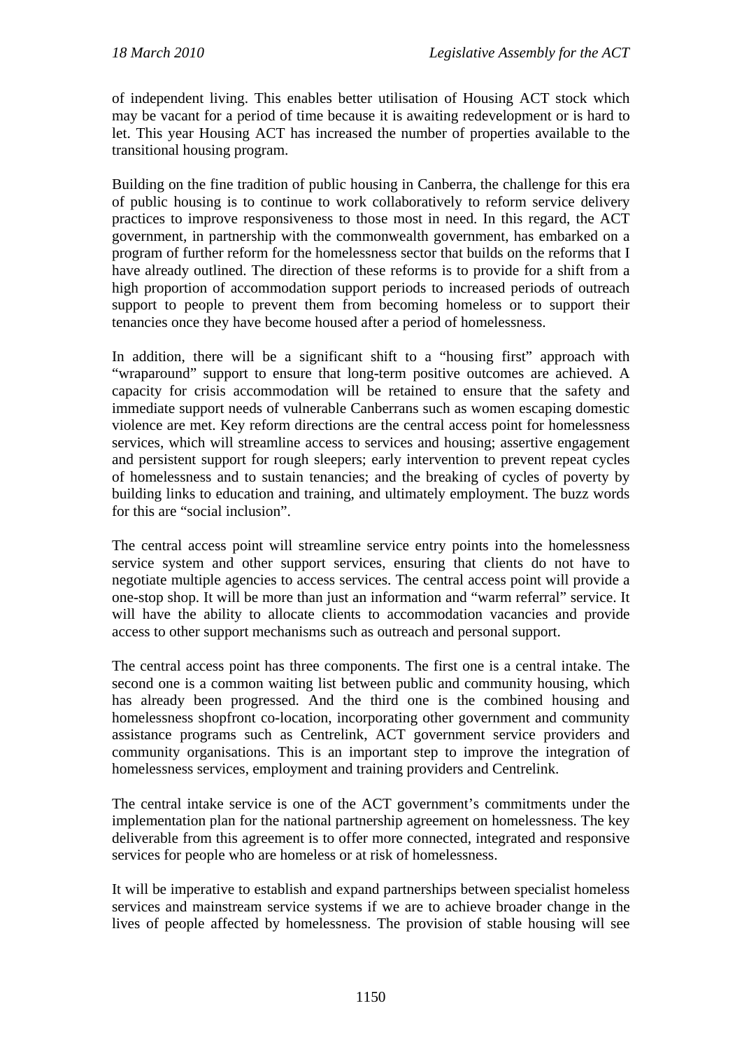of independent living. This enables better utilisation of Housing ACT stock which may be vacant for a period of time because it is awaiting redevelopment or is hard to let. This year Housing ACT has increased the number of properties available to the transitional housing program.

Building on the fine tradition of public housing in Canberra, the challenge for this era of public housing is to continue to work collaboratively to reform service delivery practices to improve responsiveness to those most in need. In this regard, the ACT government, in partnership with the commonwealth government, has embarked on a program of further reform for the homelessness sector that builds on the reforms that I have already outlined. The direction of these reforms is to provide for a shift from a high proportion of accommodation support periods to increased periods of outreach support to people to prevent them from becoming homeless or to support their tenancies once they have become housed after a period of homelessness.

In addition, there will be a significant shift to a "housing first" approach with "wraparound" support to ensure that long-term positive outcomes are achieved. A capacity for crisis accommodation will be retained to ensure that the safety and immediate support needs of vulnerable Canberrans such as women escaping domestic violence are met. Key reform directions are the central access point for homelessness services, which will streamline access to services and housing; assertive engagement and persistent support for rough sleepers; early intervention to prevent repeat cycles of homelessness and to sustain tenancies; and the breaking of cycles of poverty by building links to education and training, and ultimately employment. The buzz words for this are "social inclusion".

The central access point will streamline service entry points into the homelessness service system and other support services, ensuring that clients do not have to negotiate multiple agencies to access services. The central access point will provide a one-stop shop. It will be more than just an information and "warm referral" service. It will have the ability to allocate clients to accommodation vacancies and provide access to other support mechanisms such as outreach and personal support.

The central access point has three components. The first one is a central intake. The second one is a common waiting list between public and community housing, which has already been progressed. And the third one is the combined housing and homelessness shopfront co-location, incorporating other government and community assistance programs such as Centrelink, ACT government service providers and community organisations. This is an important step to improve the integration of homelessness services, employment and training providers and Centrelink.

The central intake service is one of the ACT government's commitments under the implementation plan for the national partnership agreement on homelessness. The key deliverable from this agreement is to offer more connected, integrated and responsive services for people who are homeless or at risk of homelessness.

It will be imperative to establish and expand partnerships between specialist homeless services and mainstream service systems if we are to achieve broader change in the lives of people affected by homelessness. The provision of stable housing will see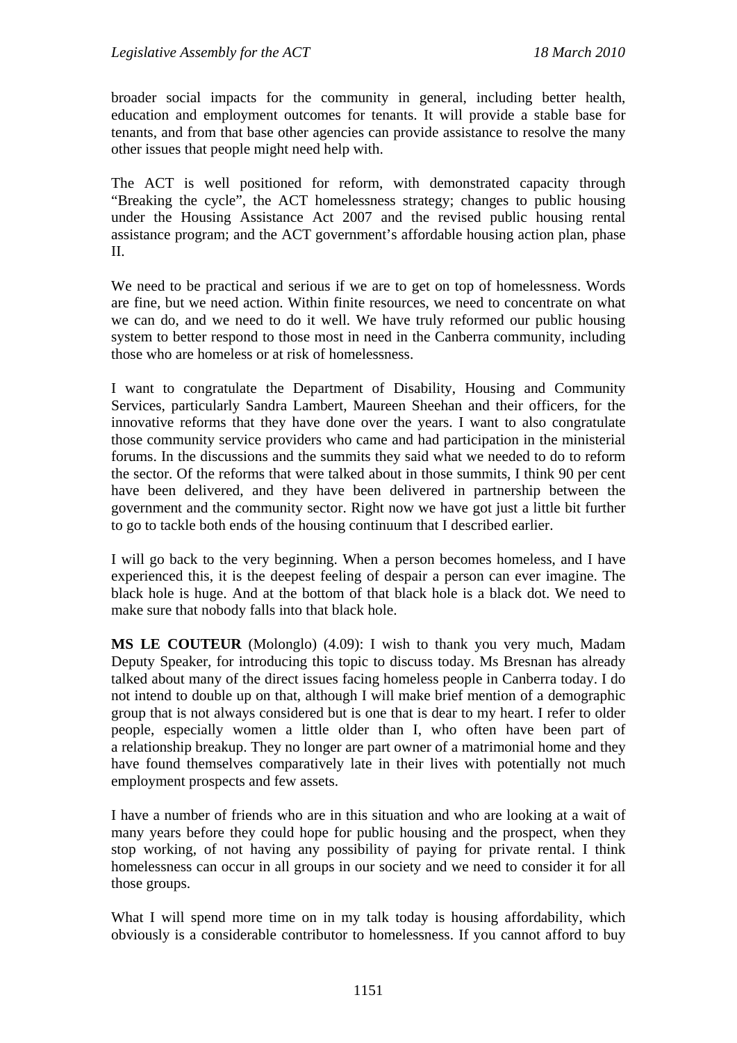broader social impacts for the community in general, including better health, education and employment outcomes for tenants. It will provide a stable base for tenants, and from that base other agencies can provide assistance to resolve the many other issues that people might need help with.

The ACT is well positioned for reform, with demonstrated capacity through "Breaking the cycle", the ACT homelessness strategy; changes to public housing under the Housing Assistance Act 2007 and the revised public housing rental assistance program; and the ACT government's affordable housing action plan, phase II.

We need to be practical and serious if we are to get on top of homelessness. Words are fine, but we need action. Within finite resources, we need to concentrate on what we can do, and we need to do it well. We have truly reformed our public housing system to better respond to those most in need in the Canberra community, including those who are homeless or at risk of homelessness.

I want to congratulate the Department of Disability, Housing and Community Services, particularly Sandra Lambert, Maureen Sheehan and their officers, for the innovative reforms that they have done over the years. I want to also congratulate those community service providers who came and had participation in the ministerial forums. In the discussions and the summits they said what we needed to do to reform the sector. Of the reforms that were talked about in those summits, I think 90 per cent have been delivered, and they have been delivered in partnership between the government and the community sector. Right now we have got just a little bit further to go to tackle both ends of the housing continuum that I described earlier.

I will go back to the very beginning. When a person becomes homeless, and I have experienced this, it is the deepest feeling of despair a person can ever imagine. The black hole is huge. And at the bottom of that black hole is a black dot. We need to make sure that nobody falls into that black hole.

**MS LE COUTEUR** (Molonglo) (4.09): I wish to thank you very much, Madam Deputy Speaker, for introducing this topic to discuss today. Ms Bresnan has already talked about many of the direct issues facing homeless people in Canberra today. I do not intend to double up on that, although I will make brief mention of a demographic group that is not always considered but is one that is dear to my heart. I refer to older people, especially women a little older than I, who often have been part of a relationship breakup. They no longer are part owner of a matrimonial home and they have found themselves comparatively late in their lives with potentially not much employment prospects and few assets.

I have a number of friends who are in this situation and who are looking at a wait of many years before they could hope for public housing and the prospect, when they stop working, of not having any possibility of paying for private rental. I think homelessness can occur in all groups in our society and we need to consider it for all those groups.

What I will spend more time on in my talk today is housing affordability, which obviously is a considerable contributor to homelessness. If you cannot afford to buy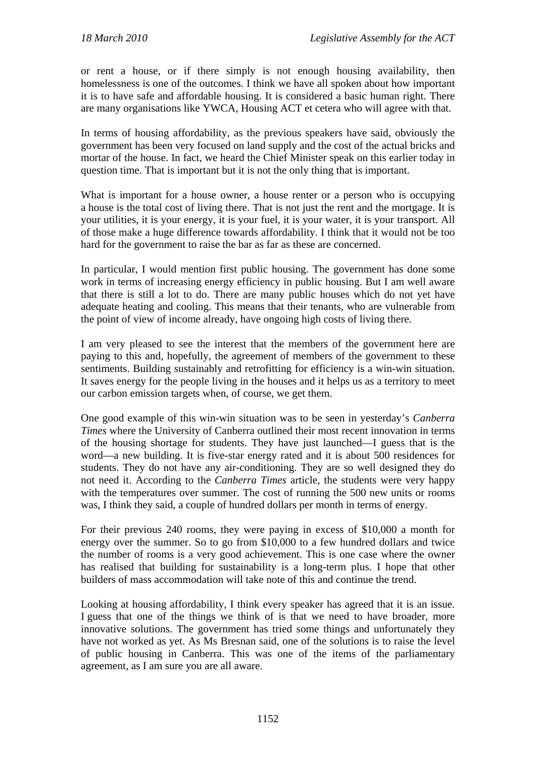or rent a house, or if there simply is not enough housing availability, then homelessness is one of the outcomes. I think we have all spoken about how important it is to have safe and affordable housing. It is considered a basic human right. There are many organisations like YWCA, Housing ACT et cetera who will agree with that.

In terms of housing affordability, as the previous speakers have said, obviously the government has been very focused on land supply and the cost of the actual bricks and mortar of the house. In fact, we heard the Chief Minister speak on this earlier today in question time. That is important but it is not the only thing that is important.

What is important for a house owner, a house renter or a person who is occupying a house is the total cost of living there. That is not just the rent and the mortgage. It is your utilities, it is your energy, it is your fuel, it is your water, it is your transport. All of those make a huge difference towards affordability. I think that it would not be too hard for the government to raise the bar as far as these are concerned.

In particular, I would mention first public housing. The government has done some work in terms of increasing energy efficiency in public housing. But I am well aware that there is still a lot to do. There are many public houses which do not yet have adequate heating and cooling. This means that their tenants, who are vulnerable from the point of view of income already, have ongoing high costs of living there.

I am very pleased to see the interest that the members of the government here are paying to this and, hopefully, the agreement of members of the government to these sentiments. Building sustainably and retrofitting for efficiency is a win-win situation. It saves energy for the people living in the houses and it helps us as a territory to meet our carbon emission targets when, of course, we get them.

One good example of this win-win situation was to be seen in yesterday's *Canberra Times* where the University of Canberra outlined their most recent innovation in terms of the housing shortage for students. They have just launched—I guess that is the word—a new building. It is five-star energy rated and it is about 500 residences for students. They do not have any air-conditioning. They are so well designed they do not need it. According to the *Canberra Times* article, the students were very happy with the temperatures over summer. The cost of running the 500 new units or rooms was, I think they said, a couple of hundred dollars per month in terms of energy.

For their previous 240 rooms, they were paying in excess of $10,000 a month for energy over the summer. So to go from $10,000 to a few hundred dollars and twice the number of rooms is a very good achievement. This is one case where the owner has realised that building for sustainability is a long-term plus. I hope that other builders of mass accommodation will take note of this and continue the trend.

Looking at housing affordability, I think every speaker has agreed that it is an issue. I guess that one of the things we think of is that we need to have broader, more innovative solutions. The government has tried some things and unfortunately they have not worked as yet. As Ms Bresnan said, one of the solutions is to raise the level of public housing in Canberra. This was one of the items of the parliamentary agreement, as I am sure you are all aware.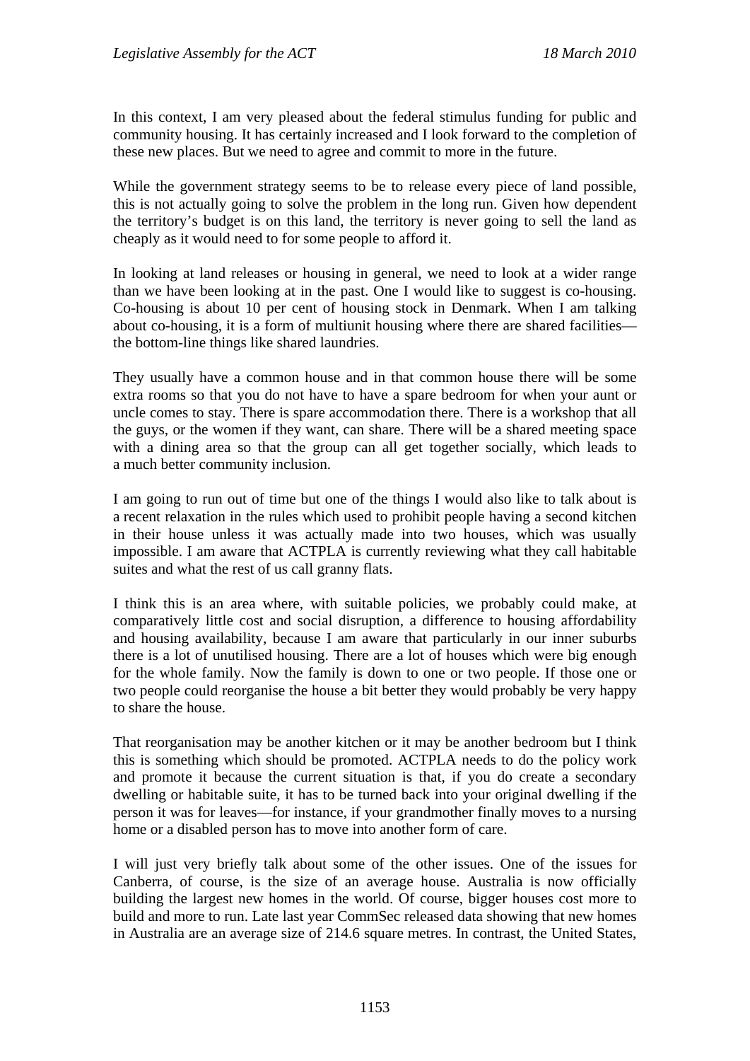In this context, I am very pleased about the federal stimulus funding for public and community housing. It has certainly increased and I look forward to the completion of these new places. But we need to agree and commit to more in the future.

While the government strategy seems to be to release every piece of land possible, this is not actually going to solve the problem in the long run. Given how dependent the territory's budget is on this land, the territory is never going to sell the land as cheaply as it would need to for some people to afford it.

In looking at land releases or housing in general, we need to look at a wider range than we have been looking at in the past. One I would like to suggest is co-housing. Co-housing is about 10 per cent of housing stock in Denmark. When I am talking about co-housing, it is a form of multiunit housing where there are shared facilities—the bottom-line things like shared laundries.

They usually have a common house and in that common house there will be some extra rooms so that you do not have to have a spare bedroom for when your aunt or uncle comes to stay. There is spare accommodation there. There is a workshop that all the guys, or the women if they want, can share. There will be a shared meeting space with a dining area so that the group can all get together socially, which leads to a much better community inclusion.

I am going to run out of time but one of the things I would also like to talk about is a recent relaxation in the rules which used to prohibit people having a second kitchen in their house unless it was actually made into two houses, which was usually impossible. I am aware that ACTPLA is currently reviewing what they call habitable suites and what the rest of us call granny flats.

I think this is an area where, with suitable policies, we probably could make, at comparatively little cost and social disruption, a difference to housing affordability and housing availability, because I am aware that particularly in our inner suburbs there is a lot of unutilised housing. There are a lot of houses which were big enough for the whole family. Now the family is down to one or two people. If those one or two people could reorganise the house a bit better they would probably be very happy to share the house.

That reorganisation may be another kitchen or it may be another bedroom but I think this is something which should be promoted. ACTPLA needs to do the policy work and promote it because the current situation is that, if you do create a secondary dwelling or habitable suite, it has to be turned back into your original dwelling if the person it was for leaves—for instance, if your grandmother finally moves to a nursing home or a disabled person has to move into another form of care.

I will just very briefly talk about some of the other issues. One of the issues for Canberra, of course, is the size of an average house. Australia is now officially building the largest new homes in the world. Of course, bigger houses cost more to build and more to run. Late last year CommSec released data showing that new homes in Australia are an average size of 214.6 square metres. In contrast, the United States,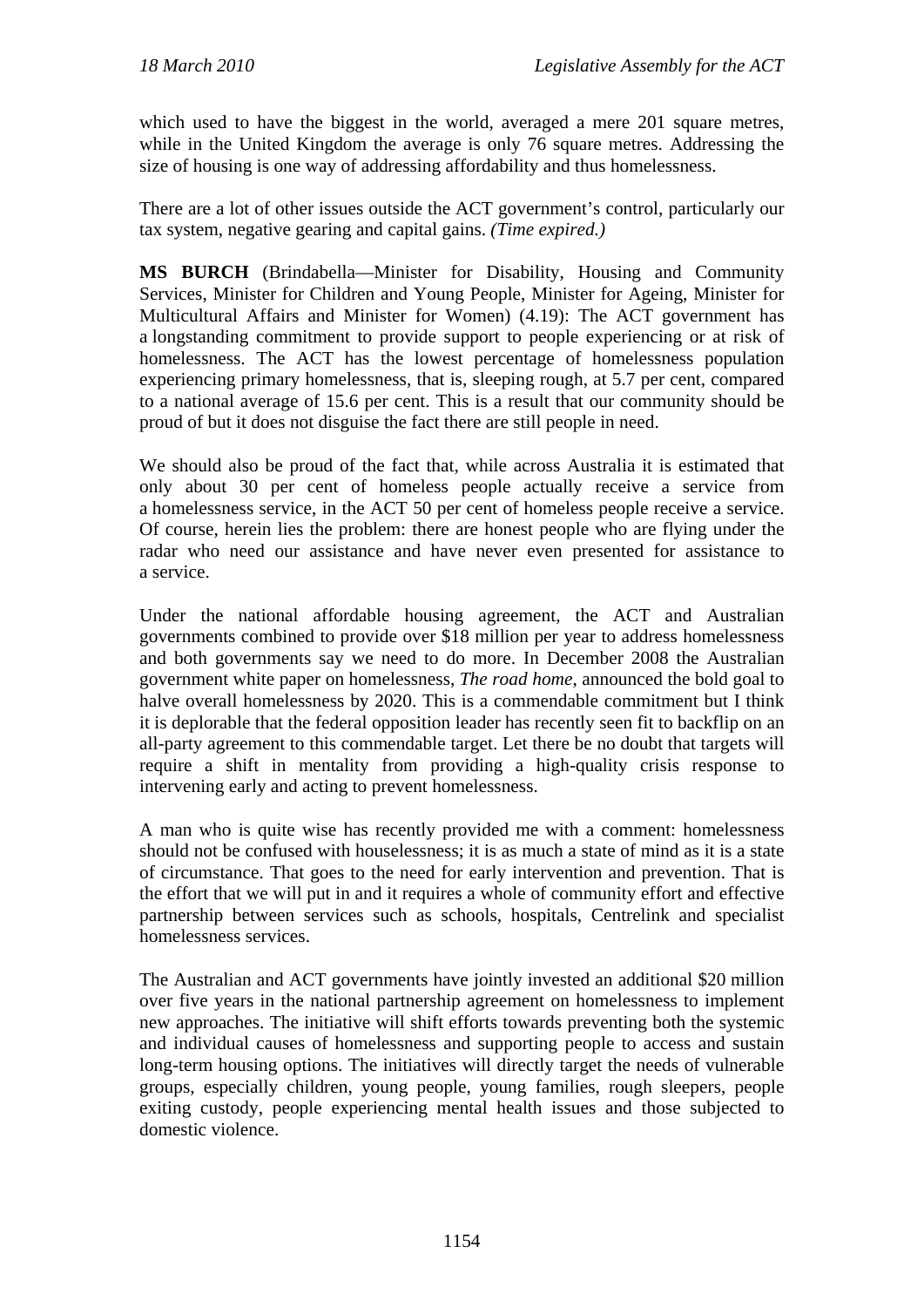which used to have the biggest in the world, averaged a mere 201 square metres, while in the United Kingdom the average is only 76 square metres. Addressing the size of housing is one way of addressing affordability and thus homelessness.

There are a lot of other issues outside the ACT government's control, particularly our tax system, negative gearing and capital gains. *(Time expired.)*

**MS BURCH** (Brindabella—Minister for Disability, Housing and Community Services, Minister for Children and Young People, Minister for Ageing, Minister for Multicultural Affairs and Minister for Women) (4.19): The ACT government has a longstanding commitment to provide support to people experiencing or at risk of homelessness. The ACT has the lowest percentage of homelessness population experiencing primary homelessness, that is, sleeping rough, at 5.7 per cent, compared to a national average of 15.6 per cent. This is a result that our community should be proud of but it does not disguise the fact there are still people in need.

We should also be proud of the fact that, while across Australia it is estimated that only about 30 per cent of homeless people actually receive a service from a homelessness service, in the ACT 50 per cent of homeless people receive a service. Of course, herein lies the problem: there are honest people who are flying under the radar who need our assistance and have never even presented for assistance to a service.

Under the national affordable housing agreement, the ACT and Australian governments combined to provide over $18 million per year to address homelessness and both governments say we need to do more. In December 2008 the Australian government white paper on homelessness, *The road home*, announced the bold goal to halve overall homelessness by 2020. This is a commendable commitment but I think it is deplorable that the federal opposition leader has recently seen fit to backflip on an all-party agreement to this commendable target. Let there be no doubt that targets will require a shift in mentality from providing a high-quality crisis response to intervening early and acting to prevent homelessness.

A man who is quite wise has recently provided me with a comment: homelessness should not be confused with houselessness; it is as much a state of mind as it is a state of circumstance. That goes to the need for early intervention and prevention. That is the effort that we will put in and it requires a whole of community effort and effective partnership between services such as schools, hospitals, Centrelink and specialist homelessness services.

The Australian and ACT governments have jointly invested an additional $20 million over five years in the national partnership agreement on homelessness to implement new approaches. The initiative will shift efforts towards preventing both the systemic and individual causes of homelessness and supporting people to access and sustain long-term housing options. The initiatives will directly target the needs of vulnerable groups, especially children, young people, young families, rough sleepers, people exiting custody, people experiencing mental health issues and those subjected to domestic violence.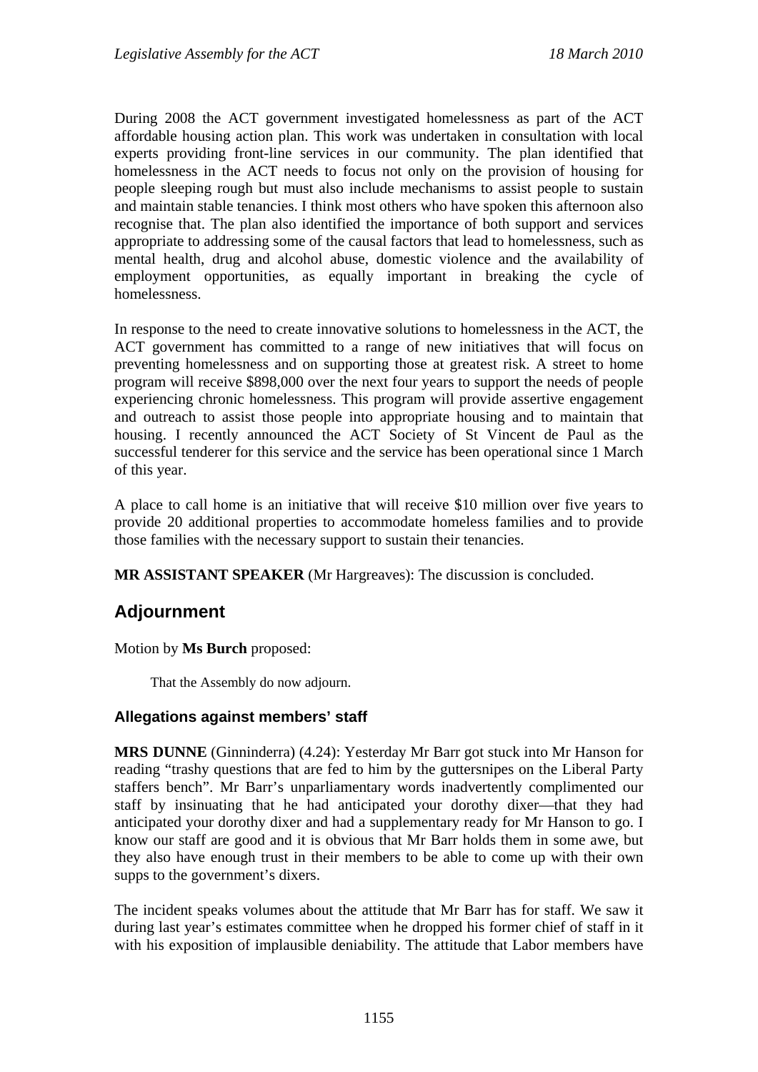During 2008 the ACT government investigated homelessness as part of the ACT affordable housing action plan. This work was undertaken in consultation with local experts providing front-line services in our community. The plan identified that homelessness in the ACT needs to focus not only on the provision of housing for people sleeping rough but must also include mechanisms to assist people to sustain and maintain stable tenancies. I think most others who have spoken this afternoon also recognise that. The plan also identified the importance of both support and services appropriate to addressing some of the causal factors that lead to homelessness, such as mental health, drug and alcohol abuse, domestic violence and the availability of employment opportunities, as equally important in breaking the cycle of homelessness.

In response to the need to create innovative solutions to homelessness in the ACT, the ACT government has committed to a range of new initiatives that will focus on preventing homelessness and on supporting those at greatest risk. A street to home program will receive $898,000 over the next four years to support the needs of people experiencing chronic homelessness. This program will provide assertive engagement and outreach to assist those people into appropriate housing and to maintain that housing. I recently announced the ACT Society of St Vincent de Paul as the successful tenderer for this service and the service has been operational since 1 March of this year.

A place to call home is an initiative that will receive $10 million over five years to provide 20 additional properties to accommodate homeless families and to provide those families with the necessary support to sustain their tenancies.

**MR ASSISTANT SPEAKER** (Mr Hargreaves): The discussion is concluded.

## Adjournment

Motion by **Ms Burch** proposed:

> That the Assembly do now adjourn.

### Allegations against members' staff

**MRS DUNNE** (Ginninderra) (4.24): Yesterday Mr Barr got stuck into Mr Hanson for reading "trashy questions that are fed to him by the guttersnipes on the Liberal Party staffers bench". Mr Barr's unparliamentary words inadvertently complimented our staff by insinuating that he had anticipated your dorothy dixer—that they had anticipated your dorothy dixer and had a supplementary ready for Mr Hanson to go. I know our staff are good and it is obvious that Mr Barr holds them in some awe, but they also have enough trust in their members to be able to come up with their own supps to the government's dixers.

The incident speaks volumes about the attitude that Mr Barr has for staff. We saw it during last year's estimates committee when he dropped his former chief of staff in it with his exposition of implausible deniability. The attitude that Labor members have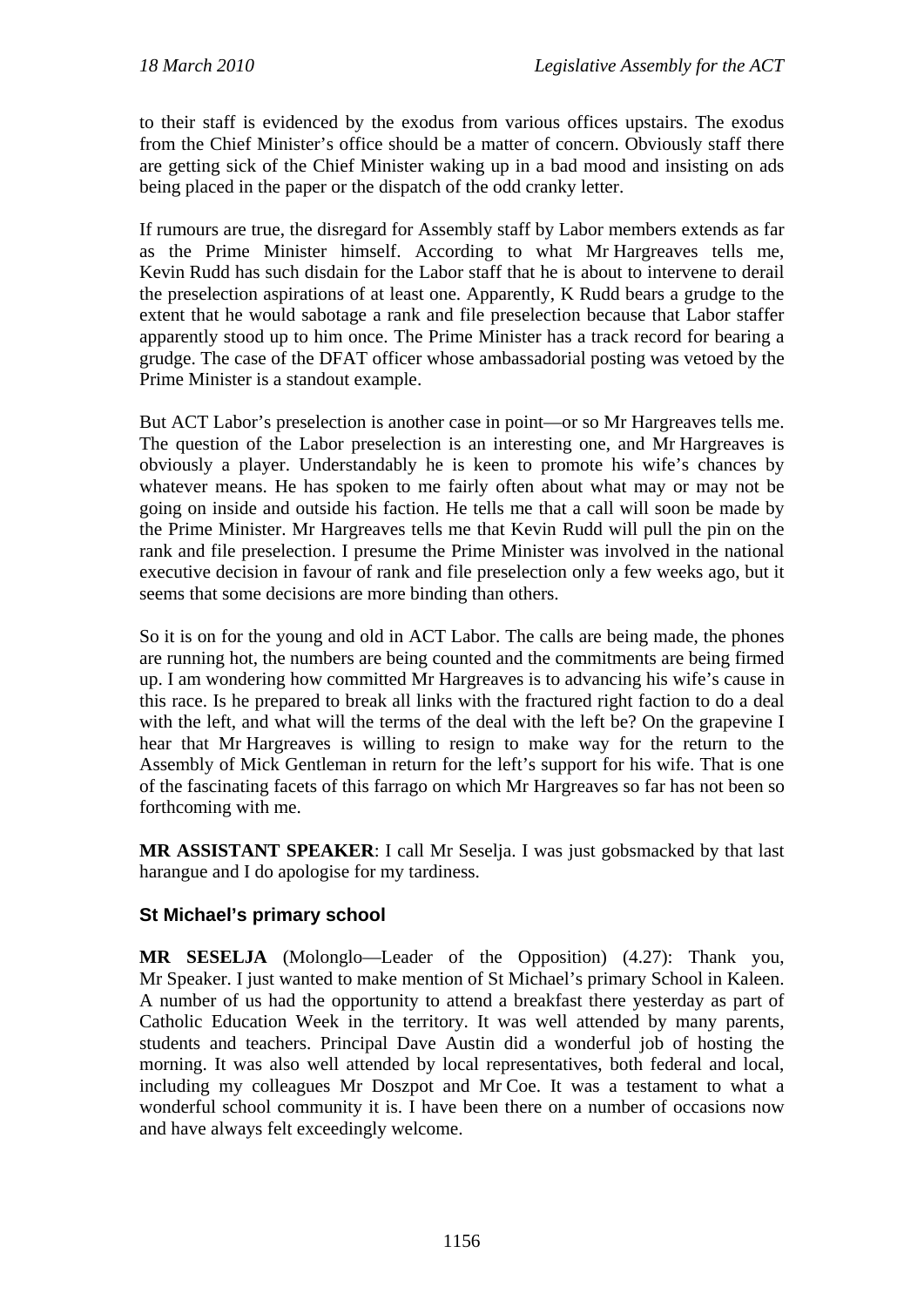to their staff is evidenced by the exodus from various offices upstairs. The exodus from the Chief Minister's office should be a matter of concern. Obviously staff there are getting sick of the Chief Minister waking up in a bad mood and insisting on ads being placed in the paper or the dispatch of the odd cranky letter.

If rumours are true, the disregard for Assembly staff by Labor members extends as far as the Prime Minister himself. According to what Mr Hargreaves tells me, Kevin Rudd has such disdain for the Labor staff that he is about to intervene to derail the preselection aspirations of at least one. Apparently, K Rudd bears a grudge to the extent that he would sabotage a rank and file preselection because that Labor staffer apparently stood up to him once. The Prime Minister has a track record for bearing a grudge. The case of the DFAT officer whose ambassadorial posting was vetoed by the Prime Minister is a standout example.

But ACT Labor's preselection is another case in point—or so Mr Hargreaves tells me. The question of the Labor preselection is an interesting one, and Mr Hargreaves is obviously a player. Understandably he is keen to promote his wife's chances by whatever means. He has spoken to me fairly often about what may or may not be going on inside and outside his faction. He tells me that a call will soon be made by the Prime Minister. Mr Hargreaves tells me that Kevin Rudd will pull the pin on the rank and file preselection. I presume the Prime Minister was involved in the national executive decision in favour of rank and file preselection only a few weeks ago, but it seems that some decisions are more binding than others.

So it is on for the young and old in ACT Labor. The calls are being made, the phones are running hot, the numbers are being counted and the commitments are being firmed up. I am wondering how committed Mr Hargreaves is to advancing his wife's cause in this race. Is he prepared to break all links with the fractured right faction to do a deal with the left, and what will the terms of the deal with the left be? On the grapevine I hear that Mr Hargreaves is willing to resign to make way for the return to the Assembly of Mick Gentleman in return for the left's support for his wife. That is one of the fascinating facets of this farrago on which Mr Hargreaves so far has not been so forthcoming with me.

**MR ASSISTANT SPEAKER**: I call Mr Seselja. I was just gobsmacked by that last harangue and I do apologise for my tardiness.

## St Michael's primary school

**MR SESELJA** (Molonglo—Leader of the Opposition) (4.27): Thank you, Mr Speaker. I just wanted to make mention of St Michael's primary School in Kaleen. A number of us had the opportunity to attend a breakfast there yesterday as part of Catholic Education Week in the territory. It was well attended by many parents, students and teachers. Principal Dave Austin did a wonderful job of hosting the morning. It was also well attended by local representatives, both federal and local, including my colleagues Mr Doszpot and Mr Coe. It was a testament to what a wonderful school community it is. I have been there on a number of occasions now and have always felt exceedingly welcome.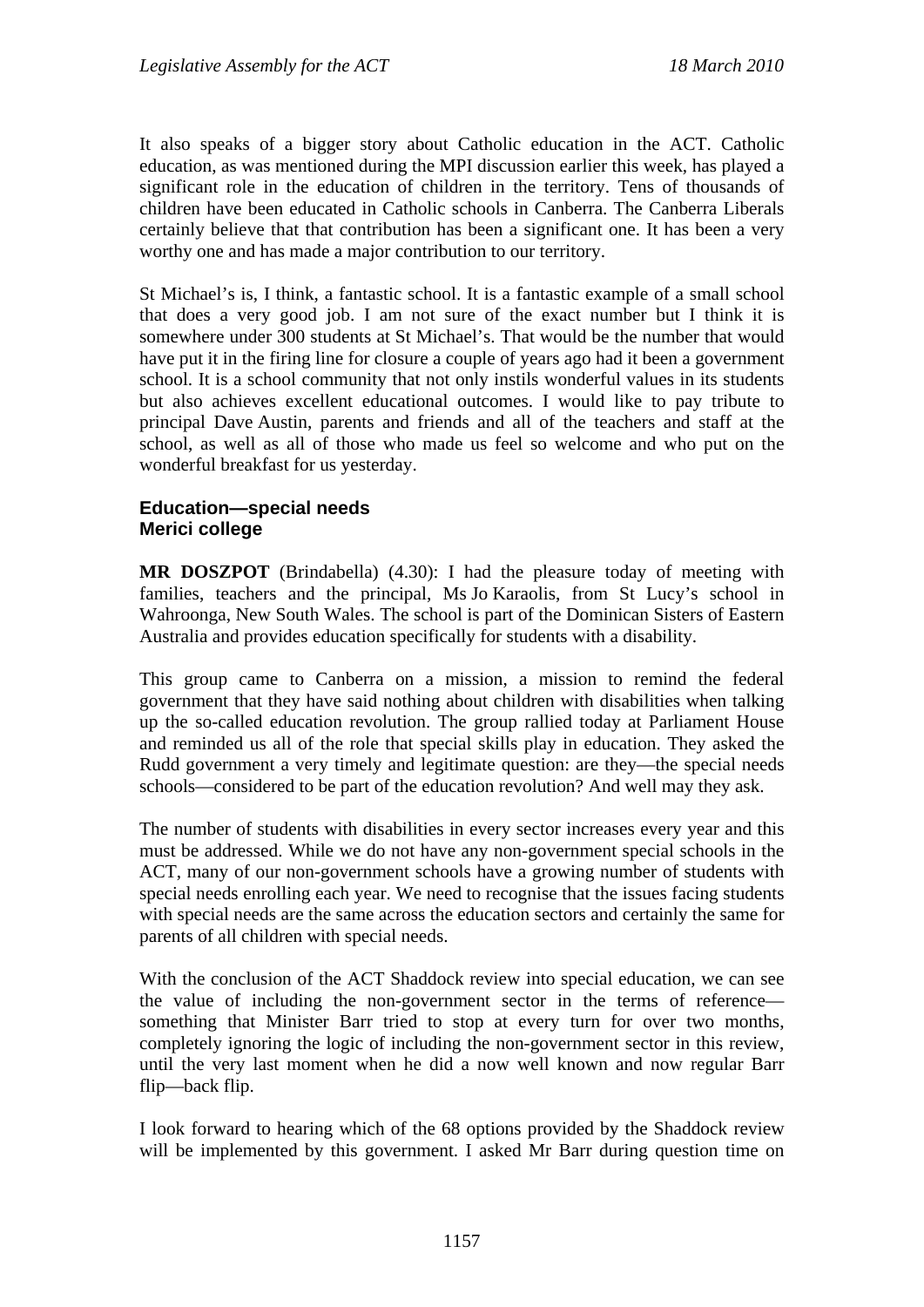It also speaks of a bigger story about Catholic education in the ACT. Catholic education, as was mentioned during the MPI discussion earlier this week, has played a significant role in the education of children in the territory. Tens of thousands of children have been educated in Catholic schools in Canberra. The Canberra Liberals certainly believe that that contribution has been a significant one. It has been a very worthy one and has made a major contribution to our territory.

St Michael's is, I think, a fantastic school. It is a fantastic example of a small school that does a very good job. I am not sure of the exact number but I think it is somewhere under 300 students at St Michael's. That would be the number that would have put it in the firing line for closure a couple of years ago had it been a government school. It is a school community that not only instils wonderful values in its students but also achieves excellent educational outcomes. I would like to pay tribute to principal Dave Austin, parents and friends and all of the teachers and staff at the school, as well as all of those who made us feel so welcome and who put on the wonderful breakfast for us yesterday.

### Education—special needs
### Merici college

**MR DOSZPOT** (Brindabella) (4.30): I had the pleasure today of meeting with families, teachers and the principal, Ms Jo Karaolis, from St Lucy's school in Wahroonga, New South Wales. The school is part of the Dominican Sisters of Eastern Australia and provides education specifically for students with a disability.

This group came to Canberra on a mission, a mission to remind the federal government that they have said nothing about children with disabilities when talking up the so-called education revolution. The group rallied today at Parliament House and reminded us all of the role that special skills play in education. They asked the Rudd government a very timely and legitimate question: are they—the special needs schools—considered to be part of the education revolution? And well may they ask.

The number of students with disabilities in every sector increases every year and this must be addressed. While we do not have any non-government special schools in the ACT, many of our non-government schools have a growing number of students with special needs enrolling each year. We need to recognise that the issues facing students with special needs are the same across the education sectors and certainly the same for parents of all children with special needs.

With the conclusion of the ACT Shaddock review into special education, we can see the value of including the non-government sector in the terms of reference—something that Minister Barr tried to stop at every turn for over two months, completely ignoring the logic of including the non-government sector in this review, until the very last moment when he did a now well known and now regular Barr flip—back flip.

I look forward to hearing which of the 68 options provided by the Shaddock review will be implemented by this government. I asked Mr Barr during question time on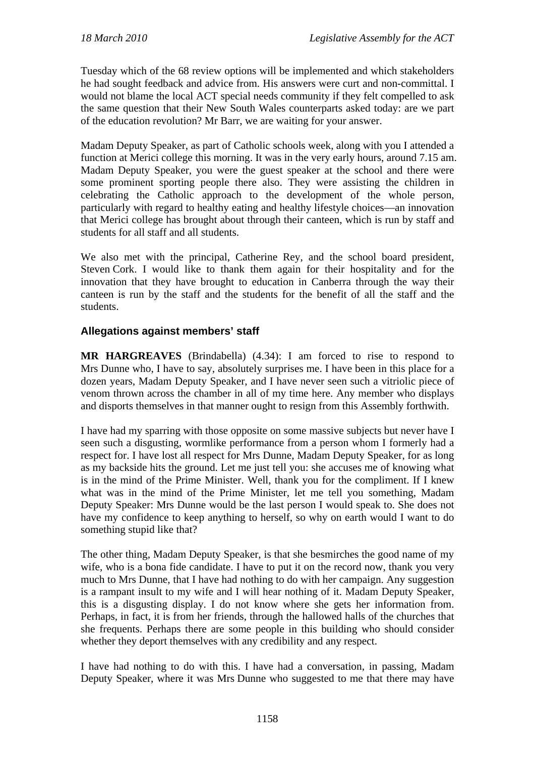Tuesday which of the 68 review options will be implemented and which stakeholders he had sought feedback and advice from. His answers were curt and non-committal. I would not blame the local ACT special needs community if they felt compelled to ask the same question that their New South Wales counterparts asked today: are we part of the education revolution? Mr Barr, we are waiting for your answer.

Madam Deputy Speaker, as part of Catholic schools week, along with you I attended a function at Merici college this morning. It was in the very early hours, around 7.15 am. Madam Deputy Speaker, you were the guest speaker at the school and there were some prominent sporting people there also. They were assisting the children in celebrating the Catholic approach to the development of the whole person, particularly with regard to healthy eating and healthy lifestyle choices—an innovation that Merici college has brought about through their canteen, which is run by staff and students for all staff and all students.

We also met with the principal, Catherine Rey, and the school board president, Steven Cork. I would like to thank them again for their hospitality and for the innovation that they have brought to education in Canberra through the way their canteen is run by the staff and the students for the benefit of all the staff and the students.

## Allegations against members' staff

**MR HARGREAVES** (Brindabella) (4.34): I am forced to rise to respond to Mrs Dunne who, I have to say, absolutely surprises me. I have been in this place for a dozen years, Madam Deputy Speaker, and I have never seen such a vitriolic piece of venom thrown across the chamber in all of my time here. Any member who displays and disports themselves in that manner ought to resign from this Assembly forthwith.

I have had my sparring with those opposite on some massive subjects but never have I seen such a disgusting, wormlike performance from a person whom I formerly had a respect for. I have lost all respect for Mrs Dunne, Madam Deputy Speaker, for as long as my backside hits the ground. Let me just tell you: she accuses me of knowing what is in the mind of the Prime Minister. Well, thank you for the compliment. If I knew what was in the mind of the Prime Minister, let me tell you something, Madam Deputy Speaker: Mrs Dunne would be the last person I would speak to. She does not have my confidence to keep anything to herself, so why on earth would I want to do something stupid like that?

The other thing, Madam Deputy Speaker, is that she besmirches the good name of my wife, who is a bona fide candidate. I have to put it on the record now, thank you very much to Mrs Dunne, that I have had nothing to do with her campaign. Any suggestion is a rampant insult to my wife and I will hear nothing of it. Madam Deputy Speaker, this is a disgusting display. I do not know where she gets her information from. Perhaps, in fact, it is from her friends, through the hallowed halls of the churches that she frequents. Perhaps there are some people in this building who should consider whether they deport themselves with any credibility and any respect.

I have had nothing to do with this. I have had a conversation, in passing, Madam Deputy Speaker, where it was Mrs Dunne who suggested to me that there may have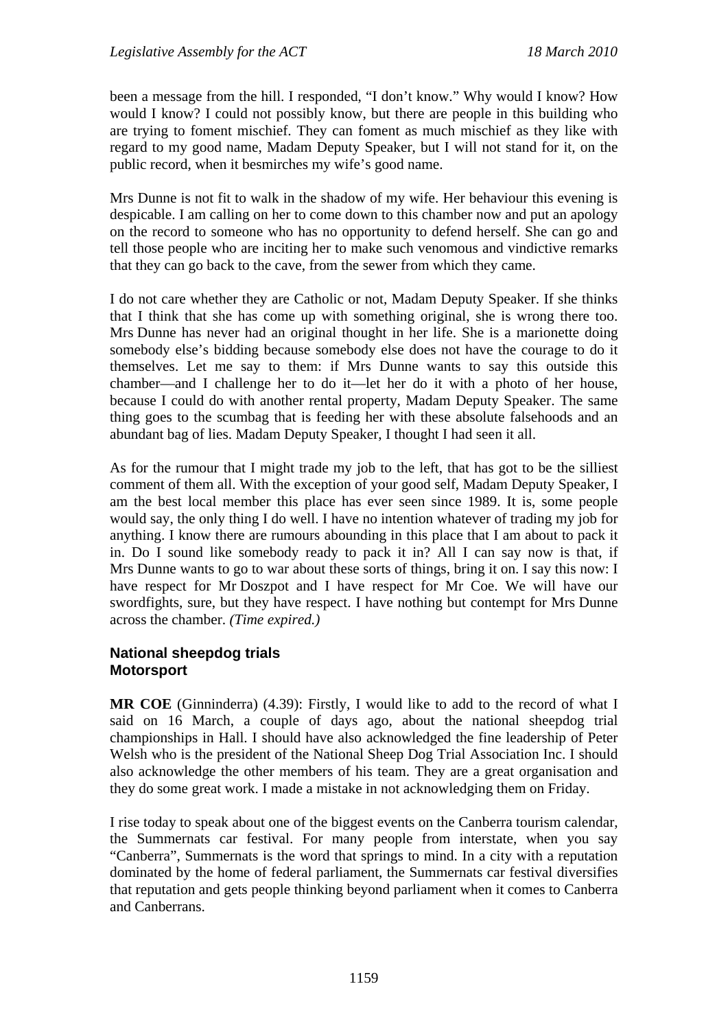been a message from the hill. I responded, "I don't know." Why would I know? How would I know? I could not possibly know, but there are people in this building who are trying to foment mischief. They can foment as much mischief as they like with regard to my good name, Madam Deputy Speaker, but I will not stand for it, on the public record, when it besmirches my wife's good name.

Mrs Dunne is not fit to walk in the shadow of my wife. Her behaviour this evening is despicable. I am calling on her to come down to this chamber now and put an apology on the record to someone who has no opportunity to defend herself. She can go and tell those people who are inciting her to make such venomous and vindictive remarks that they can go back to the cave, from the sewer from which they came.

I do not care whether they are Catholic or not, Madam Deputy Speaker. If she thinks that I think that she has come up with something original, she is wrong there too. Mrs Dunne has never had an original thought in her life. She is a marionette doing somebody else's bidding because somebody else does not have the courage to do it themselves. Let me say to them: if Mrs Dunne wants to say this outside this chamber—and I challenge her to do it—let her do it with a photo of her house, because I could do with another rental property, Madam Deputy Speaker. The same thing goes to the scumbag that is feeding her with these absolute falsehoods and an abundant bag of lies. Madam Deputy Speaker, I thought I had seen it all.

As for the rumour that I might trade my job to the left, that has got to be the silliest comment of them all. With the exception of your good self, Madam Deputy Speaker, I am the best local member this place has ever seen since 1989. It is, some people would say, the only thing I do well. I have no intention whatever of trading my job for anything. I know there are rumours abounding in this place that I am about to pack it in. Do I sound like somebody ready to pack it in? All I can say now is that, if Mrs Dunne wants to go to war about these sorts of things, bring it on. I say this now: I have respect for Mr Doszpot and I have respect for Mr Coe. We will have our swordfights, sure, but they have respect. I have nothing but contempt for Mrs Dunne across the chamber. *(Time expired.)*

### National sheepdog trials
### Motorsport

**MR COE** (Ginninderra) (4.39): Firstly, I would like to add to the record of what I said on 16 March, a couple of days ago, about the national sheepdog trial championships in Hall. I should have also acknowledged the fine leadership of Peter Welsh who is the president of the National Sheep Dog Trial Association Inc. I should also acknowledge the other members of his team. They are a great organisation and they do some great work. I made a mistake in not acknowledging them on Friday.

I rise today to speak about one of the biggest events on the Canberra tourism calendar, the Summernats car festival. For many people from interstate, when you say "Canberra", Summernats is the word that springs to mind. In a city with a reputation dominated by the home of federal parliament, the Summernats car festival diversifies that reputation and gets people thinking beyond parliament when it comes to Canberra and Canberrans.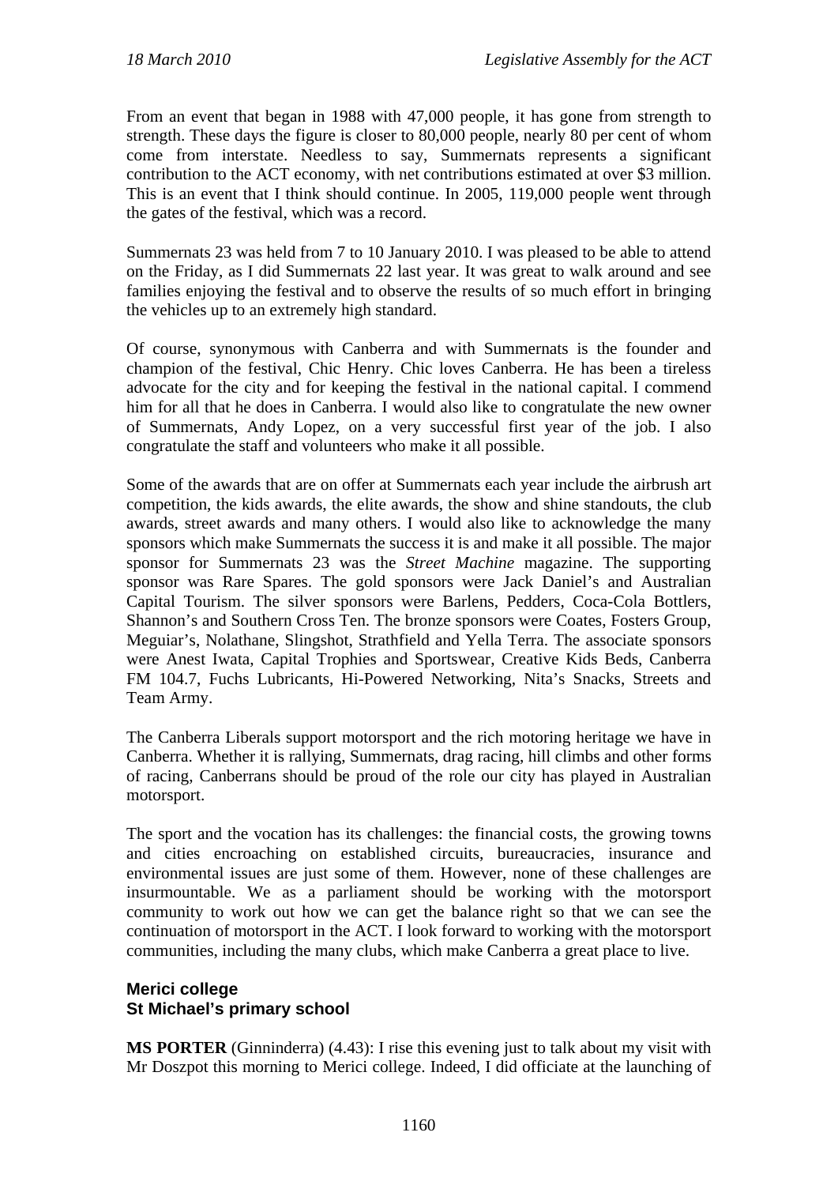From an event that began in 1988 with 47,000 people, it has gone from strength to strength. These days the figure is closer to 80,000 people, nearly 80 per cent of whom come from interstate. Needless to say, Summernats represents a significant contribution to the ACT economy, with net contributions estimated at over $3 million. This is an event that I think should continue. In 2005, 119,000 people went through the gates of the festival, which was a record.

Summernats 23 was held from 7 to 10 January 2010. I was pleased to be able to attend on the Friday, as I did Summernats 22 last year. It was great to walk around and see families enjoying the festival and to observe the results of so much effort in bringing the vehicles up to an extremely high standard.

Of course, synonymous with Canberra and with Summernats is the founder and champion of the festival, Chic Henry. Chic loves Canberra. He has been a tireless advocate for the city and for keeping the festival in the national capital. I commend him for all that he does in Canberra. I would also like to congratulate the new owner of Summernats, Andy Lopez, on a very successful first year of the job. I also congratulate the staff and volunteers who make it all possible.

Some of the awards that are on offer at Summernats each year include the airbrush art competition, the kids awards, the elite awards, the show and shine standouts, the club awards, street awards and many others. I would also like to acknowledge the many sponsors which make Summernats the success it is and make it all possible. The major sponsor for Summernats 23 was the *Street Machine* magazine. The supporting sponsor was Rare Spares. The gold sponsors were Jack Daniel's and Australian Capital Tourism. The silver sponsors were Barlens, Pedders, Coca-Cola Bottlers, Shannon's and Southern Cross Ten. The bronze sponsors were Coates, Fosters Group, Meguiar's, Nolathane, Slingshot, Strathfield and Yella Terra. The associate sponsors were Anest Iwata, Capital Trophies and Sportswear, Creative Kids Beds, Canberra FM 104.7, Fuchs Lubricants, Hi-Powered Networking, Nita's Snacks, Streets and Team Army.

The Canberra Liberals support motorsport and the rich motoring heritage we have in Canberra. Whether it is rallying, Summernats, drag racing, hill climbs and other forms of racing, Canberrans should be proud of the role our city has played in Australian motorsport.

The sport and the vocation has its challenges: the financial costs, the growing towns and cities encroaching on established circuits, bureaucracies, insurance and environmental issues are just some of them. However, none of these challenges are insurmountable. We as a parliament should be working with the motorsport community to work out how we can get the balance right so that we can see the continuation of motorsport in the ACT. I look forward to working with the motorsport communities, including the many clubs, which make Canberra a great place to live.

### Merici college
### St Michael's primary school

**MS PORTER** (Ginninderra) (4.43): I rise this evening just to talk about my visit with Mr Doszpot this morning to Merici college. Indeed, I did officiate at the launching of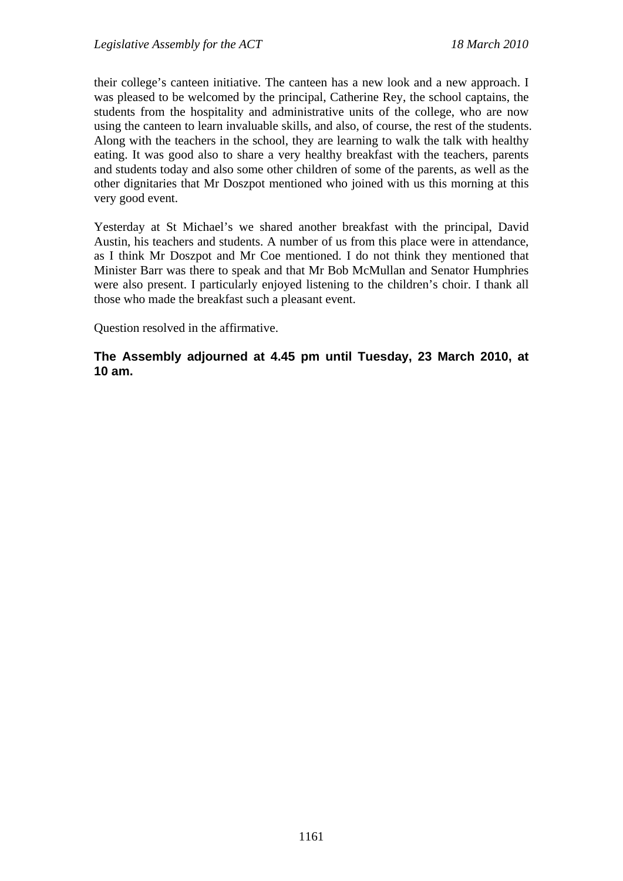their college's canteen initiative. The canteen has a new look and a new approach. I was pleased to be welcomed by the principal, Catherine Rey, the school captains, the students from the hospitality and administrative units of the college, who are now using the canteen to learn invaluable skills, and also, of course, the rest of the students. Along with the teachers in the school, they are learning to walk the talk with healthy eating. It was good also to share a very healthy breakfast with the teachers, parents and students today and also some other children of some of the parents, as well as the other dignitaries that Mr Doszpot mentioned who joined with us this morning at this very good event.

Yesterday at St Michael's we shared another breakfast with the principal, David Austin, his teachers and students. A number of us from this place were in attendance, as I think Mr Doszpot and Mr Coe mentioned. I do not think they mentioned that Minister Barr was there to speak and that Mr Bob McMullan and Senator Humphries were also present. I particularly enjoyed listening to the children's choir. I thank all those who made the breakfast such a pleasant event.

Question resolved in the affirmative.

**The Assembly adjourned at 4.45 pm until Tuesday, 23 March 2010, at 10 am.**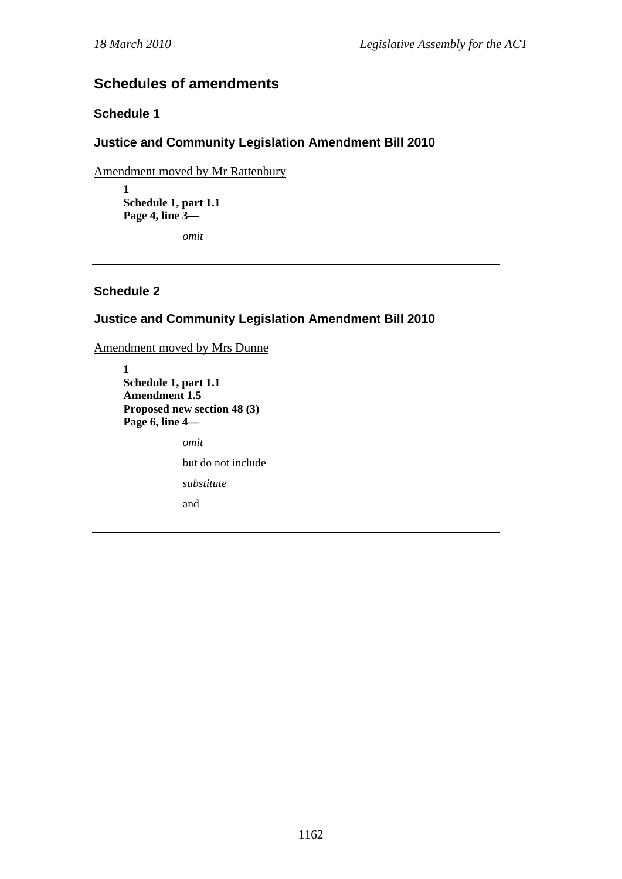## Schedules of amendments

### Schedule 1

### Justice and Community Legislation Amendment Bill 2010

Amendment moved by Mr Rattenbury

**1**
**Schedule 1, part 1.1**
**Page 4, line 3—**

*omit*

---

### Schedule 2

### Justice and Community Legislation Amendment Bill 2010

Amendment moved by Mrs Dunne

**1**
**Schedule 1, part 1.1**
**Amendment 1.5**
**Proposed new section 48 (3)**
**Page 6, line 4—**

*omit*

but do not include

*substitute*

and

---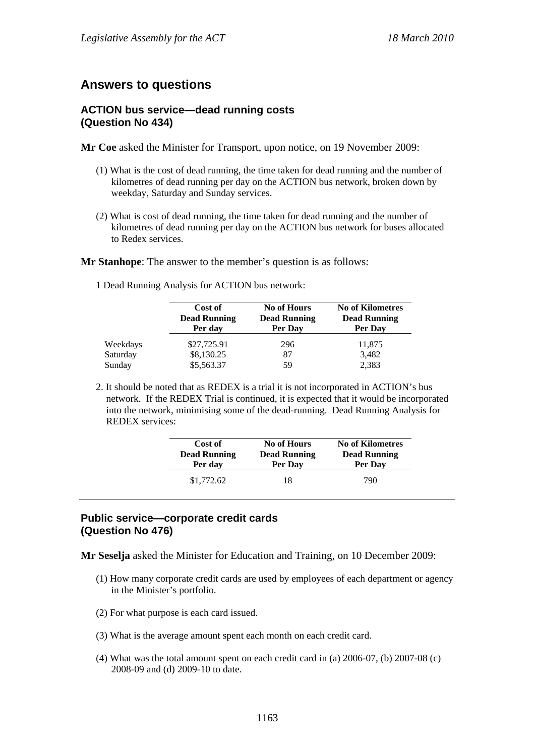## Answers to questions

### ACTION bus service—dead running costs (Question No 434)

**Mr Coe** asked the Minister for Transport, upon notice, on 19 November 2009:

(1) What is the cost of dead running, the time taken for dead running and the number of kilometres of dead running per day on the ACTION bus network, broken down by weekday, Saturday and Sunday services.

(2) What is cost of dead running, the time taken for dead running and the number of kilometres of dead running per day on the ACTION bus network for buses allocated to Redex services.

**Mr Stanhope**: The answer to the member's question is as follows:

1 Dead Running Analysis for ACTION bus network:

| | Cost of Dead Running Per day | No of Hours Dead Running Per Day | No of Kilometres Dead Running Per Day |
|---|---|---|---|
| Weekdays | $27,725.91 | 296 | 11,875 |
| Saturday | $8,130.25 | 87 | 3,482 |
| Sunday | $5,563.37 | 59 | 2,383 |

2. It should be noted that as REDEX is a trial it is not incorporated in ACTION's bus network. If the REDEX Trial is continued, it is expected that it would be incorporated into the network, minimising some of the dead-running. Dead Running Analysis for REDEX services:

| Cost of Dead Running Per day | No of Hours Dead Running Per Day | No of Kilometres Dead Running Per Day |
|---|---|---|
| $1,772.62 | 18 | 790 |

---

### Public service—corporate credit cards (Question No 476)

**Mr Seselja** asked the Minister for Education and Training, on 10 December 2009:

(1) How many corporate credit cards are used by employees of each department or agency in the Minister's portfolio.

(2) For what purpose is each card issued.

(3) What is the average amount spent each month on each credit card.

(4) What was the total amount spent on each credit card in (a) 2006-07, (b) 2007-08 (c) 2008-09 and (d) 2009-10 to date.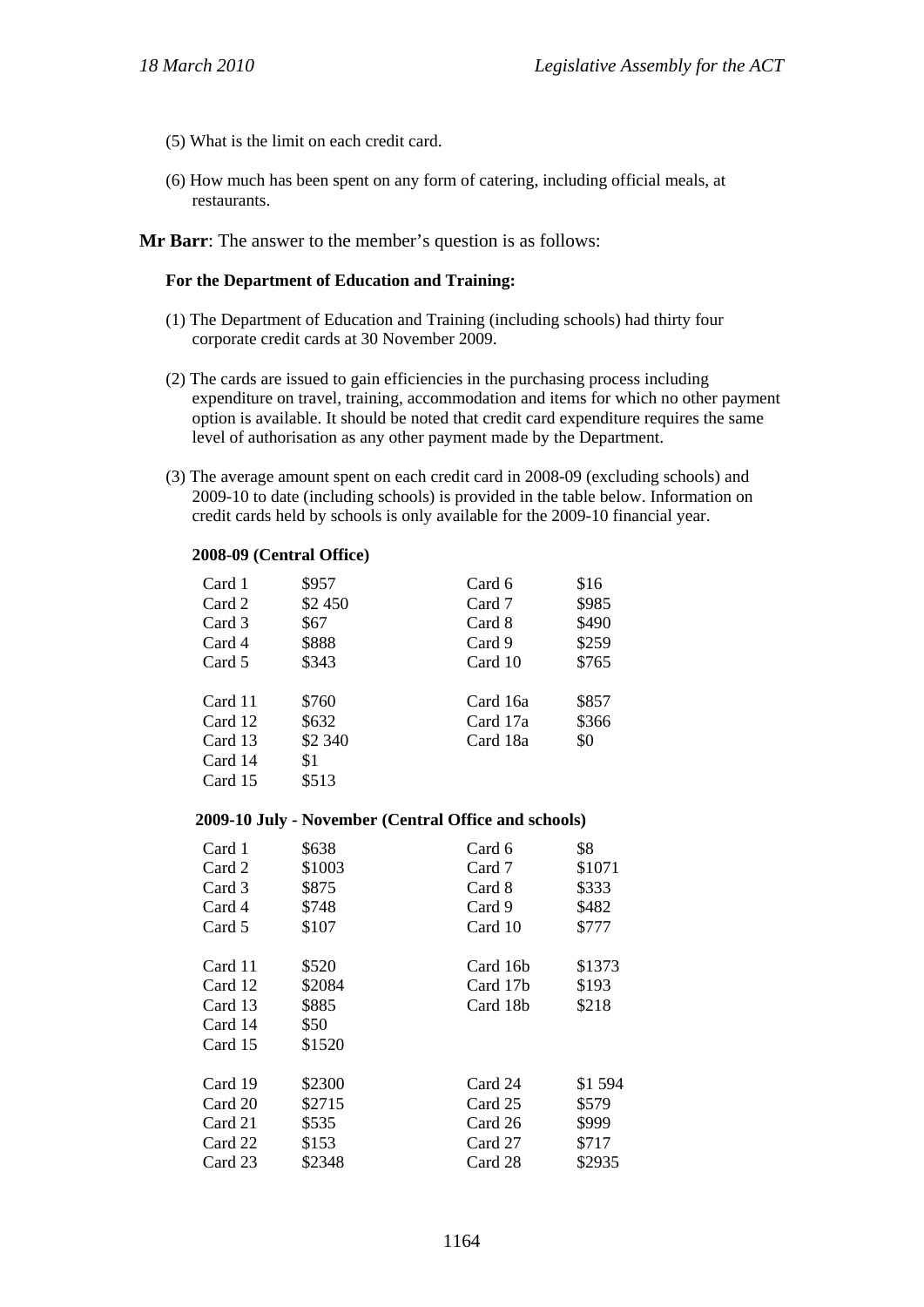(5) What is the limit on each credit card.

(6) How much has been spent on any form of catering, including official meals, at restaurants.

**Mr Barr**: The answer to the member's question is as follows:

**For the Department of Education and Training:**

(1) The Department of Education and Training (including schools) had thirty four corporate credit cards at 30 November 2009.

(2) The cards are issued to gain efficiencies in the purchasing process including expenditure on travel, training, accommodation and items for which no other payment option is available. It should be noted that credit card expenditure requires the same level of authorisation as any other payment made by the Department.

(3) The average amount spent on each credit card in 2008-09 (excluding schools) and 2009-10 to date (including schools) is provided in the table below. Information on credit cards held by schools is only available for the 2009-10 financial year.

**2008-09 (Central Office)**

| | | | |
|---|---|---|---|
| Card 1 | $957 | Card 6 | $16 |
| Card 2 | $2 450 | Card 7 | $985 |
| Card 3 | $67 | Card 8 | $490 |
| Card 4 | $888 | Card 9 | $259 |
| Card 5 | $343 | Card 10 | $765 |
| Card 11 | $760 | Card 16a | $857 |
| Card 12 | $632 | Card 17a | $366 |
| Card 13 | $2 340 | Card 18a | $0 |
| Card 14 | $1 | | |
| Card 15 | $513 | | |

**2009-10 July - November (Central Office and schools)**

| | | | |
|---|---|---|---|
| Card 1 | $638 | Card 6 | $8 |
| Card 2 | $1003 | Card 7 | $1071 |
| Card 3 | $875 | Card 8 | $333 |
| Card 4 | $748 | Card 9 | $482 |
| Card 5 | $107 | Card 10 | $777 |
| Card 11 | $520 | Card 16b | $1373 |
| Card 12 | $2084 | Card 17b | $193 |
| Card 13 | $885 | Card 18b | $218 |
| Card 14 | $50 | | |
| Card 15 | $1520 | | |
| Card 19 | $2300 | Card 24 | $1 594 |
| Card 20 | $2715 | Card 25 | $579 |
| Card 21 | $535 | Card 26 | $999 |
| Card 22 | $153 | Card 27 | $717 |
| Card 23 | $2348 | Card 28 | $2935 |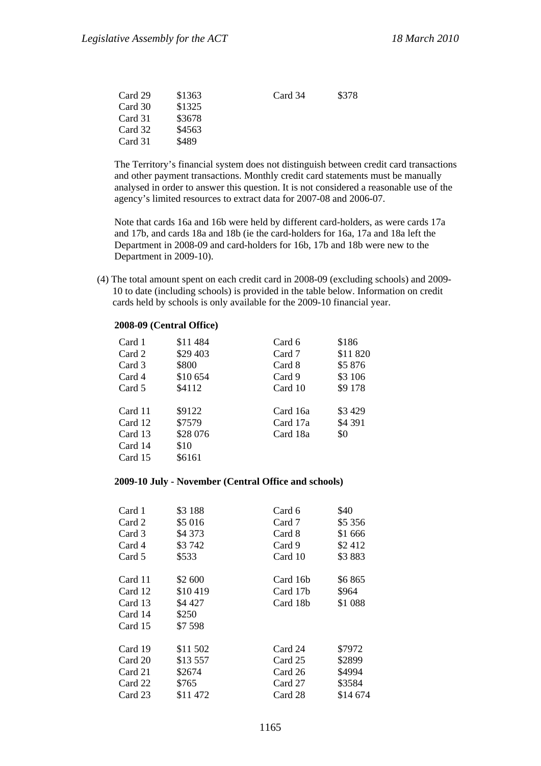| | | | |
|---|---|---|---|
| Card 29 | \$1363 | Card 34 | \$378 |
| Card 30 | \$1325 | | |
| Card 31 | \$3678 | | |
| Card 32 | \$4563 | | |
| Card 31 | \$489 | | |

The Territory's financial system does not distinguish between credit card transactions and other payment transactions. Monthly credit card statements must be manually analysed in order to answer this question. It is not considered a reasonable use of the agency's limited resources to extract data for 2007-08 and 2006-07.

Note that cards 16a and 16b were held by different card-holders, as were cards 17a and 17b, and cards 18a and 18b (ie the card-holders for 16a, 17a and 18a left the Department in 2008-09 and card-holders for 16b, 17b and 18b were new to the Department in 2009-10).

(4) The total amount spent on each credit card in 2008-09 (excluding schools) and 2009-10 to date (including schools) is provided in the table below. Information on credit cards held by schools is only available for the 2009-10 financial year.

**2008-09 (Central Office)**

| | | | |
|---|---|---|---|
| Card 1 | \$11 484 | Card 6 | \$186 |
| Card 2 | \$29 403 | Card 7 | \$11 820 |
| Card 3 | \$800 | Card 8 | \$5 876 |
| Card 4 | \$10 654 | Card 9 | \$3 106 |
| Card 5 | \$4112 | Card 10 | \$9 178 |
| Card 11 | \$9122 | Card 16a | \$3 429 |
| Card 12 | \$7579 | Card 17a | \$4 391 |
| Card 13 | \$28 076 | Card 18a | \$0 |
| Card 14 | \$10 | | |
| Card 15 | \$6161 | | |

**2009-10 July - November (Central Office and schools)**

| | | | |
|---|---|---|---|
| Card 1 | \$3 188 | Card 6 | \$40 |
| Card 2 | \$5 016 | Card 7 | \$5 356 |
| Card 3 | \$4 373 | Card 8 | \$1 666 |
| Card 4 | \$3 742 | Card 9 | \$2 412 |
| Card 5 | \$533 | Card 10 | \$3 883 |
| Card 11 | \$2 600 | Card 16b | \$6 865 |
| Card 12 | \$10 419 | Card 17b | \$964 |
| Card 13 | \$4 427 | Card 18b | \$1 088 |
| Card 14 | \$250 | | |
| Card 15 | \$7 598 | | |
| Card 19 | \$11 502 | Card 24 | \$7972 |
| Card 20 | \$13 557 | Card 25 | \$2899 |
| Card 21 | \$2674 | Card 26 | \$4994 |
| Card 22 | \$765 | Card 27 | \$3584 |
| Card 23 | \$11 472 | Card 28 | \$14 674 |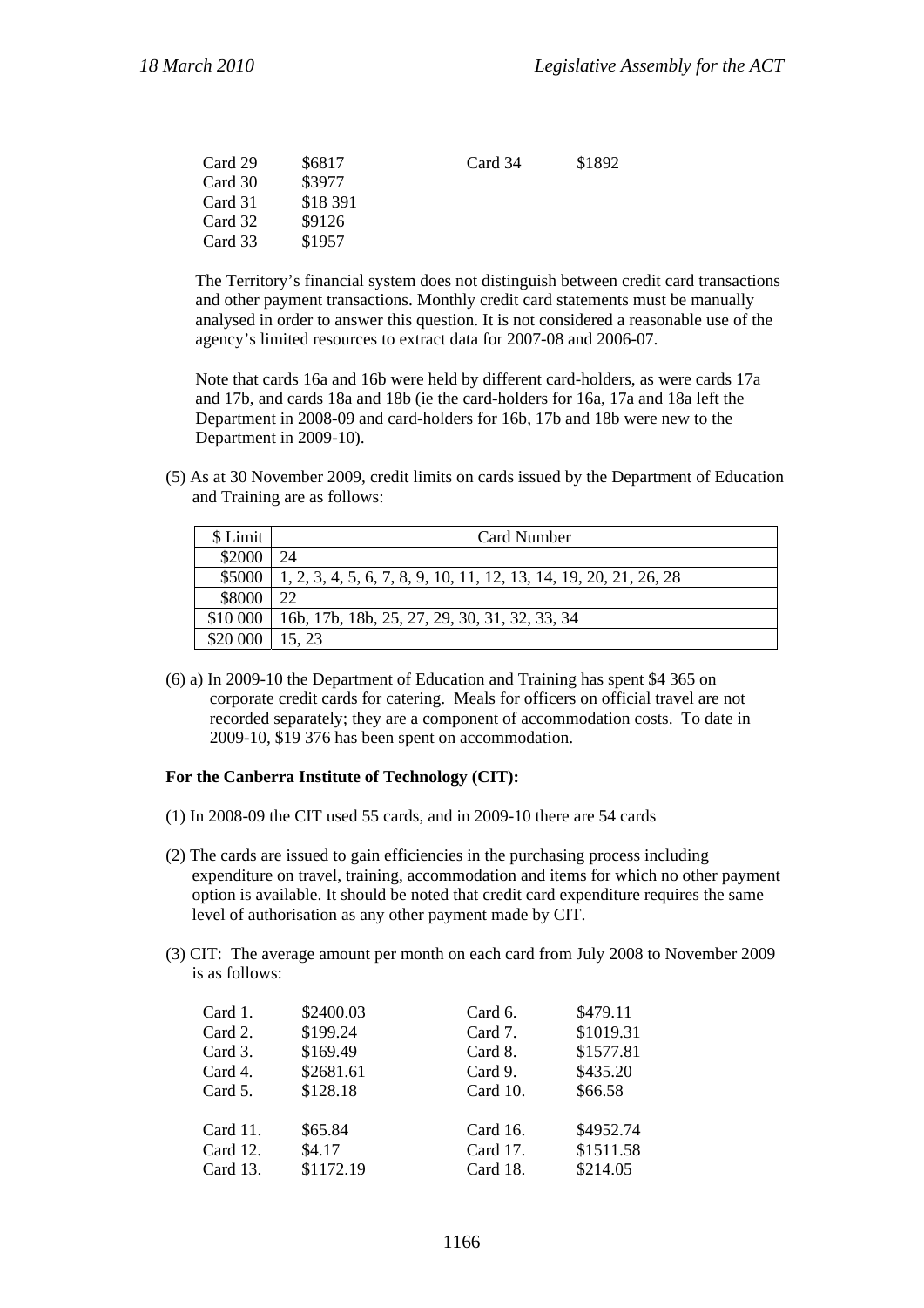| | | | |
|---|---|---|---|
| Card 29 | $6817 | Card 34 | $1892 |
| Card 30 | $3977 | | |
| Card 31 | $18 391 | | |
| Card 32 | $9126 | | |
| Card 33 | $1957 | | |

The Territory's financial system does not distinguish between credit card transactions and other payment transactions. Monthly credit card statements must be manually analysed in order to answer this question. It is not considered a reasonable use of the agency's limited resources to extract data for 2007-08 and 2006-07.

Note that cards 16a and 16b were held by different card-holders, as were cards 17a and 17b, and cards 18a and 18b (ie the card-holders for 16a, 17a and 18a left the Department in 2008-09 and card-holders for 16b, 17b and 18b were new to the Department in 2009-10).

(5) As at 30 November 2009, credit limits on cards issued by the Department of Education and Training are as follows:

| $ Limit | Card Number |
|---|---|
| $2000 | 24 |
| $5000 | 1, 2, 3, 4, 5, 6, 7, 8, 9, 10, 11, 12, 13, 14, 19, 20, 21, 26, 28 |
| $8000 | 22 |
| $10 000 | 16b, 17b, 18b, 25, 27, 29, 30, 31, 32, 33, 34 |
| $20 000 | 15, 23 |

(6) a) In 2009-10 the Department of Education and Training has spent $4 365 on corporate credit cards for catering. Meals for officers on official travel are not recorded separately; they are a component of accommodation costs. To date in 2009-10, $19 376 has been spent on accommodation.

**For the Canberra Institute of Technology (CIT):**

(1) In 2008-09 the CIT used 55 cards, and in 2009-10 there are 54 cards

(2) The cards are issued to gain efficiencies in the purchasing process including expenditure on travel, training, accommodation and items for which no other payment option is available. It should be noted that credit card expenditure requires the same level of authorisation as any other payment made by CIT.

(3) CIT: The average amount per month on each card from July 2008 to November 2009 is as follows:

| | | | |
|---|---|---|---|
| Card 1. | $2400.03 | Card 6. | $479.11 |
| Card 2. | $199.24 | Card 7. | $1019.31 |
| Card 3. | $169.49 | Card 8. | $1577.81 |
| Card 4. | $2681.61 | Card 9. | $435.20 |
| Card 5. | $128.18 | Card 10. | $66.58 |
| Card 11. | $65.84 | Card 16. | $4952.74 |
| Card 12. | $4.17 | Card 17. | $1511.58 |
| Card 13. | $1172.19 | Card 18. | $214.05 |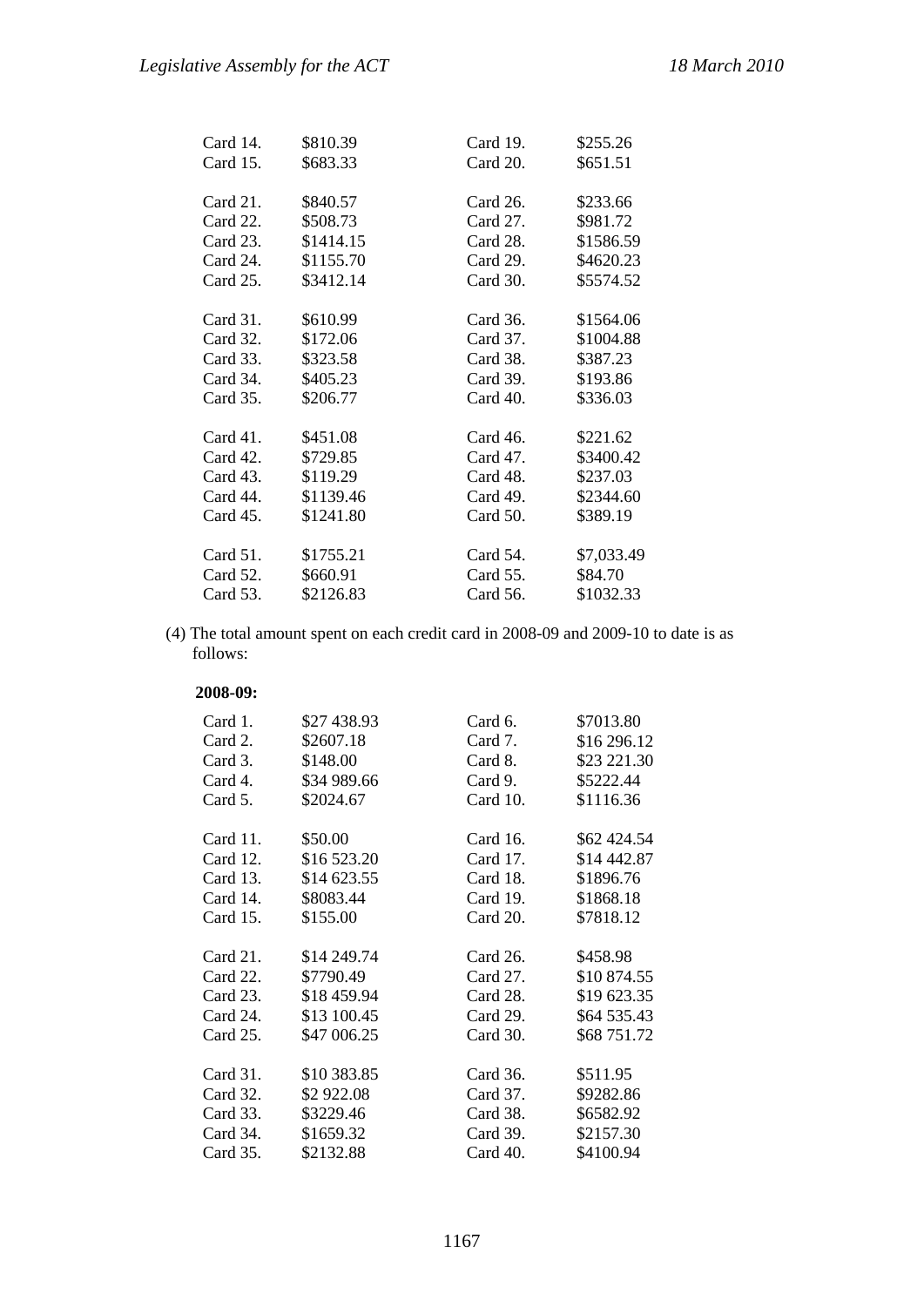| | | | |
|---|---|---|---|
| Card 14. | $810.39 | Card 19. | $255.26 |
| Card 15. | $683.33 | Card 20. | $651.51 |
| Card 21. | $840.57 | Card 26. | $233.66 |
| Card 22. | $508.73 | Card 27. | $981.72 |
| Card 23. | $1414.15 | Card 28. | $1586.59 |
| Card 24. | $1155.70 | Card 29. | $4620.23 |
| Card 25. | $3412.14 | Card 30. | $5574.52 |
| Card 31. | $610.99 | Card 36. | $1564.06 |
| Card 32. | $172.06 | Card 37. | $1004.88 |
| Card 33. | $323.58 | Card 38. | $387.23 |
| Card 34. | $405.23 | Card 39. | $193.86 |
| Card 35. | $206.77 | Card 40. | $336.03 |
| Card 41. | $451.08 | Card 46. | $221.62 |
| Card 42. | $729.85 | Card 47. | $3400.42 |
| Card 43. | $119.29 | Card 48. | $237.03 |
| Card 44. | $1139.46 | Card 49. | $2344.60 |
| Card 45. | $1241.80 | Card 50. | $389.19 |
| Card 51. | $1755.21 | Card 54. | $7,033.49 |
| Card 52. | $660.91 | Card 55. | $84.70 |
| Card 53. | $2126.83 | Card 56. | $1032.33 |

(4) The total amount spent on each credit card in 2008-09 and 2009-10 to date is as follows:

**2008-09:**

| | | | |
|---|---|---|---|
| Card 1. | $27 438.93 | Card 6. | $7013.80 |
| Card 2. | $2607.18 | Card 7. | $16 296.12 |
| Card 3. | $148.00 | Card 8. | $23 221.30 |
| Card 4. | $34 989.66 | Card 9. | $5222.44 |
| Card 5. | $2024.67 | Card 10. | $1116.36 |
| Card 11. | $50.00 | Card 16. | $62 424.54 |
| Card 12. | $16 523.20 | Card 17. | $14 442.87 |
| Card 13. | $14 623.55 | Card 18. | $1896.76 |
| Card 14. | $8083.44 | Card 19. | $1868.18 |
| Card 15. | $155.00 | Card 20. | $7818.12 |
| Card 21. | $14 249.74 | Card 26. | $458.98 |
| Card 22. | $7790.49 | Card 27. | $10 874.55 |
| Card 23. | $18 459.94 | Card 28. | $19 623.35 |
| Card 24. | $13 100.45 | Card 29. | $64 535.43 |
| Card 25. | $47 006.25 | Card 30. | $68 751.72 |
| Card 31. | $10 383.85 | Card 36. | $511.95 |
| Card 32. | $2 922.08 | Card 37. | $9282.86 |
| Card 33. | $3229.46 | Card 38. | $6582.92 |
| Card 34. | $1659.32 | Card 39. | $2157.30 |
| Card 35. | $2132.88 | Card 40. | $4100.94 |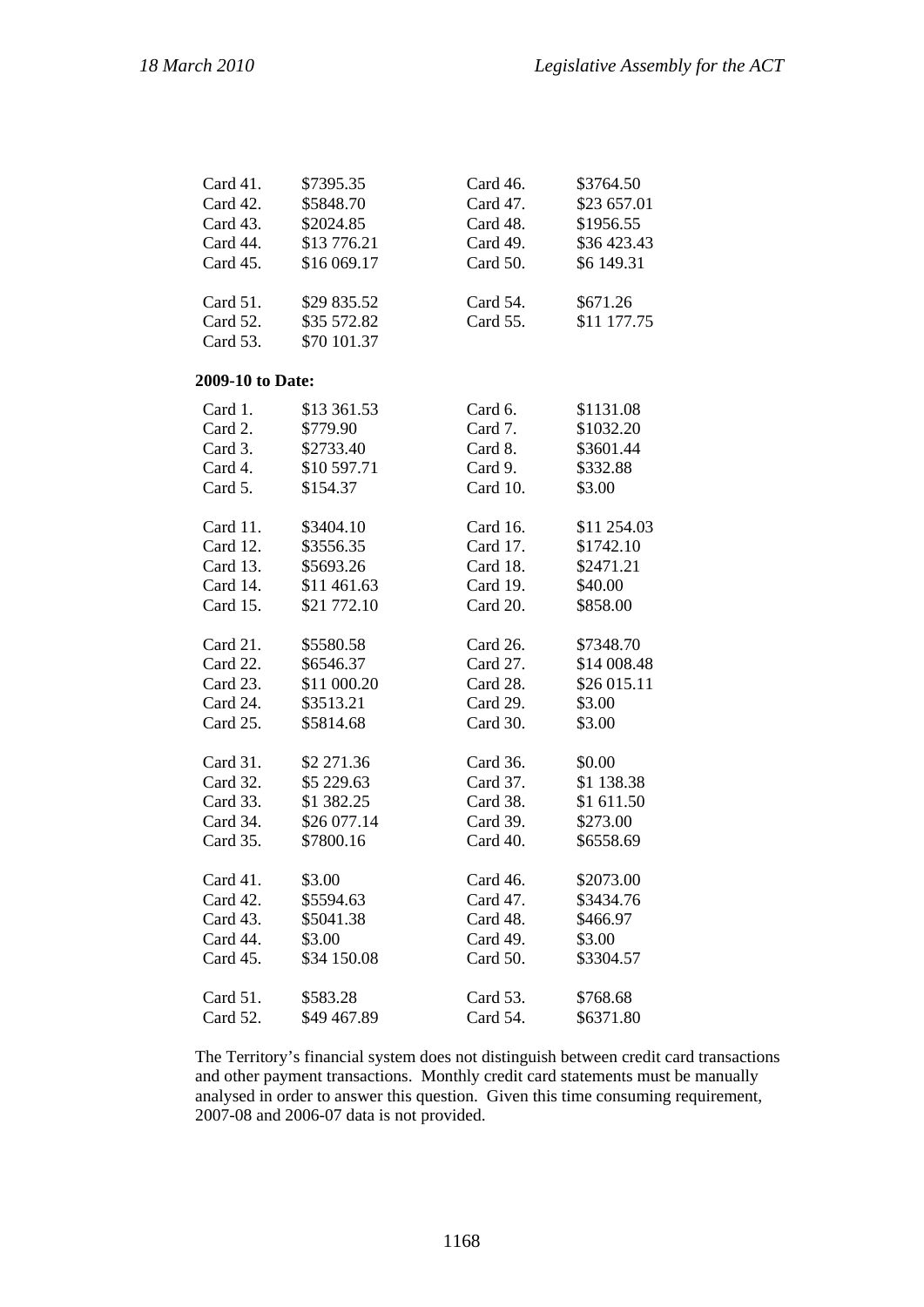| | | | |
|---|---|---|---|
| Card 41. | $7395.35 | Card 46. | $3764.50 |
| Card 42. | $5848.70 | Card 47. | $23 657.01 |
| Card 43. | $2024.85 | Card 48. | $1956.55 |
| Card 44. | $13 776.21 | Card 49. | $36 423.43 |
| Card 45. | $16 069.17 | Card 50. | $6 149.31 |
| Card 51. | $29 835.52 | Card 54. | $671.26 |
| Card 52. | $35 572.82 | Card 55. | $11 177.75 |
| Card 53. | $70 101.37 | | |

**2009-10 to Date:**

| | | | |
|---|---|---|---|
| Card 1. | $13 361.53 | Card 6. | $1131.08 |
| Card 2. | $779.90 | Card 7. | $1032.20 |
| Card 3. | $2733.40 | Card 8. | $3601.44 |
| Card 4. | $10 597.71 | Card 9. | $332.88 |
| Card 5. | $154.37 | Card 10. | $3.00 |
| Card 11. | $3404.10 | Card 16. | $11 254.03 |
| Card 12. | $3556.35 | Card 17. | $1742.10 |
| Card 13. | $5693.26 | Card 18. | $2471.21 |
| Card 14. | $11 461.63 | Card 19. | $40.00 |
| Card 15. | $21 772.10 | Card 20. | $858.00 |
| Card 21. | $5580.58 | Card 26. | $7348.70 |
| Card 22. | $6546.37 | Card 27. | $14 008.48 |
| Card 23. | $11 000.20 | Card 28. | $26 015.11 |
| Card 24. | $3513.21 | Card 29. | $3.00 |
| Card 25. | $5814.68 | Card 30. | $3.00 |
| Card 31. | $2 271.36 | Card 36. | $0.00 |
| Card 32. | $5 229.63 | Card 37. | $1 138.38 |
| Card 33. | $1 382.25 | Card 38. | $1 611.50 |
| Card 34. | $26 077.14 | Card 39. | $273.00 |
| Card 35. | $7800.16 | Card 40. | $6558.69 |
| Card 41. | $3.00 | Card 46. | $2073.00 |
| Card 42. | $5594.63 | Card 47. | $3434.76 |
| Card 43. | $5041.38 | Card 48. | $466.97 |
| Card 44. | $3.00 | Card 49. | $3.00 |
| Card 45. | $34 150.08 | Card 50. | $3304.57 |
| Card 51. | $583.28 | Card 53. | $768.68 |
| Card 52. | $49 467.89 | Card 54. | $6371.80 |

The Territory's financial system does not distinguish between credit card transactions and other payment transactions. Monthly credit card statements must be manually analysed in order to answer this question. Given this time consuming requirement, 2007-08 and 2006-07 data is not provided.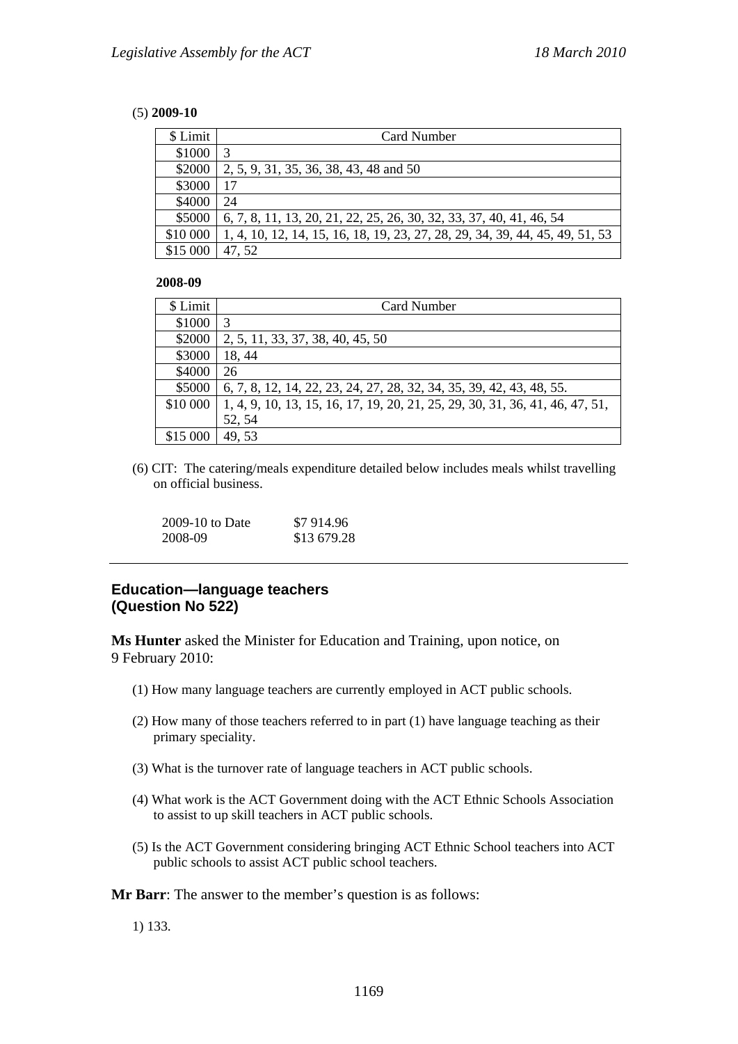(5) **2009-10**

| $ Limit | Card Number |
|---|---|
| $1000 | 3 |
| $2000 | 2, 5, 9, 31, 35, 36, 38, 43, 48 and 50 |
| $3000 | 17 |
| $4000 | 24 |
| $5000 | 6, 7, 8, 11, 13, 20, 21, 22, 25, 26, 30, 32, 33, 37, 40, 41, 46, 54 |
| $10 000 | 1, 4, 10, 12, 14, 15, 16, 18, 19, 23, 27, 28, 29, 34, 39, 44, 45, 49, 51, 53 |
| $15 000 | 47, 52 |

**2008-09**

| $ Limit | Card Number |
|---|---|
| $1000 | 3 |
| $2000 | 2, 5, 11, 33, 37, 38, 40, 45, 50 |
| $3000 | 18, 44 |
| $4000 | 26 |
| $5000 | 6, 7, 8, 12, 14, 22, 23, 24, 27, 28, 32, 34, 35, 39, 42, 43, 48, 55. |
| $10 000 | 1, 4, 9, 10, 13, 15, 16, 17, 19, 20, 21, 25, 29, 30, 31, 36, 41, 46, 47, 51, 52, 54 |
| $15 000 | 49, 53 |

(6) CIT: The catering/meals expenditure detailed below includes meals whilst travelling on official business.

| | |
|---|---|
| 2009-10 to Date | $7 914.96 |
| 2008-09 | $13 679.28 |

---

## Education—language teachers (Question No 522)

**Ms Hunter** asked the Minister for Education and Training, upon notice, on 9 February 2010:

(1) How many language teachers are currently employed in ACT public schools.

(2) How many of those teachers referred to in part (1) have language teaching as their primary speciality.

(3) What is the turnover rate of language teachers in ACT public schools.

(4) What work is the ACT Government doing with the ACT Ethnic Schools Association to assist to up skill teachers in ACT public schools.

(5) Is the ACT Government considering bringing ACT Ethnic School teachers into ACT public schools to assist ACT public school teachers.

**Mr Barr**: The answer to the member's question is as follows:

1) 133.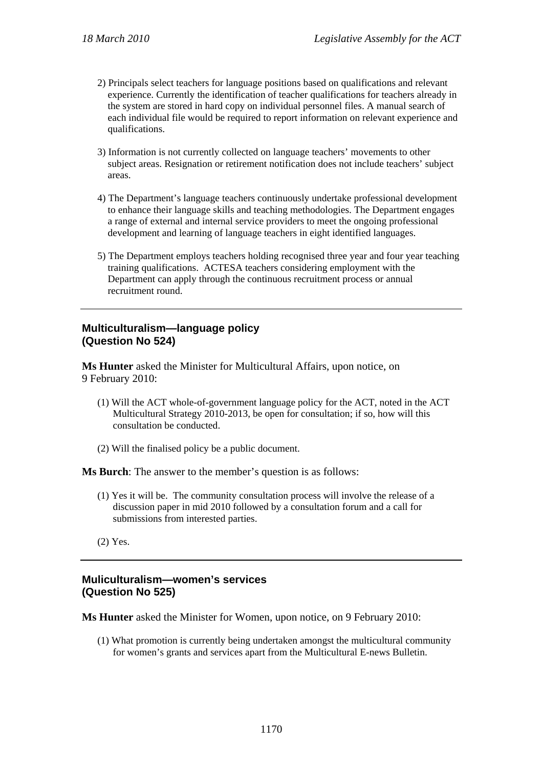2) Principals select teachers for language positions based on qualifications and relevant experience. Currently the identification of teacher qualifications for teachers already in the system are stored in hard copy on individual personnel files. A manual search of each individual file would be required to report information on relevant experience and qualifications.

3) Information is not currently collected on language teachers' movements to other subject areas. Resignation or retirement notification does not include teachers' subject areas.

4) The Department's language teachers continuously undertake professional development to enhance their language skills and teaching methodologies. The Department engages a range of external and internal service providers to meet the ongoing professional development and learning of language teachers in eight identified languages.

5) The Department employs teachers holding recognised three year and four year teaching training qualifications. ACTESA teachers considering employment with the Department can apply through the continuous recruitment process or annual recruitment round.

---

### Multiculturalism—language policy (Question No 524)

**Ms Hunter** asked the Minister for Multicultural Affairs, upon notice, on 9 February 2010:

(1) Will the ACT whole-of-government language policy for the ACT, noted in the ACT Multicultural Strategy 2010-2013, be open for consultation; if so, how will this consultation be conducted.

(2) Will the finalised policy be a public document.

**Ms Burch**: The answer to the member's question is as follows:

(1) Yes it will be. The community consultation process will involve the release of a discussion paper in mid 2010 followed by a consultation forum and a call for submissions from interested parties.

(2) Yes.

---

### Muliculturalism—women's services (Question No 525)

**Ms Hunter** asked the Minister for Women, upon notice, on 9 February 2010:

(1) What promotion is currently being undertaken amongst the multicultural community for women's grants and services apart from the Multicultural E-news Bulletin.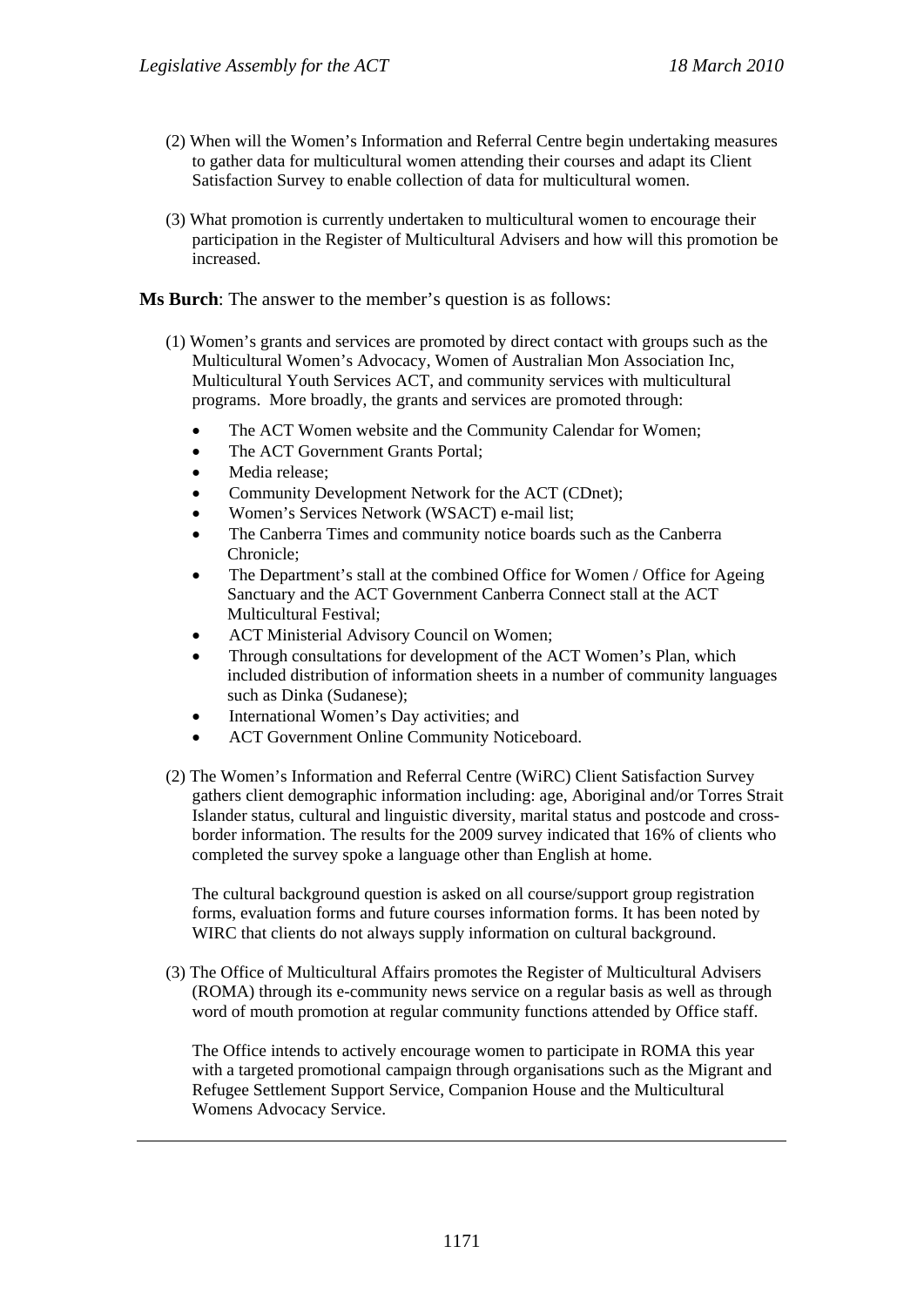(2) When will the Women's Information and Referral Centre begin undertaking measures to gather data for multicultural women attending their courses and adapt its Client Satisfaction Survey to enable collection of data for multicultural women.

(3) What promotion is currently undertaken to multicultural women to encourage their participation in the Register of Multicultural Advisers and how will this promotion be increased.

**Ms Burch**: The answer to the member's question is as follows:

(1) Women's grants and services are promoted by direct contact with groups such as the Multicultural Women's Advocacy, Women of Australian Mon Association Inc, Multicultural Youth Services ACT, and community services with multicultural programs. More broadly, the grants and services are promoted through:

- The ACT Women website and the Community Calendar for Women;
- The ACT Government Grants Portal;
- Media release;
- Community Development Network for the ACT (CDnet);
- Women's Services Network (WSACT) e-mail list;
- The Canberra Times and community notice boards such as the Canberra Chronicle;
- The Department's stall at the combined Office for Women / Office for Ageing Sanctuary and the ACT Government Canberra Connect stall at the ACT Multicultural Festival;
- ACT Ministerial Advisory Council on Women;
- Through consultations for development of the ACT Women's Plan, which included distribution of information sheets in a number of community languages such as Dinka (Sudanese);
- International Women's Day activities; and
- ACT Government Online Community Noticeboard.

(2) The Women's Information and Referral Centre (WiRC) Client Satisfaction Survey gathers client demographic information including: age, Aboriginal and/or Torres Strait Islander status, cultural and linguistic diversity, marital status and postcode and cross-border information. The results for the 2009 survey indicated that 16% of clients who completed the survey spoke a language other than English at home.

The cultural background question is asked on all course/support group registration forms, evaluation forms and future courses information forms. It has been noted by WIRC that clients do not always supply information on cultural background.

(3) The Office of Multicultural Affairs promotes the Register of Multicultural Advisers (ROMA) through its e-community news service on a regular basis as well as through word of mouth promotion at regular community functions attended by Office staff.

The Office intends to actively encourage women to participate in ROMA this year with a targeted promotional campaign through organisations such as the Migrant and Refugee Settlement Support Service, Companion House and the Multicultural Womens Advocacy Service.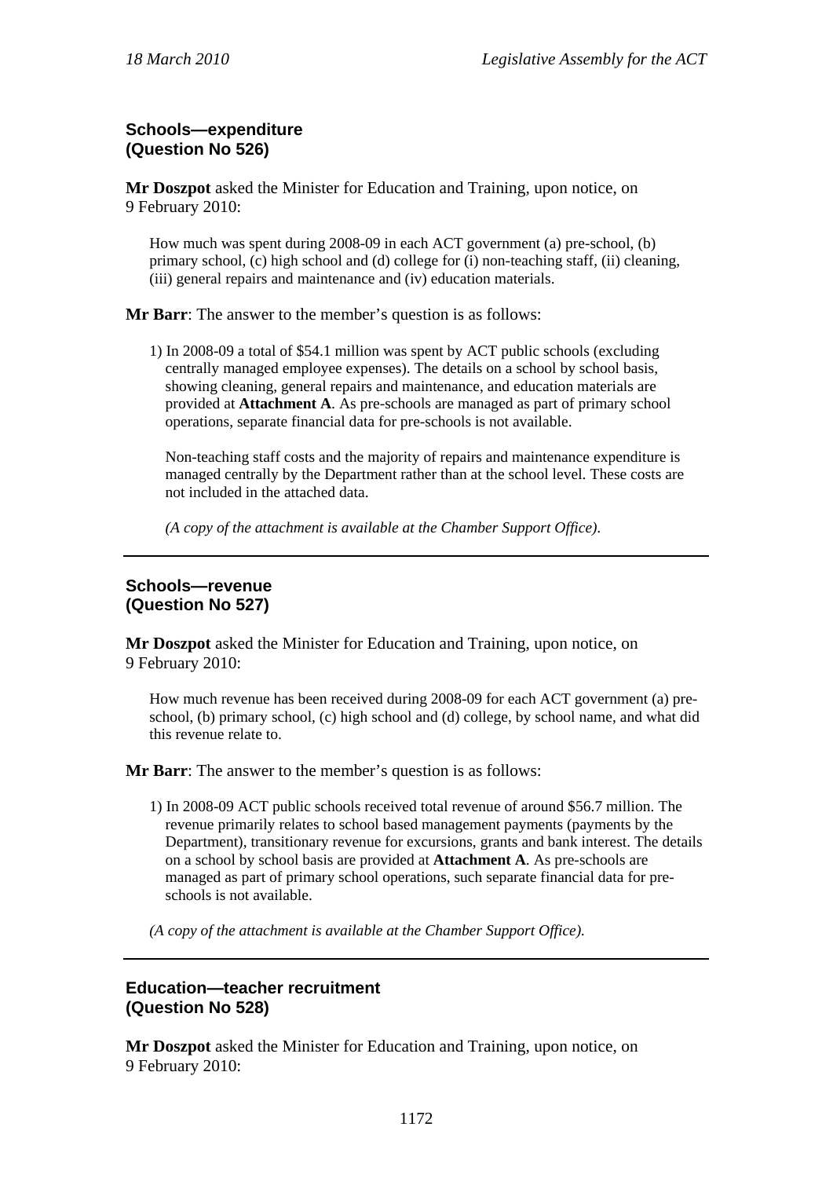### Schools—expenditure (Question No 526)

**Mr Doszpot** asked the Minister for Education and Training, upon notice, on 9 February 2010:

> How much was spent during 2008-09 in each ACT government (a) pre-school, (b) primary school, (c) high school and (d) college for (i) non-teaching staff, (ii) cleaning, (iii) general repairs and maintenance and (iv) education materials.

**Mr Barr**: The answer to the member's question is as follows:

1) In 2008-09 a total of $54.1 million was spent by ACT public schools (excluding centrally managed employee expenses). The details on a school by school basis, showing cleaning, general repairs and maintenance, and education materials are provided at **Attachment A**. As pre-schools are managed as part of primary school operations, separate financial data for pre-schools is not available.

   Non-teaching staff costs and the majority of repairs and maintenance expenditure is managed centrally by the Department rather than at the school level. These costs are not included in the attached data.

   *(A copy of the attachment is available at the Chamber Support Office).*

---

### Schools—revenue (Question No 527)

**Mr Doszpot** asked the Minister for Education and Training, upon notice, on 9 February 2010:

> How much revenue has been received during 2008-09 for each ACT government (a) pre-school, (b) primary school, (c) high school and (d) college, by school name, and what did this revenue relate to.

**Mr Barr**: The answer to the member's question is as follows:

1) In 2008-09 ACT public schools received total revenue of around $56.7 million. The revenue primarily relates to school based management payments (payments by the Department), transitionary revenue for excursions, grants and bank interest. The details on a school by school basis are provided at **Attachment A**. As pre-schools are managed as part of primary school operations, such separate financial data for pre-schools is not available.

*(A copy of the attachment is available at the Chamber Support Office).*

---

### Education—teacher recruitment (Question No 528)

**Mr Doszpot** asked the Minister for Education and Training, upon notice, on 9 February 2010: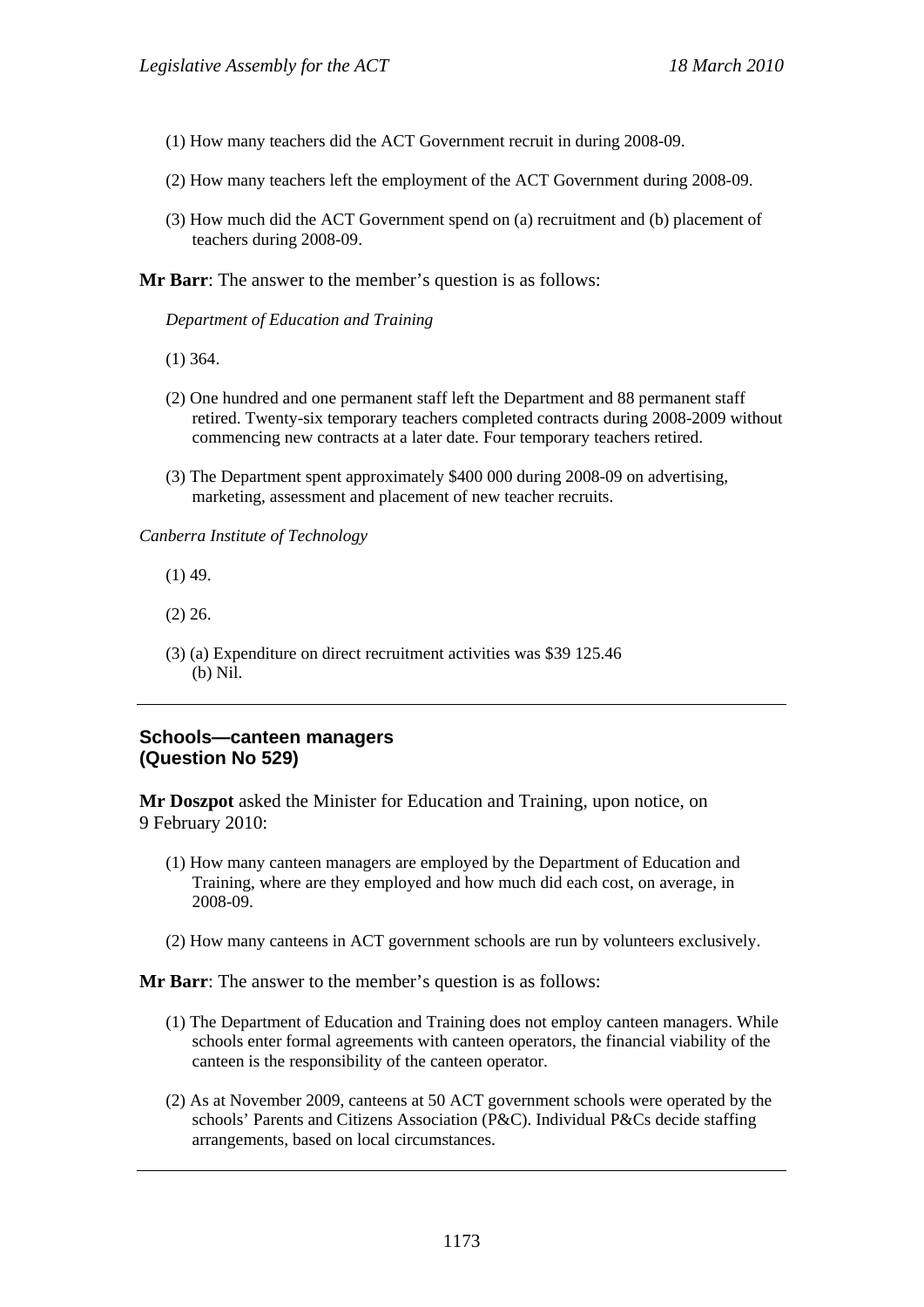(1) How many teachers did the ACT Government recruit in during 2008-09.

(2) How many teachers left the employment of the ACT Government during 2008-09.

(3) How much did the ACT Government spend on (a) recruitment and (b) placement of teachers during 2008-09.

**Mr Barr**: The answer to the member's question is as follows:

*Department of Education and Training*

(1) 364.

(2) One hundred and one permanent staff left the Department and 88 permanent staff retired. Twenty-six temporary teachers completed contracts during 2008-2009 without commencing new contracts at a later date. Four temporary teachers retired.

(3) The Department spent approximately $400 000 during 2008-09 on advertising, marketing, assessment and placement of new teacher recruits.

*Canberra Institute of Technology*

(1) 49.

(2) 26.

(3) (a) Expenditure on direct recruitment activities was $39 125.46
(b) Nil.

---

### Schools—canteen managers (Question No 529)

**Mr Doszpot** asked the Minister for Education and Training, upon notice, on 9 February 2010:

(1) How many canteen managers are employed by the Department of Education and Training, where are they employed and how much did each cost, on average, in 2008-09.

(2) How many canteens in ACT government schools are run by volunteers exclusively.

**Mr Barr**: The answer to the member's question is as follows:

(1) The Department of Education and Training does not employ canteen managers. While schools enter formal agreements with canteen operators, the financial viability of the canteen is the responsibility of the canteen operator.

(2) As at November 2009, canteens at 50 ACT government schools were operated by the schools' Parents and Citizens Association (P&C). Individual P&Cs decide staffing arrangements, based on local circumstances.

---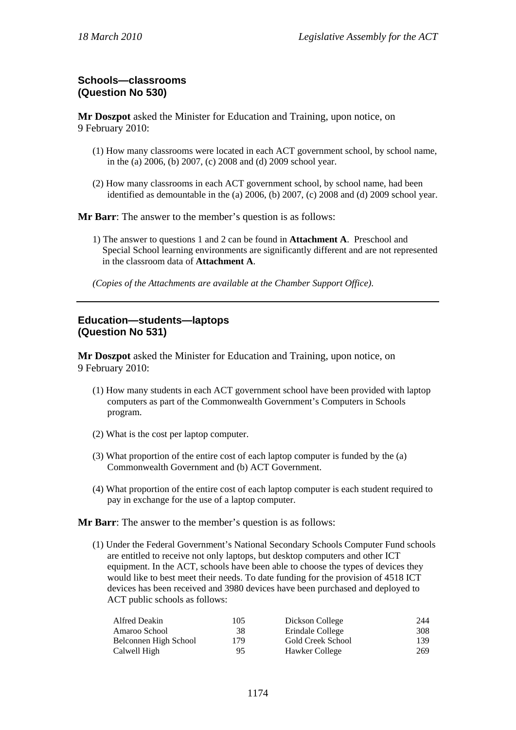## Schools—classrooms
## (Question No 530)

**Mr Doszpot** asked the Minister for Education and Training, upon notice, on 9 February 2010:

(1) How many classrooms were located in each ACT government school, by school name, in the (a) 2006, (b) 2007, (c) 2008 and (d) 2009 school year.

(2) How many classrooms in each ACT government school, by school name, had been identified as demountable in the (a) 2006, (b) 2007, (c) 2008 and (d) 2009 school year.

**Mr Barr**: The answer to the member's question is as follows:

1) The answer to questions 1 and 2 can be found in **Attachment A**. Preschool and Special School learning environments are significantly different and are not represented in the classroom data of **Attachment A**.

*(Copies of the Attachments are available at the Chamber Support Office).*

---

## Education—students—laptops
## (Question No 531)

**Mr Doszpot** asked the Minister for Education and Training, upon notice, on 9 February 2010:

(1) How many students in each ACT government school have been provided with laptop computers as part of the Commonwealth Government's Computers in Schools program.

(2) What is the cost per laptop computer.

(3) What proportion of the entire cost of each laptop computer is funded by the (a) Commonwealth Government and (b) ACT Government.

(4) What proportion of the entire cost of each laptop computer is each student required to pay in exchange for the use of a laptop computer.

**Mr Barr**: The answer to the member's question is as follows:

(1) Under the Federal Government's National Secondary Schools Computer Fund schools are entitled to receive not only laptops, but desktop computers and other ICT equipment. In the ACT, schools have been able to choose the types of devices they would like to best meet their needs. To date funding for the provision of 4518 ICT devices has been received and 3980 devices have been purchased and deployed to ACT public schools as follows:

| School | Devices | School | Devices |
|---|---|---|---|
| Alfred Deakin | 105 | Dickson College | 244 |
| Amaroo School | 38 | Erindale College | 308 |
| Belconnen High School | 179 | Gold Creek School | 139 |
| Calwell High | 95 | Hawker College | 269 |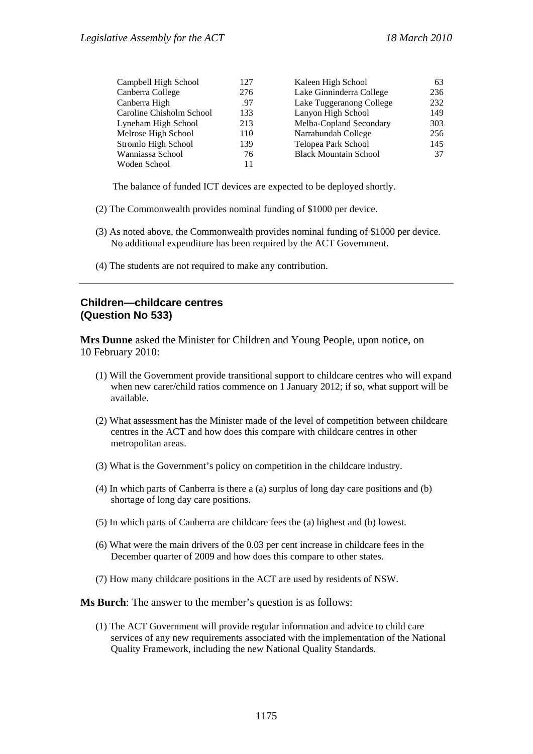| | | | |
|---|---|---|---|
| Campbell High School | 127 | Kaleen High School | 63 |
| Canberra College | 276 | Lake Ginninderra College | 236 |
| Canberra High | .97 | Lake Tuggeranong College | 232 |
| Caroline Chisholm School | 133 | Lanyon High School | 149 |
| Lyneham High School | 213 | Melba-Copland Secondary | 303 |
| Melrose High School | 110 | Narrabundah College | 256 |
| Stromlo High School | 139 | Telopea Park School | 145 |
| Wanniassa School | 76 | Black Mountain School | 37 |
| Woden School | 11 | | |

The balance of funded ICT devices are expected to be deployed shortly.

(2) The Commonwealth provides nominal funding of $1000 per device.

(3) As noted above, the Commonwealth provides nominal funding of $1000 per device. No additional expenditure has been required by the ACT Government.

(4) The students are not required to make any contribution.

---

## Children—childcare centres (Question No 533)

**Mrs Dunne** asked the Minister for Children and Young People, upon notice, on 10 February 2010:

(1) Will the Government provide transitional support to childcare centres who will expand when new carer/child ratios commence on 1 January 2012; if so, what support will be available.

(2) What assessment has the Minister made of the level of competition between childcare centres in the ACT and how does this compare with childcare centres in other metropolitan areas.

(3) What is the Government's policy on competition in the childcare industry.

(4) In which parts of Canberra is there a (a) surplus of long day care positions and (b) shortage of long day care positions.

(5) In which parts of Canberra are childcare fees the (a) highest and (b) lowest.

(6) What were the main drivers of the 0.03 per cent increase in childcare fees in the December quarter of 2009 and how does this compare to other states.

(7) How many childcare positions in the ACT are used by residents of NSW.

**Ms Burch**: The answer to the member's question is as follows:

(1) The ACT Government will provide regular information and advice to child care services of any new requirements associated with the implementation of the National Quality Framework, including the new National Quality Standards.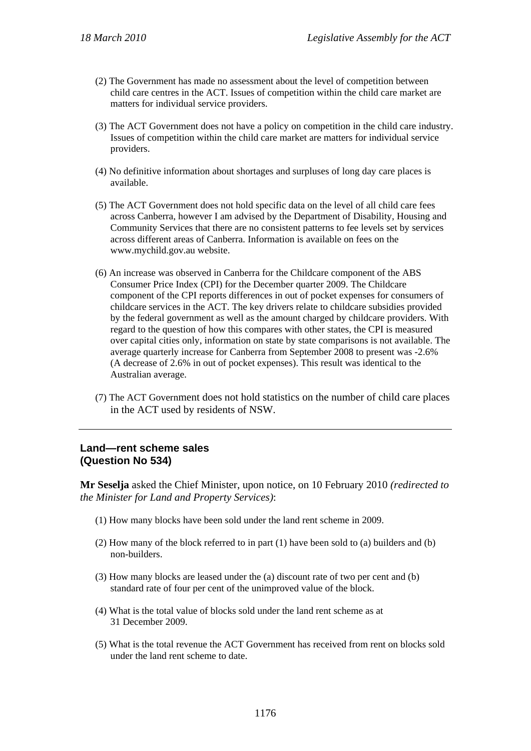(2) The Government has made no assessment about the level of competition between child care centres in the ACT. Issues of competition within the child care market are matters for individual service providers.

(3) The ACT Government does not have a policy on competition in the child care industry. Issues of competition within the child care market are matters for individual service providers.

(4) No definitive information about shortages and surpluses of long day care places is available.

(5) The ACT Government does not hold specific data on the level of all child care fees across Canberra, however I am advised by the Department of Disability, Housing and Community Services that there are no consistent patterns to fee levels set by services across different areas of Canberra. Information is available on fees on the www.mychild.gov.au website.

(6) An increase was observed in Canberra for the Childcare component of the ABS Consumer Price Index (CPI) for the December quarter 2009. The Childcare component of the CPI reports differences in out of pocket expenses for consumers of childcare services in the ACT. The key drivers relate to childcare subsidies provided by the federal government as well as the amount charged by childcare providers. With regard to the question of how this compares with other states, the CPI is measured over capital cities only, information on state by state comparisons is not available. The average quarterly increase for Canberra from September 2008 to present was -2.6% (A decrease of 2.6% in out of pocket expenses). This result was identical to the Australian average.

(7) The ACT Government does not hold statistics on the number of child care places in the ACT used by residents of NSW.

---

## Land—rent scheme sales (Question No 534)

**Mr Seselja** asked the Chief Minister, upon notice, on 10 February 2010 *(redirected to the Minister for Land and Property Services)*:

(1) How many blocks have been sold under the land rent scheme in 2009.

(2) How many of the block referred to in part (1) have been sold to (a) builders and (b) non-builders.

(3) How many blocks are leased under the (a) discount rate of two per cent and (b) standard rate of four per cent of the unimproved value of the block.

(4) What is the total value of blocks sold under the land rent scheme as at 31 December 2009.

(5) What is the total revenue the ACT Government has received from rent on blocks sold under the land rent scheme to date.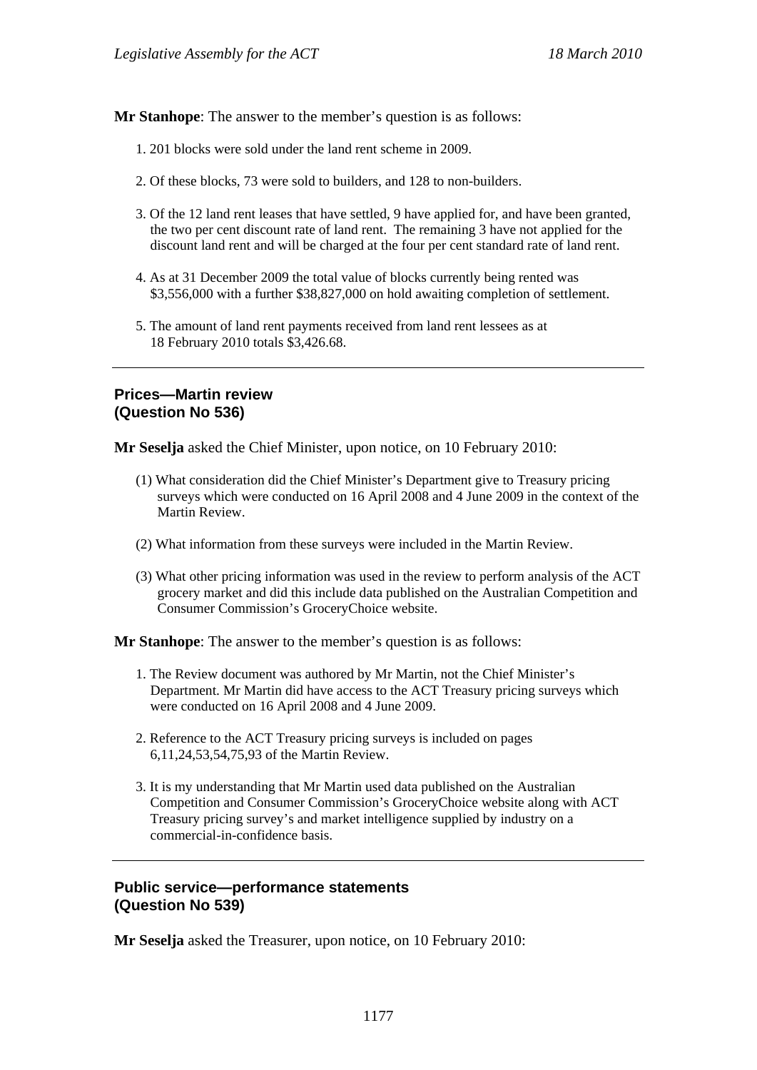**Mr Stanhope**: The answer to the member's question is as follows:

1. 201 blocks were sold under the land rent scheme in 2009.
2. Of these blocks, 73 were sold to builders, and 128 to non-builders.
3. Of the 12 land rent leases that have settled, 9 have applied for, and have been granted, the two per cent discount rate of land rent. The remaining 3 have not applied for the discount land rent and will be charged at the four per cent standard rate of land rent.
4. As at 31 December 2009 the total value of blocks currently being rented was \$3,556,000 with a further \$38,827,000 on hold awaiting completion of settlement.
5. The amount of land rent payments received from land rent lessees as at 18 February 2010 totals \$3,426.68.

---

## Prices—Martin review (Question No 536)

**Mr Seselja** asked the Chief Minister, upon notice, on 10 February 2010:

(1) What consideration did the Chief Minister's Department give to Treasury pricing surveys which were conducted on 16 April 2008 and 4 June 2009 in the context of the Martin Review.

(2) What information from these surveys were included in the Martin Review.

(3) What other pricing information was used in the review to perform analysis of the ACT grocery market and did this include data published on the Australian Competition and Consumer Commission's GroceryChoice website.

**Mr Stanhope**: The answer to the member's question is as follows:

1. The Review document was authored by Mr Martin, not the Chief Minister's Department. Mr Martin did have access to the ACT Treasury pricing surveys which were conducted on 16 April 2008 and 4 June 2009.
2. Reference to the ACT Treasury pricing surveys is included on pages 6,11,24,53,54,75,93 of the Martin Review.
3. It is my understanding that Mr Martin used data published on the Australian Competition and Consumer Commission's GroceryChoice website along with ACT Treasury pricing survey's and market intelligence supplied by industry on a commercial-in-confidence basis.

---

## Public service—performance statements (Question No 539)

**Mr Seselja** asked the Treasurer, upon notice, on 10 February 2010: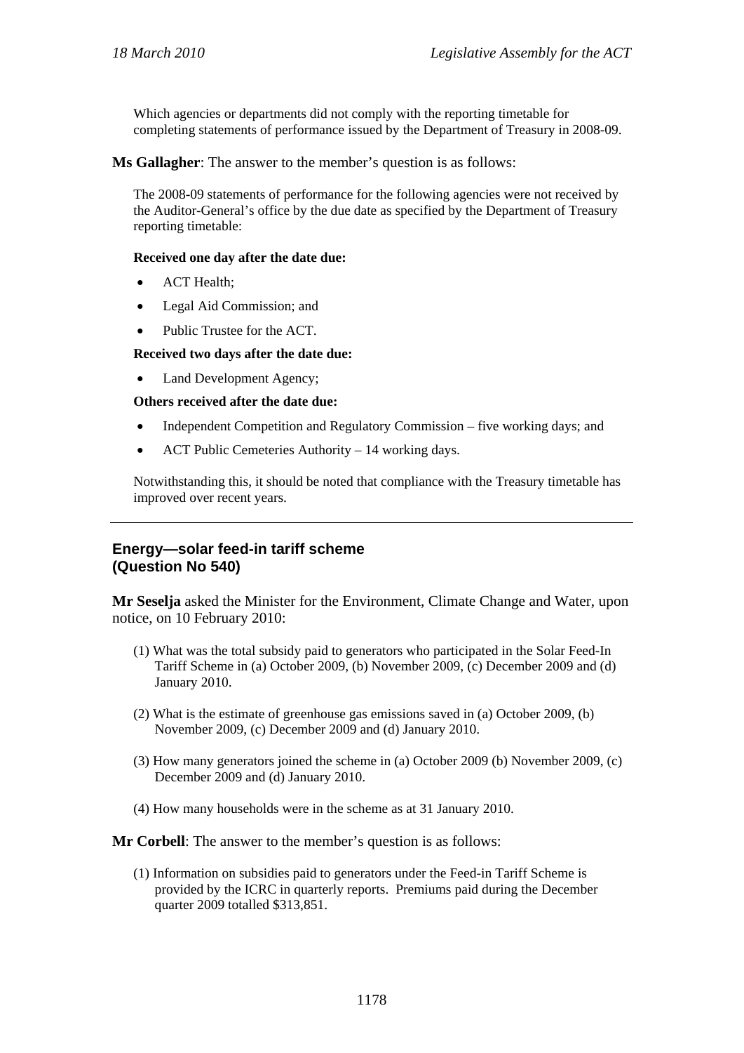Which agencies or departments did not comply with the reporting timetable for completing statements of performance issued by the Department of Treasury in 2008-09.

**Ms Gallagher**: The answer to the member's question is as follows:

The 2008-09 statements of performance for the following agencies were not received by the Auditor-General's office by the due date as specified by the Department of Treasury reporting timetable:

**Received one day after the date due:**

- ACT Health;
- Legal Aid Commission; and
- Public Trustee for the ACT.

**Received two days after the date due:**

- Land Development Agency;

**Others received after the date due:**

- Independent Competition and Regulatory Commission – five working days; and
- ACT Public Cemeteries Authority – 14 working days.

Notwithstanding this, it should be noted that compliance with the Treasury timetable has improved over recent years.

---

## Energy—solar feed-in tariff scheme (Question No 540)

**Mr Seselja** asked the Minister for the Environment, Climate Change and Water, upon notice, on 10 February 2010:

(1) What was the total subsidy paid to generators who participated in the Solar Feed-In Tariff Scheme in (a) October 2009, (b) November 2009, (c) December 2009 and (d) January 2010.

(2) What is the estimate of greenhouse gas emissions saved in (a) October 2009, (b) November 2009, (c) December 2009 and (d) January 2010.

(3) How many generators joined the scheme in (a) October 2009 (b) November 2009, (c) December 2009 and (d) January 2010.

(4) How many households were in the scheme as at 31 January 2010.

**Mr Corbell**: The answer to the member's question is as follows:

(1) Information on subsidies paid to generators under the Feed-in Tariff Scheme is provided by the ICRC in quarterly reports. Premiums paid during the December quarter 2009 totalled $313,851.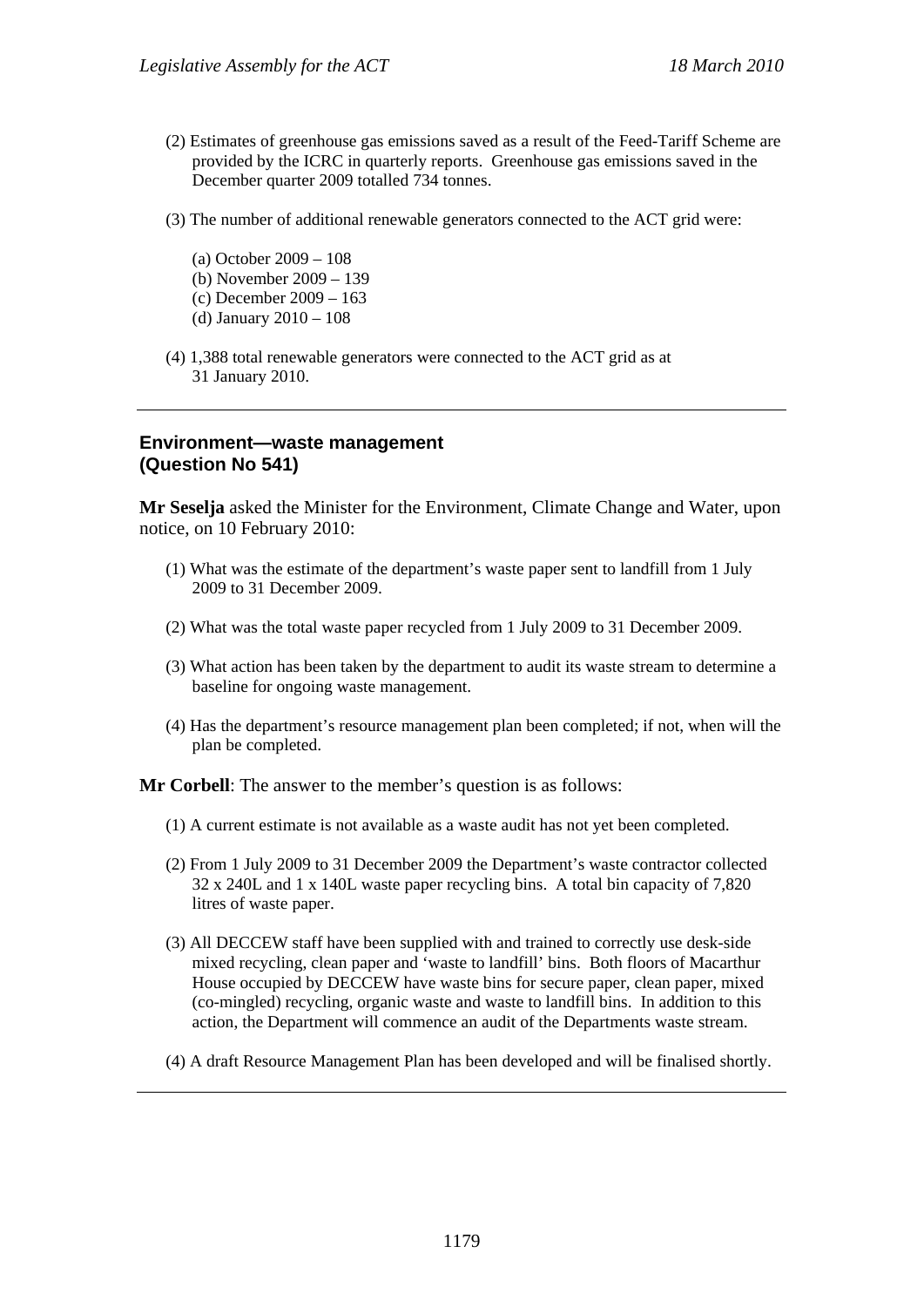(2) Estimates of greenhouse gas emissions saved as a result of the Feed-Tariff Scheme are provided by the ICRC in quarterly reports. Greenhouse gas emissions saved in the December quarter 2009 totalled 734 tonnes.

(3) The number of additional renewable generators connected to the ACT grid were:

(a) October 2009 – 108
(b) November 2009 – 139
(c) December 2009 – 163
(d) January 2010 – 108

(4) 1,388 total renewable generators were connected to the ACT grid as at 31 January 2010.

---

### Environment—waste management (Question No 541)

**Mr Seselja** asked the Minister for the Environment, Climate Change and Water, upon notice, on 10 February 2010:

(1) What was the estimate of the department's waste paper sent to landfill from 1 July 2009 to 31 December 2009.

(2) What was the total waste paper recycled from 1 July 2009 to 31 December 2009.

(3) What action has been taken by the department to audit its waste stream to determine a baseline for ongoing waste management.

(4) Has the department's resource management plan been completed; if not, when will the plan be completed.

**Mr Corbell**: The answer to the member's question is as follows:

(1) A current estimate is not available as a waste audit has not yet been completed.

(2) From 1 July 2009 to 31 December 2009 the Department's waste contractor collected 32 x 240L and 1 x 140L waste paper recycling bins. A total bin capacity of 7,820 litres of waste paper.

(3) All DECCEW staff have been supplied with and trained to correctly use desk-side mixed recycling, clean paper and 'waste to landfill' bins. Both floors of Macarthur House occupied by DECCEW have waste bins for secure paper, clean paper, mixed (co-mingled) recycling, organic waste and waste to landfill bins. In addition to this action, the Department will commence an audit of the Departments waste stream.

(4) A draft Resource Management Plan has been developed and will be finalised shortly.

---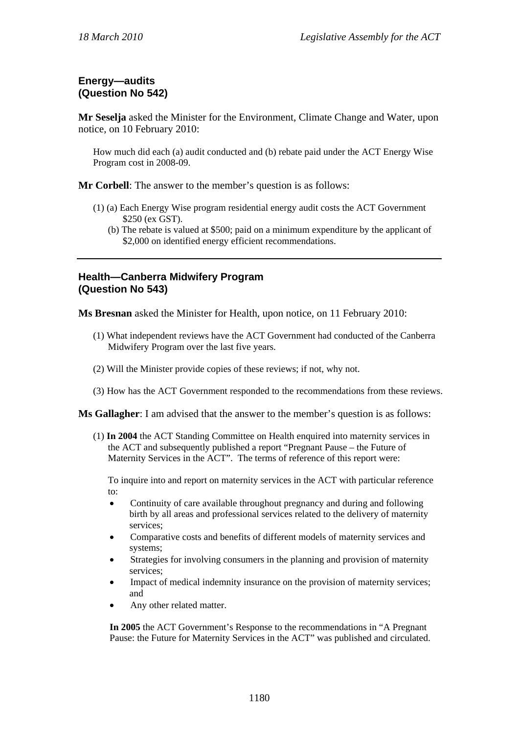## Energy—audits (Question No 542)

**Mr Seselja** asked the Minister for the Environment, Climate Change and Water, upon notice, on 10 February 2010:

> How much did each (a) audit conducted and (b) rebate paid under the ACT Energy Wise Program cost in 2008-09.

**Mr Corbell**: The answer to the member's question is as follows:

(1) (a) Each Energy Wise program residential energy audit costs the ACT Government $250 (ex GST).
 (b) The rebate is valued at $500; paid on a minimum expenditure by the applicant of $2,000 on identified energy efficient recommendations.

---

## Health—Canberra Midwifery Program (Question No 543)

**Ms Bresnan** asked the Minister for Health, upon notice, on 11 February 2010:

(1) What independent reviews have the ACT Government had conducted of the Canberra Midwifery Program over the last five years.

(2) Will the Minister provide copies of these reviews; if not, why not.

(3) How has the ACT Government responded to the recommendations from these reviews.

**Ms Gallagher**: I am advised that the answer to the member's question is as follows:

(1) **In 2004** the ACT Standing Committee on Health enquired into maternity services in the ACT and subsequently published a report "Pregnant Pause – the Future of Maternity Services in the ACT". The terms of reference of this report were:

To inquire into and report on maternity services in the ACT with particular reference to:

- Continuity of care available throughout pregnancy and during and following birth by all areas and professional services related to the delivery of maternity services;
- Comparative costs and benefits of different models of maternity services and systems;
- Strategies for involving consumers in the planning and provision of maternity services;
- Impact of medical indemnity insurance on the provision of maternity services; and
- Any other related matter.

**In 2005** the ACT Government's Response to the recommendations in "A Pregnant Pause: the Future for Maternity Services in the ACT" was published and circulated.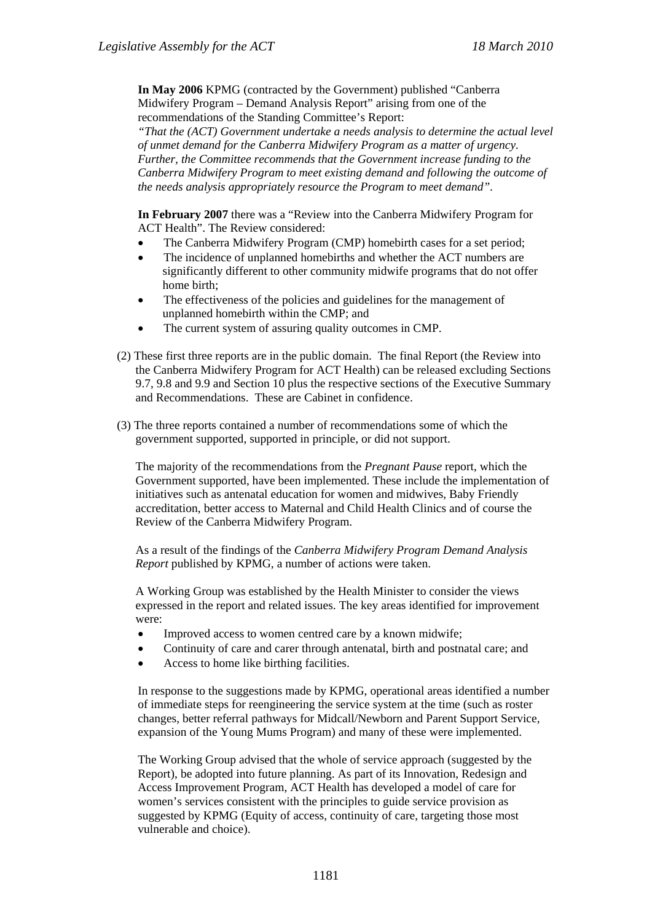**In May 2006** KPMG (contracted by the Government) published "Canberra Midwifery Program – Demand Analysis Report" arising from one of the recommendations of the Standing Committee's Report:
*"That the (ACT) Government undertake a needs analysis to determine the actual level of unmet demand for the Canberra Midwifery Program as a matter of urgency. Further, the Committee recommends that the Government increase funding to the Canberra Midwifery Program to meet existing demand and following the outcome of the needs analysis appropriately resource the Program to meet demand".*

**In February 2007** there was a "Review into the Canberra Midwifery Program for ACT Health". The Review considered:

- The Canberra Midwifery Program (CMP) homebirth cases for a set period;
- The incidence of unplanned homebirths and whether the ACT numbers are significantly different to other community midwife programs that do not offer home birth;
- The effectiveness of the policies and guidelines for the management of unplanned homebirth within the CMP; and
- The current system of assuring quality outcomes in CMP.

(2) These first three reports are in the public domain. The final Report (the Review into the Canberra Midwifery Program for ACT Health) can be released excluding Sections 9.7, 9.8 and 9.9 and Section 10 plus the respective sections of the Executive Summary and Recommendations. These are Cabinet in confidence.

(3) The three reports contained a number of recommendations some of which the government supported, supported in principle, or did not support.

The majority of the recommendations from the *Pregnant Pause* report, which the Government supported, have been implemented. These include the implementation of initiatives such as antenatal education for women and midwives, Baby Friendly accreditation, better access to Maternal and Child Health Clinics and of course the Review of the Canberra Midwifery Program.

As a result of the findings of the *Canberra Midwifery Program Demand Analysis Report* published by KPMG, a number of actions were taken.

A Working Group was established by the Health Minister to consider the views expressed in the report and related issues. The key areas identified for improvement were:

- Improved access to women centred care by a known midwife;
- Continuity of care and carer through antenatal, birth and postnatal care; and
- Access to home like birthing facilities.

In response to the suggestions made by KPMG, operational areas identified a number of immediate steps for reengineering the service system at the time (such as roster changes, better referral pathways for Midcall/Newborn and Parent Support Service, expansion of the Young Mums Program) and many of these were implemented.

The Working Group advised that the whole of service approach (suggested by the Report), be adopted into future planning. As part of its Innovation, Redesign and Access Improvement Program, ACT Health has developed a model of care for women's services consistent with the principles to guide service provision as suggested by KPMG (Equity of access, continuity of care, targeting those most vulnerable and choice).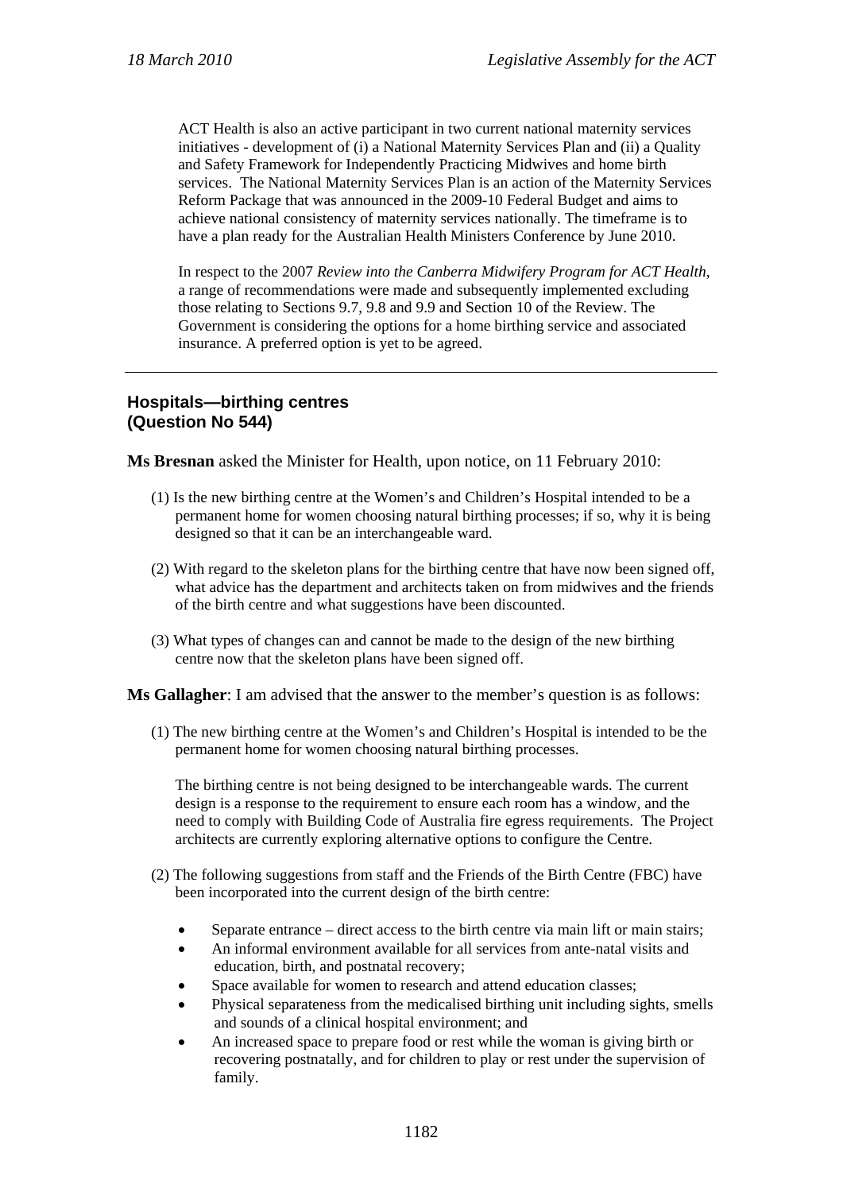ACT Health is also an active participant in two current national maternity services initiatives - development of (i) a National Maternity Services Plan and (ii) a Quality and Safety Framework for Independently Practicing Midwives and home birth services. The National Maternity Services Plan is an action of the Maternity Services Reform Package that was announced in the 2009-10 Federal Budget and aims to achieve national consistency of maternity services nationally. The timeframe is to have a plan ready for the Australian Health Ministers Conference by June 2010.

In respect to the 2007 *Review into the Canberra Midwifery Program for ACT Health*, a range of recommendations were made and subsequently implemented excluding those relating to Sections 9.7, 9.8 and 9.9 and Section 10 of the Review. The Government is considering the options for a home birthing service and associated insurance. A preferred option is yet to be agreed.

---

## Hospitals—birthing centres (Question No 544)

**Ms Bresnan** asked the Minister for Health, upon notice, on 11 February 2010:

(1) Is the new birthing centre at the Women's and Children's Hospital intended to be a permanent home for women choosing natural birthing processes; if so, why it is being designed so that it can be an interchangeable ward.

(2) With regard to the skeleton plans for the birthing centre that have now been signed off, what advice has the department and architects taken on from midwives and the friends of the birth centre and what suggestions have been discounted.

(3) What types of changes can and cannot be made to the design of the new birthing centre now that the skeleton plans have been signed off.

**Ms Gallagher**: I am advised that the answer to the member's question is as follows:

(1) The new birthing centre at the Women's and Children's Hospital is intended to be the permanent home for women choosing natural birthing processes.

The birthing centre is not being designed to be interchangeable wards. The current design is a response to the requirement to ensure each room has a window, and the need to comply with Building Code of Australia fire egress requirements. The Project architects are currently exploring alternative options to configure the Centre.

(2) The following suggestions from staff and the Friends of the Birth Centre (FBC) have been incorporated into the current design of the birth centre:

- Separate entrance – direct access to the birth centre via main lift or main stairs;
- An informal environment available for all services from ante-natal visits and education, birth, and postnatal recovery;
- Space available for women to research and attend education classes;
- Physical separateness from the medicalised birthing unit including sights, smells and sounds of a clinical hospital environment; and
- An increased space to prepare food or rest while the woman is giving birth or recovering postnatally, and for children to play or rest under the supervision of family.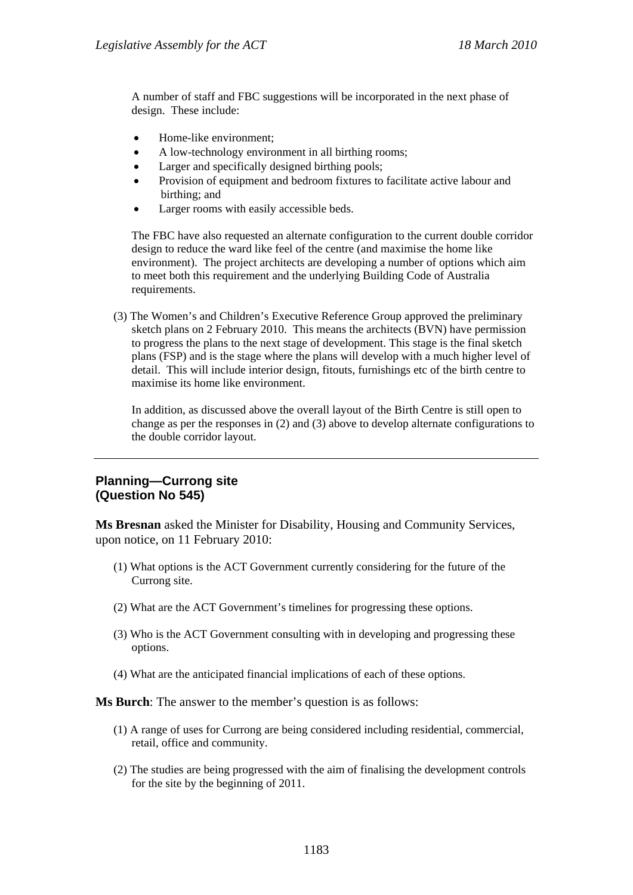A number of staff and FBC suggestions will be incorporated in the next phase of design. These include:

- Home-like environment;
- A low-technology environment in all birthing rooms;
- Larger and specifically designed birthing pools;
- Provision of equipment and bedroom fixtures to facilitate active labour and birthing; and
- Larger rooms with easily accessible beds.

The FBC have also requested an alternate configuration to the current double corridor design to reduce the ward like feel of the centre (and maximise the home like environment). The project architects are developing a number of options which aim to meet both this requirement and the underlying Building Code of Australia requirements.

(3) The Women's and Children's Executive Reference Group approved the preliminary sketch plans on 2 February 2010. This means the architects (BVN) have permission to progress the plans to the next stage of development. This stage is the final sketch plans (FSP) and is the stage where the plans will develop with a much higher level of detail. This will include interior design, fitouts, furnishings etc of the birth centre to maximise its home like environment.

In addition, as discussed above the overall layout of the Birth Centre is still open to change as per the responses in (2) and (3) above to develop alternate configurations to the double corridor layout.

---

## Planning—Currong site
## (Question No 545)

**Ms Bresnan** asked the Minister for Disability, Housing and Community Services, upon notice, on 11 February 2010:

(1) What options is the ACT Government currently considering for the future of the Currong site.

(2) What are the ACT Government's timelines for progressing these options.

(3) Who is the ACT Government consulting with in developing and progressing these options.

(4) What are the anticipated financial implications of each of these options.

**Ms Burch**: The answer to the member's question is as follows:

(1) A range of uses for Currong are being considered including residential, commercial, retail, office and community.

(2) The studies are being progressed with the aim of finalising the development controls for the site by the beginning of 2011.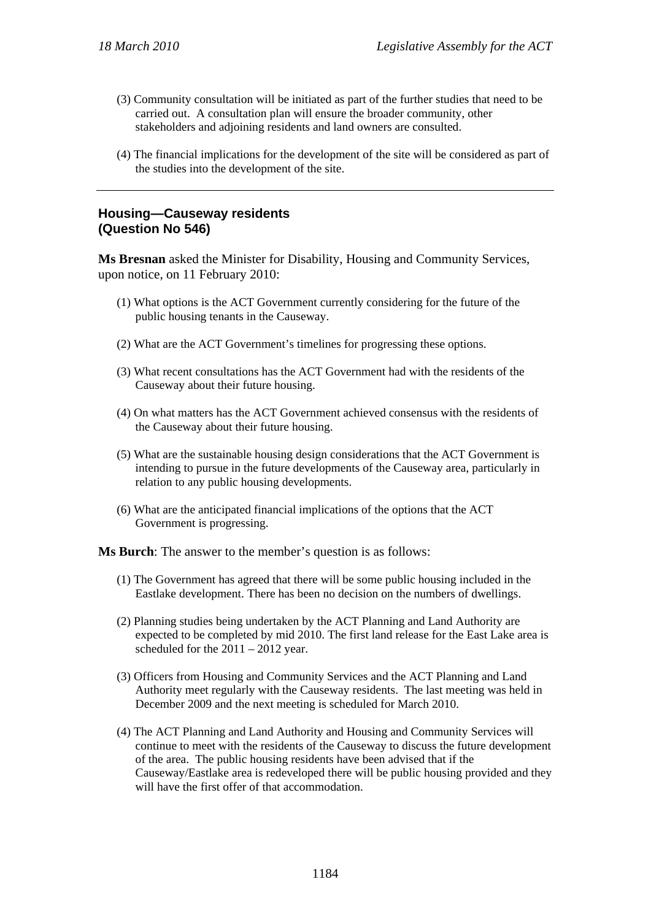(3) Community consultation will be initiated as part of the further studies that need to be carried out. A consultation plan will ensure the broader community, other stakeholders and adjoining residents and land owners are consulted.

(4) The financial implications for the development of the site will be considered as part of the studies into the development of the site.

---

## Housing—Causeway residents (Question No 546)

**Ms Bresnan** asked the Minister for Disability, Housing and Community Services, upon notice, on 11 February 2010:

(1) What options is the ACT Government currently considering for the future of the public housing tenants in the Causeway.

(2) What are the ACT Government's timelines for progressing these options.

(3) What recent consultations has the ACT Government had with the residents of the Causeway about their future housing.

(4) On what matters has the ACT Government achieved consensus with the residents of the Causeway about their future housing.

(5) What are the sustainable housing design considerations that the ACT Government is intending to pursue in the future developments of the Causeway area, particularly in relation to any public housing developments.

(6) What are the anticipated financial implications of the options that the ACT Government is progressing.

**Ms Burch**: The answer to the member's question is as follows:

(1) The Government has agreed that there will be some public housing included in the Eastlake development. There has been no decision on the numbers of dwellings.

(2) Planning studies being undertaken by the ACT Planning and Land Authority are expected to be completed by mid 2010. The first land release for the East Lake area is scheduled for the 2011 – 2012 year.

(3) Officers from Housing and Community Services and the ACT Planning and Land Authority meet regularly with the Causeway residents. The last meeting was held in December 2009 and the next meeting is scheduled for March 2010.

(4) The ACT Planning and Land Authority and Housing and Community Services will continue to meet with the residents of the Causeway to discuss the future development of the area. The public housing residents have been advised that if the Causeway/Eastlake area is redeveloped there will be public housing provided and they will have the first offer of that accommodation.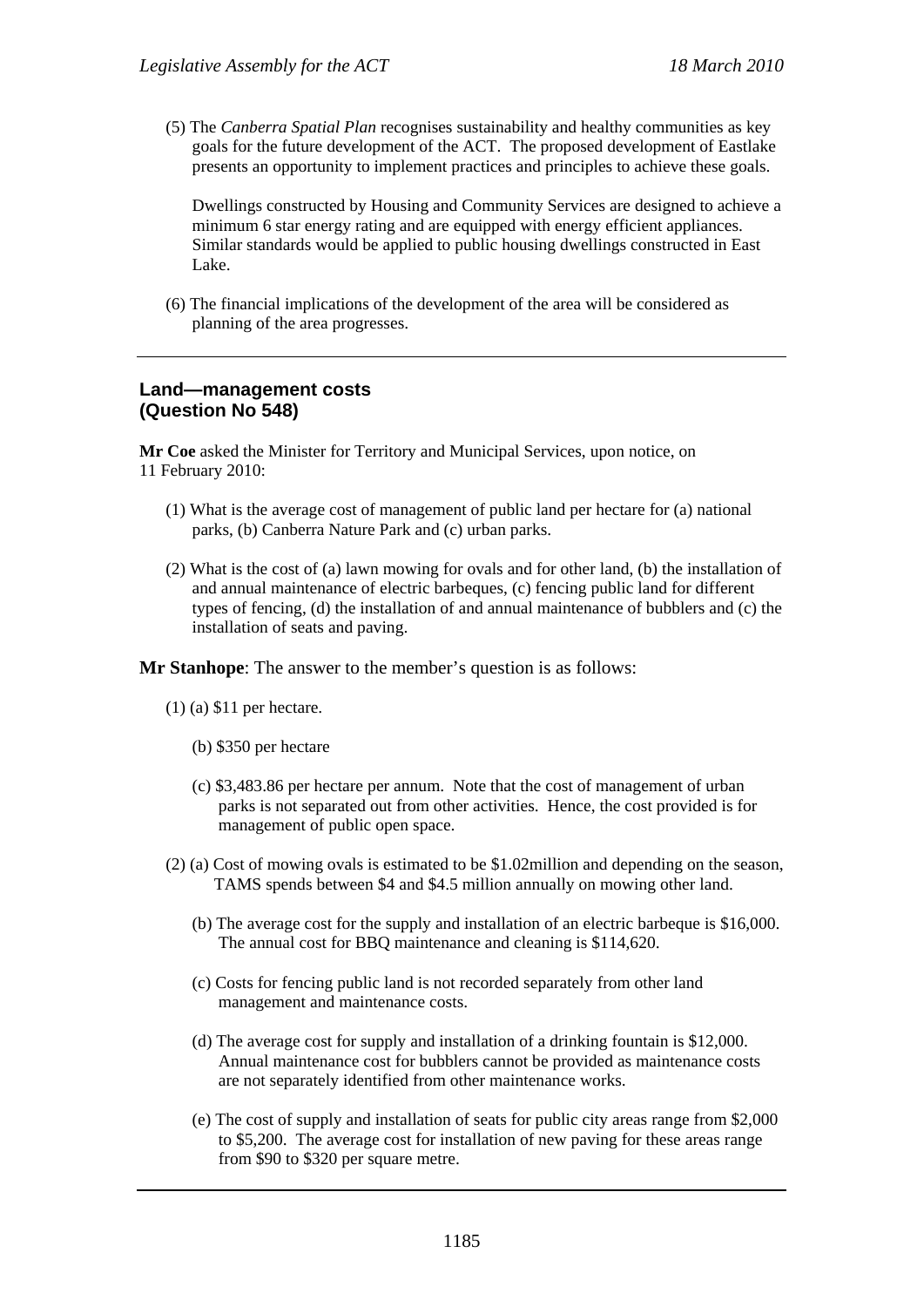(5) The *Canberra Spatial Plan* recognises sustainability and healthy communities as key goals for the future development of the ACT. The proposed development of Eastlake presents an opportunity to implement practices and principles to achieve these goals.

Dwellings constructed by Housing and Community Services are designed to achieve a minimum 6 star energy rating and are equipped with energy efficient appliances. Similar standards would be applied to public housing dwellings constructed in East Lake.

(6) The financial implications of the development of the area will be considered as planning of the area progresses.

---

## Land—management costs (Question No 548)

**Mr Coe** asked the Minister for Territory and Municipal Services, upon notice, on 11 February 2010:

(1) What is the average cost of management of public land per hectare for (a) national parks, (b) Canberra Nature Park and (c) urban parks.

(2) What is the cost of (a) lawn mowing for ovals and for other land, (b) the installation of and annual maintenance of electric barbeques, (c) fencing public land for different types of fencing, (d) the installation of and annual maintenance of bubblers and (c) the installation of seats and paving.

**Mr Stanhope**: The answer to the member's question is as follows:

(1) (a) $11 per hectare.

(b) $350 per hectare

(c) $3,483.86 per hectare per annum. Note that the cost of management of urban parks is not separated out from other activities. Hence, the cost provided is for management of public open space.

(2) (a) Cost of mowing ovals is estimated to be $1.02million and depending on the season, TAMS spends between $4 and $4.5 million annually on mowing other land.

(b) The average cost for the supply and installation of an electric barbeque is $16,000. The annual cost for BBQ maintenance and cleaning is $114,620.

(c) Costs for fencing public land is not recorded separately from other land management and maintenance costs.

(d) The average cost for supply and installation of a drinking fountain is $12,000. Annual maintenance cost for bubblers cannot be provided as maintenance costs are not separately identified from other maintenance works.

(e) The cost of supply and installation of seats for public city areas range from $2,000 to $5,200. The average cost for installation of new paving for these areas range from $90 to $320 per square metre.

---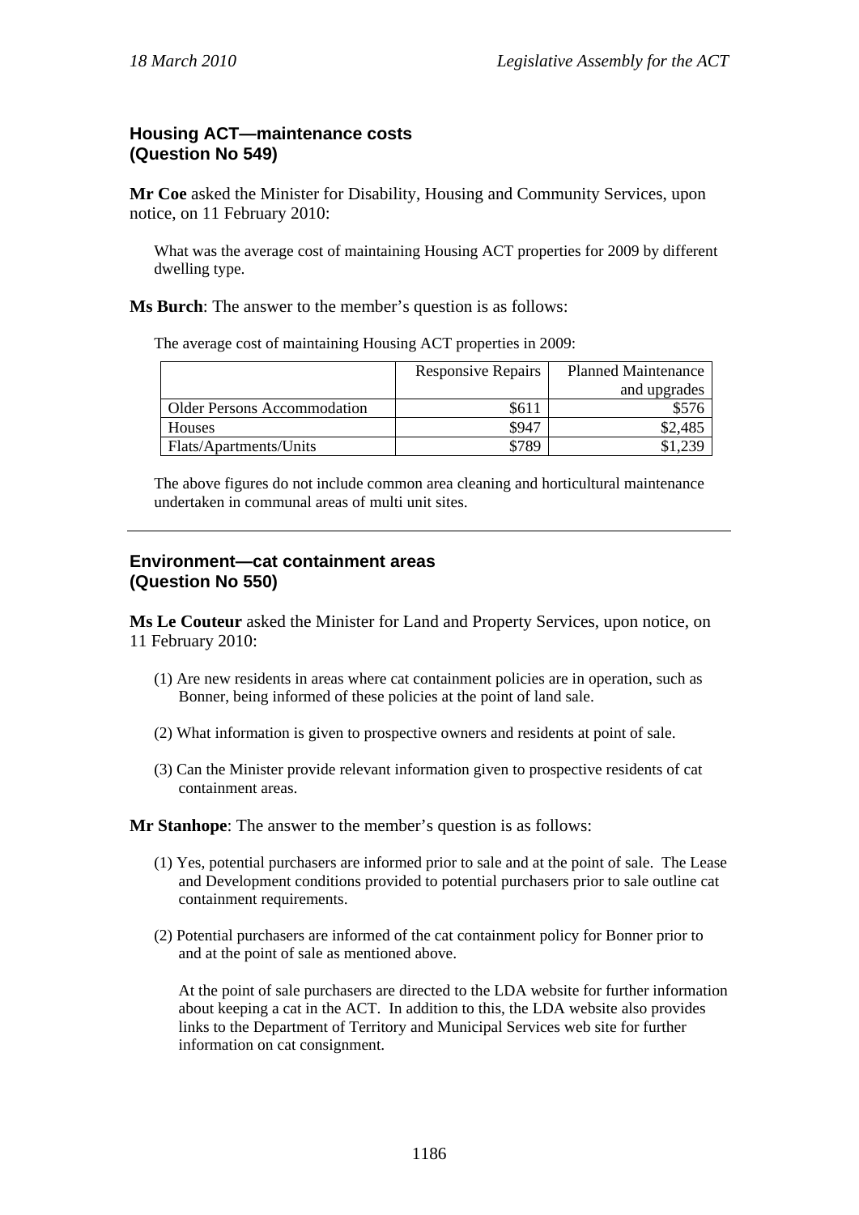### Housing ACT—maintenance costs (Question No 549)

**Mr Coe** asked the Minister for Disability, Housing and Community Services, upon notice, on 11 February 2010:

What was the average cost of maintaining Housing ACT properties for 2009 by different dwelling type.

**Ms Burch**: The answer to the member's question is as follows:

The average cost of maintaining Housing ACT properties in 2009:

| | Responsive Repairs | Planned Maintenance and upgrades |
|---|---|---|
| Older Persons Accommodation | $611 | $576 |
| Houses | $947 | $2,485 |
| Flats/Apartments/Units | $789 | $1,239 |

The above figures do not include common area cleaning and horticultural maintenance undertaken in communal areas of multi unit sites.

---

### Environment—cat containment areas (Question No 550)

**Ms Le Couteur** asked the Minister for Land and Property Services, upon notice, on 11 February 2010:

(1) Are new residents in areas where cat containment policies are in operation, such as Bonner, being informed of these policies at the point of land sale.

(2) What information is given to prospective owners and residents at point of sale.

(3) Can the Minister provide relevant information given to prospective residents of cat containment areas.

**Mr Stanhope**: The answer to the member's question is as follows:

(1) Yes, potential purchasers are informed prior to sale and at the point of sale. The Lease and Development conditions provided to potential purchasers prior to sale outline cat containment requirements.

(2) Potential purchasers are informed of the cat containment policy for Bonner prior to and at the point of sale as mentioned above.

At the point of sale purchasers are directed to the LDA website for further information about keeping a cat in the ACT. In addition to this, the LDA website also provides links to the Department of Territory and Municipal Services web site for further information on cat consignment.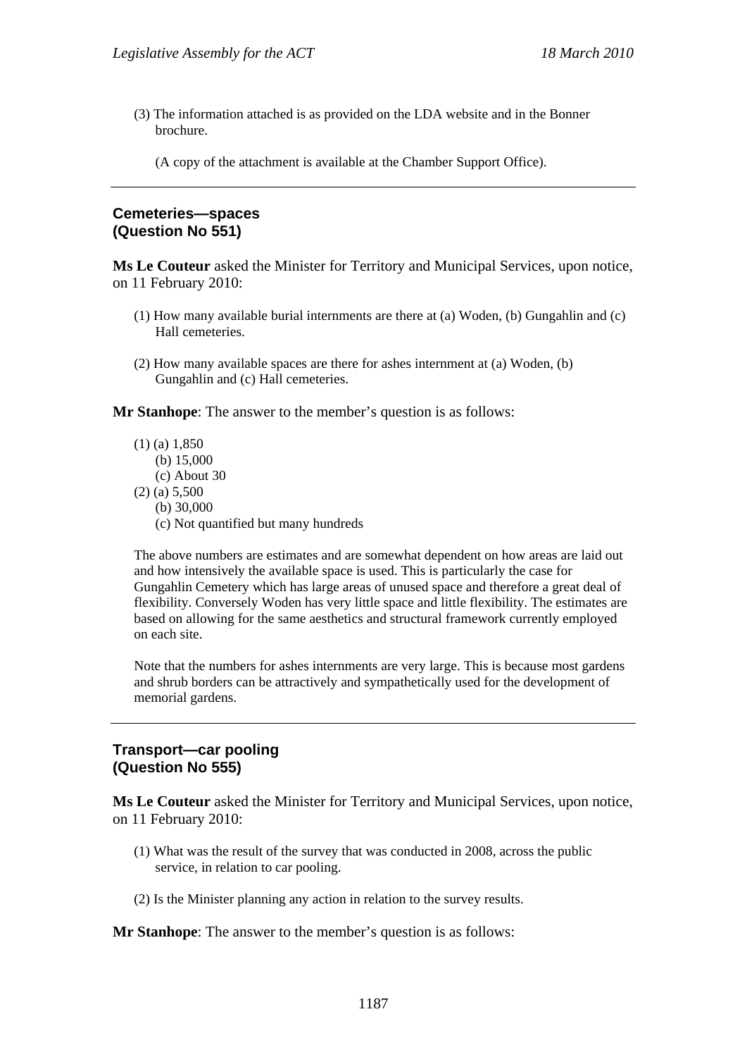(3) The information attached is as provided on the LDA website and in the Bonner brochure.

(A copy of the attachment is available at the Chamber Support Office).

---

**Cemeteries—spaces**
**(Question No 551)**

**Ms Le Couteur** asked the Minister for Territory and Municipal Services, upon notice, on 11 February 2010:

(1) How many available burial internments are there at (a) Woden, (b) Gungahlin and (c) Hall cemeteries.

(2) How many available spaces are there for ashes internment at (a) Woden, (b) Gungahlin and (c) Hall cemeteries.

**Mr Stanhope**: The answer to the member's question is as follows:

(1) (a) 1,850
(b) 15,000
(c) About 30

(2) (a) 5,500
(b) 30,000
(c) Not quantified but many hundreds

The above numbers are estimates and are somewhat dependent on how areas are laid out and how intensively the available space is used. This is particularly the case for Gungahlin Cemetery which has large areas of unused space and therefore a great deal of flexibility. Conversely Woden has very little space and little flexibility. The estimates are based on allowing for the same aesthetics and structural framework currently employed on each site.

Note that the numbers for ashes internments are very large. This is because most gardens and shrub borders can be attractively and sympathetically used for the development of memorial gardens.

---

**Transport—car pooling**
**(Question No 555)**

**Ms Le Couteur** asked the Minister for Territory and Municipal Services, upon notice, on 11 February 2010:

(1) What was the result of the survey that was conducted in 2008, across the public service, in relation to car pooling.

(2) Is the Minister planning any action in relation to the survey results.

**Mr Stanhope**: The answer to the member's question is as follows: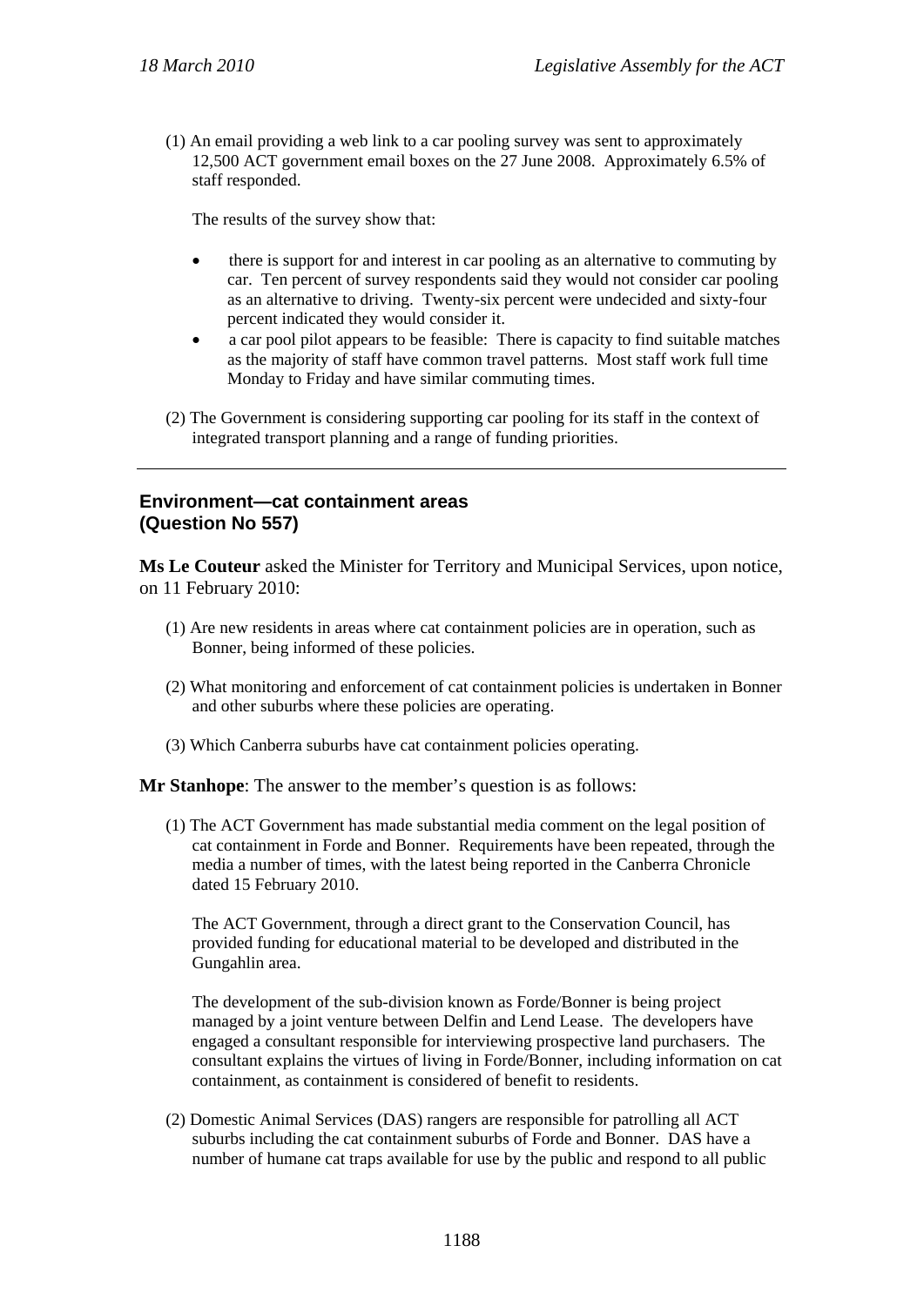(1) An email providing a web link to a car pooling survey was sent to approximately 12,500 ACT government email boxes on the 27 June 2008. Approximately 6.5% of staff responded.

The results of the survey show that:

- there is support for and interest in car pooling as an alternative to commuting by car. Ten percent of survey respondents said they would not consider car pooling as an alternative to driving. Twenty-six percent were undecided and sixty-four percent indicated they would consider it.
- a car pool pilot appears to be feasible: There is capacity to find suitable matches as the majority of staff have common travel patterns. Most staff work full time Monday to Friday and have similar commuting times.

(2) The Government is considering supporting car pooling for its staff in the context of integrated transport planning and a range of funding priorities.

---

## Environment—cat containment areas (Question No 557)

**Ms Le Couteur** asked the Minister for Territory and Municipal Services, upon notice, on 11 February 2010:

(1) Are new residents in areas where cat containment policies are in operation, such as Bonner, being informed of these policies.

(2) What monitoring and enforcement of cat containment policies is undertaken in Bonner and other suburbs where these policies are operating.

(3) Which Canberra suburbs have cat containment policies operating.

**Mr Stanhope**: The answer to the member's question is as follows:

(1) The ACT Government has made substantial media comment on the legal position of cat containment in Forde and Bonner. Requirements have been repeated, through the media a number of times, with the latest being reported in the Canberra Chronicle dated 15 February 2010.

The ACT Government, through a direct grant to the Conservation Council, has provided funding for educational material to be developed and distributed in the Gungahlin area.

The development of the sub-division known as Forde/Bonner is being project managed by a joint venture between Delfin and Lend Lease. The developers have engaged a consultant responsible for interviewing prospective land purchasers. The consultant explains the virtues of living in Forde/Bonner, including information on cat containment, as containment is considered of benefit to residents.

(2) Domestic Animal Services (DAS) rangers are responsible for patrolling all ACT suburbs including the cat containment suburbs of Forde and Bonner. DAS have a number of humane cat traps available for use by the public and respond to all public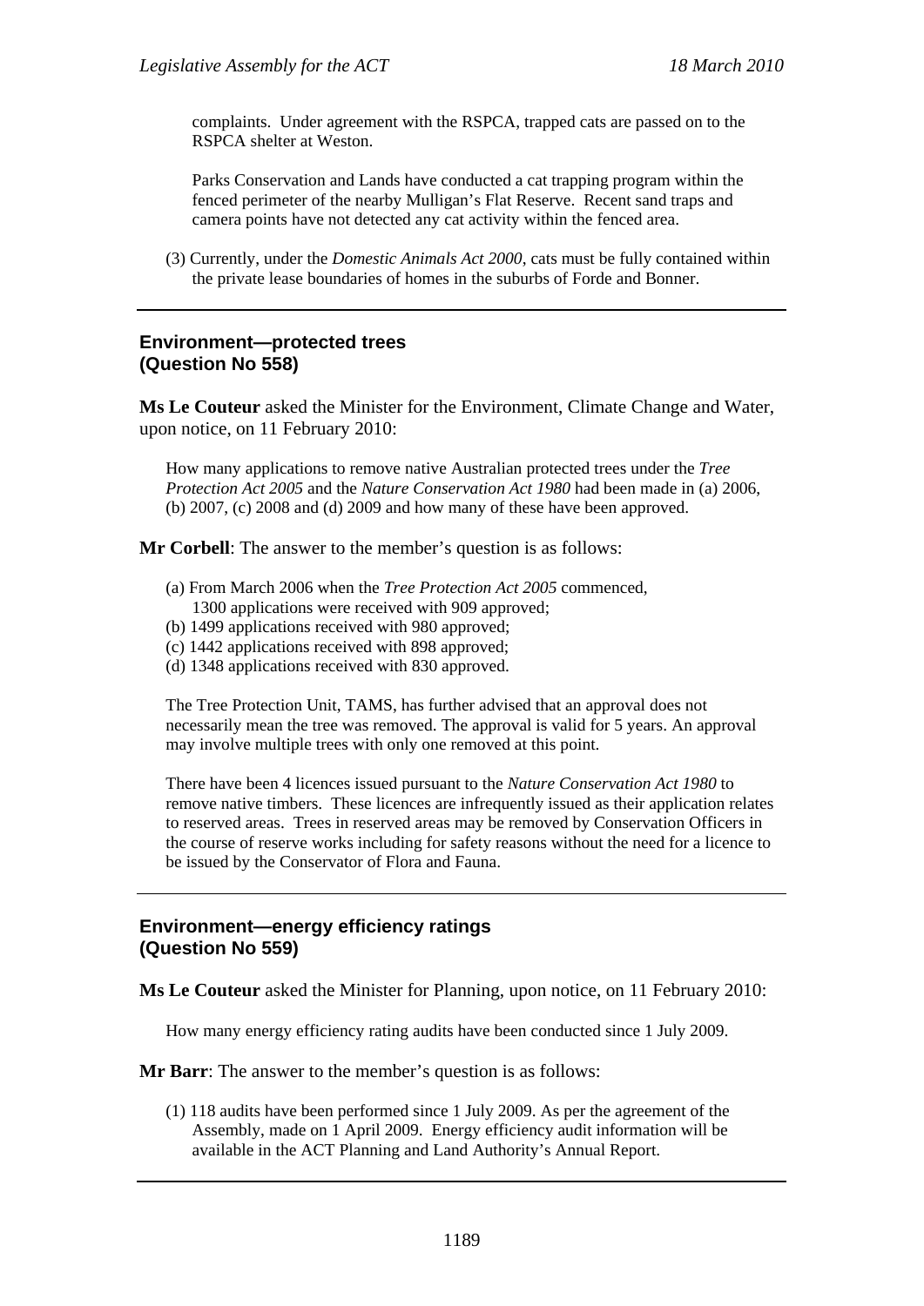complaints. Under agreement with the RSPCA, trapped cats are passed on to the RSPCA shelter at Weston.

Parks Conservation and Lands have conducted a cat trapping program within the fenced perimeter of the nearby Mulligan's Flat Reserve. Recent sand traps and camera points have not detected any cat activity within the fenced area.

(3) Currently, under the *Domestic Animals Act 2000*, cats must be fully contained within the private lease boundaries of homes in the suburbs of Forde and Bonner.

---

## Environment—protected trees (Question No 558)

**Ms Le Couteur** asked the Minister for the Environment, Climate Change and Water, upon notice, on 11 February 2010:

How many applications to remove native Australian protected trees under the *Tree Protection Act 2005* and the *Nature Conservation Act 1980* had been made in (a) 2006, (b) 2007, (c) 2008 and (d) 2009 and how many of these have been approved.

**Mr Corbell**: The answer to the member's question is as follows:

(a) From March 2006 when the *Tree Protection Act 2005* commenced, 1300 applications were received with 909 approved;
(b) 1499 applications received with 980 approved;
(c) 1442 applications received with 898 approved;
(d) 1348 applications received with 830 approved.

The Tree Protection Unit, TAMS, has further advised that an approval does not necessarily mean the tree was removed. The approval is valid for 5 years. An approval may involve multiple trees with only one removed at this point.

There have been 4 licences issued pursuant to the *Nature Conservation Act 1980* to remove native timbers. These licences are infrequently issued as their application relates to reserved areas. Trees in reserved areas may be removed by Conservation Officers in the course of reserve works including for safety reasons without the need for a licence to be issued by the Conservator of Flora and Fauna.

---

## Environment—energy efficiency ratings (Question No 559)

**Ms Le Couteur** asked the Minister for Planning, upon notice, on 11 February 2010:

How many energy efficiency rating audits have been conducted since 1 July 2009.

**Mr Barr**: The answer to the member's question is as follows:

(1) 118 audits have been performed since 1 July 2009. As per the agreement of the Assembly, made on 1 April 2009. Energy efficiency audit information will be available in the ACT Planning and Land Authority's Annual Report.

---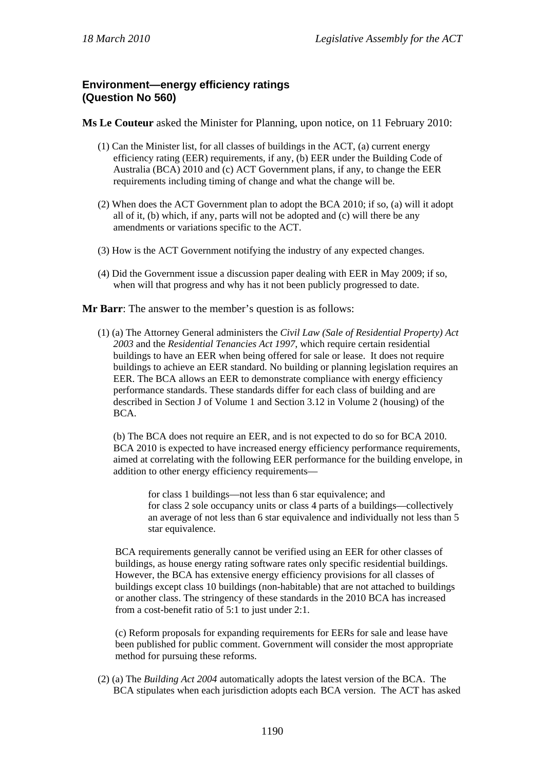### Environment—energy efficiency ratings (Question No 560)

**Ms Le Couteur** asked the Minister for Planning, upon notice, on 11 February 2010:

(1) Can the Minister list, for all classes of buildings in the ACT, (a) current energy efficiency rating (EER) requirements, if any, (b) EER under the Building Code of Australia (BCA) 2010 and (c) ACT Government plans, if any, to change the EER requirements including timing of change and what the change will be.

(2) When does the ACT Government plan to adopt the BCA 2010; if so, (a) will it adopt all of it, (b) which, if any, parts will not be adopted and (c) will there be any amendments or variations specific to the ACT.

(3) How is the ACT Government notifying the industry of any expected changes.

(4) Did the Government issue a discussion paper dealing with EER in May 2009; if so, when will that progress and why has it not been publicly progressed to date.

**Mr Barr**: The answer to the member's question is as follows:

(1) (a) The Attorney General administers the *Civil Law (Sale of Residential Property) Act 2003* and the *Residential Tenancies Act 1997*, which require certain residential buildings to have an EER when being offered for sale or lease. It does not require buildings to achieve an EER standard. No building or planning legislation requires an EER. The BCA allows an EER to demonstrate compliance with energy efficiency performance standards. These standards differ for each class of building and are described in Section J of Volume 1 and Section 3.12 in Volume 2 (housing) of the BCA.

(b) The BCA does not require an EER, and is not expected to do so for BCA 2010. BCA 2010 is expected to have increased energy efficiency performance requirements, aimed at correlating with the following EER performance for the building envelope, in addition to other energy efficiency requirements—

> for class 1 buildings—not less than 6 star equivalence; and
> for class 2 sole occupancy units or class 4 parts of a buildings—collectively an average of not less than 6 star equivalence and individually not less than 5 star equivalence.

BCA requirements generally cannot be verified using an EER for other classes of buildings, as house energy rating software rates only specific residential buildings. However, the BCA has extensive energy efficiency provisions for all classes of buildings except class 10 buildings (non-habitable) that are not attached to buildings or another class. The stringency of these standards in the 2010 BCA has increased from a cost-benefit ratio of 5:1 to just under 2:1.

(c) Reform proposals for expanding requirements for EERs for sale and lease have been published for public comment. Government will consider the most appropriate method for pursuing these reforms.

(2) (a) The *Building Act 2004* automatically adopts the latest version of the BCA. The BCA stipulates when each jurisdiction adopts each BCA version. The ACT has asked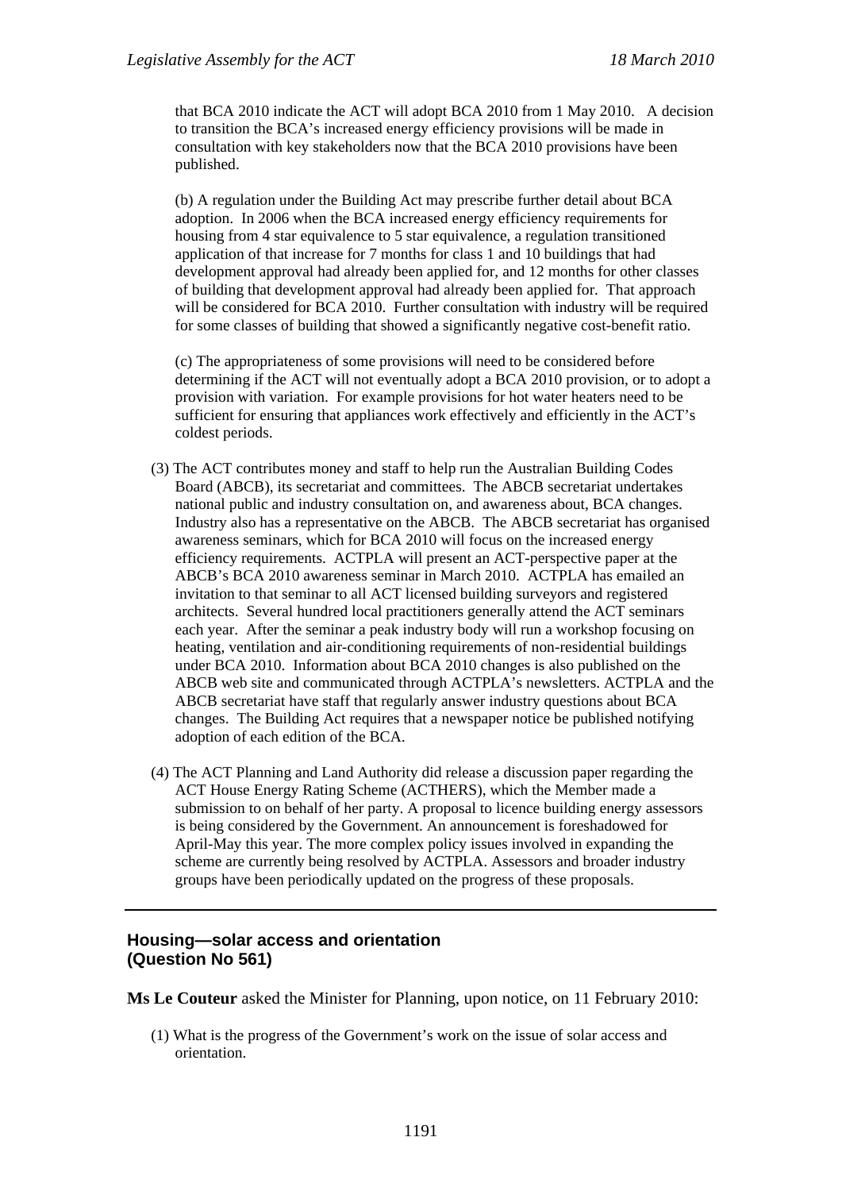that BCA 2010 indicate the ACT will adopt BCA 2010 from 1 May 2010. A decision to transition the BCA's increased energy efficiency provisions will be made in consultation with key stakeholders now that the BCA 2010 provisions have been published.

(b) A regulation under the Building Act may prescribe further detail about BCA adoption. In 2006 when the BCA increased energy efficiency requirements for housing from 4 star equivalence to 5 star equivalence, a regulation transitioned application of that increase for 7 months for class 1 and 10 buildings that had development approval had already been applied for, and 12 months for other classes of building that development approval had already been applied for. That approach will be considered for BCA 2010. Further consultation with industry will be required for some classes of building that showed a significantly negative cost-benefit ratio.

(c) The appropriateness of some provisions will need to be considered before determining if the ACT will not eventually adopt a BCA 2010 provision, or to adopt a provision with variation. For example provisions for hot water heaters need to be sufficient for ensuring that appliances work effectively and efficiently in the ACT's coldest periods.

(3) The ACT contributes money and staff to help run the Australian Building Codes Board (ABCB), its secretariat and committees. The ABCB secretariat undertakes national public and industry consultation on, and awareness about, BCA changes. Industry also has a representative on the ABCB. The ABCB secretariat has organised awareness seminars, which for BCA 2010 will focus on the increased energy efficiency requirements. ACTPLA will present an ACT-perspective paper at the ABCB's BCA 2010 awareness seminar in March 2010. ACTPLA has emailed an invitation to that seminar to all ACT licensed building surveyors and registered architects. Several hundred local practitioners generally attend the ACT seminars each year. After the seminar a peak industry body will run a workshop focusing on heating, ventilation and air-conditioning requirements of non-residential buildings under BCA 2010. Information about BCA 2010 changes is also published on the ABCB web site and communicated through ACTPLA's newsletters. ACTPLA and the ABCB secretariat have staff that regularly answer industry questions about BCA changes. The Building Act requires that a newspaper notice be published notifying adoption of each edition of the BCA.

(4) The ACT Planning and Land Authority did release a discussion paper regarding the ACT House Energy Rating Scheme (ACTHERS), which the Member made a submission to on behalf of her party. A proposal to licence building energy assessors is being considered by the Government. An announcement is foreshadowed for April-May this year. The more complex policy issues involved in expanding the scheme are currently being resolved by ACTPLA. Assessors and broader industry groups have been periodically updated on the progress of these proposals.

---

## Housing—solar access and orientation (Question No 561)

**Ms Le Couteur** asked the Minister for Planning, upon notice, on 11 February 2010:

(1) What is the progress of the Government's work on the issue of solar access and orientation.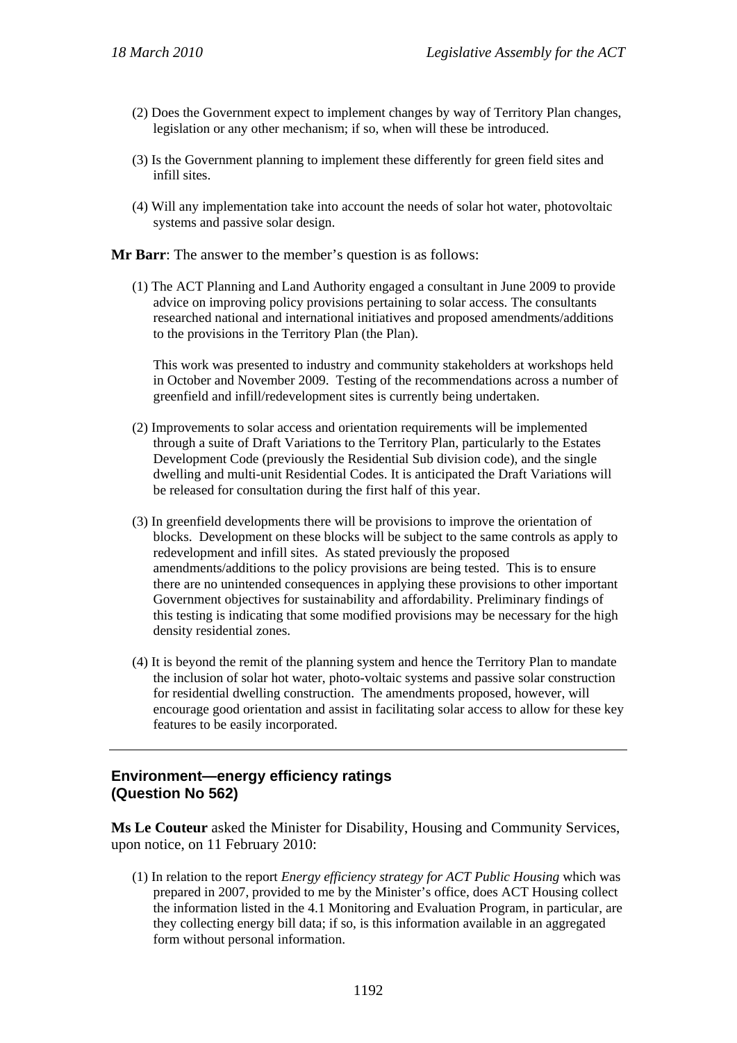(2) Does the Government expect to implement changes by way of Territory Plan changes, legislation or any other mechanism; if so, when will these be introduced.

(3) Is the Government planning to implement these differently for green field sites and infill sites.

(4) Will any implementation take into account the needs of solar hot water, photovoltaic systems and passive solar design.

**Mr Barr**: The answer to the member's question is as follows:

(1) The ACT Planning and Land Authority engaged a consultant in June 2009 to provide advice on improving policy provisions pertaining to solar access. The consultants researched national and international initiatives and proposed amendments/additions to the provisions in the Territory Plan (the Plan).

This work was presented to industry and community stakeholders at workshops held in October and November 2009. Testing of the recommendations across a number of greenfield and infill/redevelopment sites is currently being undertaken.

(2) Improvements to solar access and orientation requirements will be implemented through a suite of Draft Variations to the Territory Plan, particularly to the Estates Development Code (previously the Residential Sub division code), and the single dwelling and multi-unit Residential Codes. It is anticipated the Draft Variations will be released for consultation during the first half of this year.

(3) In greenfield developments there will be provisions to improve the orientation of blocks. Development on these blocks will be subject to the same controls as apply to redevelopment and infill sites. As stated previously the proposed amendments/additions to the policy provisions are being tested. This is to ensure there are no unintended consequences in applying these provisions to other important Government objectives for sustainability and affordability. Preliminary findings of this testing is indicating that some modified provisions may be necessary for the high density residential zones.

(4) It is beyond the remit of the planning system and hence the Territory Plan to mandate the inclusion of solar hot water, photo-voltaic systems and passive solar construction for residential dwelling construction. The amendments proposed, however, will encourage good orientation and assist in facilitating solar access to allow for these key features to be easily incorporated.

---

### Environment—energy efficiency ratings (Question No 562)

**Ms Le Couteur** asked the Minister for Disability, Housing and Community Services, upon notice, on 11 February 2010:

(1) In relation to the report *Energy efficiency strategy for ACT Public Housing* which was prepared in 2007, provided to me by the Minister's office, does ACT Housing collect the information listed in the 4.1 Monitoring and Evaluation Program, in particular, are they collecting energy bill data; if so, is this information available in an aggregated form without personal information.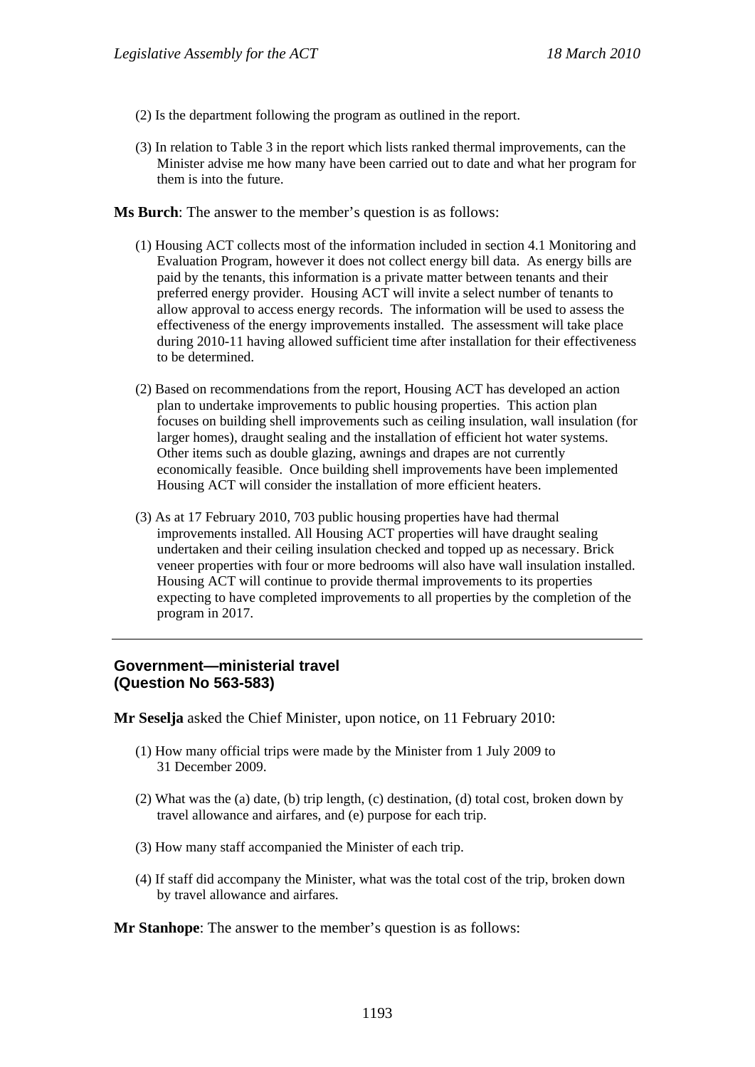(2) Is the department following the program as outlined in the report.

(3) In relation to Table 3 in the report which lists ranked thermal improvements, can the Minister advise me how many have been carried out to date and what her program for them is into the future.

**Ms Burch**: The answer to the member's question is as follows:

(1) Housing ACT collects most of the information included in section 4.1 Monitoring and Evaluation Program, however it does not collect energy bill data. As energy bills are paid by the tenants, this information is a private matter between tenants and their preferred energy provider. Housing ACT will invite a select number of tenants to allow approval to access energy records. The information will be used to assess the effectiveness of the energy improvements installed. The assessment will take place during 2010-11 having allowed sufficient time after installation for their effectiveness to be determined.

(2) Based on recommendations from the report, Housing ACT has developed an action plan to undertake improvements to public housing properties. This action plan focuses on building shell improvements such as ceiling insulation, wall insulation (for larger homes), draught sealing and the installation of efficient hot water systems. Other items such as double glazing, awnings and drapes are not currently economically feasible. Once building shell improvements have been implemented Housing ACT will consider the installation of more efficient heaters.

(3) As at 17 February 2010, 703 public housing properties have had thermal improvements installed. All Housing ACT properties will have draught sealing undertaken and their ceiling insulation checked and topped up as necessary. Brick veneer properties with four or more bedrooms will also have wall insulation installed. Housing ACT will continue to provide thermal improvements to its properties expecting to have completed improvements to all properties by the completion of the program in 2017.

---

## Government—ministerial travel (Question No 563-583)

**Mr Seselja** asked the Chief Minister, upon notice, on 11 February 2010:

(1) How many official trips were made by the Minister from 1 July 2009 to 31 December 2009.

(2) What was the (a) date, (b) trip length, (c) destination, (d) total cost, broken down by travel allowance and airfares, and (e) purpose for each trip.

(3) How many staff accompanied the Minister of each trip.

(4) If staff did accompany the Minister, what was the total cost of the trip, broken down by travel allowance and airfares.

**Mr Stanhope**: The answer to the member's question is as follows: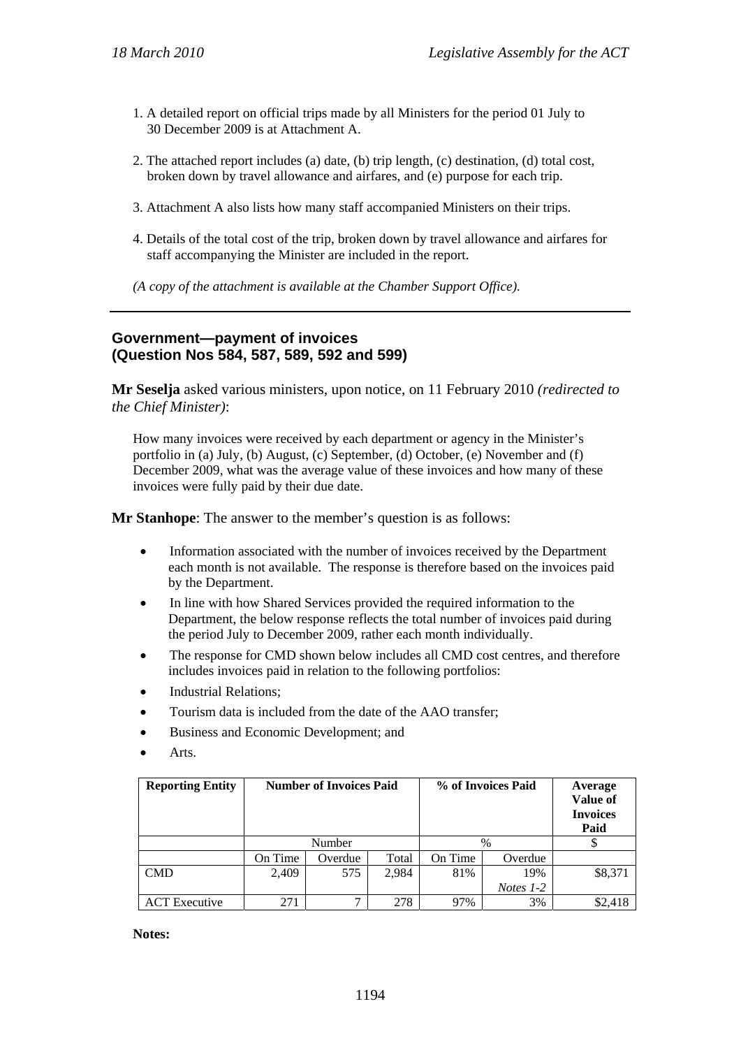1. A detailed report on official trips made by all Ministers for the period 01 July to 30 December 2009 is at Attachment A.

2. The attached report includes (a) date, (b) trip length, (c) destination, (d) total cost, broken down by travel allowance and airfares, and (e) purpose for each trip.

3. Attachment A also lists how many staff accompanied Ministers on their trips.

4. Details of the total cost of the trip, broken down by travel allowance and airfares for staff accompanying the Minister are included in the report.

*(A copy of the attachment is available at the Chamber Support Office).*

---

## Government—payment of invoices (Question Nos 584, 587, 589, 592 and 599)

**Mr Seselja** asked various ministers, upon notice, on 11 February 2010 *(redirected to the Chief Minister)*:

> How many invoices were received by each department or agency in the Minister's portfolio in (a) July, (b) August, (c) September, (d) October, (e) November and (f) December 2009, what was the average value of these invoices and how many of these invoices were fully paid by their due date.

**Mr Stanhope**: The answer to the member's question is as follows:

- Information associated with the number of invoices received by the Department each month is not available. The response is therefore based on the invoices paid by the Department.
- In line with how Shared Services provided the required information to the Department, the below response reflects the total number of invoices paid during the period July to December 2009, rather each month individually.
- The response for CMD shown below includes all CMD cost centres, and therefore includes invoices paid in relation to the following portfolios:
- Industrial Relations;
- Tourism data is included from the date of the AAO transfer;
- Business and Economic Development; and
- Arts.

| Reporting Entity | Number of Invoices Paid | | | % of Invoices Paid | | Average Value of Invoices Paid |
|---|---|---|---|---|---|---|
| | Number | | | % | | $ |
| | On Time | Overdue | Total | On Time | Overdue | |
| CMD | 2,409 | 575 | 2,984 | 81% | 19% *Notes 1-2* | $8,371 |
| ACT Executive | 271 | 7 | 278 | 97% | 3% | $2,418 |

**Notes:**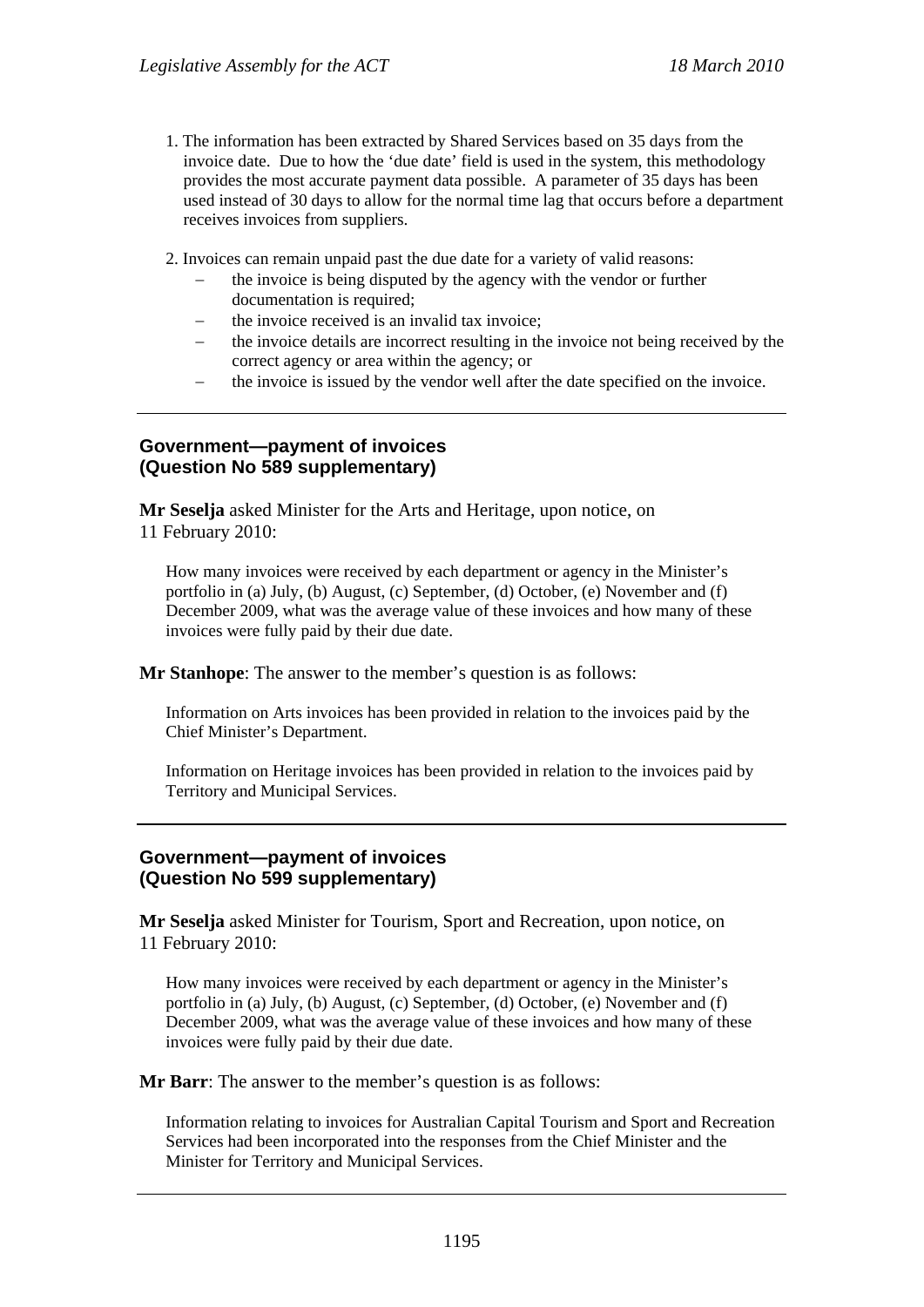1. The information has been extracted by Shared Services based on 35 days from the invoice date. Due to how the 'due date' field is used in the system, this methodology provides the most accurate payment data possible. A parameter of 35 days has been used instead of 30 days to allow for the normal time lag that occurs before a department receives invoices from suppliers.

2. Invoices can remain unpaid past the due date for a variety of valid reasons:
   - the invoice is being disputed by the agency with the vendor or further documentation is required;
   - the invoice received is an invalid tax invoice;
   - the invoice details are incorrect resulting in the invoice not being received by the correct agency or area within the agency; or
   - the invoice is issued by the vendor well after the date specified on the invoice.

---

## Government—payment of invoices (Question No 589 supplementary)

**Mr Seselja** asked Minister for the Arts and Heritage, upon notice, on 11 February 2010:

> How many invoices were received by each department or agency in the Minister's portfolio in (a) July, (b) August, (c) September, (d) October, (e) November and (f) December 2009, what was the average value of these invoices and how many of these invoices were fully paid by their due date.

**Mr Stanhope**: The answer to the member's question is as follows:

> Information on Arts invoices has been provided in relation to the invoices paid by the Chief Minister's Department.
>
> Information on Heritage invoices has been provided in relation to the invoices paid by Territory and Municipal Services.

---

## Government—payment of invoices (Question No 599 supplementary)

**Mr Seselja** asked Minister for Tourism, Sport and Recreation, upon notice, on 11 February 2010:

> How many invoices were received by each department or agency in the Minister's portfolio in (a) July, (b) August, (c) September, (d) October, (e) November and (f) December 2009, what was the average value of these invoices and how many of these invoices were fully paid by their due date.

**Mr Barr**: The answer to the member's question is as follows:

> Information relating to invoices for Australian Capital Tourism and Sport and Recreation Services had been incorporated into the responses from the Chief Minister and the Minister for Territory and Municipal Services.

---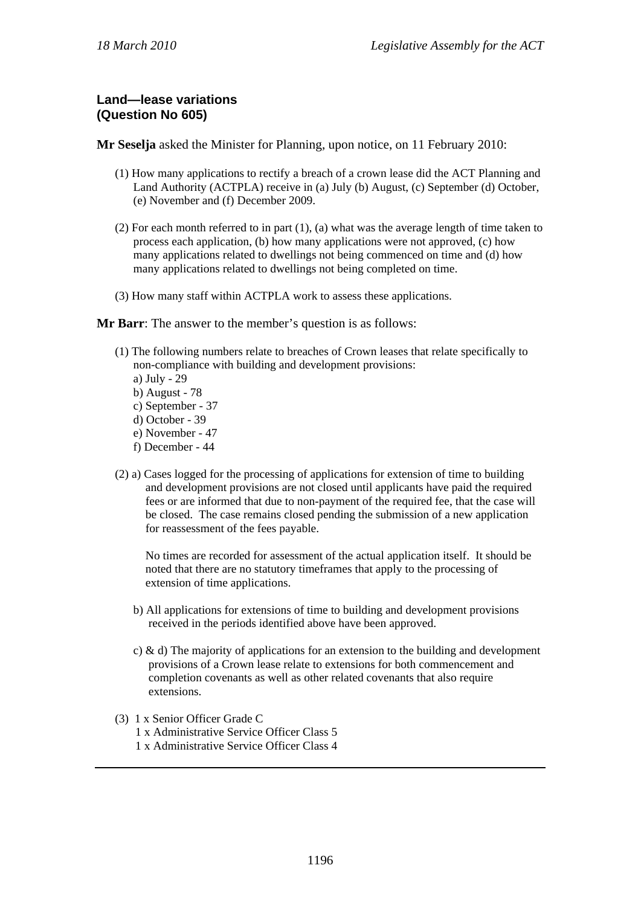## Land—lease variations
## (Question No 605)

**Mr Seselja** asked the Minister for Planning, upon notice, on 11 February 2010:

(1) How many applications to rectify a breach of a crown lease did the ACT Planning and Land Authority (ACTPLA) receive in (a) July (b) August, (c) September (d) October, (e) November and (f) December 2009.

(2) For each month referred to in part (1), (a) what was the average length of time taken to process each application, (b) how many applications were not approved, (c) how many applications related to dwellings not being commenced on time and (d) how many applications related to dwellings not being completed on time.

(3) How many staff within ACTPLA work to assess these applications.

**Mr Barr**: The answer to the member's question is as follows:

(1) The following numbers relate to breaches of Crown leases that relate specifically to non-compliance with building and development provisions:
   a) July - 29
   b) August - 78
   c) September - 37
   d) October - 39
   e) November - 47
   f) December - 44

(2) a) Cases logged for the processing of applications for extension of time to building and development provisions are not closed until applicants have paid the required fees or are informed that due to non-payment of the required fee, that the case will be closed. The case remains closed pending the submission of a new application for reassessment of the fees payable.

   No times are recorded for assessment of the actual application itself. It should be noted that there are no statutory timeframes that apply to the processing of extension of time applications.

   b) All applications for extensions of time to building and development provisions received in the periods identified above have been approved.

   c) & d) The majority of applications for an extension to the building and development provisions of a Crown lease relate to extensions for both commencement and completion covenants as well as other related covenants that also require extensions.

(3) 1 x Senior Officer Grade C
   1 x Administrative Service Officer Class 5
   1 x Administrative Service Officer Class 4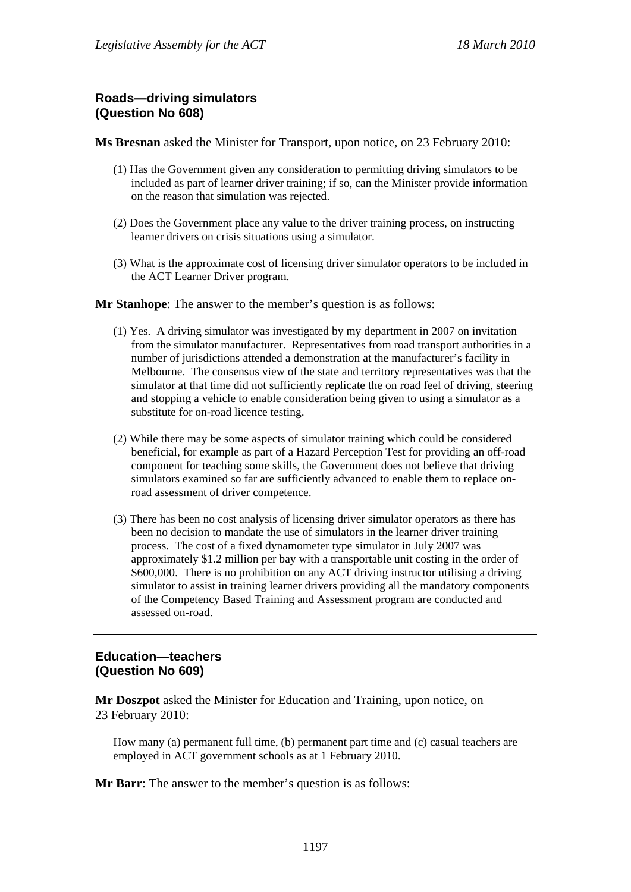### Roads—driving simulators (Question No 608)

**Ms Bresnan** asked the Minister for Transport, upon notice, on 23 February 2010:

(1) Has the Government given any consideration to permitting driving simulators to be included as part of learner driver training; if so, can the Minister provide information on the reason that simulation was rejected.

(2) Does the Government place any value to the driver training process, on instructing learner drivers on crisis situations using a simulator.

(3) What is the approximate cost of licensing driver simulator operators to be included in the ACT Learner Driver program.

**Mr Stanhope**: The answer to the member's question is as follows:

(1) Yes. A driving simulator was investigated by my department in 2007 on invitation from the simulator manufacturer. Representatives from road transport authorities in a number of jurisdictions attended a demonstration at the manufacturer's facility in Melbourne. The consensus view of the state and territory representatives was that the simulator at that time did not sufficiently replicate the on road feel of driving, steering and stopping a vehicle to enable consideration being given to using a simulator as a substitute for on-road licence testing.

(2) While there may be some aspects of simulator training which could be considered beneficial, for example as part of a Hazard Perception Test for providing an off-road component for teaching some skills, the Government does not believe that driving simulators examined so far are sufficiently advanced to enable them to replace on-road assessment of driver competence.

(3) There has been no cost analysis of licensing driver simulator operators as there has been no decision to mandate the use of simulators in the learner driver training process. The cost of a fixed dynamometer type simulator in July 2007 was approximately $1.2 million per bay with a transportable unit costing in the order of $600,000. There is no prohibition on any ACT driving instructor utilising a driving simulator to assist in training learner drivers providing all the mandatory components of the Competency Based Training and Assessment program are conducted and assessed on-road.

---

### Education—teachers (Question No 609)

**Mr Doszpot** asked the Minister for Education and Training, upon notice, on 23 February 2010:

How many (a) permanent full time, (b) permanent part time and (c) casual teachers are employed in ACT government schools as at 1 February 2010.

**Mr Barr**: The answer to the member's question is as follows: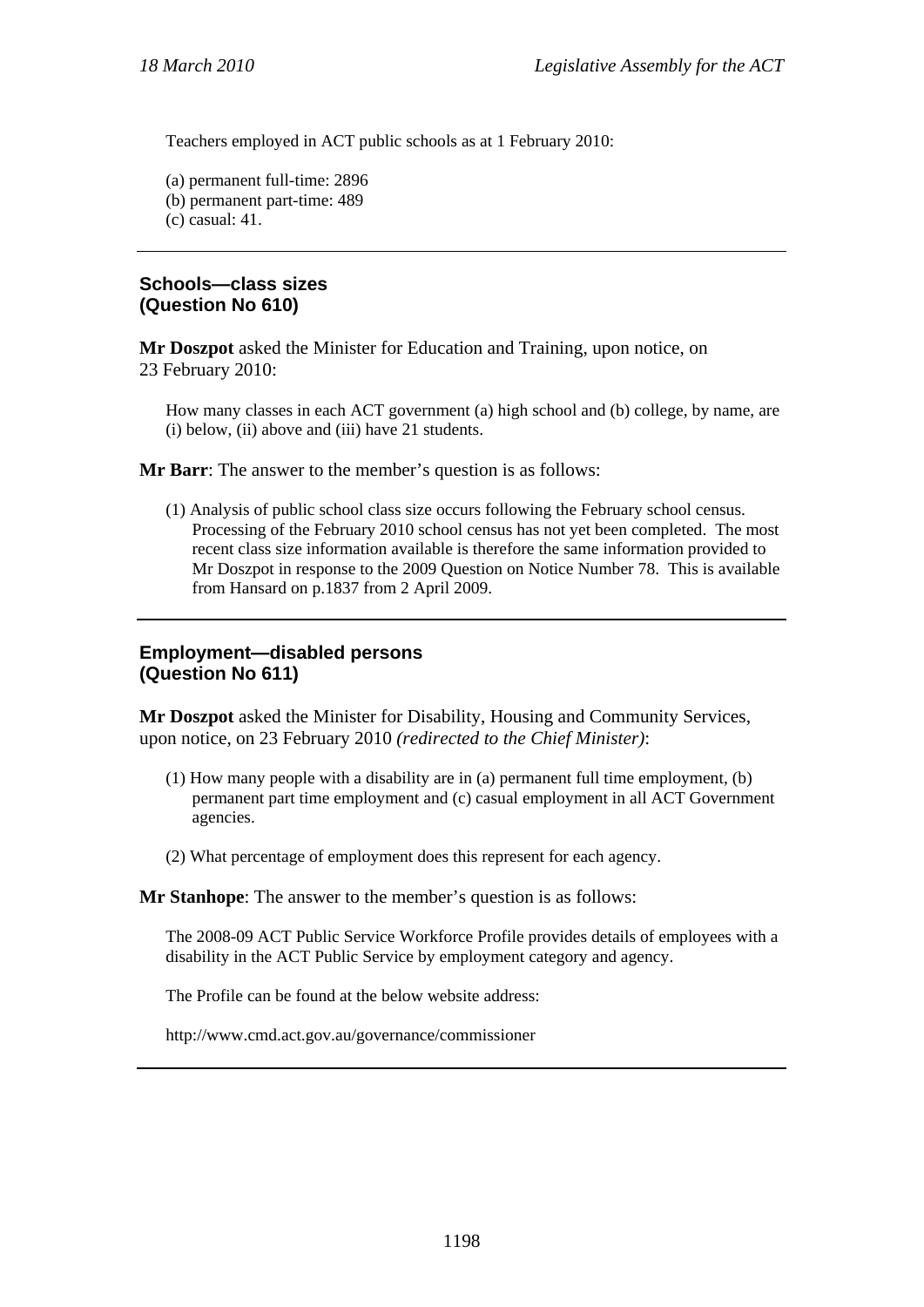Teachers employed in ACT public schools as at 1 February 2010:

(a) permanent full-time: 2896
(b) permanent part-time: 489
(c) casual: 41.

---

### Schools—class sizes (Question No 610)

**Mr Doszpot** asked the Minister for Education and Training, upon notice, on 23 February 2010:

How many classes in each ACT government (a) high school and (b) college, by name, are (i) below, (ii) above and (iii) have 21 students.

**Mr Barr**: The answer to the member's question is as follows:

(1) Analysis of public school class size occurs following the February school census. Processing of the February 2010 school census has not yet been completed. The most recent class size information available is therefore the same information provided to Mr Doszpot in response to the 2009 Question on Notice Number 78. This is available from Hansard on p.1837 from 2 April 2009.

---

### Employment—disabled persons (Question No 611)

**Mr Doszpot** asked the Minister for Disability, Housing and Community Services, upon notice, on 23 February 2010 *(redirected to the Chief Minister)*:

(1) How many people with a disability are in (a) permanent full time employment, (b) permanent part time employment and (c) casual employment in all ACT Government agencies.

(2) What percentage of employment does this represent for each agency.

**Mr Stanhope**: The answer to the member's question is as follows:

The 2008-09 ACT Public Service Workforce Profile provides details of employees with a disability in the ACT Public Service by employment category and agency.

The Profile can be found at the below website address:

http://www.cmd.act.gov.au/governance/commissioner

---